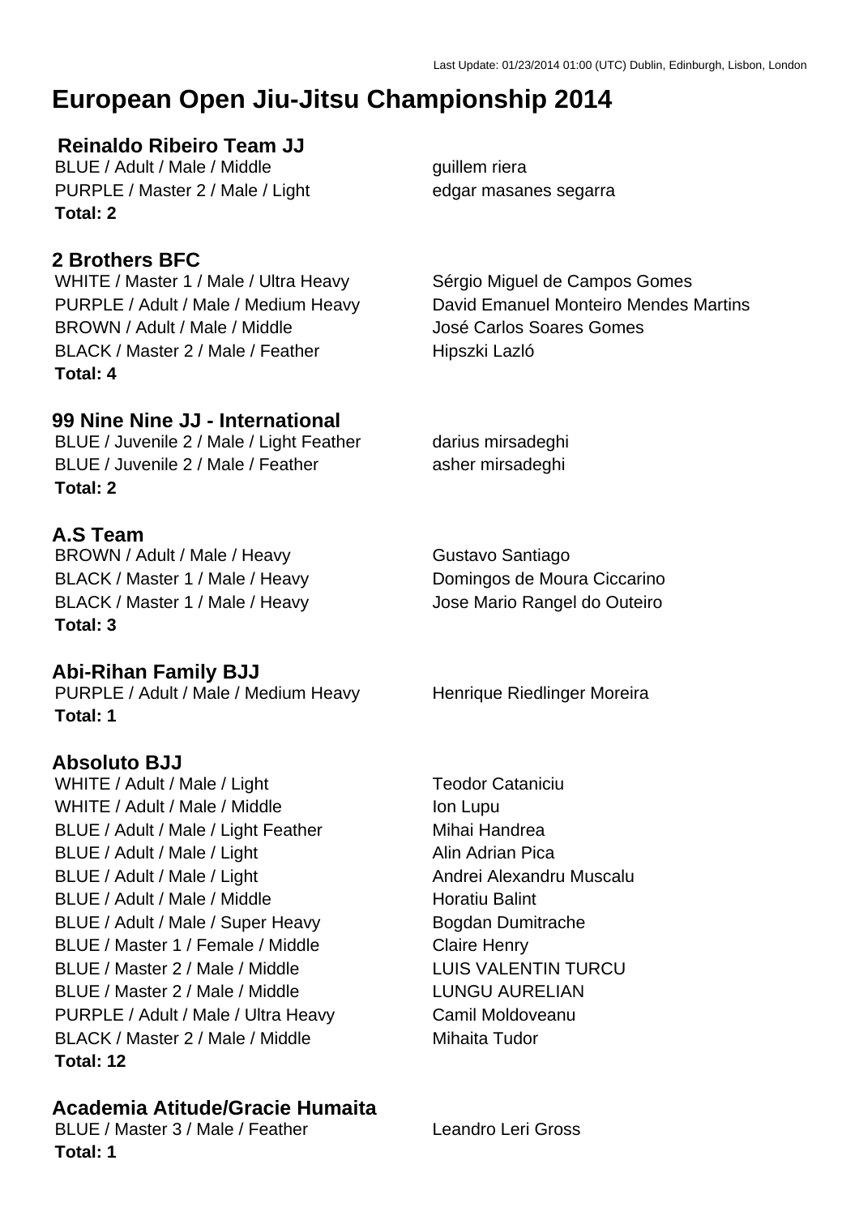Last Update: 01/23/2014 01:00 (UTC) Dublin, Edinburgh, Lisbon, London

# European Open Jiu-Jitsu Championship 2014

### Reinaldo Ribeiro Team JJ

| | |
|---|---|
| BLUE / Adult / Male / Middle | guillem riera |
| PURPLE / Master 2 / Male / Light | edgar masanes segarra |

**Total: 2**

### 2 Brothers BFC

| | |
|---|---|
| WHITE / Master 1 / Male / Ultra Heavy | Sérgio Miguel de Campos Gomes |
| PURPLE / Adult / Male / Medium Heavy | David Emanuel Monteiro Mendes Martins |
| BROWN / Adult / Male / Middle | José Carlos Soares Gomes |
| BLACK / Master 2 / Male / Feather | Hipszki Lazló |

**Total: 4**

### 99 Nine Nine JJ - International

| | |
|---|---|
| BLUE / Juvenile 2 / Male / Light Feather | darius mirsadeghi |
| BLUE / Juvenile 2 / Male / Feather | asher mirsadeghi |

**Total: 2**

### A.S Team

| | |
|---|---|
| BROWN / Adult / Male / Heavy | Gustavo Santiago |
| BLACK / Master 1 / Male / Heavy | Domingos de Moura Ciccarino |
| BLACK / Master 1 / Male / Heavy | Jose Mario Rangel do Outeiro |

**Total: 3**

### Abi-Rihan Family BJJ

| | |
|---|---|
| PURPLE / Adult / Male / Medium Heavy | Henrique Riedlinger Moreira |

**Total: 1**

### Absoluto BJJ

| | |
|---|---|
| WHITE / Adult / Male / Light | Teodor Cataniciu |
| WHITE / Adult / Male / Middle | Ion Lupu |
| BLUE / Adult / Male / Light Feather | Mihai Handrea |
| BLUE / Adult / Male / Light | Alin Adrian Pica |
| BLUE / Adult / Male / Light | Andrei Alexandru Muscalu |
| BLUE / Adult / Male / Middle | Horatiu Balint |
| BLUE / Adult / Male / Super Heavy | Bogdan Dumitrache |
| BLUE / Master 1 / Female / Middle | Claire Henry |
| BLUE / Master 2 / Male / Middle | LUIS VALENTIN TURCU |
| BLUE / Master 2 / Male / Middle | LUNGU AURELIAN |
| PURPLE / Adult / Male / Ultra Heavy | Camil Moldoveanu |
| BLACK / Master 2 / Male / Middle | Mihaita Tudor |

**Total: 12**

### Academia Atitude/Gracie Humaita

| | |
|---|---|
| BLUE / Master 3 / Male / Feather | Leandro Leri Gross |

**Total: 1**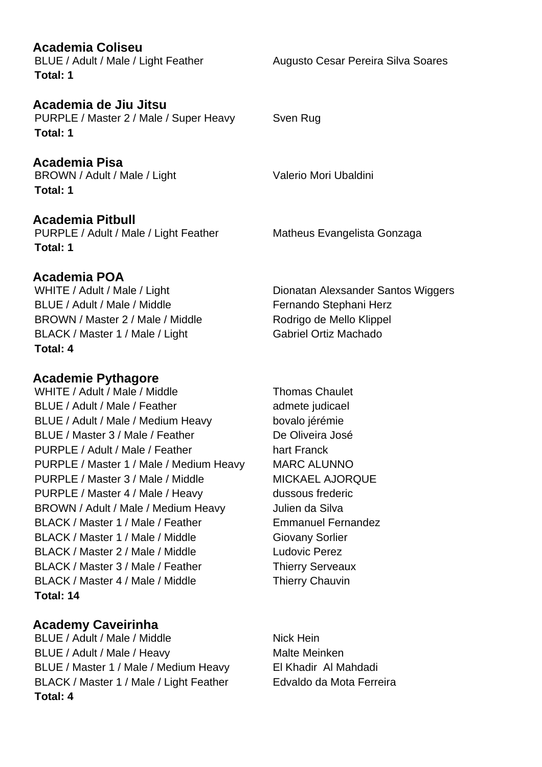## Academia Coliseu

| | |
|---|---|
| BLUE / Adult / Male / Light Feather | Augusto Cesar Pereira Silva Soares |

**Total: 1**

## Academia de Jiu Jitsu

| | |
|---|---|
| PURPLE / Master 2 / Male / Super Heavy | Sven Rug |

**Total: 1**

## Academia Pisa

| | |
|---|---|
| BROWN / Adult / Male / Light | Valerio Mori Ubaldini |

**Total: 1**

## Academia Pitbull

| | |
|---|---|
| PURPLE / Adult / Male / Light Feather | Matheus Evangelista Gonzaga |

**Total: 1**

## Academia POA

| | |
|---|---|
| WHITE / Adult / Male / Light | Dionatan Alexsander Santos Wiggers |
| BLUE / Adult / Male / Middle | Fernando Stephani Herz |
| BROWN / Master 2 / Male / Middle | Rodrigo de Mello Klippel |
| BLACK / Master 1 / Male / Light | Gabriel Ortiz Machado |

**Total: 4**

## Academie Pythagore

| | |
|---|---|
| WHITE / Adult / Male / Middle | Thomas Chaulet |
| BLUE / Adult / Male / Feather | admete judicael |
| BLUE / Adult / Male / Medium Heavy | bovalo jérémie |
| BLUE / Master 3 / Male / Feather | De Oliveira José |
| PURPLE / Adult / Male / Feather | hart Franck |
| PURPLE / Master 1 / Male / Medium Heavy | MARC ALUNNO |
| PURPLE / Master 3 / Male / Middle | MICKAEL AJORQUE |
| PURPLE / Master 4 / Male / Heavy | dussous frederic |
| BROWN / Adult / Male / Medium Heavy | Julien da Silva |
| BLACK / Master 1 / Male / Feather | Emmanuel Fernandez |
| BLACK / Master 1 / Male / Middle | Giovany Sorlier |
| BLACK / Master 2 / Male / Middle | Ludovic Perez |
| BLACK / Master 3 / Male / Feather | Thierry Serveaux |
| BLACK / Master 4 / Male / Middle | Thierry Chauvin |

**Total: 14**

## Academy Caveirinha

| | |
|---|---|
| BLUE / Adult / Male / Middle | Nick Hein |
| BLUE / Adult / Male / Heavy | Malte Meinken |
| BLUE / Master 1 / Male / Medium Heavy | El Khadir Al Mahdadi |
| BLACK / Master 1 / Male / Light Feather | Edvaldo da Mota Ferreira |

**Total: 4**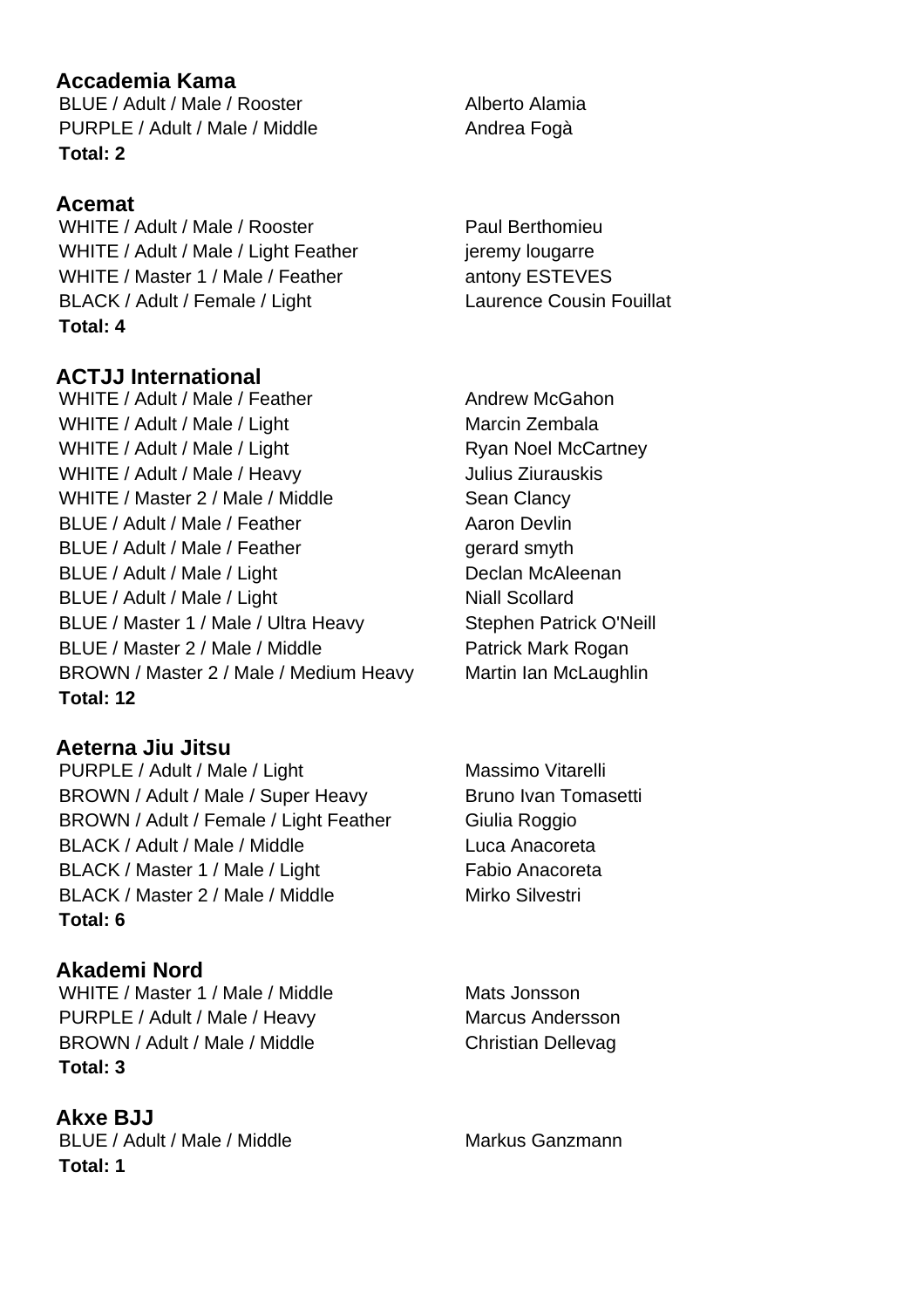## Accademia Kama

| | |
|---|---|
| BLUE / Adult / Male / Rooster | Alberto Alamia |
| PURPLE / Adult / Male / Middle | Andrea Fogà |

**Total: 2**

## Acemat

| | |
|---|---|
| WHITE / Adult / Male / Rooster | Paul Berthomieu |
| WHITE / Adult / Male / Light Feather | jeremy lougarre |
| WHITE / Master 1 / Male / Feather | antony ESTEVES |
| BLACK / Adult / Female / Light | Laurence Cousin Fouillat |

**Total: 4**

## ACTJJ International

| | |
|---|---|
| WHITE / Adult / Male / Feather | Andrew McGahon |
| WHITE / Adult / Male / Light | Marcin Zembala |
| WHITE / Adult / Male / Light | Ryan Noel McCartney |
| WHITE / Adult / Male / Heavy | Julius Ziurauskis |
| WHITE / Master 2 / Male / Middle | Sean Clancy |
| BLUE / Adult / Male / Feather | Aaron Devlin |
| BLUE / Adult / Male / Feather | gerard smyth |
| BLUE / Adult / Male / Light | Declan McAleenan |
| BLUE / Adult / Male / Light | Niall Scollard |
| BLUE / Master 1 / Male / Ultra Heavy | Stephen Patrick O'Neill |
| BLUE / Master 2 / Male / Middle | Patrick Mark Rogan |
| BROWN / Master 2 / Male / Medium Heavy | Martin Ian McLaughlin |

**Total: 12**

## Aeterna Jiu Jitsu

| | |
|---|---|
| PURPLE / Adult / Male / Light | Massimo Vitarelli |
| BROWN / Adult / Male / Super Heavy | Bruno Ivan Tomasetti |
| BROWN / Adult / Female / Light Feather | Giulia Roggio |
| BLACK / Adult / Male / Middle | Luca Anacoreta |
| BLACK / Master 1 / Male / Light | Fabio Anacoreta |
| BLACK / Master 2 / Male / Middle | Mirko Silvestri |

**Total: 6**

## Akademi Nord

| | |
|---|---|
| WHITE / Master 1 / Male / Middle | Mats Jonsson |
| PURPLE / Adult / Male / Heavy | Marcus Andersson |
| BROWN / Adult / Male / Middle | Christian Dellevag |

**Total: 3**

## Akxe BJJ

| | |
|---|---|
| BLUE / Adult / Male / Middle | Markus Ganzmann |

**Total: 1**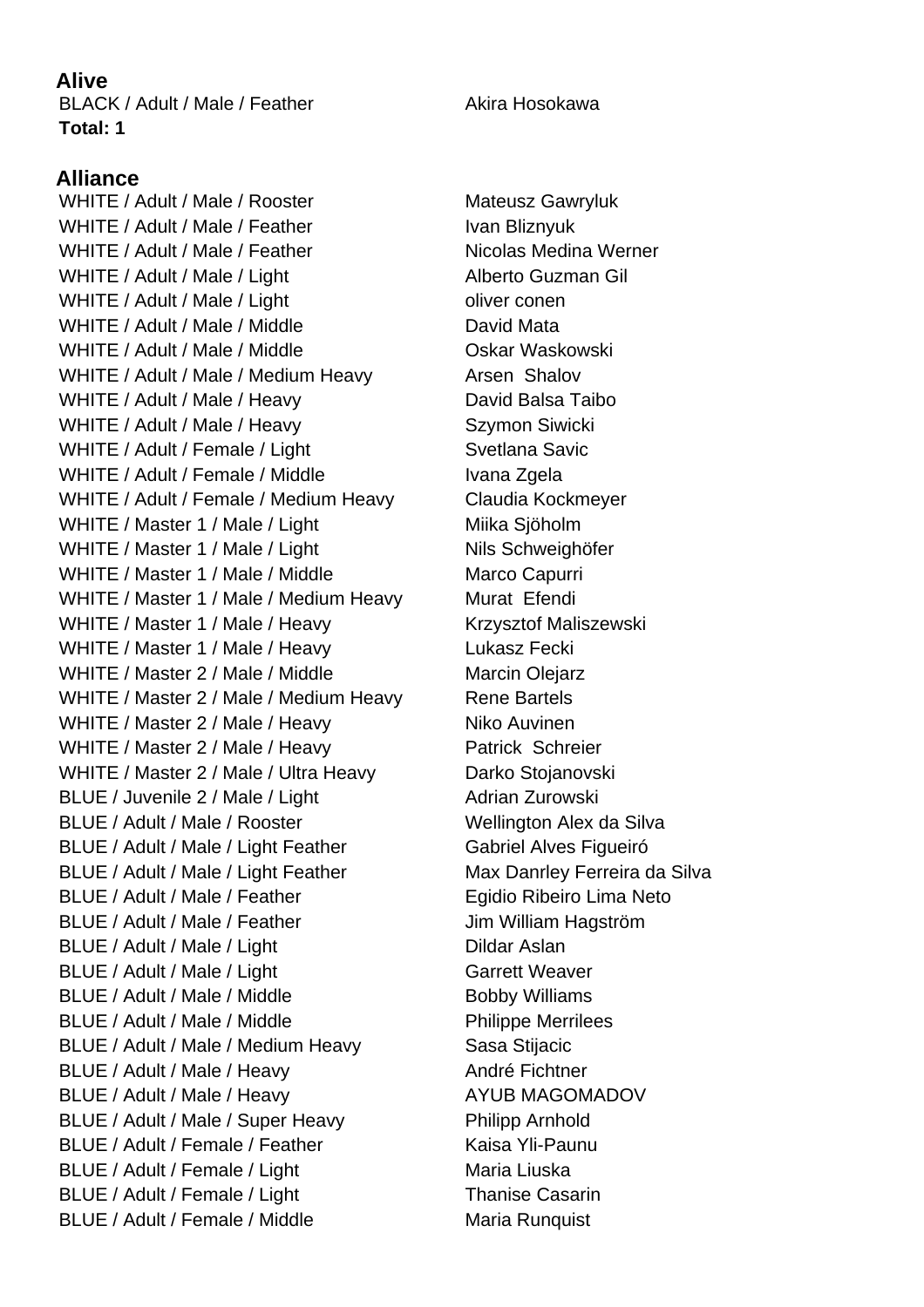## Alive

| | |
|---|---|
| BLACK / Adult / Male / Feather | Akira Hosokawa |

**Total: 1**

## Alliance

| | |
|---|---|
| WHITE / Adult / Male / Rooster | Mateusz Gawryluk |
| WHITE / Adult / Male / Feather | Ivan Bliznyuk |
| WHITE / Adult / Male / Feather | Nicolas Medina Werner |
| WHITE / Adult / Male / Light | Alberto Guzman Gil |
| WHITE / Adult / Male / Light | oliver conen |
| WHITE / Adult / Male / Middle | David Mata |
| WHITE / Adult / Male / Middle | Oskar Waskowski |
| WHITE / Adult / Male / Medium Heavy | Arsen Shalov |
| WHITE / Adult / Male / Heavy | David Balsa Taibo |
| WHITE / Adult / Male / Heavy | Szymon Siwicki |
| WHITE / Adult / Female / Light | Svetlana Savic |
| WHITE / Adult / Female / Middle | Ivana Zgela |
| WHITE / Adult / Female / Medium Heavy | Claudia Kockmeyer |
| WHITE / Master 1 / Male / Light | Miika Sjöholm |
| WHITE / Master 1 / Male / Light | Nils Schweighöfer |
| WHITE / Master 1 / Male / Middle | Marco Capurri |
| WHITE / Master 1 / Male / Medium Heavy | Murat Efendi |
| WHITE / Master 1 / Male / Heavy | Krzysztof Maliszewski |
| WHITE / Master 1 / Male / Heavy | Lukasz Fecki |
| WHITE / Master 2 / Male / Middle | Marcin Olejarz |
| WHITE / Master 2 / Male / Medium Heavy | Rene Bartels |
| WHITE / Master 2 / Male / Heavy | Niko Auvinen |
| WHITE / Master 2 / Male / Heavy | Patrick Schreier |
| WHITE / Master 2 / Male / Ultra Heavy | Darko Stojanovski |
| BLUE / Juvenile 2 / Male / Light | Adrian Zurowski |
| BLUE / Adult / Male / Rooster | Wellington Alex da Silva |
| BLUE / Adult / Male / Light Feather | Gabriel Alves Figueiró |
| BLUE / Adult / Male / Light Feather | Max Danrley Ferreira da Silva |
| BLUE / Adult / Male / Feather | Egidio Ribeiro Lima Neto |
| BLUE / Adult / Male / Feather | Jim William Hagström |
| BLUE / Adult / Male / Light | Dildar Aslan |
| BLUE / Adult / Male / Light | Garrett Weaver |
| BLUE / Adult / Male / Middle | Bobby Williams |
| BLUE / Adult / Male / Middle | Philippe Merrilees |
| BLUE / Adult / Male / Medium Heavy | Sasa Stijacic |
| BLUE / Adult / Male / Heavy | André Fichtner |
| BLUE / Adult / Male / Heavy | AYUB MAGOMADOV |
| BLUE / Adult / Male / Super Heavy | Philipp Arnhold |
| BLUE / Adult / Female / Feather | Kaisa Yli-Paunu |
| BLUE / Adult / Female / Light | Maria Liuska |
| BLUE / Adult / Female / Light | Thanise Casarin |
| BLUE / Adult / Female / Middle | Maria Runquist |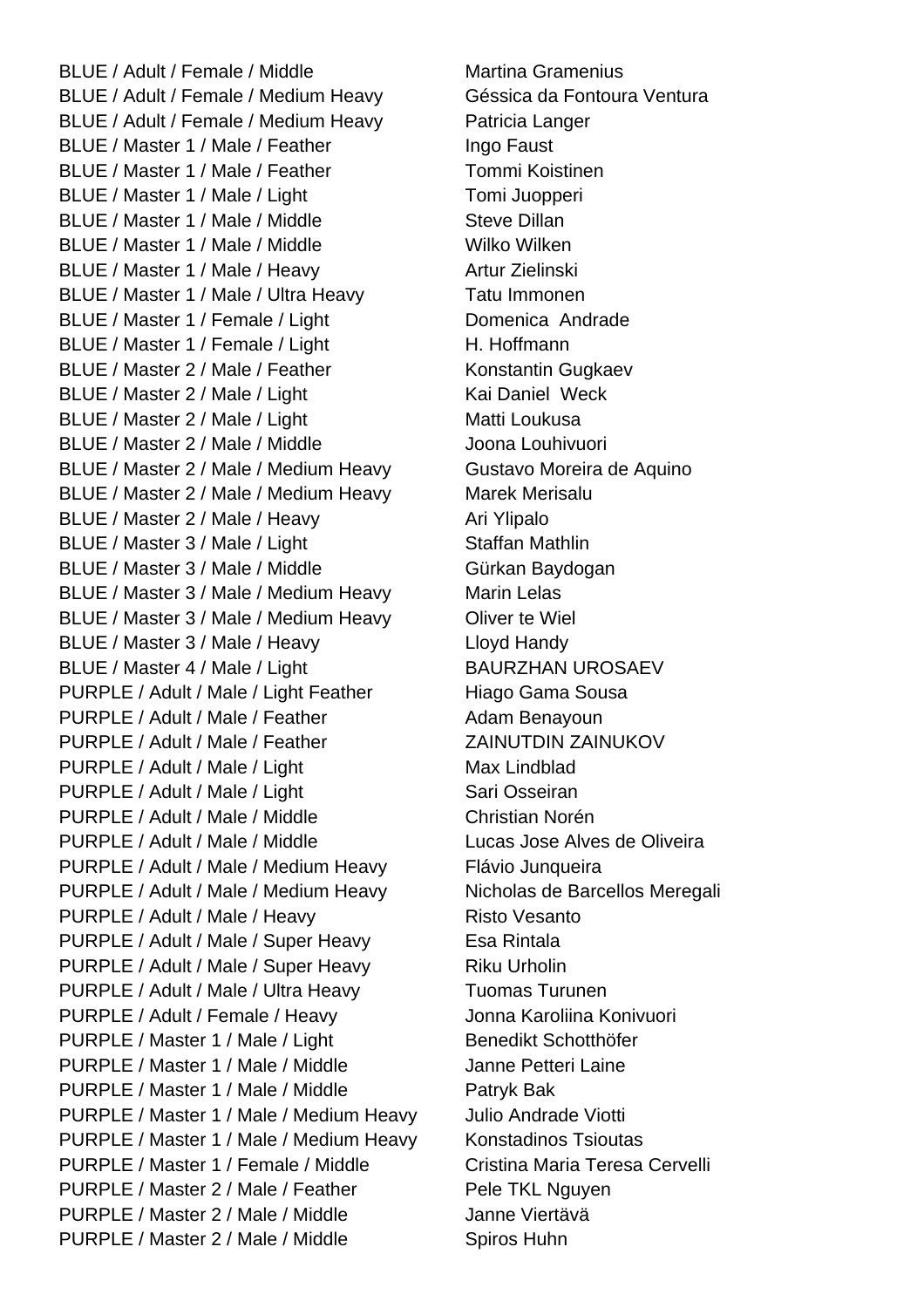| | |
|---|---|
| BLUE / Adult / Female / Middle | Martina Gramenius |
| BLUE / Adult / Female / Medium Heavy | Géssica da Fontoura Ventura |
| BLUE / Adult / Female / Medium Heavy | Patricia Langer |
| BLUE / Master 1 / Male / Feather | Ingo Faust |
| BLUE / Master 1 / Male / Feather | Tommi Koistinen |
| BLUE / Master 1 / Male / Light | Tomi Juopperi |
| BLUE / Master 1 / Male / Middle | Steve Dillan |
| BLUE / Master 1 / Male / Middle | Wilko Wilken |
| BLUE / Master 1 / Male / Heavy | Artur Zielinski |
| BLUE / Master 1 / Male / Ultra Heavy | Tatu Immonen |
| BLUE / Master 1 / Female / Light | Domenica  Andrade |
| BLUE / Master 1 / Female / Light | H. Hoffmann |
| BLUE / Master 2 / Male / Feather | Konstantin Gugkaev |
| BLUE / Master 2 / Male / Light | Kai Daniel  Weck |
| BLUE / Master 2 / Male / Light | Matti Loukusa |
| BLUE / Master 2 / Male / Middle | Joona Louhivuori |
| BLUE / Master 2 / Male / Medium Heavy | Gustavo Moreira de Aquino |
| BLUE / Master 2 / Male / Medium Heavy | Marek Merisalu |
| BLUE / Master 2 / Male / Heavy | Ari Ylipalo |
| BLUE / Master 3 / Male / Light | Staffan Mathlin |
| BLUE / Master 3 / Male / Middle | Gürkan Baydogan |
| BLUE / Master 3 / Male / Medium Heavy | Marin Lelas |
| BLUE / Master 3 / Male / Medium Heavy | Oliver te Wiel |
| BLUE / Master 3 / Male / Heavy | Lloyd Handy |
| BLUE / Master 4 / Male / Light | BAURZHAN UROSAEV |
| PURPLE / Adult / Male / Light Feather | Hiago Gama Sousa |
| PURPLE / Adult / Male / Feather | Adam Benayoun |
| PURPLE / Adult / Male / Feather | ZAINUTDIN ZAINUKOV |
| PURPLE / Adult / Male / Light | Max Lindblad |
| PURPLE / Adult / Male / Light | Sari Osseiran |
| PURPLE / Adult / Male / Middle | Christian Norén |
| PURPLE / Adult / Male / Middle | Lucas Jose Alves de Oliveira |
| PURPLE / Adult / Male / Medium Heavy | Flávio Junqueira |
| PURPLE / Adult / Male / Medium Heavy | Nicholas de Barcellos Meregali |
| PURPLE / Adult / Male / Heavy | Risto Vesanto |
| PURPLE / Adult / Male / Super Heavy | Esa Rintala |
| PURPLE / Adult / Male / Super Heavy | Riku Urholin |
| PURPLE / Adult / Male / Ultra Heavy | Tuomas Turunen |
| PURPLE / Adult / Female / Heavy | Jonna Karoliina Konivuori |
| PURPLE / Master 1 / Male / Light | Benedikt Schotthöfer |
| PURPLE / Master 1 / Male / Middle | Janne Petteri Laine |
| PURPLE / Master 1 / Male / Middle | Patryk Bak |
| PURPLE / Master 1 / Male / Medium Heavy | Julio Andrade Viotti |
| PURPLE / Master 1 / Male / Medium Heavy | Konstadinos Tsioutas |
| PURPLE / Master 1 / Female / Middle | Cristina Maria Teresa Cervelli |
| PURPLE / Master 2 / Male / Feather | Pele TKL Nguyen |
| PURPLE / Master 2 / Male / Middle | Janne Viertävä |
| PURPLE / Master 2 / Male / Middle | Spiros Huhn |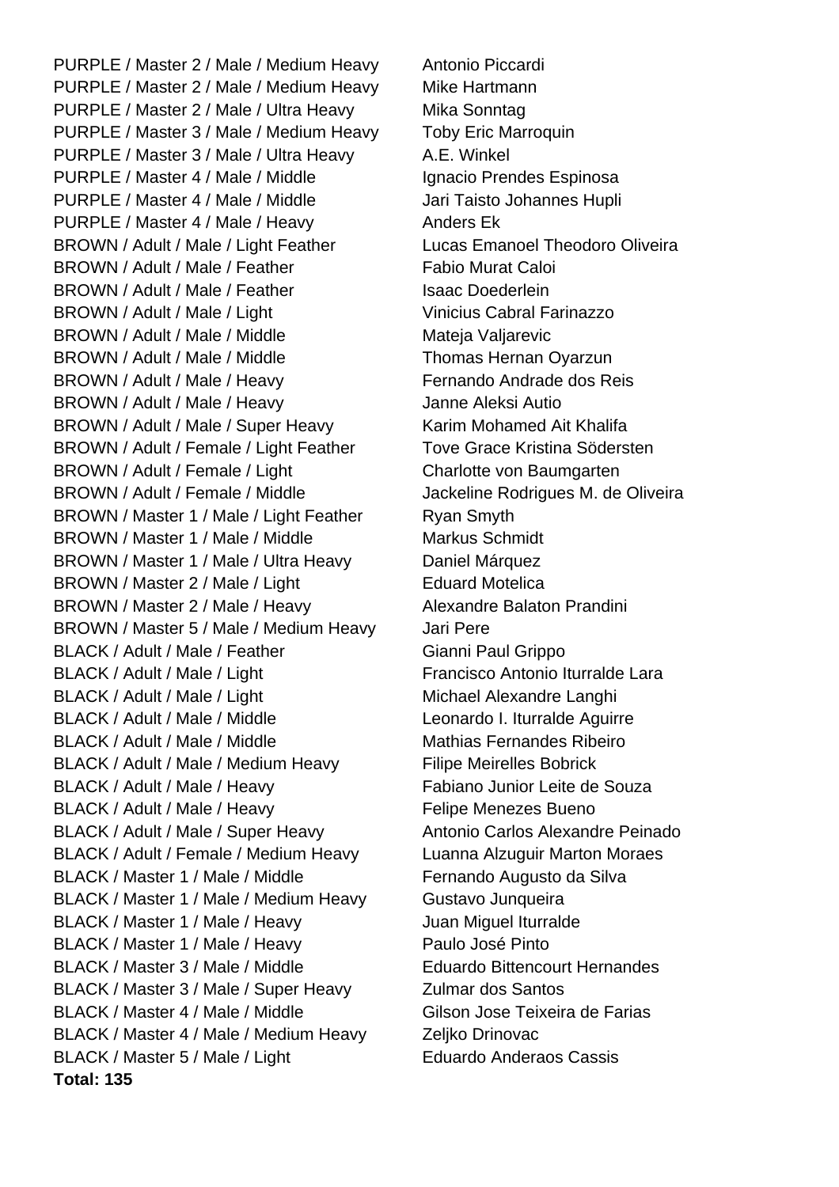| | |
|---|---|
| PURPLE / Master 2 / Male / Medium Heavy | Antonio Piccardi |
| PURPLE / Master 2 / Male / Medium Heavy | Mike Hartmann |
| PURPLE / Master 2 / Male / Ultra Heavy | Mika Sonntag |
| PURPLE / Master 3 / Male / Medium Heavy | Toby Eric Marroquin |
| PURPLE / Master 3 / Male / Ultra Heavy | A.E. Winkel |
| PURPLE / Master 4 / Male / Middle | Ignacio Prendes Espinosa |
| PURPLE / Master 4 / Male / Middle | Jari Taisto Johannes Hupli |
| PURPLE / Master 4 / Male / Heavy | Anders Ek |
| BROWN / Adult / Male / Light Feather | Lucas Emanoel Theodoro Oliveira |
| BROWN / Adult / Male / Feather | Fabio Murat Caloi |
| BROWN / Adult / Male / Feather | Isaac Doederlein |
| BROWN / Adult / Male / Light | Vinicius Cabral Farinazzo |
| BROWN / Adult / Male / Middle | Mateja Valjarevic |
| BROWN / Adult / Male / Middle | Thomas Hernan Oyarzun |
| BROWN / Adult / Male / Heavy | Fernando Andrade dos Reis |
| BROWN / Adult / Male / Heavy | Janne Aleksi Autio |
| BROWN / Adult / Male / Super Heavy | Karim Mohamed Ait Khalifa |
| BROWN / Adult / Female / Light Feather | Tove Grace Kristina Södersten |
| BROWN / Adult / Female / Light | Charlotte von Baumgarten |
| BROWN / Adult / Female / Middle | Jackeline Rodrigues M. de Oliveira |
| BROWN / Master 1 / Male / Light Feather | Ryan Smyth |
| BROWN / Master 1 / Male / Middle | Markus Schmidt |
| BROWN / Master 1 / Male / Ultra Heavy | Daniel Márquez |
| BROWN / Master 2 / Male / Light | Eduard Motelica |
| BROWN / Master 2 / Male / Heavy | Alexandre Balaton Prandini |
| BROWN / Master 5 / Male / Medium Heavy | Jari Pere |
| BLACK / Adult / Male / Feather | Gianni Paul Grippo |
| BLACK / Adult / Male / Light | Francisco Antonio Iturralde Lara |
| BLACK / Adult / Male / Light | Michael Alexandre Langhi |
| BLACK / Adult / Male / Middle | Leonardo I. Iturralde Aguirre |
| BLACK / Adult / Male / Middle | Mathias Fernandes Ribeiro |
| BLACK / Adult / Male / Medium Heavy | Filipe Meirelles Bobrick |
| BLACK / Adult / Male / Heavy | Fabiano Junior Leite de Souza |
| BLACK / Adult / Male / Heavy | Felipe Menezes Bueno |
| BLACK / Adult / Male / Super Heavy | Antonio Carlos Alexandre Peinado |
| BLACK / Adult / Female / Medium Heavy | Luanna Alzuguir Marton Moraes |
| BLACK / Master 1 / Male / Middle | Fernando Augusto da Silva |
| BLACK / Master 1 / Male / Medium Heavy | Gustavo Junqueira |
| BLACK / Master 1 / Male / Heavy | Juan Miguel Iturralde |
| BLACK / Master 1 / Male / Heavy | Paulo José Pinto |
| BLACK / Master 3 / Male / Middle | Eduardo Bittencourt Hernandes |
| BLACK / Master 3 / Male / Super Heavy | Zulmar dos Santos |
| BLACK / Master 4 / Male / Middle | Gilson Jose Teixeira de Farias |
| BLACK / Master 4 / Male / Medium Heavy | Zeljko Drinovac |
| BLACK / Master 5 / Male / Light | Eduardo Anderaos Cassis |

**Total: 135**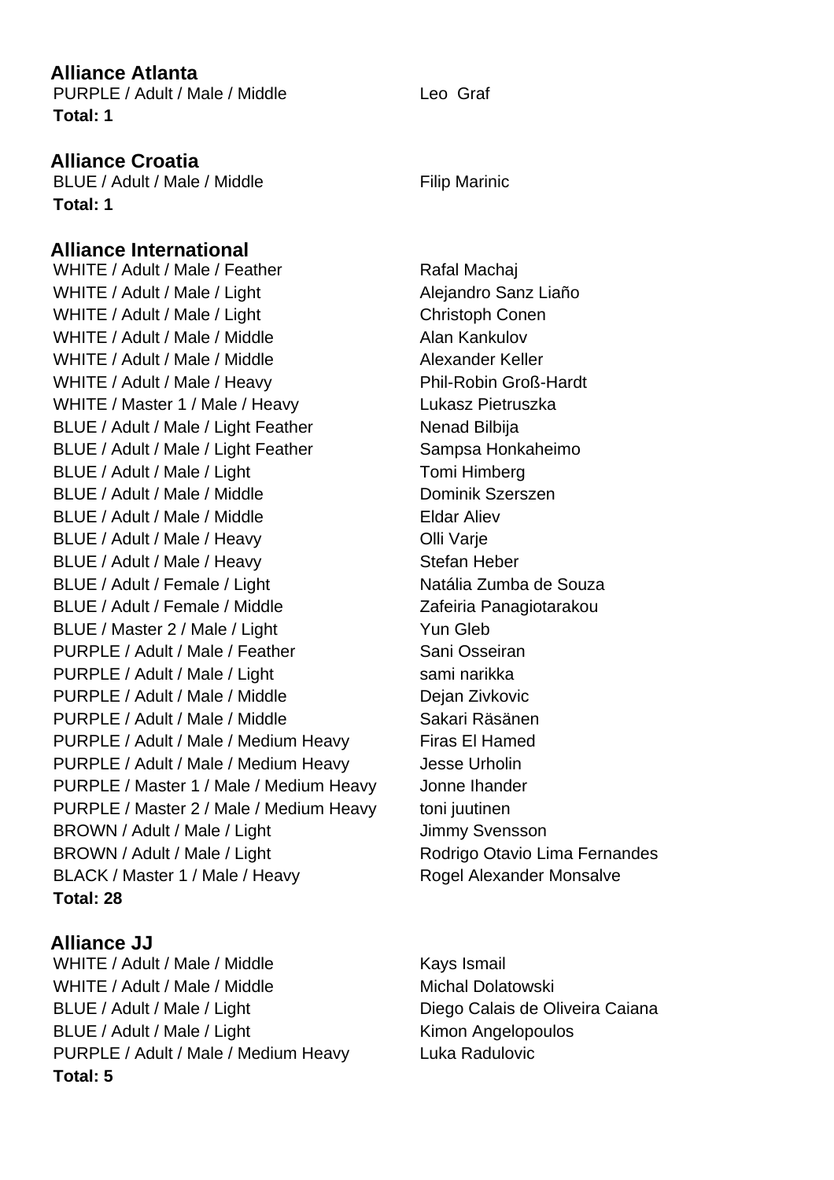## Alliance Atlanta

| | |
|---|---|
| PURPLE / Adult / Male / Middle | Leo Graf |

**Total: 1**

## Alliance Croatia

| | |
|---|---|
| BLUE / Adult / Male / Middle | Filip Marinic |

**Total: 1**

## Alliance International

| | |
|---|---|
| WHITE / Adult / Male / Feather | Rafal Machaj |
| WHITE / Adult / Male / Light | Alejandro Sanz Liaño |
| WHITE / Adult / Male / Light | Christoph Conen |
| WHITE / Adult / Male / Middle | Alan Kankulov |
| WHITE / Adult / Male / Middle | Alexander Keller |
| WHITE / Adult / Male / Heavy | Phil-Robin Groß-Hardt |
| WHITE / Master 1 / Male / Heavy | Lukasz Pietruszka |
| BLUE / Adult / Male / Light Feather | Nenad Bilbija |
| BLUE / Adult / Male / Light Feather | Sampsa Honkaheimo |
| BLUE / Adult / Male / Light | Tomi Himberg |
| BLUE / Adult / Male / Middle | Dominik Szerszen |
| BLUE / Adult / Male / Middle | Eldar Aliev |
| BLUE / Adult / Male / Heavy | Olli Varje |
| BLUE / Adult / Male / Heavy | Stefan Heber |
| BLUE / Adult / Female / Light | Natália Zumba de Souza |
| BLUE / Adult / Female / Middle | Zafeiria Panagiotarakou |
| BLUE / Master 2 / Male / Light | Yun Gleb |
| PURPLE / Adult / Male / Feather | Sani Osseiran |
| PURPLE / Adult / Male / Light | sami narikka |
| PURPLE / Adult / Male / Middle | Dejan Zivkovic |
| PURPLE / Adult / Male / Middle | Sakari Räsänen |
| PURPLE / Adult / Male / Medium Heavy | Firas El Hamed |
| PURPLE / Adult / Male / Medium Heavy | Jesse Urholin |
| PURPLE / Master 1 / Male / Medium Heavy | Jonne Ihander |
| PURPLE / Master 2 / Male / Medium Heavy | toni juutinen |
| BROWN / Adult / Male / Light | Jimmy Svensson |
| BROWN / Adult / Male / Light | Rodrigo Otavio Lima Fernandes |
| BLACK / Master 1 / Male / Heavy | Rogel Alexander Monsalve |

**Total: 28**

## Alliance JJ

| | |
|---|---|
| WHITE / Adult / Male / Middle | Kays Ismail |
| WHITE / Adult / Male / Middle | Michal Dolatowski |
| BLUE / Adult / Male / Light | Diego Calais de Oliveira Caiana |
| BLUE / Adult / Male / Light | Kimon Angelopoulos |
| PURPLE / Adult / Male / Medium Heavy | Luka Radulovic |

**Total: 5**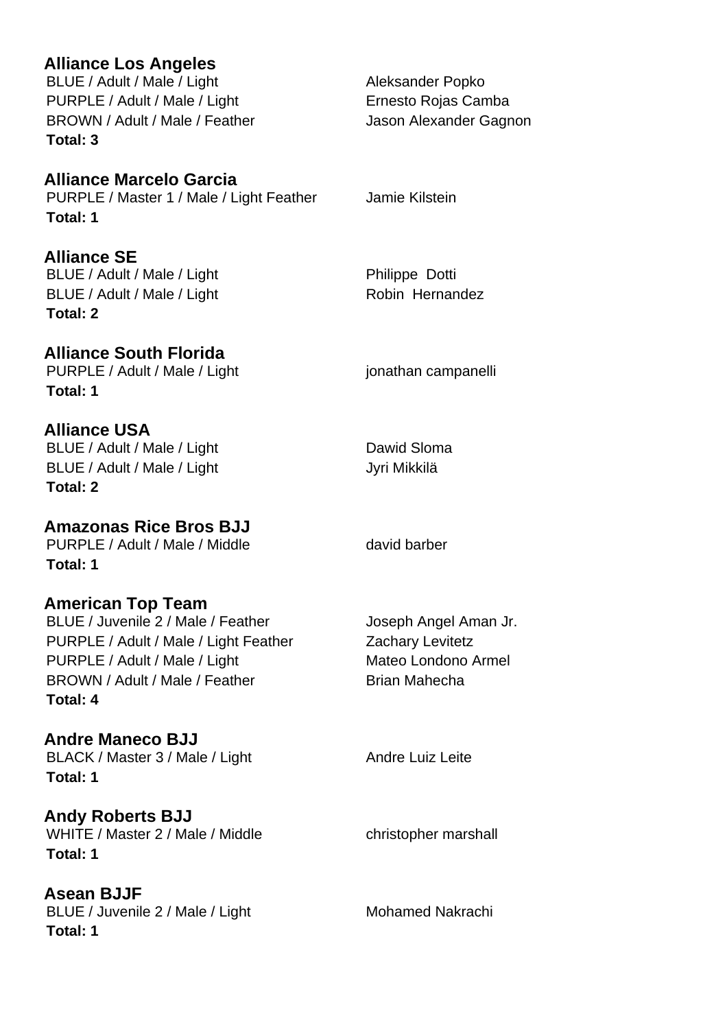### Alliance Los Angeles

| | |
|---|---|
| BLUE / Adult / Male / Light | Aleksander Popko |
| PURPLE / Adult / Male / Light | Ernesto Rojas Camba |
| BROWN / Adult / Male / Feather | Jason Alexander Gagnon |

**Total: 3**

### Alliance Marcelo Garcia

| | |
|---|---|
| PURPLE / Master 1 / Male / Light Feather | Jamie Kilstein |

**Total: 1**

### Alliance SE

| | |
|---|---|
| BLUE / Adult / Male / Light | Philippe Dotti |
| BLUE / Adult / Male / Light | Robin Hernandez |

**Total: 2**

### Alliance South Florida

| | |
|---|---|
| PURPLE / Adult / Male / Light | jonathan campanelli |

**Total: 1**

### Alliance USA

| | |
|---|---|
| BLUE / Adult / Male / Light | Dawid Sloma |
| BLUE / Adult / Male / Light | Jyri Mikkilä |

**Total: 2**

### Amazonas Rice Bros BJJ

| | |
|---|---|
| PURPLE / Adult / Male / Middle | david barber |

**Total: 1**

### American Top Team

| | |
|---|---|
| BLUE / Juvenile 2 / Male / Feather | Joseph Angel Aman Jr. |
| PURPLE / Adult / Male / Light Feather | Zachary Levitetz |
| PURPLE / Adult / Male / Light | Mateo Londono Armel |
| BROWN / Adult / Male / Feather | Brian Mahecha |

**Total: 4**

### Andre Maneco BJJ

| | |
|---|---|
| BLACK / Master 3 / Male / Light | Andre Luiz Leite |

**Total: 1**

### Andy Roberts BJJ

| | |
|---|---|
| WHITE / Master 2 / Male / Middle | christopher marshall |

**Total: 1**

### Asean BJJF

| | |
|---|---|
| BLUE / Juvenile 2 / Male / Light | Mohamed Nakrachi |

**Total: 1**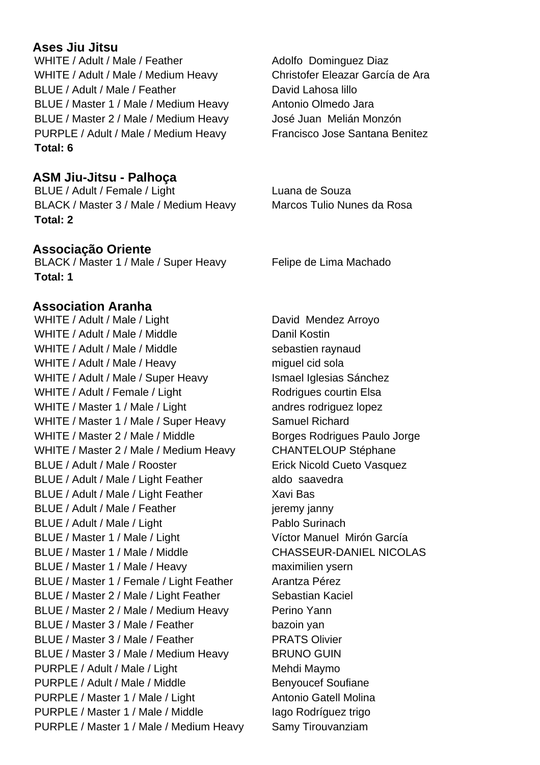## Ases Jiu Jitsu

| | |
|---|---|
| WHITE / Adult / Male / Feather | Adolfo Dominguez Diaz |
| WHITE / Adult / Male / Medium Heavy | Christofer Eleazar García de Ara |
| BLUE / Adult / Male / Feather | David Lahosa lillo |
| BLUE / Master 1 / Male / Medium Heavy | Antonio Olmedo Jara |
| BLUE / Master 2 / Male / Medium Heavy | José Juan Melián Monzón |
| PURPLE / Adult / Male / Medium Heavy | Francisco Jose Santana Benitez |

**Total: 6**

## ASM Jiu-Jitsu - Palhoça

| | |
|---|---|
| BLUE / Adult / Female / Light | Luana de Souza |
| BLACK / Master 3 / Male / Medium Heavy | Marcos Tulio Nunes da Rosa |

**Total: 2**

## Associação Oriente

| | |
|---|---|
| BLACK / Master 1 / Male / Super Heavy | Felipe de Lima Machado |

**Total: 1**

## Association Aranha

| | |
|---|---|
| WHITE / Adult / Male / Light | David Mendez Arroyo |
| WHITE / Adult / Male / Middle | Danil Kostin |
| WHITE / Adult / Male / Middle | sebastien raynaud |
| WHITE / Adult / Male / Heavy | miguel cid sola |
| WHITE / Adult / Male / Super Heavy | Ismael Iglesias Sánchez |
| WHITE / Adult / Female / Light | Rodrigues courtin Elsa |
| WHITE / Master 1 / Male / Light | andres rodriguez lopez |
| WHITE / Master 1 / Male / Super Heavy | Samuel Richard |
| WHITE / Master 2 / Male / Middle | Borges Rodrigues Paulo Jorge |
| WHITE / Master 2 / Male / Medium Heavy | CHANTELOUP Stéphane |
| BLUE / Adult / Male / Rooster | Erick Nicold Cueto Vasquez |
| BLUE / Adult / Male / Light Feather | aldo saavedra |
| BLUE / Adult / Male / Light Feather | Xavi Bas |
| BLUE / Adult / Male / Feather | jeremy janny |
| BLUE / Adult / Male / Light | Pablo Surinach |
| BLUE / Master 1 / Male / Light | Víctor Manuel Mirón García |
| BLUE / Master 1 / Male / Middle | CHASSEUR-DANIEL NICOLAS |
| BLUE / Master 1 / Male / Heavy | maximilien ysern |
| BLUE / Master 1 / Female / Light Feather | Arantza Pérez |
| BLUE / Master 2 / Male / Light Feather | Sebastian Kaciel |
| BLUE / Master 2 / Male / Medium Heavy | Perino Yann |
| BLUE / Master 3 / Male / Feather | bazoin yan |
| BLUE / Master 3 / Male / Feather | PRATS Olivier |
| BLUE / Master 3 / Male / Medium Heavy | BRUNO GUIN |
| PURPLE / Adult / Male / Light | Mehdi Maymo |
| PURPLE / Adult / Male / Middle | Benyoucef Soufiane |
| PURPLE / Master 1 / Male / Light | Antonio Gatell Molina |
| PURPLE / Master 1 / Male / Middle | Iago Rodríguez trigo |
| PURPLE / Master 1 / Male / Medium Heavy | Samy Tirouvanziam |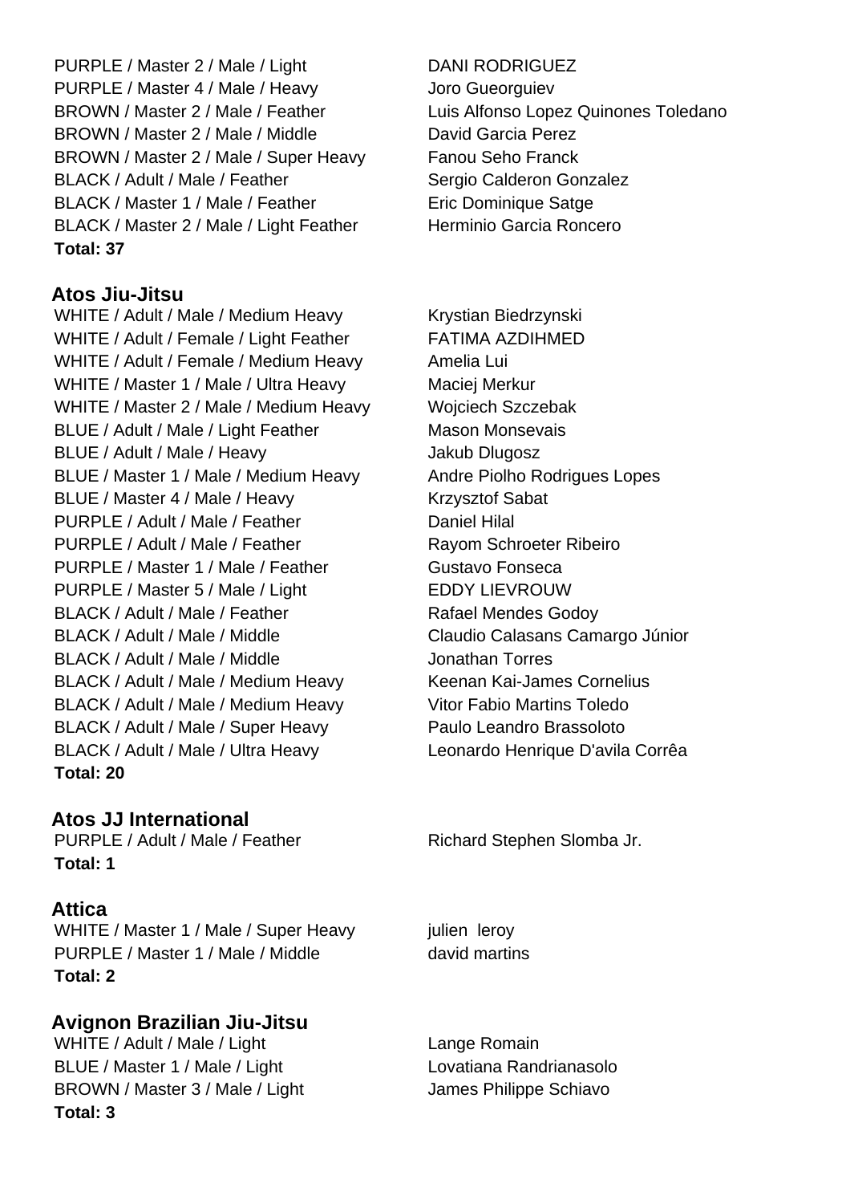| | |
|---|---|
| PURPLE / Master 2 / Male / Light | DANI RODRIGUEZ |
| PURPLE / Master 4 / Male / Heavy | Joro Gueorguiev |
| BROWN / Master 2 / Male / Feather | Luis Alfonso Lopez Quinones Toledano |
| BROWN / Master 2 / Male / Middle | David Garcia Perez |
| BROWN / Master 2 / Male / Super Heavy | Fanou Seho Franck |
| BLACK / Adult / Male / Feather | Sergio Calderon Gonzalez |
| BLACK / Master 1 / Male / Feather | Eric Dominique Satge |
| BLACK / Master 2 / Male / Light Feather | Herminio Garcia Roncero |

**Total: 37**

### Atos Jiu-Jitsu

| | |
|---|---|
| WHITE / Adult / Male / Medium Heavy | Krystian Biedrzynski |
| WHITE / Adult / Female / Light Feather | FATIMA AZDIHMED |
| WHITE / Adult / Female / Medium Heavy | Amelia Lui |
| WHITE / Master 1 / Male / Ultra Heavy | Maciej Merkur |
| WHITE / Master 2 / Male / Medium Heavy | Wojciech Szczebak |
| BLUE / Adult / Male / Light Feather | Mason Monsevais |
| BLUE / Adult / Male / Heavy | Jakub Dlugosz |
| BLUE / Master 1 / Male / Medium Heavy | Andre Piolho Rodrigues Lopes |
| BLUE / Master 4 / Male / Heavy | Krzysztof Sabat |
| PURPLE / Adult / Male / Feather | Daniel Hilal |
| PURPLE / Adult / Male / Feather | Rayom Schroeter Ribeiro |
| PURPLE / Master 1 / Male / Feather | Gustavo Fonseca |
| PURPLE / Master 5 / Male / Light | EDDY LIEVROUW |
| BLACK / Adult / Male / Feather | Rafael Mendes Godoy |
| BLACK / Adult / Male / Middle | Claudio Calasans Camargo Júnior |
| BLACK / Adult / Male / Middle | Jonathan Torres |
| BLACK / Adult / Male / Medium Heavy | Keenan Kai-James Cornelius |
| BLACK / Adult / Male / Medium Heavy | Vitor Fabio Martins Toledo |
| BLACK / Adult / Male / Super Heavy | Paulo Leandro Brassoloto |
| BLACK / Adult / Male / Ultra Heavy | Leonardo Henrique D'avila Corrêa |

**Total: 20**

### Atos JJ International

| | |
|---|---|
| PURPLE / Adult / Male / Feather | Richard Stephen Slomba Jr. |

**Total: 1**

### Attica

| | |
|---|---|
| WHITE / Master 1 / Male / Super Heavy | julien leroy |
| PURPLE / Master 1 / Male / Middle | david martins |

**Total: 2**

### Avignon Brazilian Jiu-Jitsu

| | |
|---|---|
| WHITE / Adult / Male / Light | Lange Romain |
| BLUE / Master 1 / Male / Light | Lovatiana Randrianasolo |
| BROWN / Master 3 / Male / Light | James Philippe Schiavo |

**Total: 3**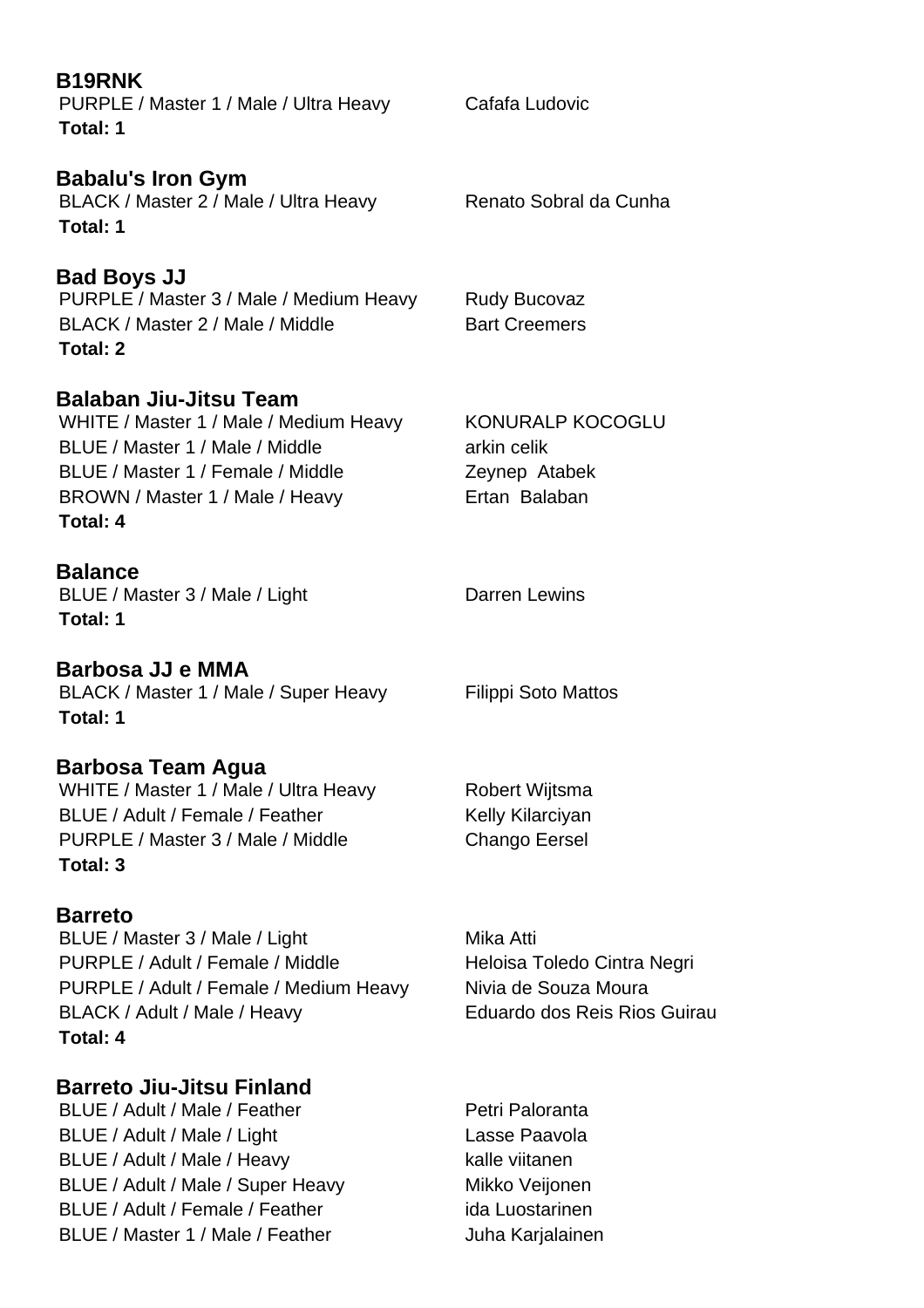**B19RNK**

| | |
|---|---|
| PURPLE / Master 1 / Male / Ultra Heavy | Cafafa Ludovic |

**Total: 1**

**Babalu's Iron Gym**

| | |
|---|---|
| BLACK / Master 2 / Male / Ultra Heavy | Renato Sobral da Cunha |

**Total: 1**

**Bad Boys JJ**

| | |
|---|---|
| PURPLE / Master 3 / Male / Medium Heavy | Rudy Bucovaz |
| BLACK / Master 2 / Male / Middle | Bart Creemers |

**Total: 2**

**Balaban Jiu-Jitsu Team**

| | |
|---|---|
| WHITE / Master 1 / Male / Medium Heavy | KONURALP KOCOGLU |
| BLUE / Master 1 / Male / Middle | arkin celik |
| BLUE / Master 1 / Female / Middle | Zeynep  Atabek |
| BROWN / Master 1 / Male / Heavy | Ertan  Balaban |

**Total: 4**

**Balance**

| | |
|---|---|
| BLUE / Master 3 / Male / Light | Darren Lewins |

**Total: 1**

**Barbosa JJ e MMA**

| | |
|---|---|
| BLACK / Master 1 / Male / Super Heavy | Filippi Soto Mattos |

**Total: 1**

**Barbosa Team Agua**

| | |
|---|---|
| WHITE / Master 1 / Male / Ultra Heavy | Robert Wijtsma |
| BLUE / Adult / Female / Feather | Kelly Kilarciyan |
| PURPLE / Master 3 / Male / Middle | Chango Eersel |

**Total: 3**

**Barreto**

| | |
|---|---|
| BLUE / Master 3 / Male / Light | Mika Atti |
| PURPLE / Adult / Female / Middle | Heloisa Toledo Cintra Negri |
| PURPLE / Adult / Female / Medium Heavy | Nivia de Souza Moura |
| BLACK / Adult / Male / Heavy | Eduardo dos Reis Rios Guirau |

**Total: 4**

**Barreto Jiu-Jitsu Finland**

| | |
|---|---|
| BLUE / Adult / Male / Feather | Petri Paloranta |
| BLUE / Adult / Male / Light | Lasse Paavola |
| BLUE / Adult / Male / Heavy | kalle viitanen |
| BLUE / Adult / Male / Super Heavy | Mikko Veijonen |
| BLUE / Adult / Female / Feather | ida Luostarinen |
| BLUE / Master 1 / Male / Feather | Juha Karjalainen |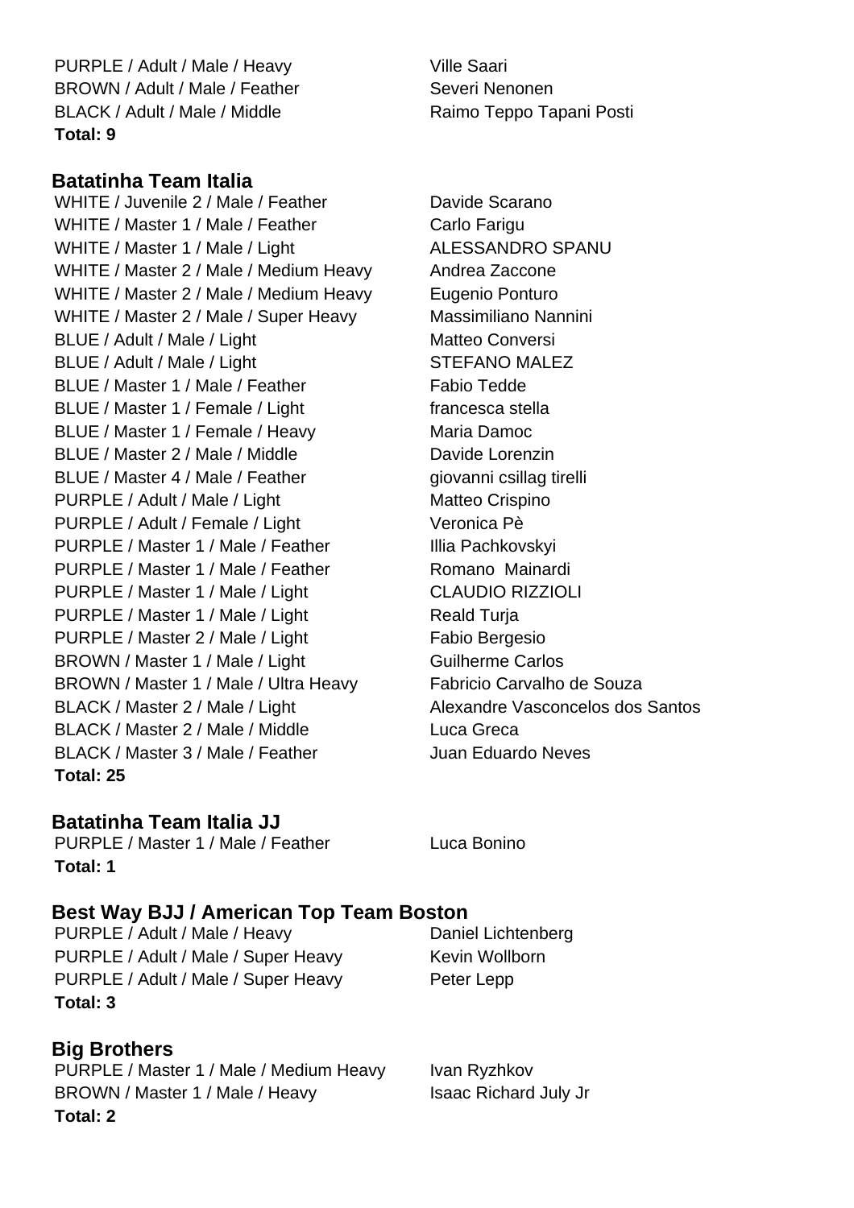PURPLE / Adult / Male / Heavy — Ville Saari
BROWN / Adult / Male / Feather — Severi Nenonen
BLACK / Adult / Male / Middle — Raimo Teppo Tapani Posti

**Total: 9**

## Batatinha Team Italia

| Division | Name |
|---|---|
| WHITE / Juvenile 2 / Male / Feather | Davide Scarano |
| WHITE / Master 1 / Male / Feather | Carlo Farigu |
| WHITE / Master 1 / Male / Light | ALESSANDRO SPANU |
| WHITE / Master 2 / Male / Medium Heavy | Andrea Zaccone |
| WHITE / Master 2 / Male / Medium Heavy | Eugenio Ponturo |
| WHITE / Master 2 / Male / Super Heavy | Massimiliano Nannini |
| BLUE / Adult / Male / Light | Matteo Conversi |
| BLUE / Adult / Male / Light | STEFANO MALEZ |
| BLUE / Master 1 / Male / Feather | Fabio Tedde |
| BLUE / Master 1 / Female / Light | francesca stella |
| BLUE / Master 1 / Female / Heavy | Maria Damoc |
| BLUE / Master 2 / Male / Middle | Davide Lorenzin |
| BLUE / Master 4 / Male / Feather | giovanni csillag tirelli |
| PURPLE / Adult / Male / Light | Matteo Crispino |
| PURPLE / Adult / Female / Light | Veronica Pè |
| PURPLE / Master 1 / Male / Feather | Illia Pachkovskyi |
| PURPLE / Master 1 / Male / Feather | Romano Mainardi |
| PURPLE / Master 1 / Male / Light | CLAUDIO RIZZIOLI |
| PURPLE / Master 1 / Male / Light | Reald Turja |
| PURPLE / Master 2 / Male / Light | Fabio Bergesio |
| BROWN / Master 1 / Male / Light | Guilherme Carlos |
| BROWN / Master 1 / Male / Ultra Heavy | Fabricio Carvalho de Souza |
| BLACK / Master 2 / Male / Light | Alexandre Vasconcelos dos Santos |
| BLACK / Master 2 / Male / Middle | Luca Greca |
| BLACK / Master 3 / Male / Feather | Juan Eduardo Neves |

**Total: 25**

## Batatinha Team Italia JJ

PURPLE / Master 1 / Male / Feather — Luca Bonino

**Total: 1**

## Best Way BJJ / American Top Team Boston

| Division | Name |
|---|---|
| PURPLE / Adult / Male / Heavy | Daniel Lichtenberg |
| PURPLE / Adult / Male / Super Heavy | Kevin Wollborn |
| PURPLE / Adult / Male / Super Heavy | Peter Lepp |

**Total: 3**

## Big Brothers

| Division | Name |
|---|---|
| PURPLE / Master 1 / Male / Medium Heavy | Ivan Ryzhkov |
| BROWN / Master 1 / Male / Heavy | Isaac Richard July Jr |

**Total: 2**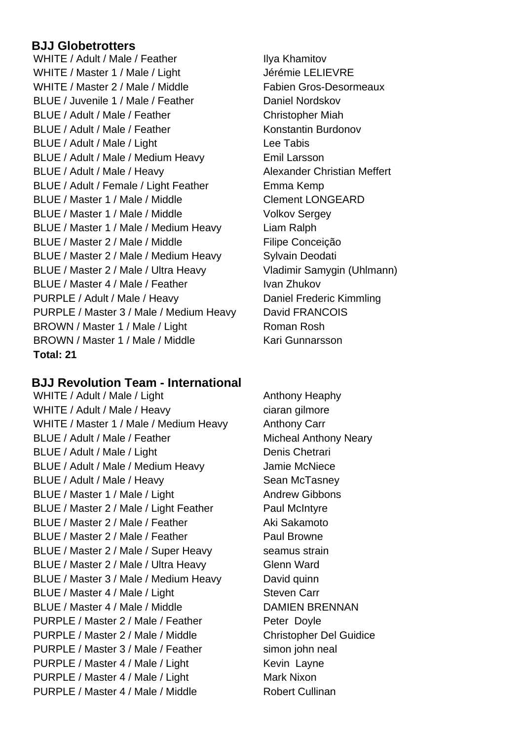### BJJ Globetrotters

| | |
|---|---|
| WHITE / Adult / Male / Feather | Ilya Khamitov |
| WHITE / Master 1 / Male / Light | Jérémie LELIEVRE |
| WHITE / Master 2 / Male / Middle | Fabien Gros-Desormeaux |
| BLUE / Juvenile 1 / Male / Feather | Daniel Nordskov |
| BLUE / Adult / Male / Feather | Christopher Miah |
| BLUE / Adult / Male / Feather | Konstantin Burdonov |
| BLUE / Adult / Male / Light | Lee Tabis |
| BLUE / Adult / Male / Medium Heavy | Emil Larsson |
| BLUE / Adult / Male / Heavy | Alexander Christian Meffert |
| BLUE / Adult / Female / Light Feather | Emma Kemp |
| BLUE / Master 1 / Male / Middle | Clement LONGEARD |
| BLUE / Master 1 / Male / Middle | Volkov Sergey |
| BLUE / Master 1 / Male / Medium Heavy | Liam Ralph |
| BLUE / Master 2 / Male / Middle | Filipe Conceição |
| BLUE / Master 2 / Male / Medium Heavy | Sylvain Deodati |
| BLUE / Master 2 / Male / Ultra Heavy | Vladimir Samygin (Uhlmann) |
| BLUE / Master 4 / Male / Feather | Ivan Zhukov |
| PURPLE / Adult / Male / Heavy | Daniel Frederic Kimmling |
| PURPLE / Master 3 / Male / Medium Heavy | David FRANCOIS |
| BROWN / Master 1 / Male / Light | Roman Rosh |
| BROWN / Master 1 / Male / Middle | Kari Gunnarsson |

**Total: 21**

### BJJ Revolution Team - International

| | |
|---|---|
| WHITE / Adult / Male / Light | Anthony Heaphy |
| WHITE / Adult / Male / Heavy | ciaran gilmore |
| WHITE / Master 1 / Male / Medium Heavy | Anthony Carr |
| BLUE / Adult / Male / Feather | Micheal Anthony Neary |
| BLUE / Adult / Male / Light | Denis Chetrari |
| BLUE / Adult / Male / Medium Heavy | Jamie McNiece |
| BLUE / Adult / Male / Heavy | Sean McTasney |
| BLUE / Master 1 / Male / Light | Andrew Gibbons |
| BLUE / Master 2 / Male / Light Feather | Paul McIntyre |
| BLUE / Master 2 / Male / Feather | Aki Sakamoto |
| BLUE / Master 2 / Male / Feather | Paul Browne |
| BLUE / Master 2 / Male / Super Heavy | seamus strain |
| BLUE / Master 2 / Male / Ultra Heavy | Glenn Ward |
| BLUE / Master 3 / Male / Medium Heavy | David quinn |
| BLUE / Master 4 / Male / Light | Steven Carr |
| BLUE / Master 4 / Male / Middle | DAMIEN BRENNAN |
| PURPLE / Master 2 / Male / Feather | Peter Doyle |
| PURPLE / Master 2 / Male / Middle | Christopher Del Guidice |
| PURPLE / Master 3 / Male / Feather | simon john neal |
| PURPLE / Master 4 / Male / Light | Kevin Layne |
| PURPLE / Master 4 / Male / Light | Mark Nixon |
| PURPLE / Master 4 / Male / Middle | Robert Cullinan |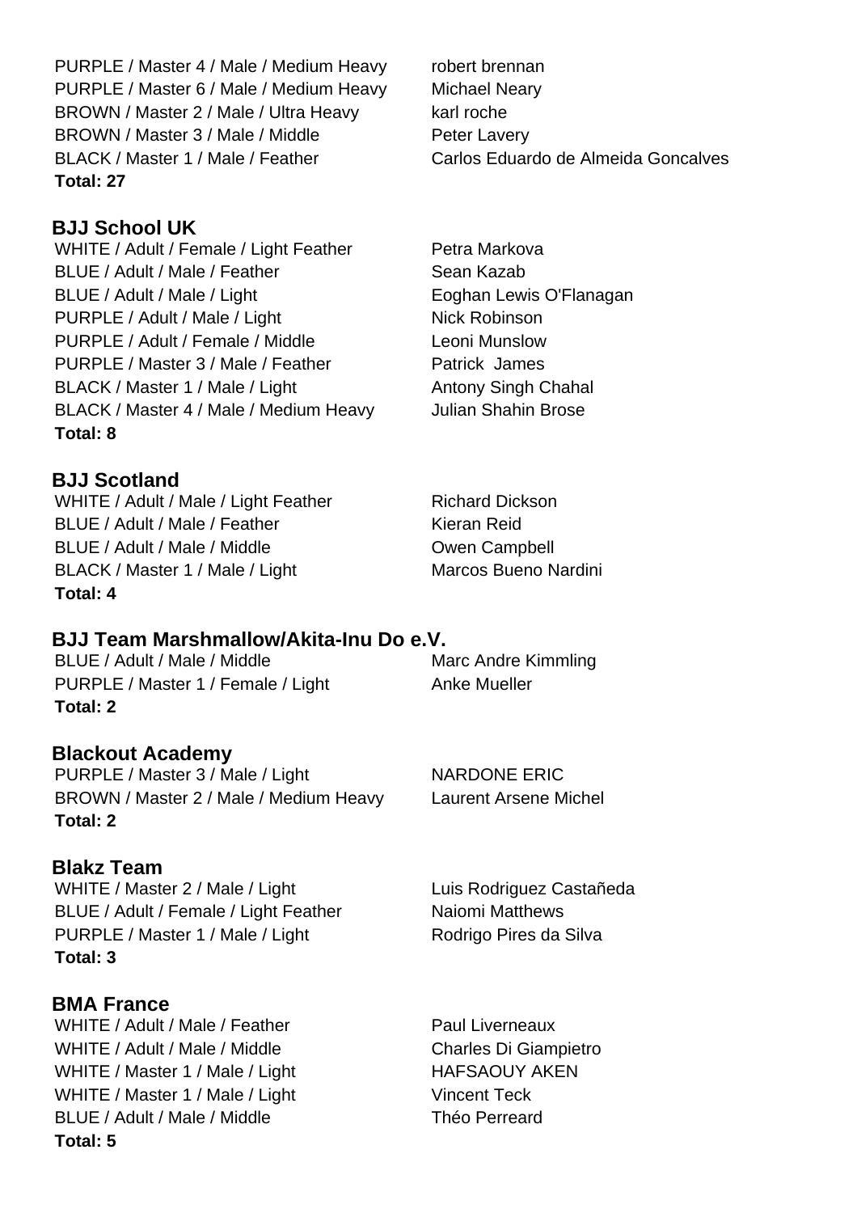PURPLE / Master 4 / Male / Medium Heavy robert brennan
PURPLE / Master 6 / Male / Medium Heavy Michael Neary
BROWN / Master 2 / Male / Ultra Heavy karl roche
BROWN / Master 3 / Male / Middle Peter Lavery
BLACK / Master 1 / Male / Feather Carlos Eduardo de Almeida Goncalves
**Total: 27**

## BJJ School UK

WHITE / Adult / Female / Light Feather Petra Markova
BLUE / Adult / Male / Feather Sean Kazab
BLUE / Adult / Male / Light Eoghan Lewis O'Flanagan
PURPLE / Adult / Male / Light Nick Robinson
PURPLE / Adult / Female / Middle Leoni Munslow
PURPLE / Master 3 / Male / Feather Patrick James
BLACK / Master 1 / Male / Light Antony Singh Chahal
BLACK / Master 4 / Male / Medium Heavy Julian Shahin Brose
**Total: 8**

## BJJ Scotland

WHITE / Adult / Male / Light Feather Richard Dickson
BLUE / Adult / Male / Feather Kieran Reid
BLUE / Adult / Male / Middle Owen Campbell
BLACK / Master 1 / Male / Light Marcos Bueno Nardini
**Total: 4**

## BJJ Team Marshmallow/Akita-Inu Do e.V.

BLUE / Adult / Male / Middle Marc Andre Kimmling
PURPLE / Master 1 / Female / Light Anke Mueller
**Total: 2**

## Blackout Academy

PURPLE / Master 3 / Male / Light NARDONE ERIC
BROWN / Master 2 / Male / Medium Heavy Laurent Arsene Michel
**Total: 2**

## Blakz Team

WHITE / Master 2 / Male / Light Luis Rodriguez Castañeda
BLUE / Adult / Female / Light Feather Naiomi Matthews
PURPLE / Master 1 / Male / Light Rodrigo Pires da Silva
**Total: 3**

## BMA France

WHITE / Adult / Male / Feather Paul Liverneaux
WHITE / Adult / Male / Middle Charles Di Giampietro
WHITE / Master 1 / Male / Light HAFSAOUY AKEN
WHITE / Master 1 / Male / Light Vincent Teck
BLUE / Adult / Male / Middle Théo Perreard
**Total: 5**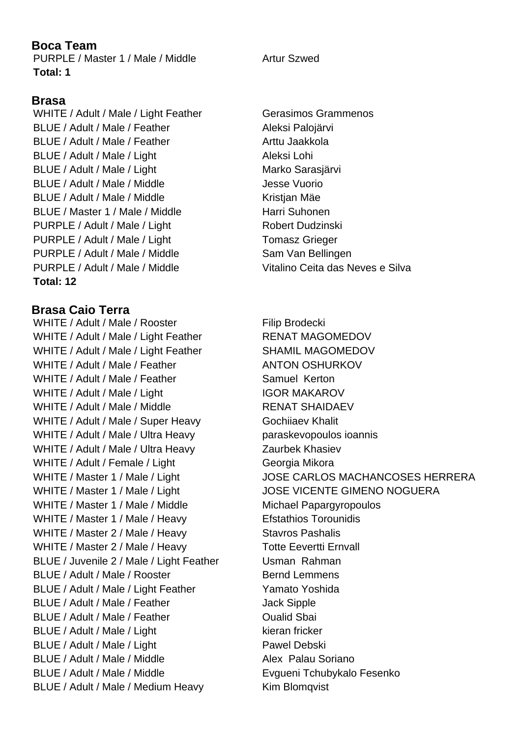### Boca Team

| | |
|---|---|
| PURPLE / Master 1 / Male / Middle | Artur Szwed |

**Total: 1**

### Brasa

| | |
|---|---|
| WHITE / Adult / Male / Light Feather | Gerasimos Grammenos |
| BLUE / Adult / Male / Feather | Aleksi Palojärvi |
| BLUE / Adult / Male / Feather | Arttu Jaakkola |
| BLUE / Adult / Male / Light | Aleksi Lohi |
| BLUE / Adult / Male / Light | Marko Sarasjärvi |
| BLUE / Adult / Male / Middle | Jesse Vuorio |
| BLUE / Adult / Male / Middle | Kristjan Mäe |
| BLUE / Master 1 / Male / Middle | Harri Suhonen |
| PURPLE / Adult / Male / Light | Robert Dudzinski |
| PURPLE / Adult / Male / Light | Tomasz Grieger |
| PURPLE / Adult / Male / Middle | Sam Van Bellingen |
| PURPLE / Adult / Male / Middle | Vitalino Ceita das Neves e Silva |

**Total: 12**

### Brasa Caio Terra

| | |
|---|---|
| WHITE / Adult / Male / Rooster | Filip Brodecki |
| WHITE / Adult / Male / Light Feather | RENAT MAGOMEDOV |
| WHITE / Adult / Male / Light Feather | SHAMIL MAGOMEDOV |
| WHITE / Adult / Male / Feather | ANTON OSHURKOV |
| WHITE / Adult / Male / Feather | Samuel Kerton |
| WHITE / Adult / Male / Light | IGOR MAKAROV |
| WHITE / Adult / Male / Middle | RENAT SHAIDAEV |
| WHITE / Adult / Male / Super Heavy | Gochiiaev Khalit |
| WHITE / Adult / Male / Ultra Heavy | paraskevopoulos ioannis |
| WHITE / Adult / Male / Ultra Heavy | Zaurbek Khasiev |
| WHITE / Adult / Female / Light | Georgia Mikora |
| WHITE / Master 1 / Male / Light | JOSE CARLOS MACHANCOSES HERRERA |
| WHITE / Master 1 / Male / Light | JOSE VICENTE GIMENO NOGUERA |
| WHITE / Master 1 / Male / Middle | Michael Papargyropoulos |
| WHITE / Master 1 / Male / Heavy | Efstathios Torounidis |
| WHITE / Master 2 / Male / Heavy | Stavros Pashalis |
| WHITE / Master 2 / Male / Heavy | Totte Eevertti Ernvall |
| BLUE / Juvenile 2 / Male / Light Feather | Usman Rahman |
| BLUE / Adult / Male / Rooster | Bernd Lemmens |
| BLUE / Adult / Male / Light Feather | Yamato Yoshida |
| BLUE / Adult / Male / Feather | Jack Sipple |
| BLUE / Adult / Male / Feather | Oualid Sbai |
| BLUE / Adult / Male / Light | kieran fricker |
| BLUE / Adult / Male / Light | Pawel Debski |
| BLUE / Adult / Male / Middle | Alex Palau Soriano |
| BLUE / Adult / Male / Middle | Evgueni Tchubykalo Fesenko |
| BLUE / Adult / Male / Medium Heavy | Kim Blomqvist |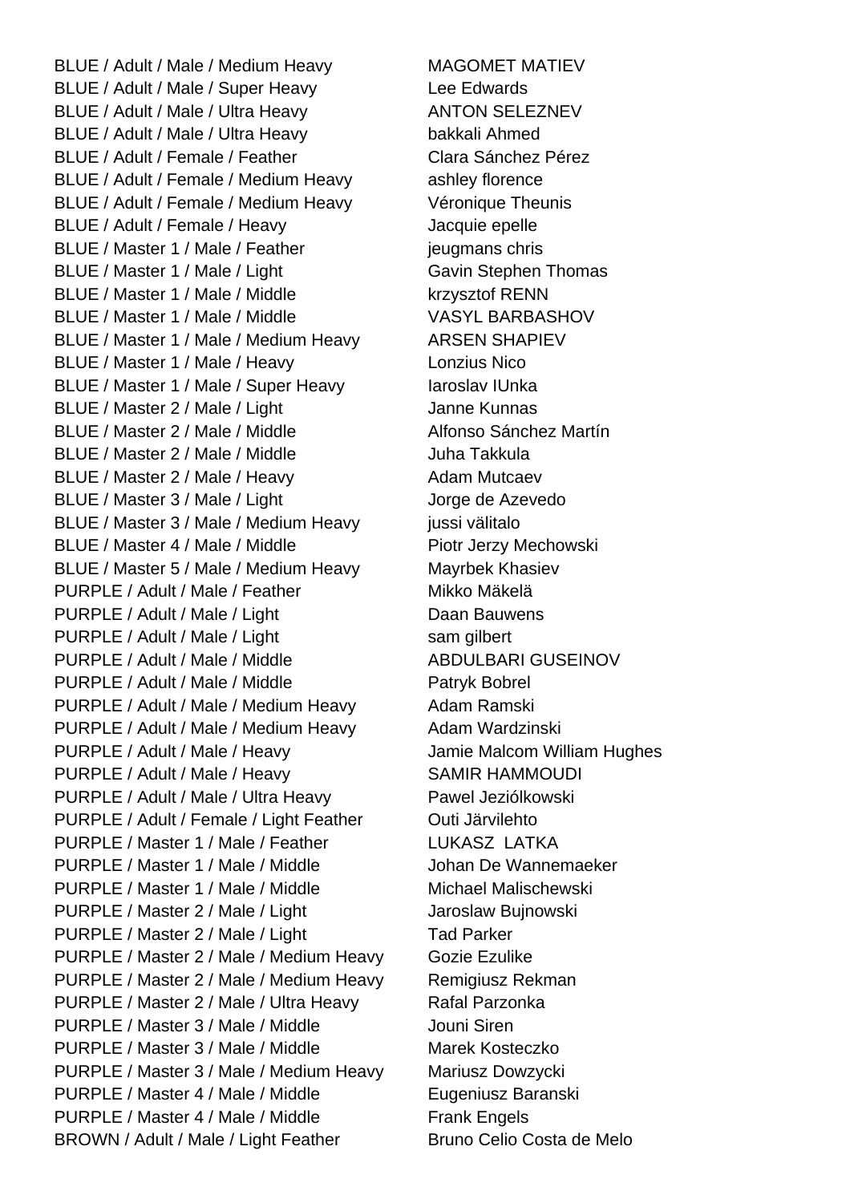| | |
|---|---|
| BLUE / Adult / Male / Medium Heavy | MAGOMET MATIEV |
| BLUE / Adult / Male / Super Heavy | Lee Edwards |
| BLUE / Adult / Male / Ultra Heavy | ANTON SELEZNEV |
| BLUE / Adult / Male / Ultra Heavy | bakkali Ahmed |
| BLUE / Adult / Female / Feather | Clara Sánchez Pérez |
| BLUE / Adult / Female / Medium Heavy | ashley florence |
| BLUE / Adult / Female / Medium Heavy | Véronique Theunis |
| BLUE / Adult / Female / Heavy | Jacquie epelle |
| BLUE / Master 1 / Male / Feather | jeugmans chris |
| BLUE / Master 1 / Male / Light | Gavin Stephen Thomas |
| BLUE / Master 1 / Male / Middle | krzysztof RENN |
| BLUE / Master 1 / Male / Middle | VASYL BARBASHOV |
| BLUE / Master 1 / Male / Medium Heavy | ARSEN SHAPIEV |
| BLUE / Master 1 / Male / Heavy | Lonzius Nico |
| BLUE / Master 1 / Male / Super Heavy | Iaroslav IUnka |
| BLUE / Master 2 / Male / Light | Janne Kunnas |
| BLUE / Master 2 / Male / Middle | Alfonso Sánchez Martín |
| BLUE / Master 2 / Male / Middle | Juha Takkula |
| BLUE / Master 2 / Male / Heavy | Adam Mutcaev |
| BLUE / Master 3 / Male / Light | Jorge de Azevedo |
| BLUE / Master 3 / Male / Medium Heavy | jussi välitalo |
| BLUE / Master 4 / Male / Middle | Piotr Jerzy Mechowski |
| BLUE / Master 5 / Male / Medium Heavy | Mayrbek Khasiev |
| PURPLE / Adult / Male / Feather | Mikko Mäkelä |
| PURPLE / Adult / Male / Light | Daan Bauwens |
| PURPLE / Adult / Male / Light | sam gilbert |
| PURPLE / Adult / Male / Middle | ABDULBARI GUSEINOV |
| PURPLE / Adult / Male / Middle | Patryk Bobrel |
| PURPLE / Adult / Male / Medium Heavy | Adam Ramski |
| PURPLE / Adult / Male / Medium Heavy | Adam Wardzinski |
| PURPLE / Adult / Male / Heavy | Jamie Malcom William Hughes |
| PURPLE / Adult / Male / Heavy | SAMIR HAMMOUDI |
| PURPLE / Adult / Male / Ultra Heavy | Pawel Jeziólkowski |
| PURPLE / Adult / Female / Light Feather | Outi Järvilehto |
| PURPLE / Master 1 / Male / Feather | LUKASZ LATKA |
| PURPLE / Master 1 / Male / Middle | Johan De Wannemaeker |
| PURPLE / Master 1 / Male / Middle | Michael Malischewski |
| PURPLE / Master 2 / Male / Light | Jaroslaw Bujnowski |
| PURPLE / Master 2 / Male / Light | Tad Parker |
| PURPLE / Master 2 / Male / Medium Heavy | Gozie Ezulike |
| PURPLE / Master 2 / Male / Medium Heavy | Remigiusz Rekman |
| PURPLE / Master 2 / Male / Ultra Heavy | Rafal Parzonka |
| PURPLE / Master 3 / Male / Middle | Jouni Siren |
| PURPLE / Master 3 / Male / Middle | Marek Kosteczko |
| PURPLE / Master 3 / Male / Medium Heavy | Mariusz Dowzycki |
| PURPLE / Master 4 / Male / Middle | Eugeniusz Baranski |
| PURPLE / Master 4 / Male / Middle | Frank Engels |
| BROWN / Adult / Male / Light Feather | Bruno Celio Costa de Melo |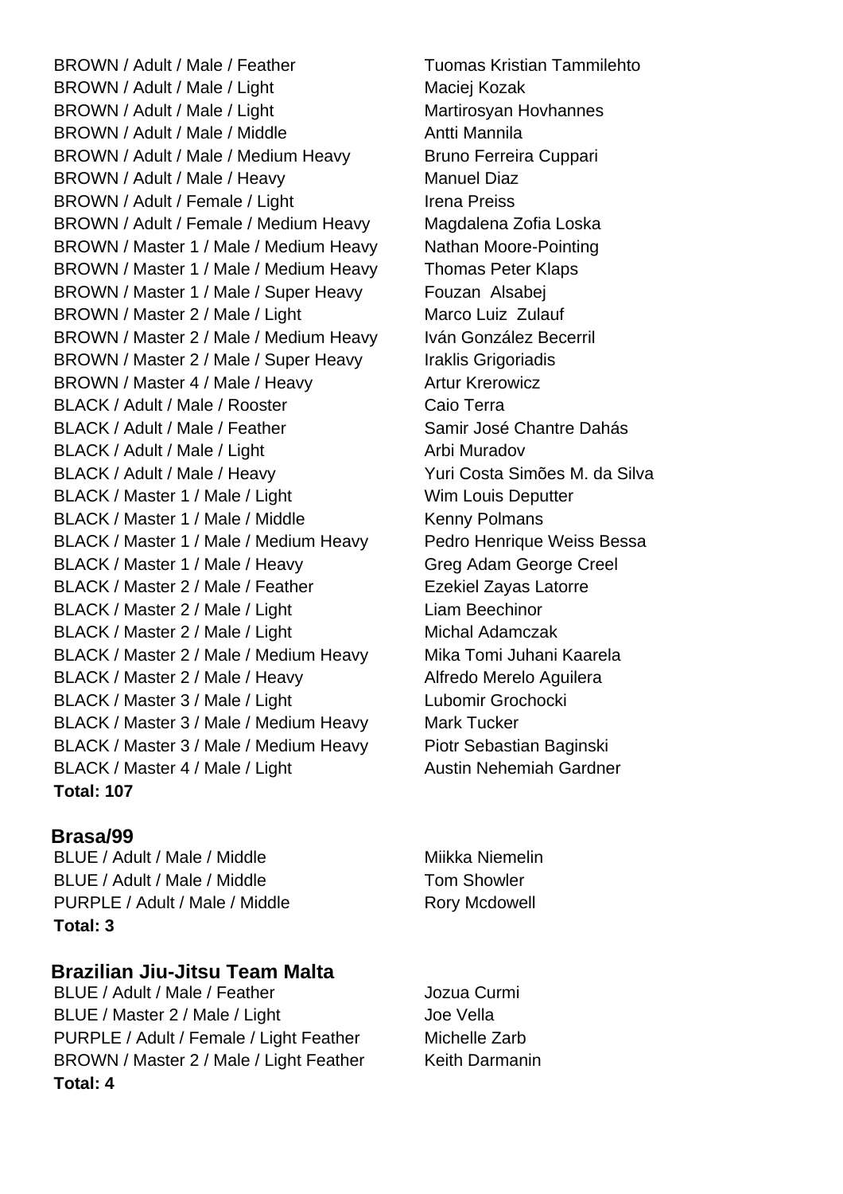BROWN / Adult / Male / Feather Tuomas Kristian Tammilehto
BROWN / Adult / Male / Light Maciej Kozak
BROWN / Adult / Male / Light Martirosyan Hovhannes
BROWN / Adult / Male / Middle Antti Mannila
BROWN / Adult / Male / Medium Heavy Bruno Ferreira Cuppari
BROWN / Adult / Male / Heavy Manuel Diaz
BROWN / Adult / Female / Light Irena Preiss
BROWN / Adult / Female / Medium Heavy Magdalena Zofia Loska
BROWN / Master 1 / Male / Medium Heavy Nathan Moore-Pointing
BROWN / Master 1 / Male / Medium Heavy Thomas Peter Klaps
BROWN / Master 1 / Male / Super Heavy Fouzan Alsabej
BROWN / Master 2 / Male / Light Marco Luiz Zulauf
BROWN / Master 2 / Male / Medium Heavy Iván González Becerril
BROWN / Master 2 / Male / Super Heavy Iraklis Grigoriadis
BROWN / Master 4 / Male / Heavy Artur Krerowicz
BLACK / Adult / Male / Rooster Caio Terra
BLACK / Adult / Male / Feather Samir José Chantre Dahás
BLACK / Adult / Male / Light Arbi Muradov
BLACK / Adult / Male / Heavy Yuri Costa Simões M. da Silva
BLACK / Master 1 / Male / Light Wim Louis Deputter
BLACK / Master 1 / Male / Middle Kenny Polmans
BLACK / Master 1 / Male / Medium Heavy Pedro Henrique Weiss Bessa
BLACK / Master 1 / Male / Heavy Greg Adam George Creel
BLACK / Master 2 / Male / Feather Ezekiel Zayas Latorre
BLACK / Master 2 / Male / Light Liam Beechinor
BLACK / Master 2 / Male / Light Michal Adamczak
BLACK / Master 2 / Male / Medium Heavy Mika Tomi Juhani Kaarela
BLACK / Master 2 / Male / Heavy Alfredo Merelo Aguilera
BLACK / Master 3 / Male / Light Lubomir Grochocki
BLACK / Master 3 / Male / Medium Heavy Mark Tucker
BLACK / Master 3 / Male / Medium Heavy Piotr Sebastian Baginski
BLACK / Master 4 / Male / Light Austin Nehemiah Gardner

**Total: 107**

## Brasa/99

BLUE / Adult / Male / Middle Miikka Niemelin
BLUE / Adult / Male / Middle Tom Showler
PURPLE / Adult / Male / Middle Rory Mcdowell

**Total: 3**

## Brazilian Jiu-Jitsu Team Malta

BLUE / Adult / Male / Feather Jozua Curmi
BLUE / Master 2 / Male / Light Joe Vella
PURPLE / Adult / Female / Light Feather Michelle Zarb
BROWN / Master 2 / Male / Light Feather Keith Darmanin

**Total: 4**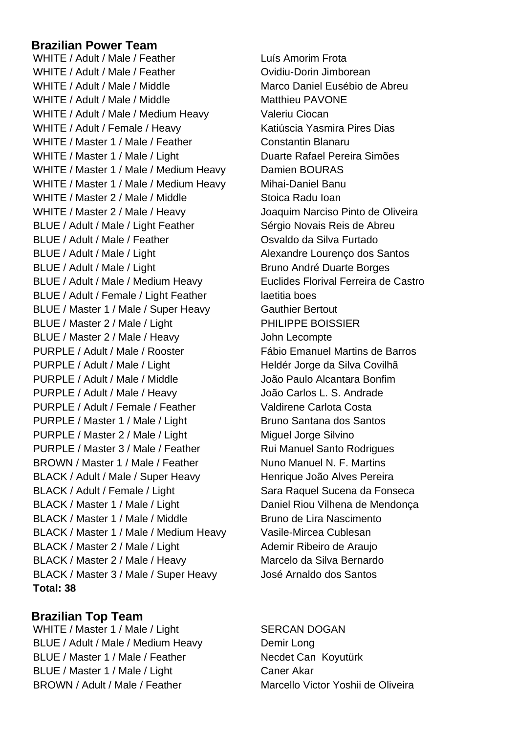**Brazilian Power Team**

| | |
|---|---|
| WHITE / Adult / Male / Feather | Luís Amorim Frota |
| WHITE / Adult / Male / Feather | Ovidiu-Dorin Jimborean |
| WHITE / Adult / Male / Middle | Marco Daniel Eusébio de Abreu |
| WHITE / Adult / Male / Middle | Matthieu PAVONE |
| WHITE / Adult / Male / Medium Heavy | Valeriu Ciocan |
| WHITE / Adult / Female / Heavy | Katiúscia Yasmira Pires Dias |
| WHITE / Master 1 / Male / Feather | Constantin Blanaru |
| WHITE / Master 1 / Male / Light | Duarte Rafael Pereira Simões |
| WHITE / Master 1 / Male / Medium Heavy | Damien BOURAS |
| WHITE / Master 1 / Male / Medium Heavy | Mihai-Daniel Banu |
| WHITE / Master 2 / Male / Middle | Stoica Radu Ioan |
| WHITE / Master 2 / Male / Heavy | Joaquim Narciso Pinto de Oliveira |
| BLUE / Adult / Male / Light Feather | Sérgio Novais Reis de Abreu |
| BLUE / Adult / Male / Feather | Osvaldo da Silva Furtado |
| BLUE / Adult / Male / Light | Alexandre Lourenço dos Santos |
| BLUE / Adult / Male / Light | Bruno André Duarte Borges |
| BLUE / Adult / Male / Medium Heavy | Euclides Florival Ferreira de Castro |
| BLUE / Adult / Female / Light Feather | laetitia boes |
| BLUE / Master 1 / Male / Super Heavy | Gauthier Bertout |
| BLUE / Master 2 / Male / Light | PHILIPPE BOISSIER |
| BLUE / Master 2 / Male / Heavy | John Lecompte |
| PURPLE / Adult / Male / Rooster | Fábio Emanuel Martins de Barros |
| PURPLE / Adult / Male / Light | Heldér Jorge da Silva Covilhã |
| PURPLE / Adult / Male / Middle | João Paulo Alcantara Bonfim |
| PURPLE / Adult / Male / Heavy | João Carlos L. S. Andrade |
| PURPLE / Adult / Female / Feather | Valdirene Carlota Costa |
| PURPLE / Master 1 / Male / Light | Bruno Santana dos Santos |
| PURPLE / Master 2 / Male / Light | Miguel Jorge Silvino |
| PURPLE / Master 3 / Male / Feather | Rui Manuel Santo Rodrigues |
| BROWN / Master 1 / Male / Feather | Nuno Manuel N. F. Martins |
| BLACK / Adult / Male / Super Heavy | Henrique João Alves Pereira |
| BLACK / Adult / Female / Light | Sara Raquel Sucena da Fonseca |
| BLACK / Master 1 / Male / Light | Daniel Riou Vilhena de Mendonça |
| BLACK / Master 1 / Male / Middle | Bruno de Lira Nascimento |
| BLACK / Master 1 / Male / Medium Heavy | Vasile-Mircea Cublesan |
| BLACK / Master 2 / Male / Light | Ademir Ribeiro de Araujo |
| BLACK / Master 2 / Male / Heavy | Marcelo da Silva Bernardo |
| BLACK / Master 3 / Male / Super Heavy | José Arnaldo dos Santos |

**Total: 38**

**Brazilian Top Team**

| | |
|---|---|
| WHITE / Master 1 / Male / Light | SERCAN DOGAN |
| BLUE / Adult / Male / Medium Heavy | Demir Long |
| BLUE / Master 1 / Male / Feather | Necdet Can Koyutürk |
| BLUE / Master 1 / Male / Light | Caner Akar |
| BROWN / Adult / Male / Feather | Marcello Victor Yoshii de Oliveira |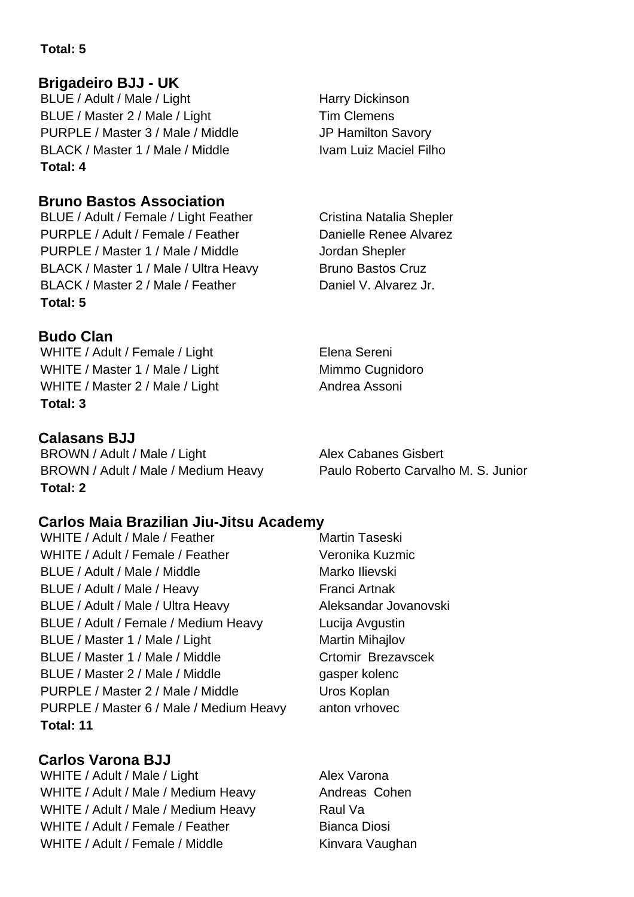**Total: 5**

## Brigadeiro BJJ - UK

| | |
|---|---|
| BLUE / Adult / Male / Light | Harry Dickinson |
| BLUE / Master 2 / Male / Light | Tim Clemens |
| PURPLE / Master 3 / Male / Middle | JP Hamilton Savory |
| BLACK / Master 1 / Male / Middle | Ivam Luiz Maciel Filho |

**Total: 4**

## Bruno Bastos Association

| | |
|---|---|
| BLUE / Adult / Female / Light Feather | Cristina Natalia Shepler |
| PURPLE / Adult / Female / Feather | Danielle Renee Alvarez |
| PURPLE / Master 1 / Male / Middle | Jordan Shepler |
| BLACK / Master 1 / Male / Ultra Heavy | Bruno Bastos Cruz |
| BLACK / Master 2 / Male / Feather | Daniel V. Alvarez Jr. |

**Total: 5**

## Budo Clan

| | |
|---|---|
| WHITE / Adult / Female / Light | Elena Sereni |
| WHITE / Master 1 / Male / Light | Mimmo Cugnidoro |
| WHITE / Master 2 / Male / Light | Andrea Assoni |

**Total: 3**

## Calasans BJJ

| | |
|---|---|
| BROWN / Adult / Male / Light | Alex Cabanes Gisbert |
| BROWN / Adult / Male / Medium Heavy | Paulo Roberto Carvalho M. S. Junior |

**Total: 2**

## Carlos Maia Brazilian Jiu-Jitsu Academy

| | |
|---|---|
| WHITE / Adult / Male / Feather | Martin Taseski |
| WHITE / Adult / Female / Feather | Veronika Kuzmic |
| BLUE / Adult / Male / Middle | Marko Ilievski |
| BLUE / Adult / Male / Heavy | Franci Artnak |
| BLUE / Adult / Male / Ultra Heavy | Aleksandar Jovanovski |
| BLUE / Adult / Female / Medium Heavy | Lucija Avgustin |
| BLUE / Master 1 / Male / Light | Martin Mihajlov |
| BLUE / Master 1 / Male / Middle | Crtomir Brezavscek |
| BLUE / Master 2 / Male / Middle | gasper kolenc |
| PURPLE / Master 2 / Male / Middle | Uros Koplan |
| PURPLE / Master 6 / Male / Medium Heavy | anton vrhovec |

**Total: 11**

## Carlos Varona BJJ

| | |
|---|---|
| WHITE / Adult / Male / Light | Alex Varona |
| WHITE / Adult / Male / Medium Heavy | Andreas Cohen |
| WHITE / Adult / Male / Medium Heavy | Raul Va |
| WHITE / Adult / Female / Feather | Bianca Diosi |
| WHITE / Adult / Female / Middle | Kinvara Vaughan |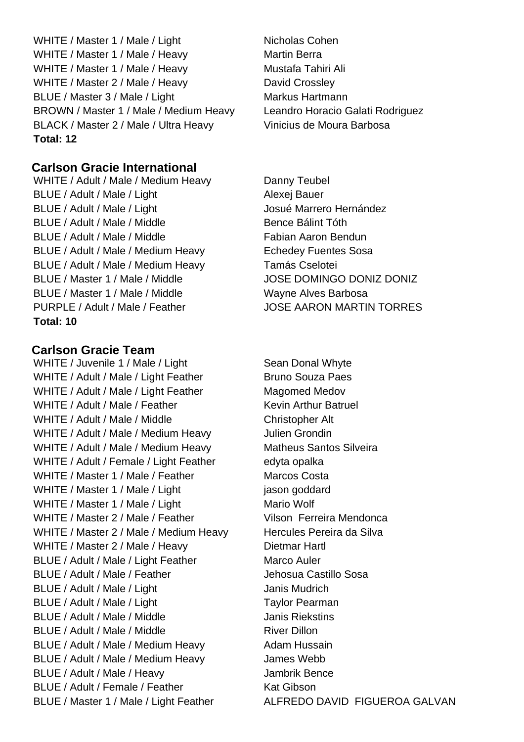| | |
|---|---|
| WHITE / Master 1 / Male / Light | Nicholas Cohen |
| WHITE / Master 1 / Male / Heavy | Martin Berra |
| WHITE / Master 1 / Male / Heavy | Mustafa Tahiri Ali |
| WHITE / Master 2 / Male / Heavy | David Crossley |
| BLUE / Master 3 / Male / Light | Markus Hartmann |
| BROWN / Master 1 / Male / Medium Heavy | Leandro Horacio Galati Rodriguez |
| BLACK / Master 2 / Male / Ultra Heavy | Vinicius de Moura Barbosa |

**Total: 12**

## Carlson Gracie International

| | |
|---|---|
| WHITE / Adult / Male / Medium Heavy | Danny Teubel |
| BLUE / Adult / Male / Light | Alexej Bauer |
| BLUE / Adult / Male / Light | Josué Marrero Hernández |
| BLUE / Adult / Male / Middle | Bence Bálint Tóth |
| BLUE / Adult / Male / Middle | Fabian Aaron Bendun |
| BLUE / Adult / Male / Medium Heavy | Echedey Fuentes Sosa |
| BLUE / Adult / Male / Medium Heavy | Tamás Cselotei |
| BLUE / Master 1 / Male / Middle | JOSE DOMINGO DONIZ DONIZ |
| BLUE / Master 1 / Male / Middle | Wayne Alves Barbosa |
| PURPLE / Adult / Male / Feather | JOSE AARON MARTIN TORRES |

**Total: 10**

## Carlson Gracie Team

| | |
|---|---|
| WHITE / Juvenile 1 / Male / Light | Sean Donal Whyte |
| WHITE / Adult / Male / Light Feather | Bruno Souza Paes |
| WHITE / Adult / Male / Light Feather | Magomed Medov |
| WHITE / Adult / Male / Feather | Kevin Arthur Batruel |
| WHITE / Adult / Male / Middle | Christopher Alt |
| WHITE / Adult / Male / Medium Heavy | Julien Grondin |
| WHITE / Adult / Male / Medium Heavy | Matheus Santos Silveira |
| WHITE / Adult / Female / Light Feather | edyta opalka |
| WHITE / Master 1 / Male / Feather | Marcos Costa |
| WHITE / Master 1 / Male / Light | jason goddard |
| WHITE / Master 1 / Male / Light | Mario Wolf |
| WHITE / Master 2 / Male / Feather | Vilson Ferreira Mendonca |
| WHITE / Master 2 / Male / Medium Heavy | Hercules Pereira da Silva |
| WHITE / Master 2 / Male / Heavy | Dietmar Hartl |
| BLUE / Adult / Male / Light Feather | Marco Auler |
| BLUE / Adult / Male / Feather | Jehosua Castillo Sosa |
| BLUE / Adult / Male / Light | Janis Mudrich |
| BLUE / Adult / Male / Light | Taylor Pearman |
| BLUE / Adult / Male / Middle | Janis Riekstins |
| BLUE / Adult / Male / Middle | River Dillon |
| BLUE / Adult / Male / Medium Heavy | Adam Hussain |
| BLUE / Adult / Male / Medium Heavy | James Webb |
| BLUE / Adult / Male / Heavy | Jambrik Bence |
| BLUE / Adult / Female / Feather | Kat Gibson |
| BLUE / Master 1 / Male / Light Feather | ALFREDO DAVID FIGUEROA GALVAN |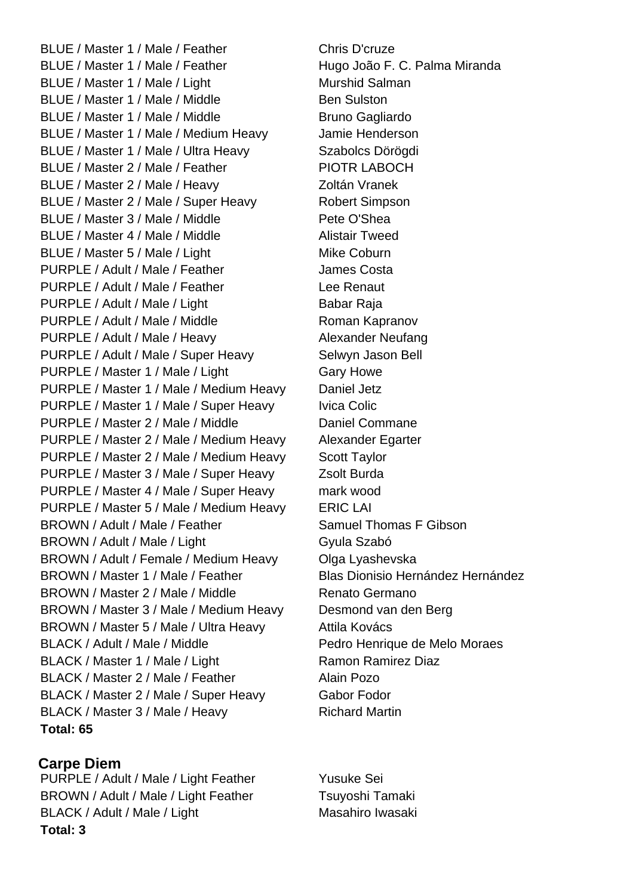| | |
|---|---|
| BLUE / Master 1 / Male / Feather | Chris D'cruze |
| BLUE / Master 1 / Male / Feather | Hugo João F. C. Palma Miranda |
| BLUE / Master 1 / Male / Light | Murshid Salman |
| BLUE / Master 1 / Male / Middle | Ben Sulston |
| BLUE / Master 1 / Male / Middle | Bruno Gagliardo |
| BLUE / Master 1 / Male / Medium Heavy | Jamie Henderson |
| BLUE / Master 1 / Male / Ultra Heavy | Szabolcs Dörögdi |
| BLUE / Master 2 / Male / Feather | PIOTR LABOCH |
| BLUE / Master 2 / Male / Heavy | Zoltán Vranek |
| BLUE / Master 2 / Male / Super Heavy | Robert Simpson |
| BLUE / Master 3 / Male / Middle | Pete O'Shea |
| BLUE / Master 4 / Male / Middle | Alistair Tweed |
| BLUE / Master 5 / Male / Light | Mike Coburn |
| PURPLE / Adult / Male / Feather | James Costa |
| PURPLE / Adult / Male / Feather | Lee Renaut |
| PURPLE / Adult / Male / Light | Babar Raja |
| PURPLE / Adult / Male / Middle | Roman Kapranov |
| PURPLE / Adult / Male / Heavy | Alexander Neufang |
| PURPLE / Adult / Male / Super Heavy | Selwyn Jason Bell |
| PURPLE / Master 1 / Male / Light | Gary Howe |
| PURPLE / Master 1 / Male / Medium Heavy | Daniel Jetz |
| PURPLE / Master 1 / Male / Super Heavy | Ivica Colic |
| PURPLE / Master 2 / Male / Middle | Daniel Commane |
| PURPLE / Master 2 / Male / Medium Heavy | Alexander Egarter |
| PURPLE / Master 2 / Male / Medium Heavy | Scott Taylor |
| PURPLE / Master 3 / Male / Super Heavy | Zsolt Burda |
| PURPLE / Master 4 / Male / Super Heavy | mark wood |
| PURPLE / Master 5 / Male / Medium Heavy | ERIC LAI |
| BROWN / Adult / Male / Feather | Samuel Thomas F Gibson |
| BROWN / Adult / Male / Light | Gyula Szabó |
| BROWN / Adult / Female / Medium Heavy | Olga Lyashevska |
| BROWN / Master 1 / Male / Feather | Blas Dionisio Hernández Hernández |
| BROWN / Master 2 / Male / Middle | Renato Germano |
| BROWN / Master 3 / Male / Medium Heavy | Desmond van den Berg |
| BROWN / Master 5 / Male / Ultra Heavy | Attila Kovács |
| BLACK / Adult / Male / Middle | Pedro Henrique de Melo Moraes |
| BLACK / Master 1 / Male / Light | Ramon Ramirez Diaz |
| BLACK / Master 2 / Male / Feather | Alain Pozo |
| BLACK / Master 2 / Male / Super Heavy | Gabor Fodor |
| BLACK / Master 3 / Male / Heavy | Richard Martin |

**Total: 65**

## Carpe Diem

| | |
|---|---|
| PURPLE / Adult / Male / Light Feather | Yusuke Sei |
| BROWN / Adult / Male / Light Feather | Tsuyoshi Tamaki |
| BLACK / Adult / Male / Light | Masahiro Iwasaki |

**Total: 3**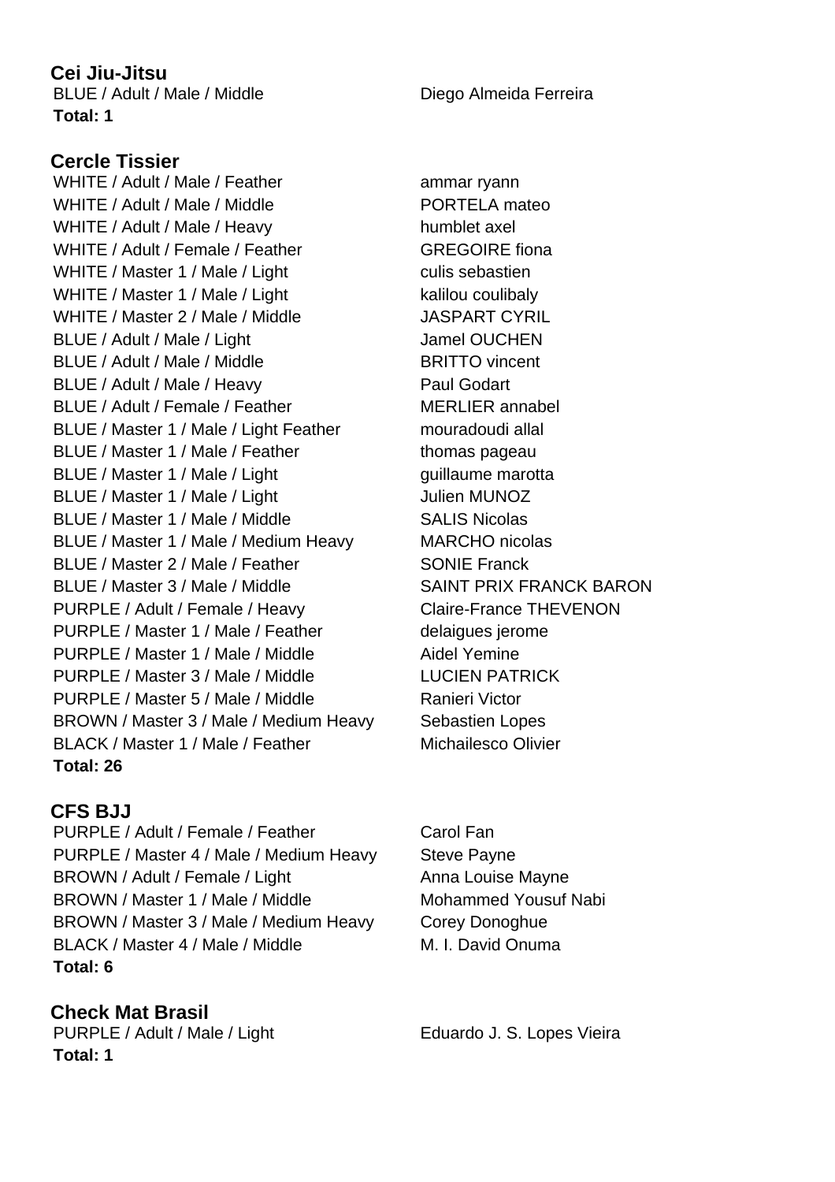## Cei Jiu-Jitsu

| | |
|---|---|
| BLUE / Adult / Male / Middle | Diego Almeida Ferreira |

**Total: 1**

## Cercle Tissier

| | |
|---|---|
| WHITE / Adult / Male / Feather | ammar ryann |
| WHITE / Adult / Male / Middle | PORTELA mateo |
| WHITE / Adult / Male / Heavy | humblet axel |
| WHITE / Adult / Female / Feather | GREGOIRE fiona |
| WHITE / Master 1 / Male / Light | culis sebastien |
| WHITE / Master 1 / Male / Light | kalilou coulibaly |
| WHITE / Master 2 / Male / Middle | JASPART CYRIL |
| BLUE / Adult / Male / Light | Jamel OUCHEN |
| BLUE / Adult / Male / Middle | BRITTO vincent |
| BLUE / Adult / Male / Heavy | Paul Godart |
| BLUE / Adult / Female / Feather | MERLIER annabel |
| BLUE / Master 1 / Male / Light Feather | mouradoudi allal |
| BLUE / Master 1 / Male / Feather | thomas pageau |
| BLUE / Master 1 / Male / Light | guillaume marotta |
| BLUE / Master 1 / Male / Light | Julien MUNOZ |
| BLUE / Master 1 / Male / Middle | SALIS Nicolas |
| BLUE / Master 1 / Male / Medium Heavy | MARCHO nicolas |
| BLUE / Master 2 / Male / Feather | SONIE Franck |
| BLUE / Master 3 / Male / Middle | SAINT PRIX FRANCK BARON |
| PURPLE / Adult / Female / Heavy | Claire-France THEVENON |
| PURPLE / Master 1 / Male / Feather | delaigues jerome |
| PURPLE / Master 1 / Male / Middle | Aidel Yemine |
| PURPLE / Master 3 / Male / Middle | LUCIEN PATRICK |
| PURPLE / Master 5 / Male / Middle | Ranieri Victor |
| BROWN / Master 3 / Male / Medium Heavy | Sebastien Lopes |
| BLACK / Master 1 / Male / Feather | Michailesco Olivier |

**Total: 26**

## CFS BJJ

| | |
|---|---|
| PURPLE / Adult / Female / Feather | Carol Fan |
| PURPLE / Master 4 / Male / Medium Heavy | Steve Payne |
| BROWN / Adult / Female / Light | Anna Louise Mayne |
| BROWN / Master 1 / Male / Middle | Mohammed Yousuf Nabi |
| BROWN / Master 3 / Male / Medium Heavy | Corey Donoghue |
| BLACK / Master 4 / Male / Middle | M. I. David Onuma |

**Total: 6**

## Check Mat Brasil

| | |
|---|---|
| PURPLE / Adult / Male / Light | Eduardo J. S. Lopes Vieira |

**Total: 1**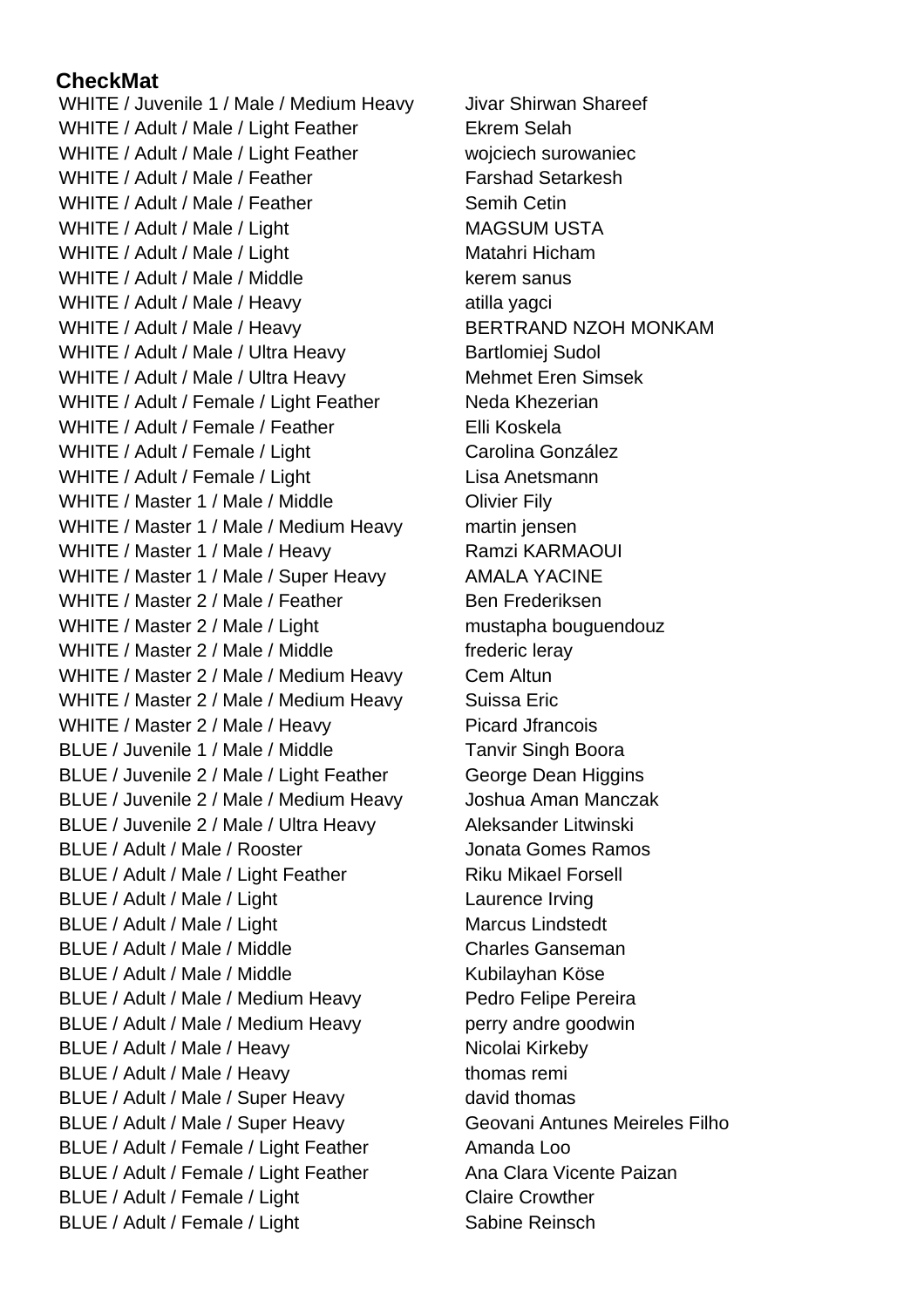**CheckMat**

| | |
|---|---|
| WHITE / Juvenile 1 / Male / Medium Heavy | Jivar Shirwan Shareef |
| WHITE / Adult / Male / Light Feather | Ekrem Selah |
| WHITE / Adult / Male / Light Feather | wojciech surowaniec |
| WHITE / Adult / Male / Feather | Farshad Setarkesh |
| WHITE / Adult / Male / Feather | Semih Cetin |
| WHITE / Adult / Male / Light | MAGSUM USTA |
| WHITE / Adult / Male / Light | Matahri Hicham |
| WHITE / Adult / Male / Middle | kerem sanus |
| WHITE / Adult / Male / Heavy | atilla yagci |
| WHITE / Adult / Male / Heavy | BERTRAND NZOH MONKAM |
| WHITE / Adult / Male / Ultra Heavy | Bartlomiej Sudol |
| WHITE / Adult / Male / Ultra Heavy | Mehmet Eren Simsek |
| WHITE / Adult / Female / Light Feather | Neda Khezerian |
| WHITE / Adult / Female / Feather | Elli Koskela |
| WHITE / Adult / Female / Light | Carolina González |
| WHITE / Adult / Female / Light | Lisa Anetsmann |
| WHITE / Master 1 / Male / Middle | Olivier Fily |
| WHITE / Master 1 / Male / Medium Heavy | martin jensen |
| WHITE / Master 1 / Male / Heavy | Ramzi KARMAOUI |
| WHITE / Master 1 / Male / Super Heavy | AMALA YACINE |
| WHITE / Master 2 / Male / Feather | Ben Frederiksen |
| WHITE / Master 2 / Male / Light | mustapha bouguendouz |
| WHITE / Master 2 / Male / Middle | frederic leray |
| WHITE / Master 2 / Male / Medium Heavy | Cem Altun |
| WHITE / Master 2 / Male / Medium Heavy | Suissa Eric |
| WHITE / Master 2 / Male / Heavy | Picard Jfrancois |
| BLUE / Juvenile 1 / Male / Middle | Tanvir Singh Boora |
| BLUE / Juvenile 2 / Male / Light Feather | George Dean Higgins |
| BLUE / Juvenile 2 / Male / Medium Heavy | Joshua Aman Manczak |
| BLUE / Juvenile 2 / Male / Ultra Heavy | Aleksander Litwinski |
| BLUE / Adult / Male / Rooster | Jonata Gomes Ramos |
| BLUE / Adult / Male / Light Feather | Riku Mikael Forsell |
| BLUE / Adult / Male / Light | Laurence Irving |
| BLUE / Adult / Male / Light | Marcus Lindstedt |
| BLUE / Adult / Male / Middle | Charles Ganseman |
| BLUE / Adult / Male / Middle | Kubilayhan Köse |
| BLUE / Adult / Male / Medium Heavy | Pedro Felipe Pereira |
| BLUE / Adult / Male / Medium Heavy | perry andre goodwin |
| BLUE / Adult / Male / Heavy | Nicolai Kirkeby |
| BLUE / Adult / Male / Heavy | thomas remi |
| BLUE / Adult / Male / Super Heavy | david thomas |
| BLUE / Adult / Male / Super Heavy | Geovani Antunes Meireles Filho |
| BLUE / Adult / Female / Light Feather | Amanda Loo |
| BLUE / Adult / Female / Light Feather | Ana Clara Vicente Paizan |
| BLUE / Adult / Female / Light | Claire Crowther |
| BLUE / Adult / Female / Light | Sabine Reinsch |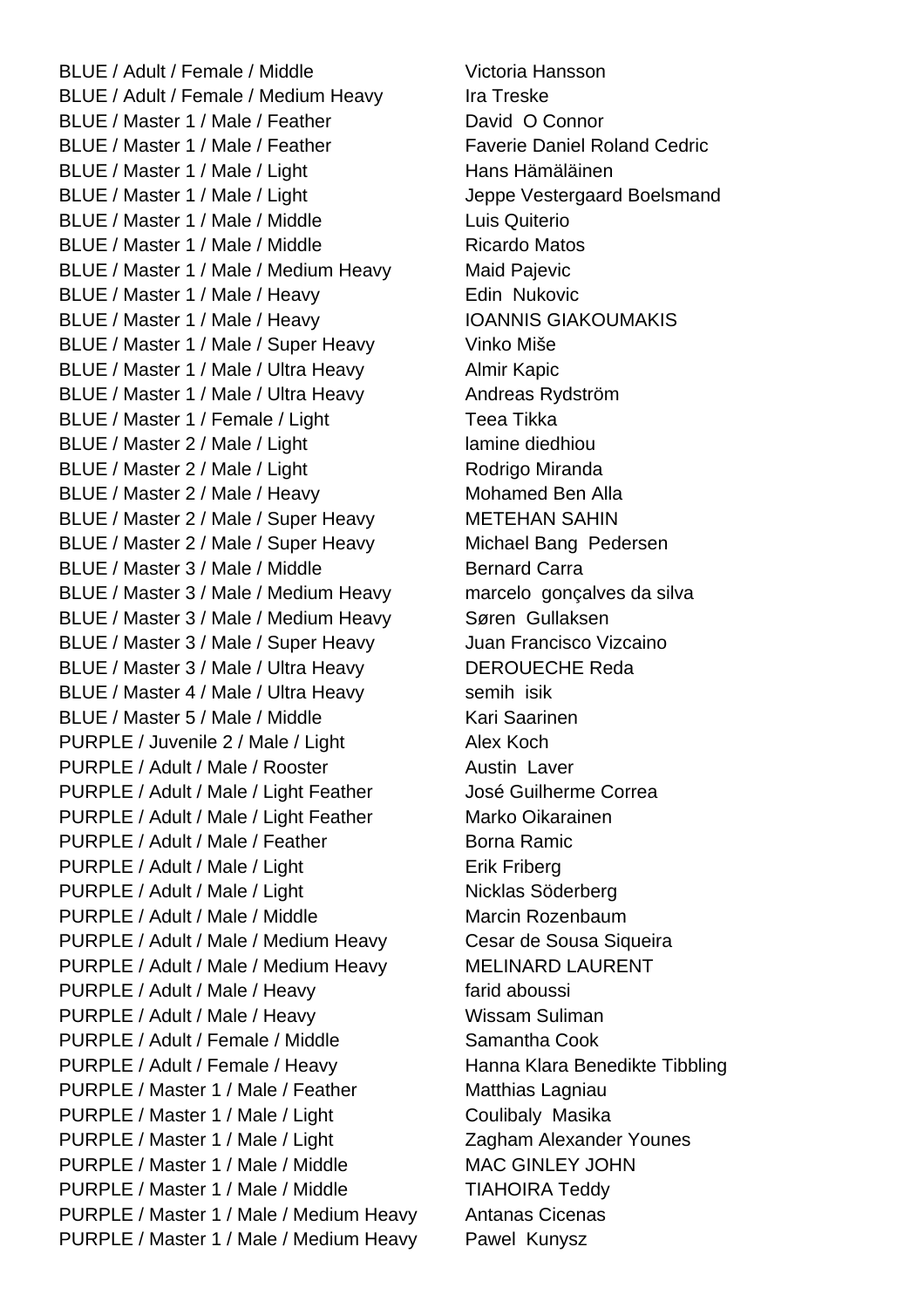| | |
|---|---|
| BLUE / Adult / Female / Middle | Victoria Hansson |
| BLUE / Adult / Female / Medium Heavy | Ira Treske |
| BLUE / Master 1 / Male / Feather | David O Connor |
| BLUE / Master 1 / Male / Feather | Faverie Daniel Roland Cedric |
| BLUE / Master 1 / Male / Light | Hans Hämäläinen |
| BLUE / Master 1 / Male / Light | Jeppe Vestergaard Boelsmand |
| BLUE / Master 1 / Male / Middle | Luis Quiterio |
| BLUE / Master 1 / Male / Middle | Ricardo Matos |
| BLUE / Master 1 / Male / Medium Heavy | Maid Pajevic |
| BLUE / Master 1 / Male / Heavy | Edin Nukovic |
| BLUE / Master 1 / Male / Heavy | IOANNIS GIAKOUMAKIS |
| BLUE / Master 1 / Male / Super Heavy | Vinko Miše |
| BLUE / Master 1 / Male / Ultra Heavy | Almir Kapic |
| BLUE / Master 1 / Male / Ultra Heavy | Andreas Rydström |
| BLUE / Master 1 / Female / Light | Teea Tikka |
| BLUE / Master 2 / Male / Light | lamine diedhiou |
| BLUE / Master 2 / Male / Light | Rodrigo Miranda |
| BLUE / Master 2 / Male / Heavy | Mohamed Ben Alla |
| BLUE / Master 2 / Male / Super Heavy | METEHAN SAHIN |
| BLUE / Master 2 / Male / Super Heavy | Michael Bang Pedersen |
| BLUE / Master 3 / Male / Middle | Bernard Carra |
| BLUE / Master 3 / Male / Medium Heavy | marcelo gonçalves da silva |
| BLUE / Master 3 / Male / Medium Heavy | Søren Gullaksen |
| BLUE / Master 3 / Male / Super Heavy | Juan Francisco Vizcaino |
| BLUE / Master 3 / Male / Ultra Heavy | DEROUECHE Reda |
| BLUE / Master 4 / Male / Ultra Heavy | semih isik |
| BLUE / Master 5 / Male / Middle | Kari Saarinen |
| PURPLE / Juvenile 2 / Male / Light | Alex Koch |
| PURPLE / Adult / Male / Rooster | Austin Laver |
| PURPLE / Adult / Male / Light Feather | José Guilherme Correa |
| PURPLE / Adult / Male / Light Feather | Marko Oikarainen |
| PURPLE / Adult / Male / Feather | Borna Ramic |
| PURPLE / Adult / Male / Light | Erik Friberg |
| PURPLE / Adult / Male / Light | Nicklas Söderberg |
| PURPLE / Adult / Male / Middle | Marcin Rozenbaum |
| PURPLE / Adult / Male / Medium Heavy | Cesar de Sousa Siqueira |
| PURPLE / Adult / Male / Medium Heavy | MELINARD LAURENT |
| PURPLE / Adult / Male / Heavy | farid aboussi |
| PURPLE / Adult / Male / Heavy | Wissam Suliman |
| PURPLE / Adult / Female / Middle | Samantha Cook |
| PURPLE / Adult / Female / Heavy | Hanna Klara Benedikte Tibbling |
| PURPLE / Master 1 / Male / Feather | Matthias Lagniau |
| PURPLE / Master 1 / Male / Light | Coulibaly Masika |
| PURPLE / Master 1 / Male / Light | Zagham Alexander Younes |
| PURPLE / Master 1 / Male / Middle | MAC GINLEY JOHN |
| PURPLE / Master 1 / Male / Middle | TIAHOIRA Teddy |
| PURPLE / Master 1 / Male / Medium Heavy | Antanas Cicenas |
| PURPLE / Master 1 / Male / Medium Heavy | Pawel Kunysz |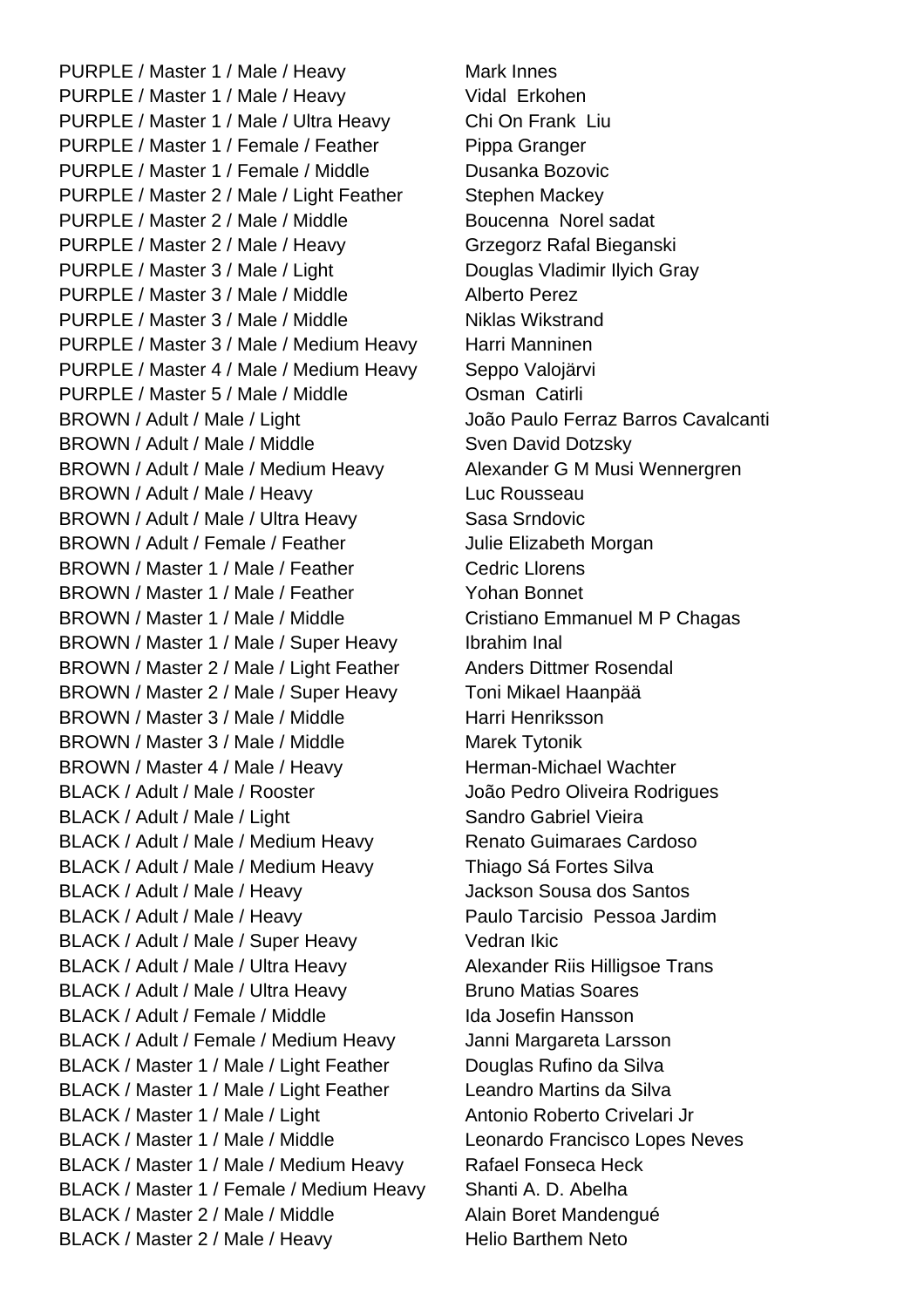| | |
|---|---|
| PURPLE / Master 1 / Male / Heavy | Mark Innes |
| PURPLE / Master 1 / Male / Heavy | Vidal  Erkohen |
| PURPLE / Master 1 / Male / Ultra Heavy | Chi On Frank  Liu |
| PURPLE / Master 1 / Female / Feather | Pippa Granger |
| PURPLE / Master 1 / Female / Middle | Dusanka Bozovic |
| PURPLE / Master 2 / Male / Light Feather | Stephen Mackey |
| PURPLE / Master 2 / Male / Middle | Boucenna  Norel sadat |
| PURPLE / Master 2 / Male / Heavy | Grzegorz Rafal Bieganski |
| PURPLE / Master 3 / Male / Light | Douglas Vladimir Ilyich Gray |
| PURPLE / Master 3 / Male / Middle | Alberto Perez |
| PURPLE / Master 3 / Male / Middle | Niklas Wikstrand |
| PURPLE / Master 3 / Male / Medium Heavy | Harri Manninen |
| PURPLE / Master 4 / Male / Medium Heavy | Seppo Valojärvi |
| PURPLE / Master 5 / Male / Middle | Osman  Catirli |
| BROWN / Adult / Male / Light | João Paulo Ferraz Barros Cavalcanti |
| BROWN / Adult / Male / Middle | Sven David Dotzsky |
| BROWN / Adult / Male / Medium Heavy | Alexander G M Musi Wennergren |
| BROWN / Adult / Male / Heavy | Luc Rousseau |
| BROWN / Adult / Male / Ultra Heavy | Sasa Srndovic |
| BROWN / Adult / Female / Feather | Julie Elizabeth Morgan |
| BROWN / Master 1 / Male / Feather | Cedric Llorens |
| BROWN / Master 1 / Male / Feather | Yohan Bonnet |
| BROWN / Master 1 / Male / Middle | Cristiano Emmanuel M P Chagas |
| BROWN / Master 1 / Male / Super Heavy | Ibrahim Inal |
| BROWN / Master 2 / Male / Light Feather | Anders Dittmer Rosendal |
| BROWN / Master 2 / Male / Super Heavy | Toni Mikael Haanpää |
| BROWN / Master 3 / Male / Middle | Harri Henriksson |
| BROWN / Master 3 / Male / Middle | Marek Tytonik |
| BROWN / Master 4 / Male / Heavy | Herman-Michael Wachter |
| BLACK / Adult / Male / Rooster | João Pedro Oliveira Rodrigues |
| BLACK / Adult / Male / Light | Sandro Gabriel Vieira |
| BLACK / Adult / Male / Medium Heavy | Renato Guimaraes Cardoso |
| BLACK / Adult / Male / Medium Heavy | Thiago Sá Fortes Silva |
| BLACK / Adult / Male / Heavy | Jackson Sousa dos Santos |
| BLACK / Adult / Male / Heavy | Paulo Tarcisio  Pessoa Jardim |
| BLACK / Adult / Male / Super Heavy | Vedran Ikic |
| BLACK / Adult / Male / Ultra Heavy | Alexander Riis Hilligsoe Trans |
| BLACK / Adult / Male / Ultra Heavy | Bruno Matias Soares |
| BLACK / Adult / Female / Middle | Ida Josefin Hansson |
| BLACK / Adult / Female / Medium Heavy | Janni Margareta Larsson |
| BLACK / Master 1 / Male / Light Feather | Douglas Rufino da Silva |
| BLACK / Master 1 / Male / Light Feather | Leandro Martins da Silva |
| BLACK / Master 1 / Male / Light | Antonio Roberto Crivelari Jr |
| BLACK / Master 1 / Male / Middle | Leonardo Francisco Lopes Neves |
| BLACK / Master 1 / Male / Medium Heavy | Rafael Fonseca Heck |
| BLACK / Master 1 / Female / Medium Heavy | Shanti A. D. Abelha |
| BLACK / Master 2 / Male / Middle | Alain Boret Mandengué |
| BLACK / Master 2 / Male / Heavy | Helio Barthem Neto |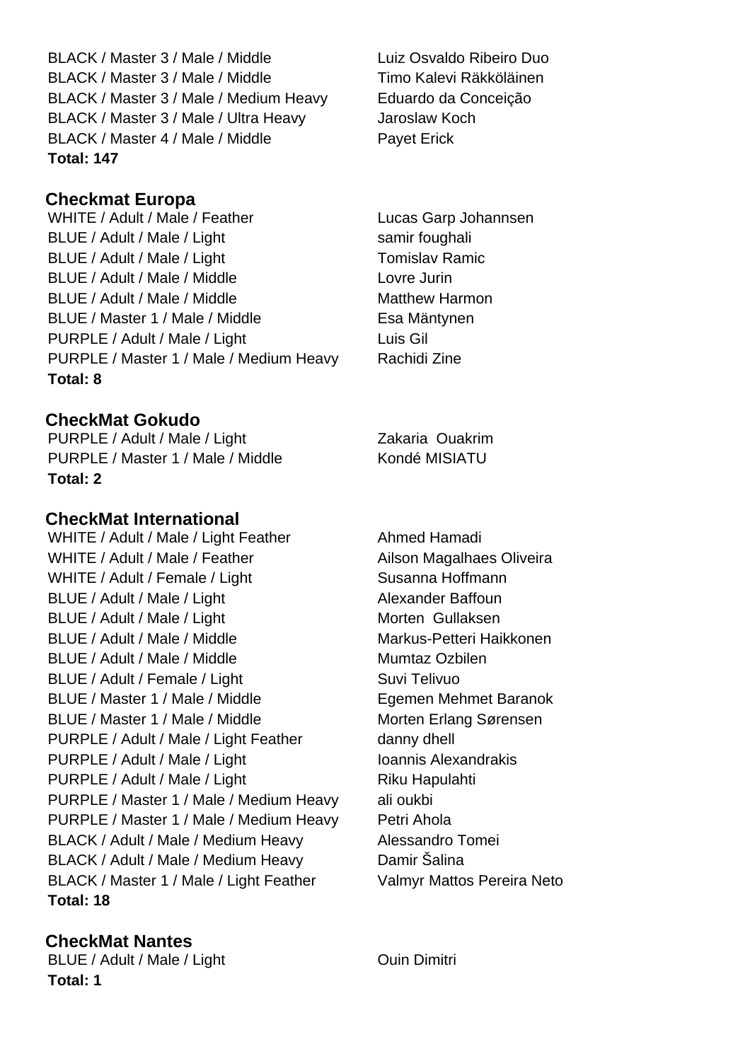| | |
|---|---|
| BLACK / Master 3 / Male / Middle | Luiz Osvaldo Ribeiro Duo |
| BLACK / Master 3 / Male / Middle | Timo Kalevi Räkköläinen |
| BLACK / Master 3 / Male / Medium Heavy | Eduardo da Conceição |
| BLACK / Master 3 / Male / Ultra Heavy | Jaroslaw Koch |
| BLACK / Master 4 / Male / Middle | Payet Erick |

**Total: 147**

## Checkmat Europa

| | |
|---|---|
| WHITE / Adult / Male / Feather | Lucas Garp Johannsen |
| BLUE / Adult / Male / Light | samir foughali |
| BLUE / Adult / Male / Light | Tomislav Ramic |
| BLUE / Adult / Male / Middle | Lovre Jurin |
| BLUE / Adult / Male / Middle | Matthew Harmon |
| BLUE / Master 1 / Male / Middle | Esa Mäntynen |
| PURPLE / Adult / Male / Light | Luis Gil |
| PURPLE / Master 1 / Male / Medium Heavy | Rachidi Zine |

**Total: 8**

## CheckMat Gokudo

| | |
|---|---|
| PURPLE / Adult / Male / Light | Zakaria Ouakrim |
| PURPLE / Master 1 / Male / Middle | Kondé MISIATU |

**Total: 2**

## CheckMat International

| | |
|---|---|
| WHITE / Adult / Male / Light Feather | Ahmed Hamadi |
| WHITE / Adult / Male / Feather | Ailson Magalhaes Oliveira |
| WHITE / Adult / Female / Light | Susanna Hoffmann |
| BLUE / Adult / Male / Light | Alexander Baffoun |
| BLUE / Adult / Male / Light | Morten Gullaksen |
| BLUE / Adult / Male / Middle | Markus-Petteri Haikkonen |
| BLUE / Adult / Male / Middle | Mumtaz Ozbilen |
| BLUE / Adult / Female / Light | Suvi Telivuo |
| BLUE / Master 1 / Male / Middle | Egemen Mehmet Baranok |
| BLUE / Master 1 / Male / Middle | Morten Erlang Sørensen |
| PURPLE / Adult / Male / Light Feather | danny dhell |
| PURPLE / Adult / Male / Light | Ioannis Alexandrakis |
| PURPLE / Adult / Male / Light | Riku Hapulahti |
| PURPLE / Master 1 / Male / Medium Heavy | ali oukbi |
| PURPLE / Master 1 / Male / Medium Heavy | Petri Ahola |
| BLACK / Adult / Male / Medium Heavy | Alessandro Tomei |
| BLACK / Adult / Male / Medium Heavy | Damir Šalina |
| BLACK / Master 1 / Male / Light Feather | Valmyr Mattos Pereira Neto |

**Total: 18**

## CheckMat Nantes

| | |
|---|---|
| BLUE / Adult / Male / Light | Ouin Dimitri |

**Total: 1**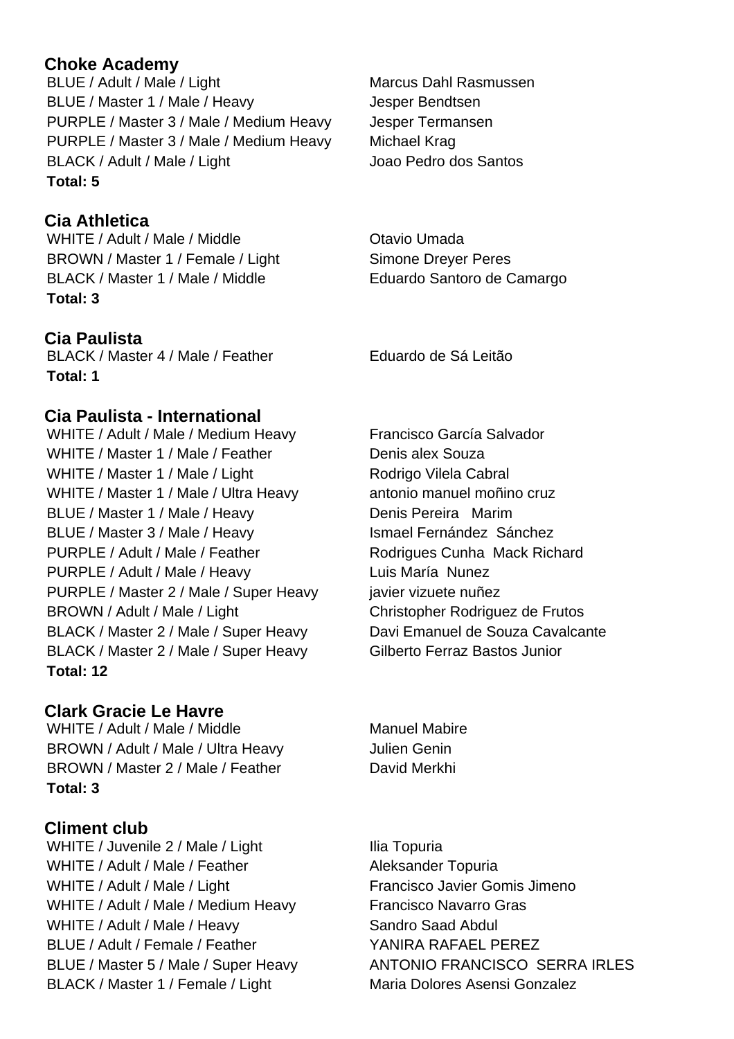## Choke Academy

| | |
|---|---|
| BLUE / Adult / Male / Light | Marcus Dahl Rasmussen |
| BLUE / Master 1 / Male / Heavy | Jesper Bendtsen |
| PURPLE / Master 3 / Male / Medium Heavy | Jesper Termansen |
| PURPLE / Master 3 / Male / Medium Heavy | Michael Krag |
| BLACK / Adult / Male / Light | Joao Pedro dos Santos |

**Total: 5**

## Cia Athletica

| | |
|---|---|
| WHITE / Adult / Male / Middle | Otavio Umada |
| BROWN / Master 1 / Female / Light | Simone Dreyer Peres |
| BLACK / Master 1 / Male / Middle | Eduardo Santoro de Camargo |

**Total: 3**

## Cia Paulista

| | |
|---|---|
| BLACK / Master 4 / Male / Feather | Eduardo de Sá Leitão |

**Total: 1**

## Cia Paulista - International

| | |
|---|---|
| WHITE / Adult / Male / Medium Heavy | Francisco García Salvador |
| WHITE / Master 1 / Male / Feather | Denis alex Souza |
| WHITE / Master 1 / Male / Light | Rodrigo Vilela Cabral |
| WHITE / Master 1 / Male / Ultra Heavy | antonio manuel moñino cruz |
| BLUE / Master 1 / Male / Heavy | Denis Pereira Marim |
| BLUE / Master 3 / Male / Heavy | Ismael Fernández Sánchez |
| PURPLE / Adult / Male / Feather | Rodrigues Cunha Mack Richard |
| PURPLE / Adult / Male / Heavy | Luis María Nunez |
| PURPLE / Master 2 / Male / Super Heavy | javier vizuete nuñez |
| BROWN / Adult / Male / Light | Christopher Rodriguez de Frutos |
| BLACK / Master 2 / Male / Super Heavy | Davi Emanuel de Souza Cavalcante |
| BLACK / Master 2 / Male / Super Heavy | Gilberto Ferraz Bastos Junior |

**Total: 12**

## Clark Gracie Le Havre

| | |
|---|---|
| WHITE / Adult / Male / Middle | Manuel Mabire |
| BROWN / Adult / Male / Ultra Heavy | Julien Genin |
| BROWN / Master 2 / Male / Feather | David Merkhi |

**Total: 3**

## Climent club

| | |
|---|---|
| WHITE / Juvenile 2 / Male / Light | Ilia Topuria |
| WHITE / Adult / Male / Feather | Aleksander Topuria |
| WHITE / Adult / Male / Light | Francisco Javier Gomis Jimeno |
| WHITE / Adult / Male / Medium Heavy | Francisco Navarro Gras |
| WHITE / Adult / Male / Heavy | Sandro Saad Abdul |
| BLUE / Adult / Female / Feather | YANIRA RAFAEL PEREZ |
| BLUE / Master 5 / Male / Super Heavy | ANTONIO FRANCISCO SERRA IRLES |
| BLACK / Master 1 / Female / Light | Maria Dolores Asensi Gonzalez |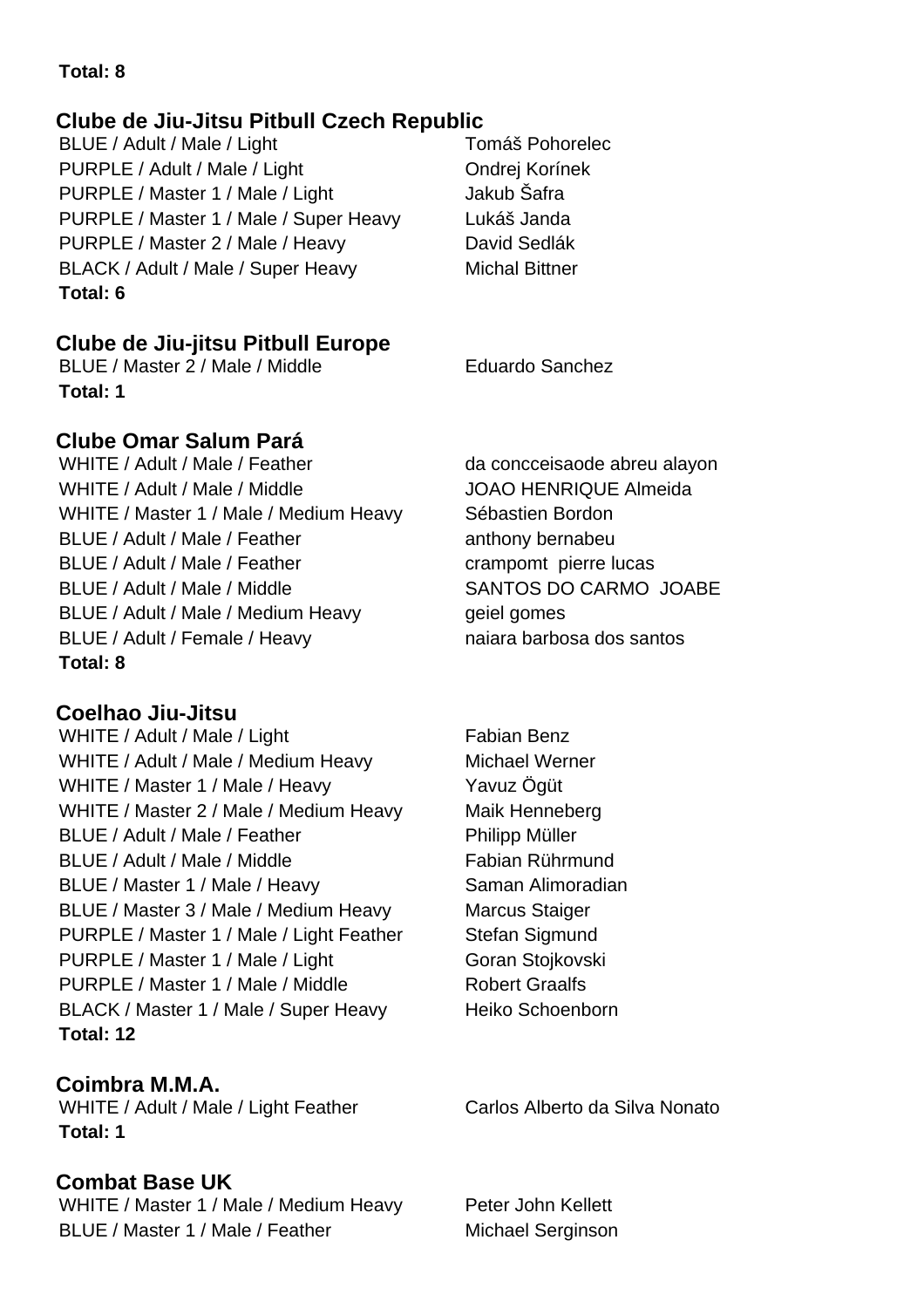**Total: 8**

## Clube de Jiu-Jitsu Pitbull Czech Republic

| | |
|---|---|
| BLUE / Adult / Male / Light | Tomáš Pohorelec |
| PURPLE / Adult / Male / Light | Ondrej Korínek |
| PURPLE / Master 1 / Male / Light | Jakub Šafra |
| PURPLE / Master 1 / Male / Super Heavy | Lukáš Janda |
| PURPLE / Master 2 / Male / Heavy | David Sedlák |
| BLACK / Adult / Male / Super Heavy | Michal Bittner |

**Total: 6**

## Clube de Jiu-jitsu Pitbull Europe

| | |
|---|---|
| BLUE / Master 2 / Male / Middle | Eduardo Sanchez |

**Total: 1**

## Clube Omar Salum Pará

| | |
|---|---|
| WHITE / Adult / Male / Feather | da concceisaode abreu alayon |
| WHITE / Adult / Male / Middle | JOAO HENRIQUE Almeida |
| WHITE / Master 1 / Male / Medium Heavy | Sébastien Bordon |
| BLUE / Adult / Male / Feather | anthony bernabeu |
| BLUE / Adult / Male / Feather | crampomt pierre lucas |
| BLUE / Adult / Male / Middle | SANTOS DO CARMO JOABE |
| BLUE / Adult / Male / Medium Heavy | geiel gomes |
| BLUE / Adult / Female / Heavy | naiara barbosa dos santos |

**Total: 8**

## Coelhao Jiu-Jitsu

| | |
|---|---|
| WHITE / Adult / Male / Light | Fabian Benz |
| WHITE / Adult / Male / Medium Heavy | Michael Werner |
| WHITE / Master 1 / Male / Heavy | Yavuz Ögüt |
| WHITE / Master 2 / Male / Medium Heavy | Maik Henneberg |
| BLUE / Adult / Male / Feather | Philipp Müller |
| BLUE / Adult / Male / Middle | Fabian Rührmund |
| BLUE / Master 1 / Male / Heavy | Saman Alimoradian |
| BLUE / Master 3 / Male / Medium Heavy | Marcus Staiger |
| PURPLE / Master 1 / Male / Light Feather | Stefan Sigmund |
| PURPLE / Master 1 / Male / Light | Goran Stojkovski |
| PURPLE / Master 1 / Male / Middle | Robert Graalfs |
| BLACK / Master 1 / Male / Super Heavy | Heiko Schoenborn |

**Total: 12**

## Coimbra M.M.A.

| | |
|---|---|
| WHITE / Adult / Male / Light Feather | Carlos Alberto da Silva Nonato |

**Total: 1**

## Combat Base UK

| | |
|---|---|
| WHITE / Master 1 / Male / Medium Heavy | Peter John Kellett |
| BLUE / Master 1 / Male / Feather | Michael Serginson |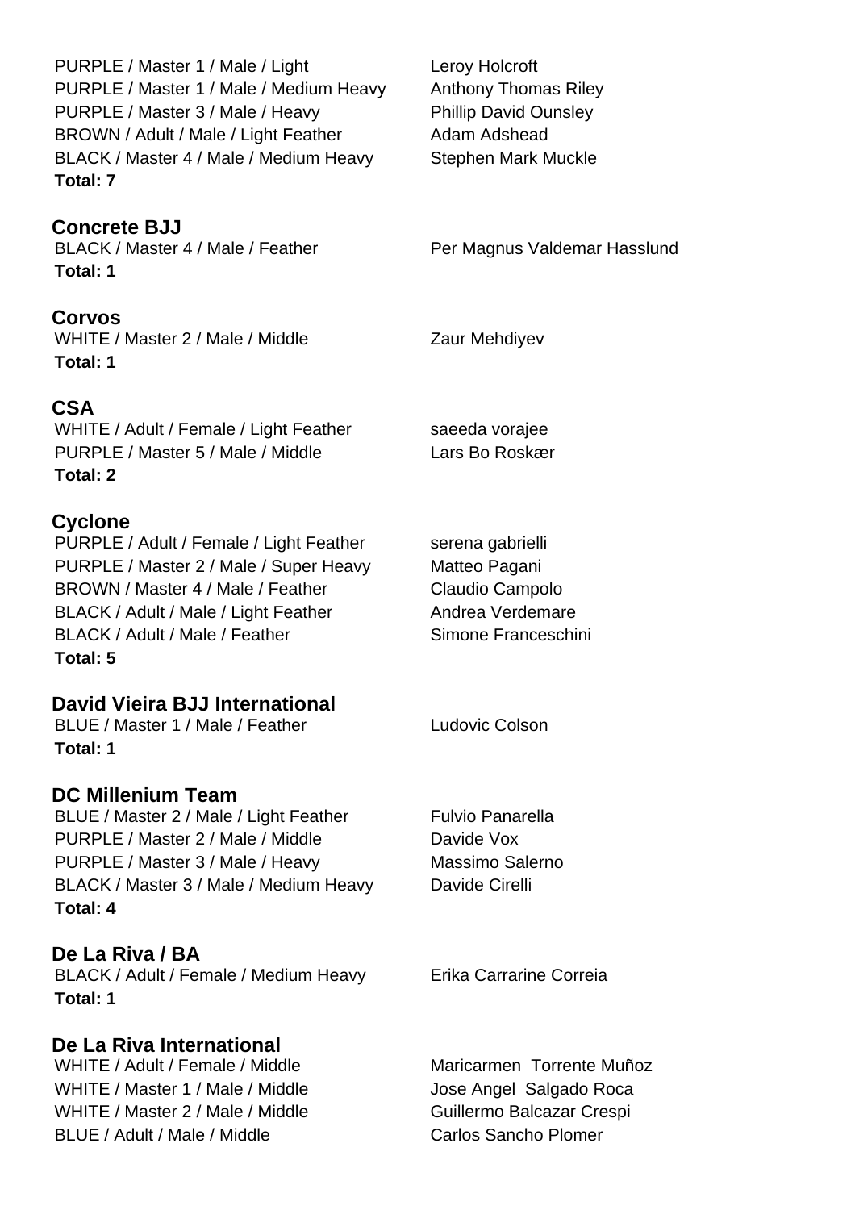PURPLE / Master 1 / Male / Light — Leroy Holcroft
PURPLE / Master 1 / Male / Medium Heavy — Anthony Thomas Riley
PURPLE / Master 3 / Male / Heavy — Phillip David Ounsley
BROWN / Adult / Male / Light Feather — Adam Adshead
BLACK / Master 4 / Male / Medium Heavy — Stephen Mark Muckle
**Total: 7**

## Concrete BJJ

BLACK / Master 4 / Male / Feather — Per Magnus Valdemar Hasslund
**Total: 1**

## Corvos

WHITE / Master 2 / Male / Middle — Zaur Mehdiyev
**Total: 1**

## CSA

WHITE / Adult / Female / Light Feather — saeeda vorajee
PURPLE / Master 5 / Male / Middle — Lars Bo Roskær
**Total: 2**

## Cyclone

PURPLE / Adult / Female / Light Feather — serena gabrielli
PURPLE / Master 2 / Male / Super Heavy — Matteo Pagani
BROWN / Master 4 / Male / Feather — Claudio Campolo
BLACK / Adult / Male / Light Feather — Andrea Verdemare
BLACK / Adult / Male / Feather — Simone Franceschini
**Total: 5**

## David Vieira BJJ International

BLUE / Master 1 / Male / Feather — Ludovic Colson
**Total: 1**

## DC Millenium Team

BLUE / Master 2 / Male / Light Feather — Fulvio Panarella
PURPLE / Master 2 / Male / Middle — Davide Vox
PURPLE / Master 3 / Male / Heavy — Massimo Salerno
BLACK / Master 3 / Male / Medium Heavy — Davide Cirelli
**Total: 4**

## De La Riva / BA

BLACK / Adult / Female / Medium Heavy — Erika Carrarine Correia
**Total: 1**

## De La Riva International

WHITE / Adult / Female / Middle — Maricarmen Torrente Muñoz
WHITE / Master 1 / Male / Middle — Jose Angel Salgado Roca
WHITE / Master 2 / Male / Middle — Guillermo Balcazar Crespi
BLUE / Adult / Male / Middle — Carlos Sancho Plomer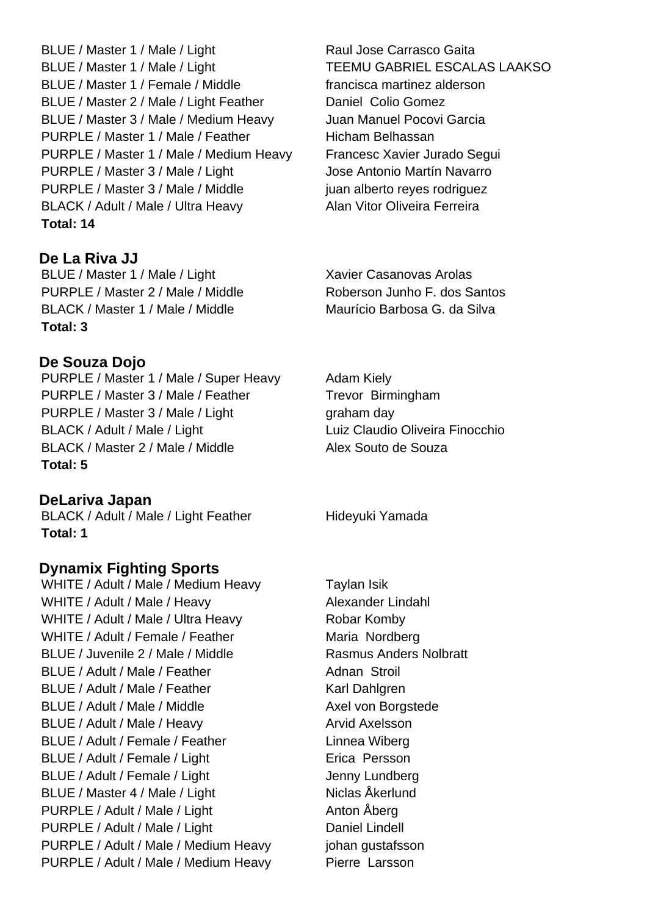| | |
|---|---|
| BLUE / Master 1 / Male / Light | Raul Jose Carrasco Gaita |
| BLUE / Master 1 / Male / Light | TEEMU GABRIEL ESCALAS LAAKSO |
| BLUE / Master 1 / Female / Middle | francisca martinez alderson |
| BLUE / Master 2 / Male / Light Feather | Daniel Colio Gomez |
| BLUE / Master 3 / Male / Medium Heavy | Juan Manuel Pocovi Garcia |
| PURPLE / Master 1 / Male / Feather | Hicham Belhassan |
| PURPLE / Master 1 / Male / Medium Heavy | Francesc Xavier Jurado Segui |
| PURPLE / Master 3 / Male / Light | Jose Antonio Martín Navarro |
| PURPLE / Master 3 / Male / Middle | juan alberto reyes rodriguez |
| BLACK / Adult / Male / Ultra Heavy | Alan Vitor Oliveira Ferreira |

**Total: 14**

## De La Riva JJ

| | |
|---|---|
| BLUE / Master 1 / Male / Light | Xavier Casanovas Arolas |
| PURPLE / Master 2 / Male / Middle | Roberson Junho F. dos Santos |
| BLACK / Master 1 / Male / Middle | Maurício Barbosa G. da Silva |

**Total: 3**

## De Souza Dojo

| | |
|---|---|
| PURPLE / Master 1 / Male / Super Heavy | Adam Kiely |
| PURPLE / Master 3 / Male / Feather | Trevor Birmingham |
| PURPLE / Master 3 / Male / Light | graham day |
| BLACK / Adult / Male / Light | Luiz Claudio Oliveira Finocchio |
| BLACK / Master 2 / Male / Middle | Alex Souto de Souza |

**Total: 5**

## DeLariva Japan

| | |
|---|---|
| BLACK / Adult / Male / Light Feather | Hideyuki Yamada |

**Total: 1**

## Dynamix Fighting Sports

| | |
|---|---|
| WHITE / Adult / Male / Medium Heavy | Taylan Isik |
| WHITE / Adult / Male / Heavy | Alexander Lindahl |
| WHITE / Adult / Male / Ultra Heavy | Robar Komby |
| WHITE / Adult / Female / Feather | Maria Nordberg |
| BLUE / Juvenile 2 / Male / Middle | Rasmus Anders Nolbratt |
| BLUE / Adult / Male / Feather | Adnan Stroil |
| BLUE / Adult / Male / Feather | Karl Dahlgren |
| BLUE / Adult / Male / Middle | Axel von Borgstede |
| BLUE / Adult / Male / Heavy | Arvid Axelsson |
| BLUE / Adult / Female / Feather | Linnea Wiberg |
| BLUE / Adult / Female / Light | Erica Persson |
| BLUE / Adult / Female / Light | Jenny Lundberg |
| BLUE / Master 4 / Male / Light | Niclas Åkerlund |
| PURPLE / Adult / Male / Light | Anton Åberg |
| PURPLE / Adult / Male / Light | Daniel Lindell |
| PURPLE / Adult / Male / Medium Heavy | johan gustafsson |
| PURPLE / Adult / Male / Medium Heavy | Pierre Larsson |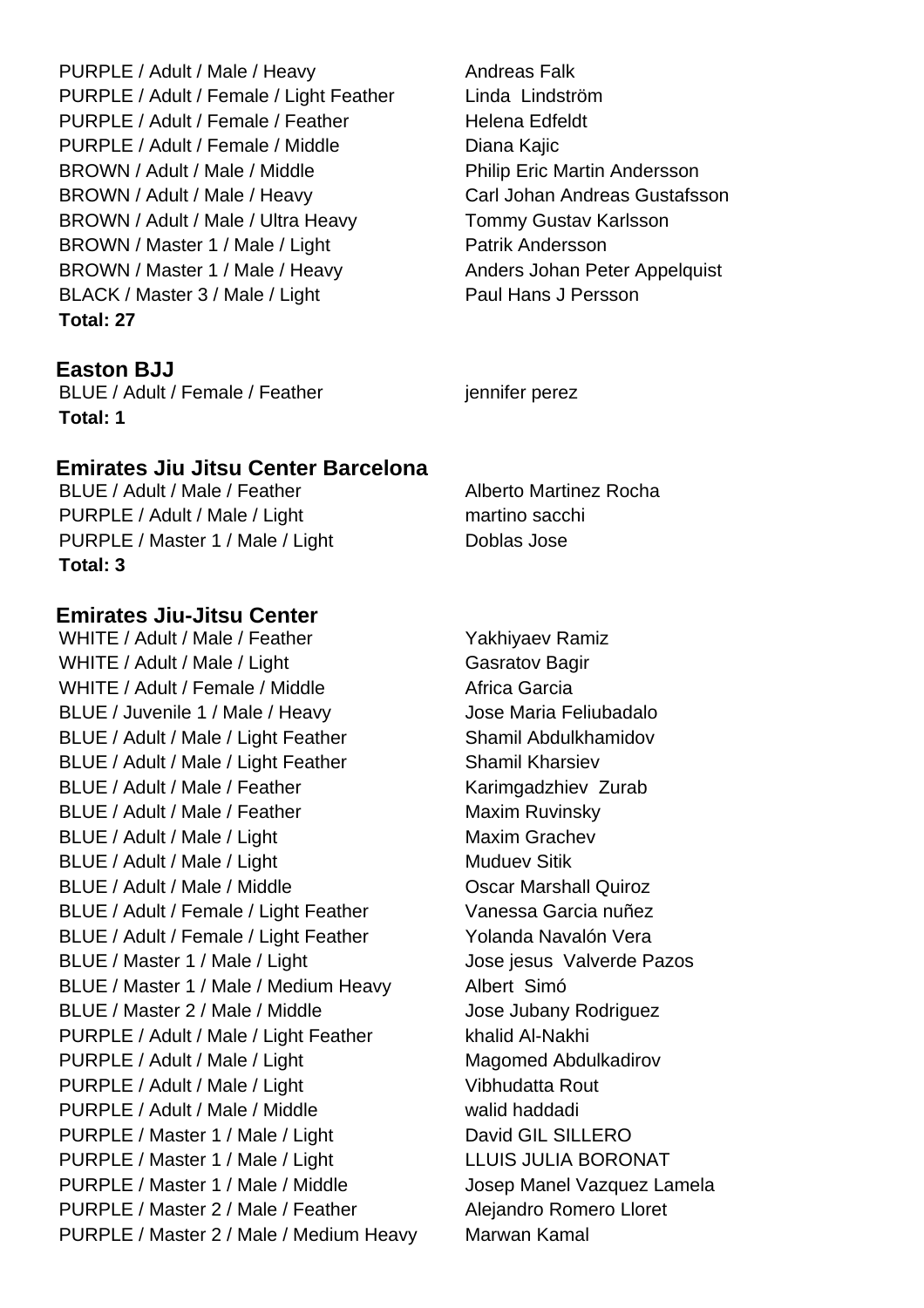PURPLE / Adult / Male / Heavy Andreas Falk
PURPLE / Adult / Female / Light Feather Linda Lindström
PURPLE / Adult / Female / Feather Helena Edfeldt
PURPLE / Adult / Female / Middle Diana Kajic
BROWN / Adult / Male / Middle Philip Eric Martin Andersson
BROWN / Adult / Male / Heavy Carl Johan Andreas Gustafsson
BROWN / Adult / Male / Ultra Heavy Tommy Gustav Karlsson
BROWN / Master 1 / Male / Light Patrik Andersson
BROWN / Master 1 / Male / Heavy Anders Johan Peter Appelquist
BLACK / Master 3 / Male / Light Paul Hans J Persson
**Total: 27**

### Easton BJJ

BLUE / Adult / Female / Feather jennifer perez
**Total: 1**

### Emirates Jiu Jitsu Center Barcelona

BLUE / Adult / Male / Feather Alberto Martinez Rocha
PURPLE / Adult / Male / Light martino sacchi
PURPLE / Master 1 / Male / Light Doblas Jose
**Total: 3**

### Emirates Jiu-Jitsu Center

WHITE / Adult / Male / Feather Yakhiyaev Ramiz
WHITE / Adult / Male / Light Gasratov Bagir
WHITE / Adult / Female / Middle Africa Garcia
BLUE / Juvenile 1 / Male / Heavy Jose Maria Feliubadalo
BLUE / Adult / Male / Light Feather Shamil Abdulkhamidov
BLUE / Adult / Male / Light Feather Shamil Kharsiev
BLUE / Adult / Male / Feather Karimgadzhiev Zurab
BLUE / Adult / Male / Feather Maxim Ruvinsky
BLUE / Adult / Male / Light Maxim Grachev
BLUE / Adult / Male / Light Muduev Sitik
BLUE / Adult / Male / Middle Oscar Marshall Quiroz
BLUE / Adult / Female / Light Feather Vanessa Garcia nuñez
BLUE / Adult / Female / Light Feather Yolanda Navalón Vera
BLUE / Master 1 / Male / Light Jose jesus Valverde Pazos
BLUE / Master 1 / Male / Medium Heavy Albert Simó
BLUE / Master 2 / Male / Middle Jose Jubany Rodriguez
PURPLE / Adult / Male / Light Feather khalid Al-Nakhi
PURPLE / Adult / Male / Light Magomed Abdulkadirov
PURPLE / Adult / Male / Light Vibhudatta Rout
PURPLE / Adult / Male / Middle walid haddadi
PURPLE / Master 1 / Male / Light David GIL SILLERO
PURPLE / Master 1 / Male / Light LLUIS JULIA BORONAT
PURPLE / Master 1 / Male / Middle Josep Manel Vazquez Lamela
PURPLE / Master 2 / Male / Feather Alejandro Romero Lloret
PURPLE / Master 2 / Male / Medium Heavy Marwan Kamal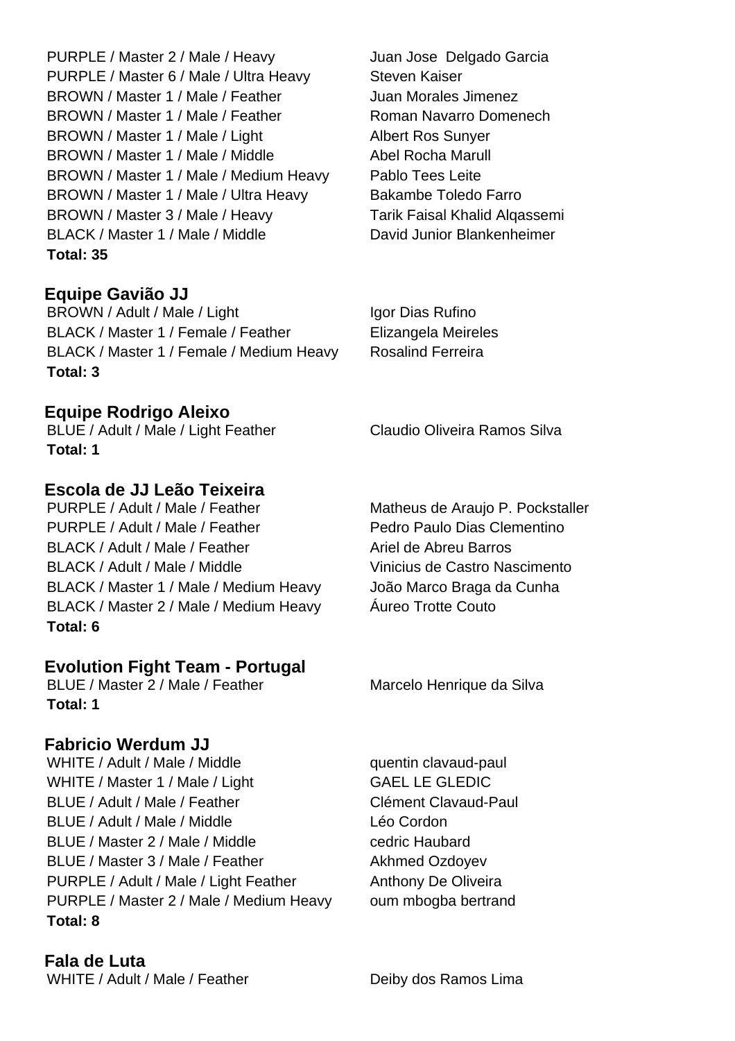PURPLE / Master 2 / Male / Heavy — Juan Jose Delgado Garcia
PURPLE / Master 6 / Male / Ultra Heavy — Steven Kaiser
BROWN / Master 1 / Male / Feather — Juan Morales Jimenez
BROWN / Master 1 / Male / Feather — Roman Navarro Domenech
BROWN / Master 1 / Male / Light — Albert Ros Sunyer
BROWN / Master 1 / Male / Middle — Abel Rocha Marull
BROWN / Master 1 / Male / Medium Heavy — Pablo Tees Leite
BROWN / Master 1 / Male / Ultra Heavy — Bakambe Toledo Farro
BROWN / Master 3 / Male / Heavy — Tarik Faisal Khalid Alqassemi
BLACK / Master 1 / Male / Middle — David Junior Blankenheimer

**Total: 35**

## Equipe Gavião JJ

BROWN / Adult / Male / Light — Igor Dias Rufino
BLACK / Master 1 / Female / Feather — Elizangela Meireles
BLACK / Master 1 / Female / Medium Heavy — Rosalind Ferreira

**Total: 3**

## Equipe Rodrigo Aleixo

BLUE / Adult / Male / Light Feather — Claudio Oliveira Ramos Silva

**Total: 1**

## Escola de JJ Leão Teixeira

PURPLE / Adult / Male / Feather — Matheus de Araujo P. Pockstaller
PURPLE / Adult / Male / Feather — Pedro Paulo Dias Clementino
BLACK / Adult / Male / Feather — Ariel de Abreu Barros
BLACK / Adult / Male / Middle — Vinicius de Castro Nascimento
BLACK / Master 1 / Male / Medium Heavy — João Marco Braga da Cunha
BLACK / Master 2 / Male / Medium Heavy — Áureo Trotte Couto

**Total: 6**

## Evolution Fight Team - Portugal

BLUE / Master 2 / Male / Feather — Marcelo Henrique da Silva

**Total: 1**

## Fabricio Werdum JJ

WHITE / Adult / Male / Middle — quentin clavaud-paul
WHITE / Master 1 / Male / Light — GAEL LE GLEDIC
BLUE / Adult / Male / Feather — Clément Clavaud-Paul
BLUE / Adult / Male / Middle — Léo Cordon
BLUE / Master 2 / Male / Middle — cedric Haubard
BLUE / Master 3 / Male / Feather — Akhmed Ozdoyev
PURPLE / Adult / Male / Light Feather — Anthony De Oliveira
PURPLE / Master 2 / Male / Medium Heavy — oum mbogba bertrand

**Total: 8**

## Fala de Luta

WHITE / Adult / Male / Feather — Deiby dos Ramos Lima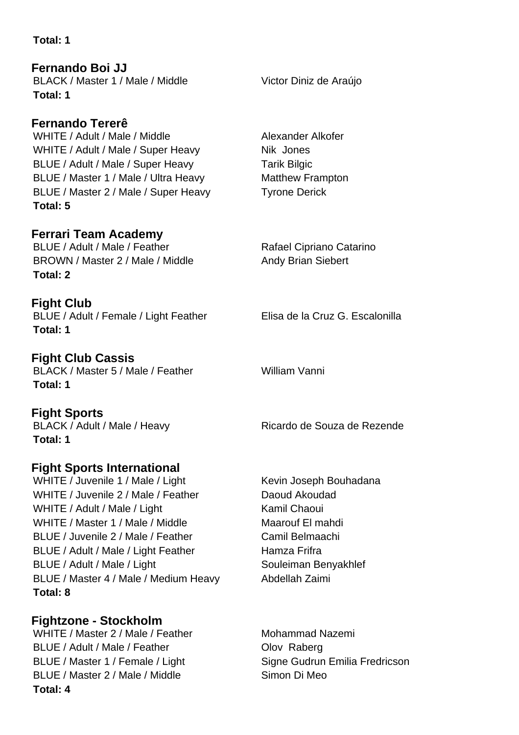**Total: 1**

### Fernando Boi JJ

| | |
|---|---|
| BLACK / Master 1 / Male / Middle | Victor Diniz de Araújo |

**Total: 1**

### Fernando Tererê

| | |
|---|---|
| WHITE / Adult / Male / Middle | Alexander Alkofer |
| WHITE / Adult / Male / Super Heavy | Nik  Jones |
| BLUE / Adult / Male / Super Heavy | Tarik Bilgic |
| BLUE / Master 1 / Male / Ultra Heavy | Matthew Frampton |
| BLUE / Master 2 / Male / Super Heavy | Tyrone Derick |

**Total: 5**

### Ferrari Team Academy

| | |
|---|---|
| BLUE / Adult / Male / Feather | Rafael Cipriano Catarino |
| BROWN / Master 2 / Male / Middle | Andy Brian Siebert |

**Total: 2**

### Fight Club

| | |
|---|---|
| BLUE / Adult / Female / Light Feather | Elisa de la Cruz G. Escalonilla |

**Total: 1**

### Fight Club Cassis

| | |
|---|---|
| BLACK / Master 5 / Male / Feather | William Vanni |

**Total: 1**

### Fight Sports

| | |
|---|---|
| BLACK / Adult / Male / Heavy | Ricardo de Souza de Rezende |

**Total: 1**

### Fight Sports International

| | |
|---|---|
| WHITE / Juvenile 1 / Male / Light | Kevin Joseph Bouhadana |
| WHITE / Juvenile 2 / Male / Feather | Daoud Akoudad |
| WHITE / Adult / Male / Light | Kamil Chaoui |
| WHITE / Master 1 / Male / Middle | Maarouf El mahdi |
| BLUE / Juvenile 2 / Male / Feather | Camil Belmaachi |
| BLUE / Adult / Male / Light Feather | Hamza Frifra |
| BLUE / Adult / Male / Light | Souleiman Benyakhlef |
| BLUE / Master 4 / Male / Medium Heavy | Abdellah Zaimi |

**Total: 8**

### Fightzone - Stockholm

| | |
|---|---|
| WHITE / Master 2 / Male / Feather | Mohammad Nazemi |
| BLUE / Adult / Male / Feather | Olov  Raberg |
| BLUE / Master 1 / Female / Light | Signe Gudrun Emilia Fredricson |
| BLUE / Master 2 / Male / Middle | Simon Di Meo |

**Total: 4**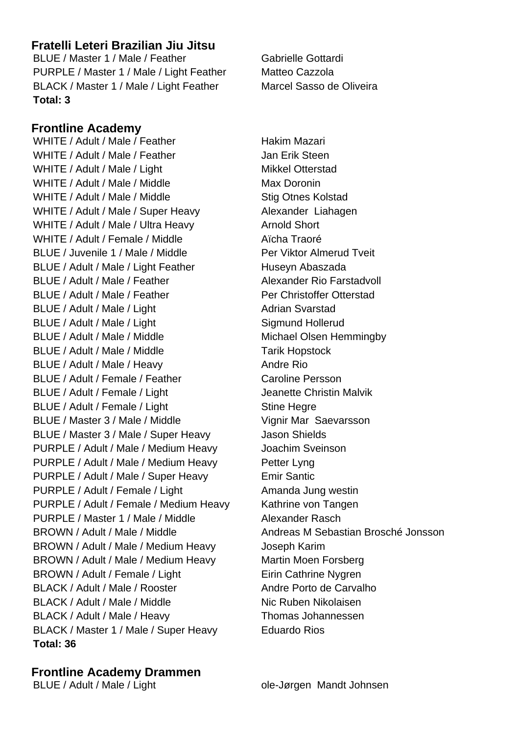## Fratelli Leteri Brazilian Jiu Jitsu

| | |
|---|---|
| BLUE / Master 1 / Male / Feather | Gabrielle Gottardi |
| PURPLE / Master 1 / Male / Light Feather | Matteo Cazzola |
| BLACK / Master 1 / Male / Light Feather | Marcel Sasso de Oliveira |

**Total: 3**

## Frontline Academy

| | |
|---|---|
| WHITE / Adult / Male / Feather | Hakim Mazari |
| WHITE / Adult / Male / Feather | Jan Erik Steen |
| WHITE / Adult / Male / Light | Mikkel Otterstad |
| WHITE / Adult / Male / Middle | Max Doronin |
| WHITE / Adult / Male / Middle | Stig Otnes Kolstad |
| WHITE / Adult / Male / Super Heavy | Alexander  Liahagen |
| WHITE / Adult / Male / Ultra Heavy | Arnold Short |
| WHITE / Adult / Female / Middle | Aïcha Traoré |
| BLUE / Juvenile 1 / Male / Middle | Per Viktor Almerud Tveit |
| BLUE / Adult / Male / Light Feather | Huseyn Abaszada |
| BLUE / Adult / Male / Feather | Alexander Rio Farstadvoll |
| BLUE / Adult / Male / Feather | Per Christoffer Otterstad |
| BLUE / Adult / Male / Light | Adrian Svarstad |
| BLUE / Adult / Male / Light | Sigmund Hollerud |
| BLUE / Adult / Male / Middle | Michael Olsen Hemmingby |
| BLUE / Adult / Male / Middle | Tarik Hopstock |
| BLUE / Adult / Male / Heavy | Andre Rio |
| BLUE / Adult / Female / Feather | Caroline Persson |
| BLUE / Adult / Female / Light | Jeanette Christin Malvik |
| BLUE / Adult / Female / Light | Stine Hegre |
| BLUE / Master 3 / Male / Middle | Vignir Mar  Saevarsson |
| BLUE / Master 3 / Male / Super Heavy | Jason Shields |
| PURPLE / Adult / Male / Medium Heavy | Joachim Sveinson |
| PURPLE / Adult / Male / Medium Heavy | Petter Lyng |
| PURPLE / Adult / Male / Super Heavy | Emir Santic |
| PURPLE / Adult / Female / Light | Amanda Jung westin |
| PURPLE / Adult / Female / Medium Heavy | Kathrine von Tangen |
| PURPLE / Master 1 / Male / Middle | Alexander Rasch |
| BROWN / Adult / Male / Middle | Andreas M Sebastian Brosché Jonsson |
| BROWN / Adult / Male / Medium Heavy | Joseph Karim |
| BROWN / Adult / Male / Medium Heavy | Martin Moen Forsberg |
| BROWN / Adult / Female / Light | Eirin Cathrine Nygren |
| BLACK / Adult / Male / Rooster | Andre Porto de Carvalho |
| BLACK / Adult / Male / Middle | Nic Ruben Nikolaisen |
| BLACK / Adult / Male / Heavy | Thomas Johannessen |
| BLACK / Master 1 / Male / Super Heavy | Eduardo Rios |

**Total: 36**

## Frontline Academy Drammen

| | |
|---|---|
| BLUE / Adult / Male / Light | ole-Jørgen  Mandt Johnsen |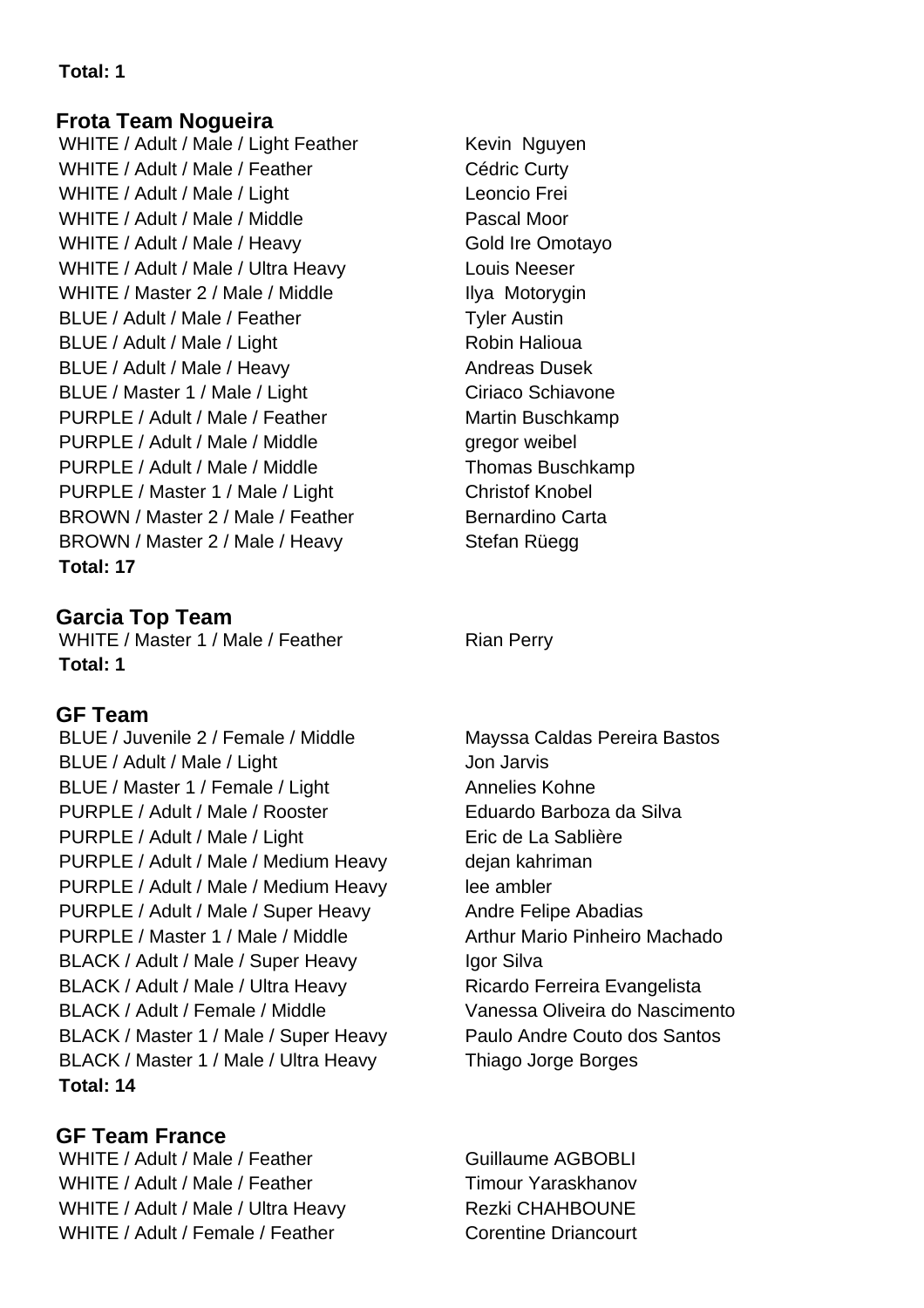**Total: 1**

## Frota Team Nogueira

| | |
|---|---|
| WHITE / Adult / Male / Light Feather | Kevin  Nguyen |
| WHITE / Adult / Male / Feather | Cédric Curty |
| WHITE / Adult / Male / Light | Leoncio Frei |
| WHITE / Adult / Male / Middle | Pascal Moor |
| WHITE / Adult / Male / Heavy | Gold Ire Omotayo |
| WHITE / Adult / Male / Ultra Heavy | Louis Neeser |
| WHITE / Master 2 / Male / Middle | Ilya  Motorygin |
| BLUE / Adult / Male / Feather | Tyler Austin |
| BLUE / Adult / Male / Light | Robin Halioua |
| BLUE / Adult / Male / Heavy | Andreas Dusek |
| BLUE / Master 1 / Male / Light | Ciriaco Schiavone |
| PURPLE / Adult / Male / Feather | Martin Buschkamp |
| PURPLE / Adult / Male / Middle | gregor weibel |
| PURPLE / Adult / Male / Middle | Thomas Buschkamp |
| PURPLE / Master 1 / Male / Light | Christof Knobel |
| BROWN / Master 2 / Male / Feather | Bernardino Carta |
| BROWN / Master 2 / Male / Heavy | Stefan Rüegg |

**Total: 17**

## Garcia Top Team

| | |
|---|---|
| WHITE / Master 1 / Male / Feather | Rian Perry |

**Total: 1**

## GF Team

| | |
|---|---|
| BLUE / Juvenile 2 / Female / Middle | Mayssa Caldas Pereira Bastos |
| BLUE / Adult / Male / Light | Jon Jarvis |
| BLUE / Master 1 / Female / Light | Annelies Kohne |
| PURPLE / Adult / Male / Rooster | Eduardo Barboza da Silva |
| PURPLE / Adult / Male / Light | Eric de La Sablière |
| PURPLE / Adult / Male / Medium Heavy | dejan kahriman |
| PURPLE / Adult / Male / Medium Heavy | lee ambler |
| PURPLE / Adult / Male / Super Heavy | Andre Felipe Abadias |
| PURPLE / Master 1 / Male / Middle | Arthur Mario Pinheiro Machado |
| BLACK / Adult / Male / Super Heavy | Igor Silva |
| BLACK / Adult / Male / Ultra Heavy | Ricardo Ferreira Evangelista |
| BLACK / Adult / Female / Middle | Vanessa Oliveira do Nascimento |
| BLACK / Master 1 / Male / Super Heavy | Paulo Andre Couto dos Santos |
| BLACK / Master 1 / Male / Ultra Heavy | Thiago Jorge Borges |

**Total: 14**

## GF Team France

| | |
|---|---|
| WHITE / Adult / Male / Feather | Guillaume AGBOBLI |
| WHITE / Adult / Male / Feather | Timour Yaraskhanov |
| WHITE / Adult / Male / Ultra Heavy | Rezki CHAHBOUNE |
| WHITE / Adult / Female / Feather | Corentine Driancourt |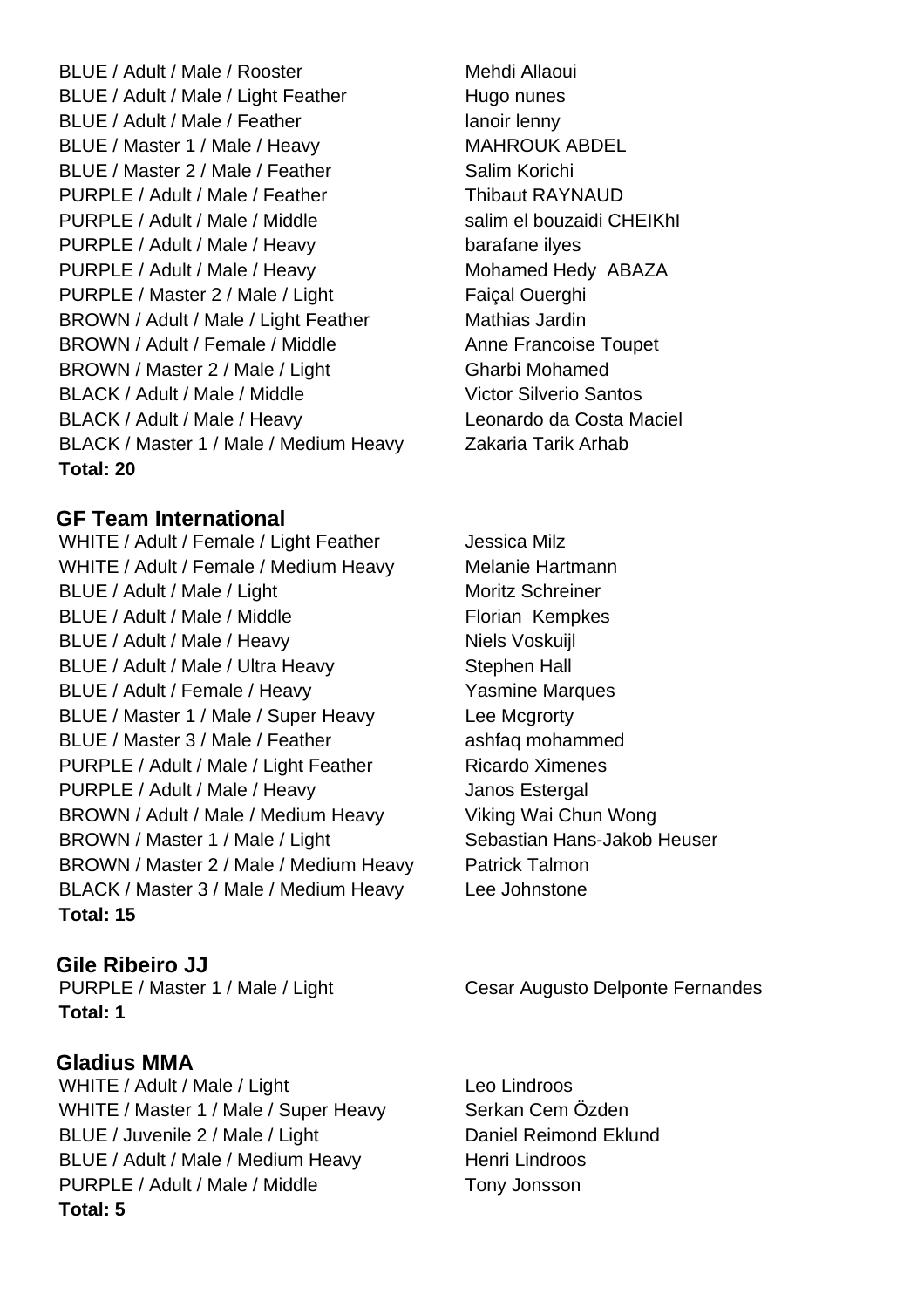| | |
|---|---|
| BLUE / Adult / Male / Rooster | Mehdi Allaoui |
| BLUE / Adult / Male / Light Feather | Hugo nunes |
| BLUE / Adult / Male / Feather | lanoir lenny |
| BLUE / Master 1 / Male / Heavy | MAHROUK ABDEL |
| BLUE / Master 2 / Male / Feather | Salim Korichi |
| PURPLE / Adult / Male / Feather | Thibaut RAYNAUD |
| PURPLE / Adult / Male / Middle | salim el bouzaidi CHEIKhI |
| PURPLE / Adult / Male / Heavy | barafane ilyes |
| PURPLE / Adult / Male / Heavy | Mohamed Hedy ABAZA |
| PURPLE / Master 2 / Male / Light | Faiçal Ouerghi |
| BROWN / Adult / Male / Light Feather | Mathias Jardin |
| BROWN / Adult / Female / Middle | Anne Francoise Toupet |
| BROWN / Master 2 / Male / Light | Gharbi Mohamed |
| BLACK / Adult / Male / Middle | Victor Silverio Santos |
| BLACK / Adult / Male / Heavy | Leonardo da Costa Maciel |
| BLACK / Master 1 / Male / Medium Heavy | Zakaria Tarik Arhab |

**Total: 20**

## GF Team International

| | |
|---|---|
| WHITE / Adult / Female / Light Feather | Jessica Milz |
| WHITE / Adult / Female / Medium Heavy | Melanie Hartmann |
| BLUE / Adult / Male / Light | Moritz Schreiner |
| BLUE / Adult / Male / Middle | Florian Kempkes |
| BLUE / Adult / Male / Heavy | Niels Voskuijl |
| BLUE / Adult / Male / Ultra Heavy | Stephen Hall |
| BLUE / Adult / Female / Heavy | Yasmine Marques |
| BLUE / Master 1 / Male / Super Heavy | Lee Mcgrorty |
| BLUE / Master 3 / Male / Feather | ashfaq mohammed |
| PURPLE / Adult / Male / Light Feather | Ricardo Ximenes |
| PURPLE / Adult / Male / Heavy | Janos Estergal |
| BROWN / Adult / Male / Medium Heavy | Viking Wai Chun Wong |
| BROWN / Master 1 / Male / Light | Sebastian Hans-Jakob Heuser |
| BROWN / Master 2 / Male / Medium Heavy | Patrick Talmon |
| BLACK / Master 3 / Male / Medium Heavy | Lee Johnstone |

**Total: 15**

## Gile Ribeiro JJ

| | |
|---|---|
| PURPLE / Master 1 / Male / Light | Cesar Augusto Delponte Fernandes |

**Total: 1**

## Gladius MMA

| | |
|---|---|
| WHITE / Adult / Male / Light | Leo Lindroos |
| WHITE / Master 1 / Male / Super Heavy | Serkan Cem Özden |
| BLUE / Juvenile 2 / Male / Light | Daniel Reimond Eklund |
| BLUE / Adult / Male / Medium Heavy | Henri Lindroos |
| PURPLE / Adult / Male / Middle | Tony Jonsson |

**Total: 5**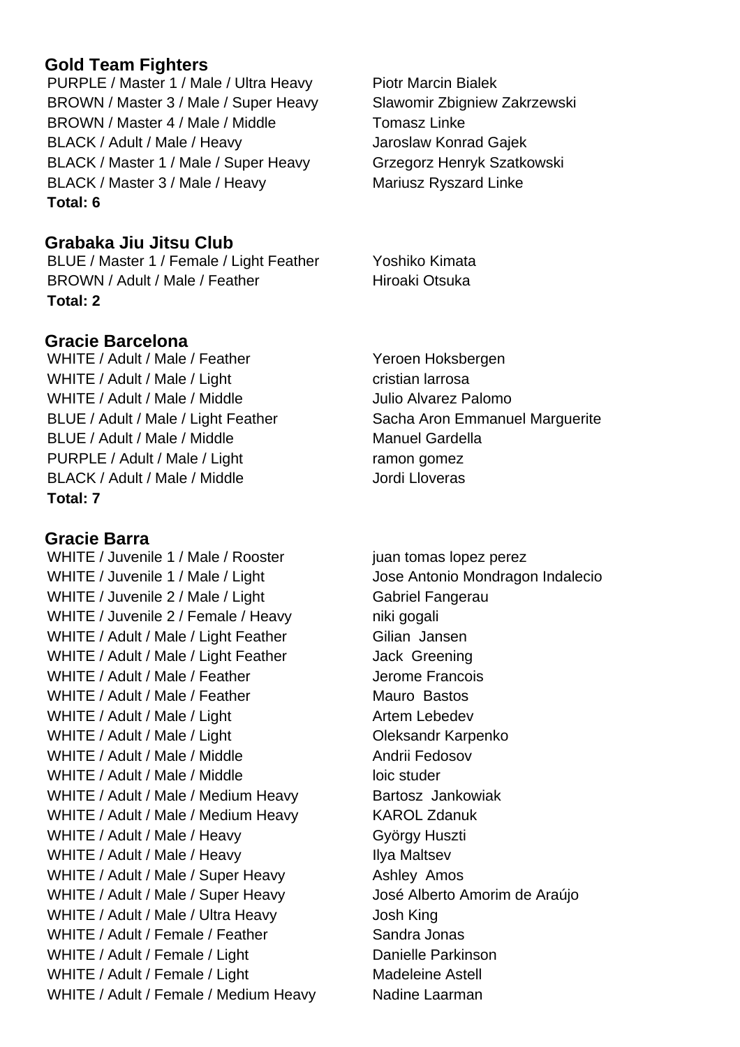## Gold Team Fighters

| | |
|---|---|
| PURPLE / Master 1 / Male / Ultra Heavy | Piotr Marcin Bialek |
| BROWN / Master 3 / Male / Super Heavy | Slawomir Zbigniew Zakrzewski |
| BROWN / Master 4 / Male / Middle | Tomasz Linke |
| BLACK / Adult / Male / Heavy | Jaroslaw Konrad Gajek |
| BLACK / Master 1 / Male / Super Heavy | Grzegorz Henryk Szatkowski |
| BLACK / Master 3 / Male / Heavy | Mariusz Ryszard Linke |

**Total: 6**

## Grabaka Jiu Jitsu Club

| | |
|---|---|
| BLUE / Master 1 / Female / Light Feather | Yoshiko Kimata |
| BROWN / Adult / Male / Feather | Hiroaki Otsuka |

**Total: 2**

## Gracie Barcelona

| | |
|---|---|
| WHITE / Adult / Male / Feather | Yeroen Hoksbergen |
| WHITE / Adult / Male / Light | cristian larrosa |
| WHITE / Adult / Male / Middle | Julio Alvarez Palomo |
| BLUE / Adult / Male / Light Feather | Sacha Aron Emmanuel Marguerite |
| BLUE / Adult / Male / Middle | Manuel Gardella |
| PURPLE / Adult / Male / Light | ramon gomez |
| BLACK / Adult / Male / Middle | Jordi Lloveras |

**Total: 7**

## Gracie Barra

| | |
|---|---|
| WHITE / Juvenile 1 / Male / Rooster | juan tomas lopez perez |
| WHITE / Juvenile 1 / Male / Light | Jose Antonio Mondragon Indalecio |
| WHITE / Juvenile 2 / Male / Light | Gabriel Fangerau |
| WHITE / Juvenile 2 / Female / Heavy | niki gogali |
| WHITE / Adult / Male / Light Feather | Gilian Jansen |
| WHITE / Adult / Male / Light Feather | Jack Greening |
| WHITE / Adult / Male / Feather | Jerome Francois |
| WHITE / Adult / Male / Feather | Mauro Bastos |
| WHITE / Adult / Male / Light | Artem Lebedev |
| WHITE / Adult / Male / Light | Oleksandr Karpenko |
| WHITE / Adult / Male / Middle | Andrii Fedosov |
| WHITE / Adult / Male / Middle | loic studer |
| WHITE / Adult / Male / Medium Heavy | Bartosz Jankowiak |
| WHITE / Adult / Male / Medium Heavy | KAROL Zdanuk |
| WHITE / Adult / Male / Heavy | György Huszti |
| WHITE / Adult / Male / Heavy | Ilya Maltsev |
| WHITE / Adult / Male / Super Heavy | Ashley Amos |
| WHITE / Adult / Male / Super Heavy | José Alberto Amorim de Araújo |
| WHITE / Adult / Male / Ultra Heavy | Josh King |
| WHITE / Adult / Female / Feather | Sandra Jonas |
| WHITE / Adult / Female / Light | Danielle Parkinson |
| WHITE / Adult / Female / Light | Madeleine Astell |
| WHITE / Adult / Female / Medium Heavy | Nadine Laarman |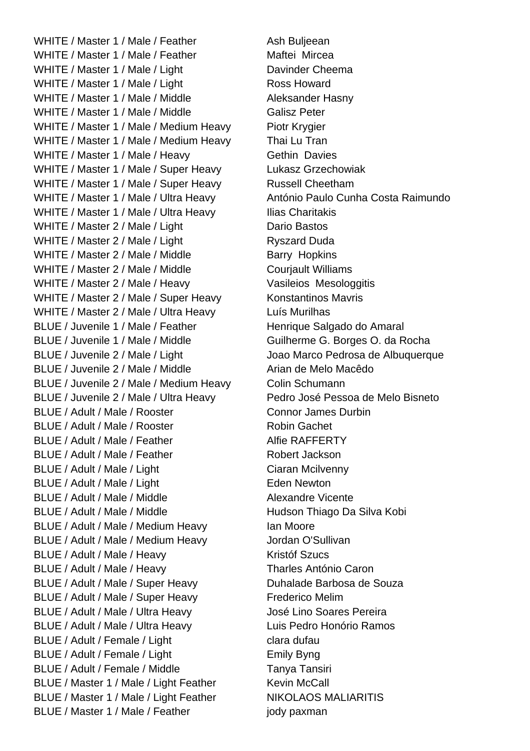| | |
|---|---|
| WHITE / Master 1 / Male / Feather | Ash Buljeean |
| WHITE / Master 1 / Male / Feather | Maftei  Mircea |
| WHITE / Master 1 / Male / Light | Davinder Cheema |
| WHITE / Master 1 / Male / Light | Ross Howard |
| WHITE / Master 1 / Male / Middle | Aleksander Hasny |
| WHITE / Master 1 / Male / Middle | Galisz Peter |
| WHITE / Master 1 / Male / Medium Heavy | Piotr Krygier |
| WHITE / Master 1 / Male / Medium Heavy | Thai Lu Tran |
| WHITE / Master 1 / Male / Heavy | Gethin  Davies |
| WHITE / Master 1 / Male / Super Heavy | Lukasz Grzechowiak |
| WHITE / Master 1 / Male / Super Heavy | Russell Cheetham |
| WHITE / Master 1 / Male / Ultra Heavy | António Paulo Cunha Costa Raimundo |
| WHITE / Master 1 / Male / Ultra Heavy | Ilias Charitakis |
| WHITE / Master 2 / Male / Light | Dario Bastos |
| WHITE / Master 2 / Male / Light | Ryszard Duda |
| WHITE / Master 2 / Male / Middle | Barry  Hopkins |
| WHITE / Master 2 / Male / Middle | Courjault Williams |
| WHITE / Master 2 / Male / Heavy | Vasileios  Mesologgitis |
| WHITE / Master 2 / Male / Super Heavy | Konstantinos Mavris |
| WHITE / Master 2 / Male / Ultra Heavy | Luís Murilhas |
| BLUE / Juvenile 1 / Male / Feather | Henrique Salgado do Amaral |
| BLUE / Juvenile 1 / Male / Middle | Guilherme G. Borges O. da Rocha |
| BLUE / Juvenile 2 / Male / Light | Joao Marco Pedrosa de Albuquerque |
| BLUE / Juvenile 2 / Male / Middle | Arian de Melo Macêdo |
| BLUE / Juvenile 2 / Male / Medium Heavy | Colin Schumann |
| BLUE / Juvenile 2 / Male / Ultra Heavy | Pedro José Pessoa de Melo Bisneto |
| BLUE / Adult / Male / Rooster | Connor James Durbin |
| BLUE / Adult / Male / Rooster | Robin Gachet |
| BLUE / Adult / Male / Feather | Alfie RAFFERTY |
| BLUE / Adult / Male / Feather | Robert Jackson |
| BLUE / Adult / Male / Light | Ciaran Mcilvenny |
| BLUE / Adult / Male / Light | Eden Newton |
| BLUE / Adult / Male / Middle | Alexandre Vicente |
| BLUE / Adult / Male / Middle | Hudson Thiago Da Silva Kobi |
| BLUE / Adult / Male / Medium Heavy | Ian Moore |
| BLUE / Adult / Male / Medium Heavy | Jordan O'Sullivan |
| BLUE / Adult / Male / Heavy | Kristóf Szucs |
| BLUE / Adult / Male / Heavy | Tharles António Caron |
| BLUE / Adult / Male / Super Heavy | Duhalade Barbosa de Souza |
| BLUE / Adult / Male / Super Heavy | Frederico Melim |
| BLUE / Adult / Male / Ultra Heavy | José Lino Soares Pereira |
| BLUE / Adult / Male / Ultra Heavy | Luis Pedro Honório Ramos |
| BLUE / Adult / Female / Light | clara dufau |
| BLUE / Adult / Female / Light | Emily Byng |
| BLUE / Adult / Female / Middle | Tanya Tansiri |
| BLUE / Master 1 / Male / Light Feather | Kevin McCall |
| BLUE / Master 1 / Male / Light Feather | NIKOLAOS MALIARITIS |
| BLUE / Master 1 / Male / Feather | jody paxman |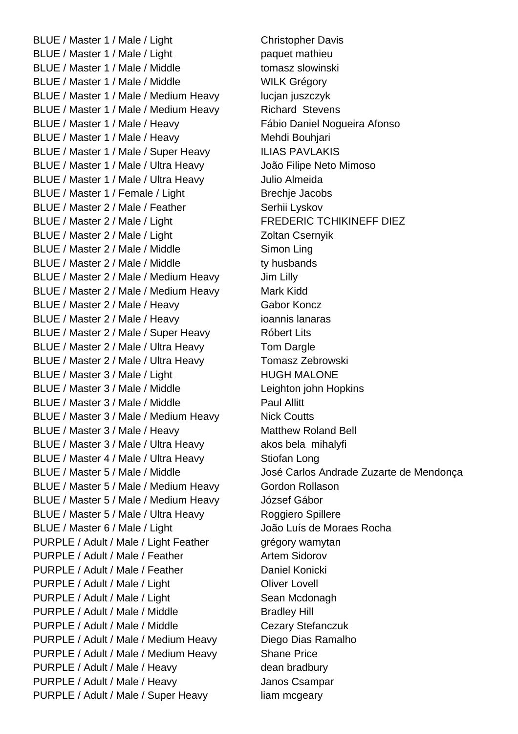| | |
|---|---|
| BLUE / Master 1 / Male / Light | Christopher Davis |
| BLUE / Master 1 / Male / Light | paquet mathieu |
| BLUE / Master 1 / Male / Middle | tomasz slowinski |
| BLUE / Master 1 / Male / Middle | WILK Grégory |
| BLUE / Master 1 / Male / Medium Heavy | lucjan juszczyk |
| BLUE / Master 1 / Male / Medium Heavy | Richard Stevens |
| BLUE / Master 1 / Male / Heavy | Fábio Daniel Nogueira Afonso |
| BLUE / Master 1 / Male / Heavy | Mehdi Bouhjari |
| BLUE / Master 1 / Male / Super Heavy | ILIAS PAVLAKIS |
| BLUE / Master 1 / Male / Ultra Heavy | João Filipe Neto Mimoso |
| BLUE / Master 1 / Male / Ultra Heavy | Julio Almeida |
| BLUE / Master 1 / Female / Light | Brechje Jacobs |
| BLUE / Master 2 / Male / Feather | Serhii Lyskov |
| BLUE / Master 2 / Male / Light | FREDERIC TCHIKINEFF DIEZ |
| BLUE / Master 2 / Male / Light | Zoltan Csernyik |
| BLUE / Master 2 / Male / Middle | Simon Ling |
| BLUE / Master 2 / Male / Middle | ty husbands |
| BLUE / Master 2 / Male / Medium Heavy | Jim Lilly |
| BLUE / Master 2 / Male / Medium Heavy | Mark Kidd |
| BLUE / Master 2 / Male / Heavy | Gabor Koncz |
| BLUE / Master 2 / Male / Heavy | ioannis lanaras |
| BLUE / Master 2 / Male / Super Heavy | Róbert Lits |
| BLUE / Master 2 / Male / Ultra Heavy | Tom Dargle |
| BLUE / Master 2 / Male / Ultra Heavy | Tomasz Zebrowski |
| BLUE / Master 3 / Male / Light | HUGH MALONE |
| BLUE / Master 3 / Male / Middle | Leighton john Hopkins |
| BLUE / Master 3 / Male / Middle | Paul Allitt |
| BLUE / Master 3 / Male / Medium Heavy | Nick Coutts |
| BLUE / Master 3 / Male / Heavy | Matthew Roland Bell |
| BLUE / Master 3 / Male / Ultra Heavy | akos bela mihalyfi |
| BLUE / Master 4 / Male / Ultra Heavy | Stiofan Long |
| BLUE / Master 5 / Male / Middle | José Carlos Andrade Zuzarte de Mendonça |
| BLUE / Master 5 / Male / Medium Heavy | Gordon Rollason |
| BLUE / Master 5 / Male / Medium Heavy | József Gábor |
| BLUE / Master 5 / Male / Ultra Heavy | Roggiero Spillere |
| BLUE / Master 6 / Male / Light | João Luís de Moraes Rocha |
| PURPLE / Adult / Male / Light Feather | grégory wamytan |
| PURPLE / Adult / Male / Feather | Artem Sidorov |
| PURPLE / Adult / Male / Feather | Daniel Konicki |
| PURPLE / Adult / Male / Light | Oliver Lovell |
| PURPLE / Adult / Male / Light | Sean Mcdonagh |
| PURPLE / Adult / Male / Middle | Bradley Hill |
| PURPLE / Adult / Male / Middle | Cezary Stefanczuk |
| PURPLE / Adult / Male / Medium Heavy | Diego Dias Ramalho |
| PURPLE / Adult / Male / Medium Heavy | Shane Price |
| PURPLE / Adult / Male / Heavy | dean bradbury |
| PURPLE / Adult / Male / Heavy | Janos Csampar |
| PURPLE / Adult / Male / Super Heavy | liam mcgeary |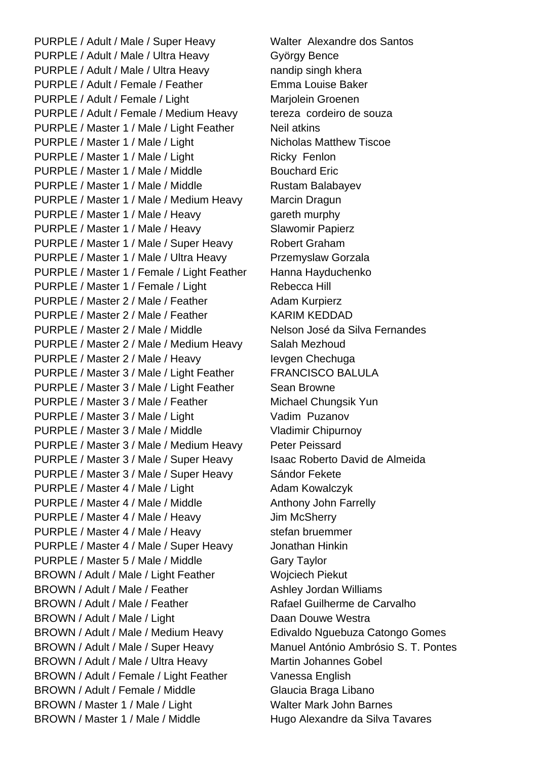| | |
|---|---|
| PURPLE / Adult / Male / Super Heavy | Walter  Alexandre dos Santos |
| PURPLE / Adult / Male / Ultra Heavy | György Bence |
| PURPLE / Adult / Male / Ultra Heavy | nandip singh khera |
| PURPLE / Adult / Female / Feather | Emma Louise Baker |
| PURPLE / Adult / Female / Light | Marjolein Groenen |
| PURPLE / Adult / Female / Medium Heavy | tereza  cordeiro de souza |
| PURPLE / Master 1 / Male / Light Feather | Neil atkins |
| PURPLE / Master 1 / Male / Light | Nicholas Matthew Tiscoe |
| PURPLE / Master 1 / Male / Light | Ricky  Fenlon |
| PURPLE / Master 1 / Male / Middle | Bouchard Eric |
| PURPLE / Master 1 / Male / Middle | Rustam Balabayev |
| PURPLE / Master 1 / Male / Medium Heavy | Marcin Dragun |
| PURPLE / Master 1 / Male / Heavy | gareth murphy |
| PURPLE / Master 1 / Male / Heavy | Slawomir Papierz |
| PURPLE / Master 1 / Male / Super Heavy | Robert Graham |
| PURPLE / Master 1 / Male / Ultra Heavy | Przemyslaw Gorzala |
| PURPLE / Master 1 / Female / Light Feather | Hanna Hayduchenko |
| PURPLE / Master 1 / Female / Light | Rebecca Hill |
| PURPLE / Master 2 / Male / Feather | Adam Kurpierz |
| PURPLE / Master 2 / Male / Feather | KARIM KEDDAD |
| PURPLE / Master 2 / Male / Middle | Nelson José da Silva Fernandes |
| PURPLE / Master 2 / Male / Medium Heavy | Salah Mezhoud |
| PURPLE / Master 2 / Male / Heavy | Ievgen Chechuga |
| PURPLE / Master 3 / Male / Light Feather | FRANCISCO BALULA |
| PURPLE / Master 3 / Male / Light Feather | Sean Browne |
| PURPLE / Master 3 / Male / Feather | Michael Chungsik Yun |
| PURPLE / Master 3 / Male / Light | Vadim  Puzanov |
| PURPLE / Master 3 / Male / Middle | Vladimir Chipurnoy |
| PURPLE / Master 3 / Male / Medium Heavy | Peter Peissard |
| PURPLE / Master 3 / Male / Super Heavy | Isaac Roberto David de Almeida |
| PURPLE / Master 3 / Male / Super Heavy | Sándor Fekete |
| PURPLE / Master 4 / Male / Light | Adam Kowalczyk |
| PURPLE / Master 4 / Male / Middle | Anthony John Farrelly |
| PURPLE / Master 4 / Male / Heavy | Jim McSherry |
| PURPLE / Master 4 / Male / Heavy | stefan bruemmer |
| PURPLE / Master 4 / Male / Super Heavy | Jonathan Hinkin |
| PURPLE / Master 5 / Male / Middle | Gary Taylor |
| BROWN / Adult / Male / Light Feather | Wojciech Piekut |
| BROWN / Adult / Male / Feather | Ashley Jordan Williams |
| BROWN / Adult / Male / Feather | Rafael Guilherme de Carvalho |
| BROWN / Adult / Male / Light | Daan Douwe Westra |
| BROWN / Adult / Male / Medium Heavy | Edivaldo Nguebuza Catongo Gomes |
| BROWN / Adult / Male / Super Heavy | Manuel António Ambrósio S. T. Pontes |
| BROWN / Adult / Male / Ultra Heavy | Martin Johannes Gobel |
| BROWN / Adult / Female / Light Feather | Vanessa English |
| BROWN / Adult / Female / Middle | Glaucia Braga Libano |
| BROWN / Master 1 / Male / Light | Walter Mark John Barnes |
| BROWN / Master 1 / Male / Middle | Hugo Alexandre da Silva Tavares |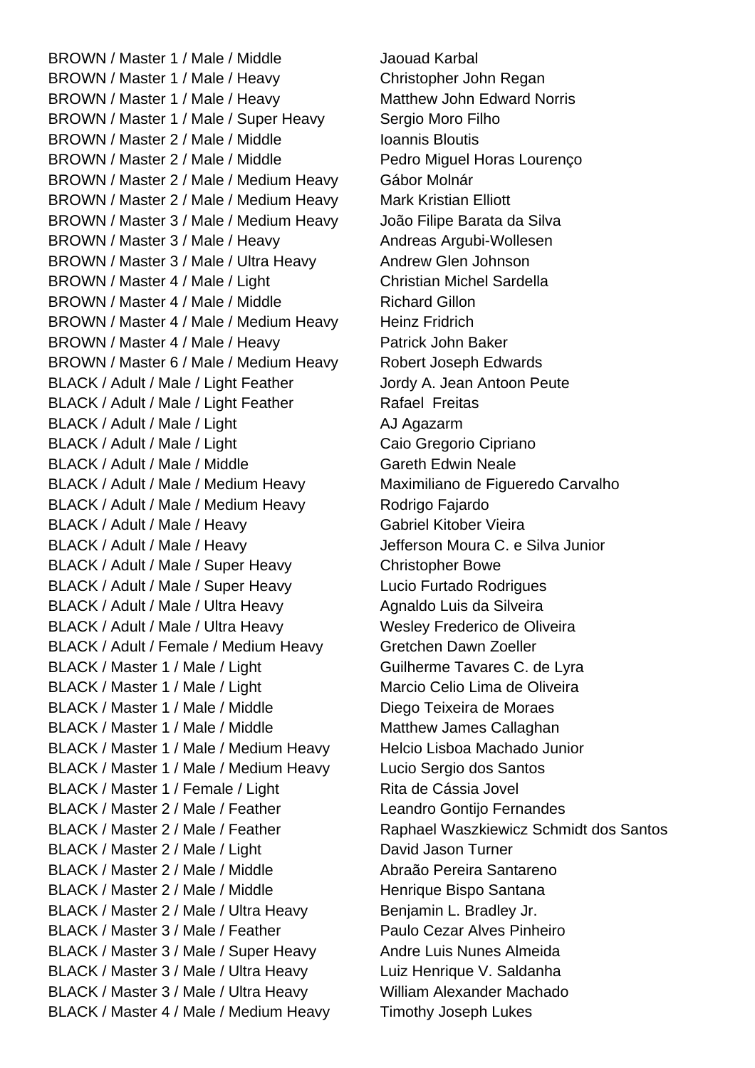| | |
|---|---|
| BROWN / Master 1 / Male / Middle | Jaouad Karbal |
| BROWN / Master 1 / Male / Heavy | Christopher John Regan |
| BROWN / Master 1 / Male / Heavy | Matthew John Edward Norris |
| BROWN / Master 1 / Male / Super Heavy | Sergio Moro Filho |
| BROWN / Master 2 / Male / Middle | Ioannis Bloutis |
| BROWN / Master 2 / Male / Middle | Pedro Miguel Horas Lourenço |
| BROWN / Master 2 / Male / Medium Heavy | Gábor Molnár |
| BROWN / Master 2 / Male / Medium Heavy | Mark Kristian Elliott |
| BROWN / Master 3 / Male / Medium Heavy | João Filipe Barata da Silva |
| BROWN / Master 3 / Male / Heavy | Andreas Argubi-Wollesen |
| BROWN / Master 3 / Male / Ultra Heavy | Andrew Glen Johnson |
| BROWN / Master 4 / Male / Light | Christian Michel Sardella |
| BROWN / Master 4 / Male / Middle | Richard Gillon |
| BROWN / Master 4 / Male / Medium Heavy | Heinz Fridrich |
| BROWN / Master 4 / Male / Heavy | Patrick John Baker |
| BROWN / Master 6 / Male / Medium Heavy | Robert Joseph Edwards |
| BLACK / Adult / Male / Light Feather | Jordy A. Jean Antoon Peute |
| BLACK / Adult / Male / Light Feather | Rafael Freitas |
| BLACK / Adult / Male / Light | AJ Agazarm |
| BLACK / Adult / Male / Light | Caio Gregorio Cipriano |
| BLACK / Adult / Male / Middle | Gareth Edwin Neale |
| BLACK / Adult / Male / Medium Heavy | Maximiliano de Figueredo Carvalho |
| BLACK / Adult / Male / Medium Heavy | Rodrigo Fajardo |
| BLACK / Adult / Male / Heavy | Gabriel Kitober Vieira |
| BLACK / Adult / Male / Heavy | Jefferson Moura C. e Silva Junior |
| BLACK / Adult / Male / Super Heavy | Christopher Bowe |
| BLACK / Adult / Male / Super Heavy | Lucio Furtado Rodrigues |
| BLACK / Adult / Male / Ultra Heavy | Agnaldo Luis da Silveira |
| BLACK / Adult / Male / Ultra Heavy | Wesley Frederico de Oliveira |
| BLACK / Adult / Female / Medium Heavy | Gretchen Dawn Zoeller |
| BLACK / Master 1 / Male / Light | Guilherme Tavares C. de Lyra |
| BLACK / Master 1 / Male / Light | Marcio Celio Lima de Oliveira |
| BLACK / Master 1 / Male / Middle | Diego Teixeira de Moraes |
| BLACK / Master 1 / Male / Middle | Matthew James Callaghan |
| BLACK / Master 1 / Male / Medium Heavy | Helcio Lisboa Machado Junior |
| BLACK / Master 1 / Male / Medium Heavy | Lucio Sergio dos Santos |
| BLACK / Master 1 / Female / Light | Rita de Cássia Jovel |
| BLACK / Master 2 / Male / Feather | Leandro Gontijo Fernandes |
| BLACK / Master 2 / Male / Feather | Raphael Waszkiewicz Schmidt dos Santos |
| BLACK / Master 2 / Male / Light | David Jason Turner |
| BLACK / Master 2 / Male / Middle | Abraão Pereira Santareno |
| BLACK / Master 2 / Male / Middle | Henrique Bispo Santana |
| BLACK / Master 2 / Male / Ultra Heavy | Benjamin L. Bradley Jr. |
| BLACK / Master 3 / Male / Feather | Paulo Cezar Alves Pinheiro |
| BLACK / Master 3 / Male / Super Heavy | Andre Luis Nunes Almeida |
| BLACK / Master 3 / Male / Ultra Heavy | Luiz Henrique V. Saldanha |
| BLACK / Master 3 / Male / Ultra Heavy | William Alexander Machado |
| BLACK / Master 4 / Male / Medium Heavy | Timothy Joseph Lukes |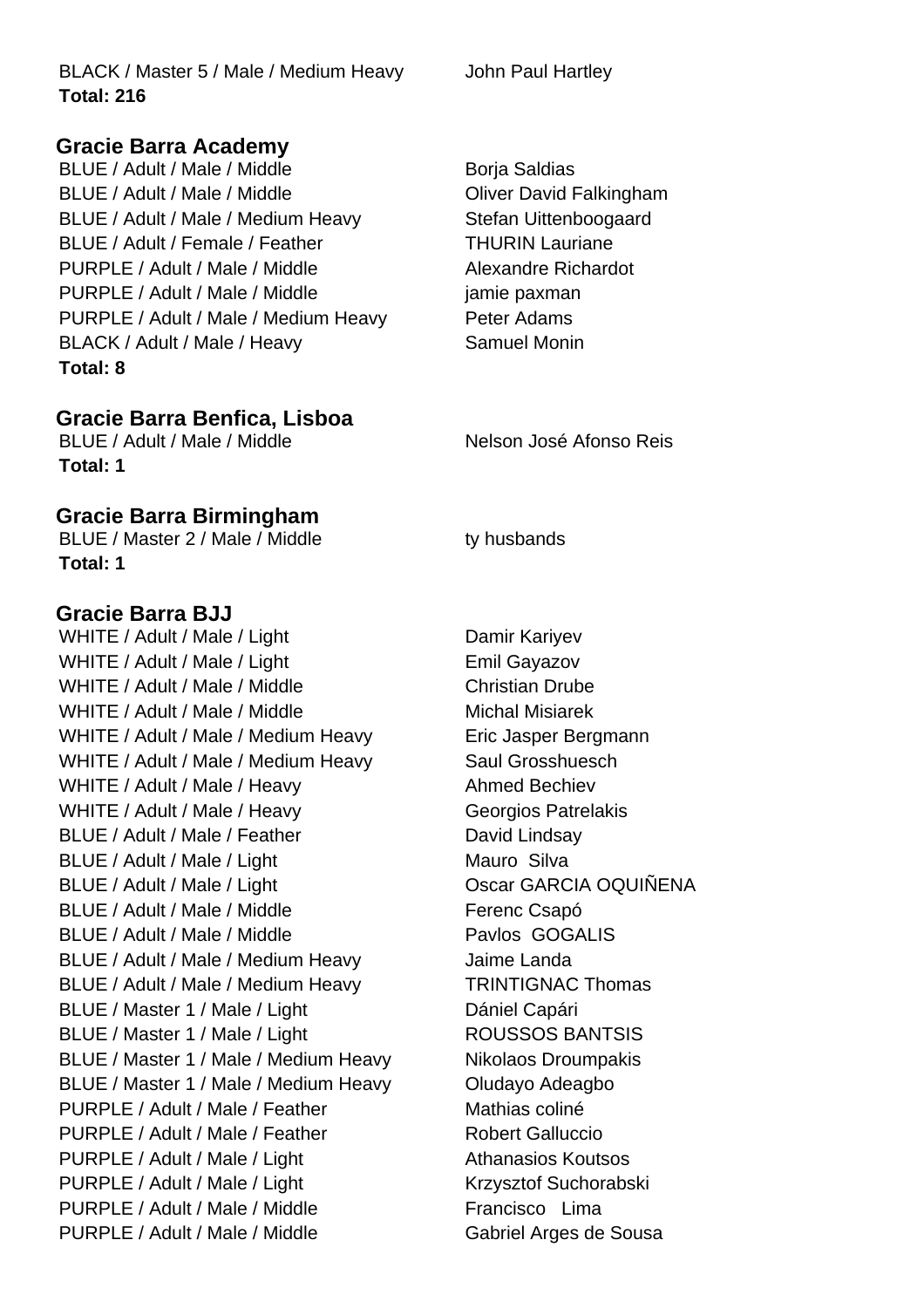BLACK / Master 5 / Male / Medium Heavy John Paul Hartley
**Total: 216**

## Gracie Barra Academy

| | |
|---|---|
| BLUE / Adult / Male / Middle | Borja Saldias |
| BLUE / Adult / Male / Middle | Oliver David Falkingham |
| BLUE / Adult / Male / Medium Heavy | Stefan Uittenboogaard |
| BLUE / Adult / Female / Feather | THURIN Lauriane |
| PURPLE / Adult / Male / Middle | Alexandre Richardot |
| PURPLE / Adult / Male / Middle | jamie paxman |
| PURPLE / Adult / Male / Medium Heavy | Peter Adams |
| BLACK / Adult / Male / Heavy | Samuel Monin |

**Total: 8**

## Gracie Barra Benfica, Lisboa

| | |
|---|---|
| BLUE / Adult / Male / Middle | Nelson José Afonso Reis |

**Total: 1**

## Gracie Barra Birmingham

| | |
|---|---|
| BLUE / Master 2 / Male / Middle | ty husbands |

**Total: 1**

## Gracie Barra BJJ

| | |
|---|---|
| WHITE / Adult / Male / Light | Damir Kariyev |
| WHITE / Adult / Male / Light | Emil Gayazov |
| WHITE / Adult / Male / Middle | Christian Drube |
| WHITE / Adult / Male / Middle | Michal Misiarek |
| WHITE / Adult / Male / Medium Heavy | Eric Jasper Bergmann |
| WHITE / Adult / Male / Medium Heavy | Saul Grosshuesch |
| WHITE / Adult / Male / Heavy | Ahmed Bechiev |
| WHITE / Adult / Male / Heavy | Georgios Patrelakis |
| BLUE / Adult / Male / Feather | David Lindsay |
| BLUE / Adult / Male / Light | Mauro Silva |
| BLUE / Adult / Male / Light | Oscar GARCIA OQUIÑENA |
| BLUE / Adult / Male / Middle | Ferenc Csapó |
| BLUE / Adult / Male / Middle | Pavlos GOGALIS |
| BLUE / Adult / Male / Medium Heavy | Jaime Landa |
| BLUE / Adult / Male / Medium Heavy | TRINTIGNAC Thomas |
| BLUE / Master 1 / Male / Light | Dániel Capári |
| BLUE / Master 1 / Male / Light | ROUSSOS BANTSIS |
| BLUE / Master 1 / Male / Medium Heavy | Nikolaos Droumpakis |
| BLUE / Master 1 / Male / Medium Heavy | Oludayo Adeagbo |
| PURPLE / Adult / Male / Feather | Mathias coliné |
| PURPLE / Adult / Male / Feather | Robert Galluccio |
| PURPLE / Adult / Male / Light | Athanasios Koutsos |
| PURPLE / Adult / Male / Light | Krzysztof Suchorabski |
| PURPLE / Adult / Male / Middle | Francisco Lima |
| PURPLE / Adult / Male / Middle | Gabriel Arges de Sousa |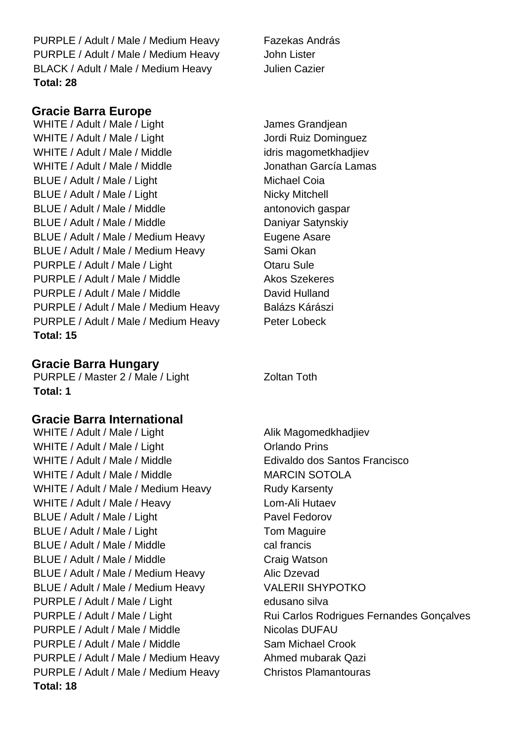PURPLE / Adult / Male / Medium Heavy Fazekas András
PURPLE / Adult / Male / Medium Heavy John Lister
BLACK / Adult / Male / Medium Heavy Julien Cazier
**Total: 28**

### Gracie Barra Europe

WHITE / Adult / Male / Light James Grandjean
WHITE / Adult / Male / Light Jordi Ruiz Dominguez
WHITE / Adult / Male / Middle idris magometkhadjiev
WHITE / Adult / Male / Middle Jonathan García Lamas
BLUE / Adult / Male / Light Michael Coia
BLUE / Adult / Male / Light Nicky Mitchell
BLUE / Adult / Male / Middle antonovich gaspar
BLUE / Adult / Male / Middle Daniyar Satynskiy
BLUE / Adult / Male / Medium Heavy Eugene Asare
BLUE / Adult / Male / Medium Heavy Sami Okan
PURPLE / Adult / Male / Light Otaru Sule
PURPLE / Adult / Male / Middle Akos Szekeres
PURPLE / Adult / Male / Middle David Hulland
PURPLE / Adult / Male / Medium Heavy Balázs Kárászi
PURPLE / Adult / Male / Medium Heavy Peter Lobeck
**Total: 15**

### Gracie Barra Hungary

PURPLE / Master 2 / Male / Light Zoltan Toth
**Total: 1**

### Gracie Barra International

WHITE / Adult / Male / Light Alik Magomedkhadjiev
WHITE / Adult / Male / Light Orlando Prins
WHITE / Adult / Male / Middle Edivaldo dos Santos Francisco
WHITE / Adult / Male / Middle MARCIN SOTOLA
WHITE / Adult / Male / Medium Heavy Rudy Karsenty
WHITE / Adult / Male / Heavy Lom-Ali Hutaev
BLUE / Adult / Male / Light Pavel Fedorov
BLUE / Adult / Male / Light Tom Maguire
BLUE / Adult / Male / Middle cal francis
BLUE / Adult / Male / Middle Craig Watson
BLUE / Adult / Male / Medium Heavy Alic Dzevad
BLUE / Adult / Male / Medium Heavy VALERII SHYPOTKO
PURPLE / Adult / Male / Light edusano silva
PURPLE / Adult / Male / Light Rui Carlos Rodrigues Fernandes Gonçalves
PURPLE / Adult / Male / Middle Nicolas DUFAU
PURPLE / Adult / Male / Middle Sam Michael Crook
PURPLE / Adult / Male / Medium Heavy Ahmed mubarak Qazi
PURPLE / Adult / Male / Medium Heavy Christos Plamantouras
**Total: 18**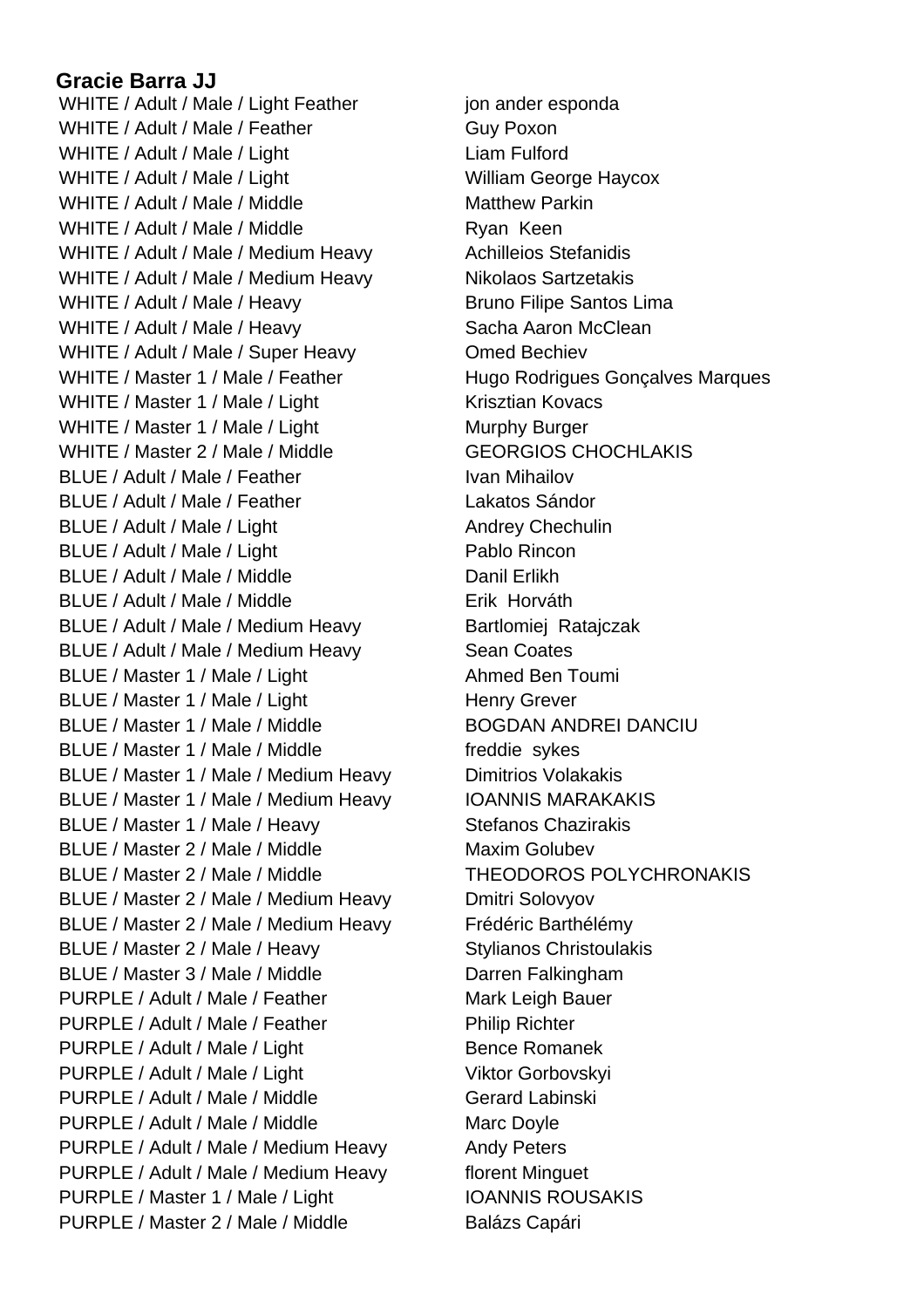**Gracie Barra JJ**

| | |
|---|---|
| WHITE / Adult / Male / Light Feather | jon ander esponda |
| WHITE / Adult / Male / Feather | Guy Poxon |
| WHITE / Adult / Male / Light | Liam Fulford |
| WHITE / Adult / Male / Light | William George Haycox |
| WHITE / Adult / Male / Middle | Matthew Parkin |
| WHITE / Adult / Male / Middle | Ryan  Keen |
| WHITE / Adult / Male / Medium Heavy | Achilleios Stefanidis |
| WHITE / Adult / Male / Medium Heavy | Nikolaos Sartzetakis |
| WHITE / Adult / Male / Heavy | Bruno Filipe Santos Lima |
| WHITE / Adult / Male / Heavy | Sacha Aaron McClean |
| WHITE / Adult / Male / Super Heavy | Omed Bechiev |
| WHITE / Master 1 / Male / Feather | Hugo Rodrigues Gonçalves Marques |
| WHITE / Master 1 / Male / Light | Krisztian Kovacs |
| WHITE / Master 1 / Male / Light | Murphy Burger |
| WHITE / Master 2 / Male / Middle | GEORGIOS CHOCHLAKIS |
| BLUE / Adult / Male / Feather | Ivan Mihailov |
| BLUE / Adult / Male / Feather | Lakatos Sándor |
| BLUE / Adult / Male / Light | Andrey Chechulin |
| BLUE / Adult / Male / Light | Pablo Rincon |
| BLUE / Adult / Male / Middle | Danil Erlikh |
| BLUE / Adult / Male / Middle | Erik  Horváth |
| BLUE / Adult / Male / Medium Heavy | Bartlomiej  Ratajczak |
| BLUE / Adult / Male / Medium Heavy | Sean Coates |
| BLUE / Master 1 / Male / Light | Ahmed Ben Toumi |
| BLUE / Master 1 / Male / Light | Henry Grever |
| BLUE / Master 1 / Male / Middle | BOGDAN ANDREI DANCIU |
| BLUE / Master 1 / Male / Middle | freddie  sykes |
| BLUE / Master 1 / Male / Medium Heavy | Dimitrios Volakakis |
| BLUE / Master 1 / Male / Medium Heavy | IOANNIS MARAKAKIS |
| BLUE / Master 1 / Male / Heavy | Stefanos Chazirakis |
| BLUE / Master 2 / Male / Middle | Maxim Golubev |
| BLUE / Master 2 / Male / Middle | THEODOROS POLYCHRONAKIS |
| BLUE / Master 2 / Male / Medium Heavy | Dmitri Solovyov |
| BLUE / Master 2 / Male / Medium Heavy | Frédéric Barthélémy |
| BLUE / Master 2 / Male / Heavy | Stylianos Christoulakis |
| BLUE / Master 3 / Male / Middle | Darren Falkingham |
| PURPLE / Adult / Male / Feather | Mark Leigh Bauer |
| PURPLE / Adult / Male / Feather | Philip Richter |
| PURPLE / Adult / Male / Light | Bence Romanek |
| PURPLE / Adult / Male / Light | Viktor Gorbovskyi |
| PURPLE / Adult / Male / Middle | Gerard Labinski |
| PURPLE / Adult / Male / Middle | Marc Doyle |
| PURPLE / Adult / Male / Medium Heavy | Andy Peters |
| PURPLE / Adult / Male / Medium Heavy | florent Minguet |
| PURPLE / Master 1 / Male / Light | IOANNIS ROUSAKIS |
| PURPLE / Master 2 / Male / Middle | Balázs Capári |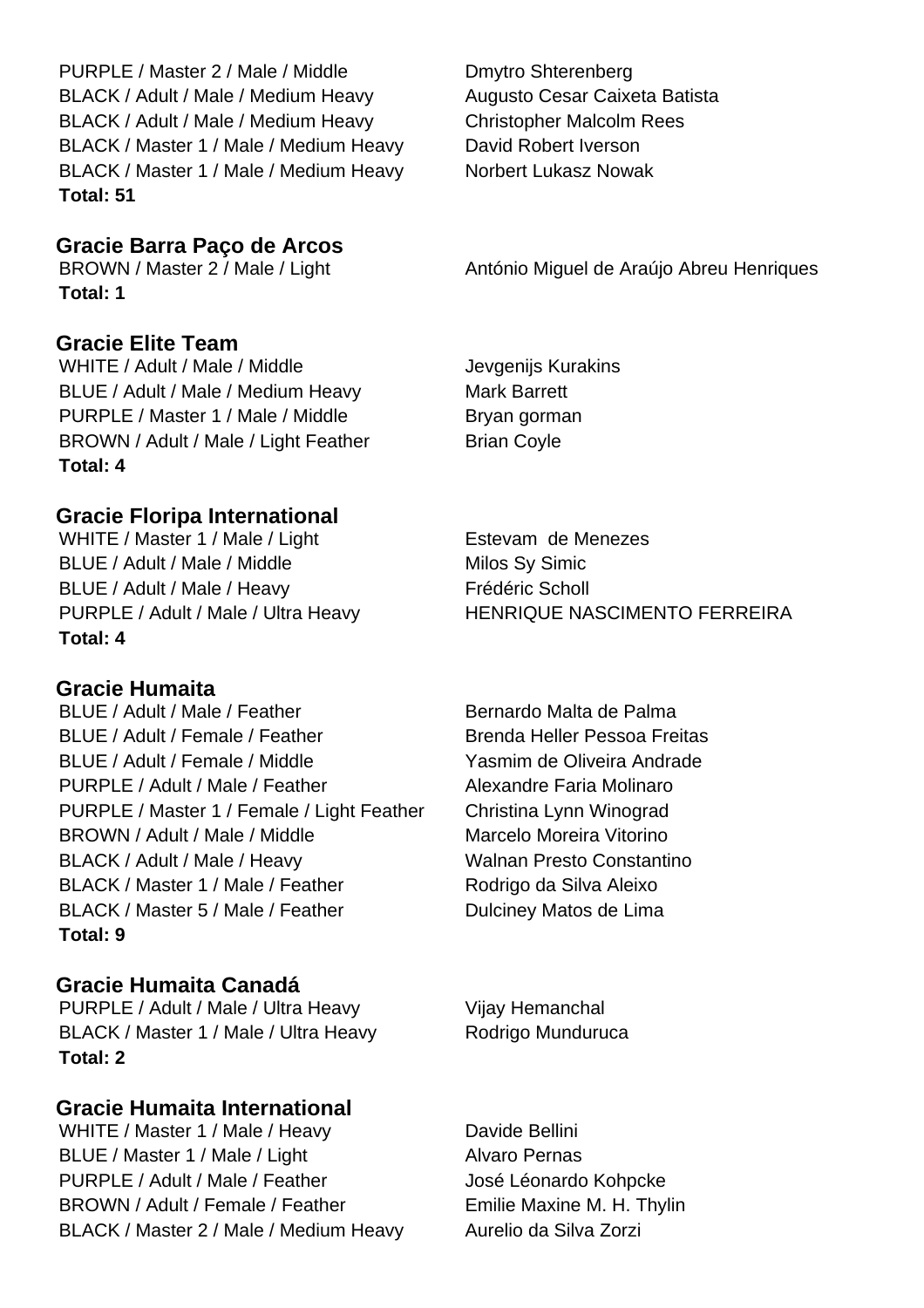PURPLE / Master 2 / Male / Middle Dmytro Shterenberg
BLACK / Adult / Male / Medium Heavy Augusto Cesar Caixeta Batista
BLACK / Adult / Male / Medium Heavy Christopher Malcolm Rees
BLACK / Master 1 / Male / Medium Heavy David Robert Iverson
BLACK / Master 1 / Male / Medium Heavy Norbert Lukasz Nowak

**Total: 51**

### Gracie Barra Paço de Arcos

BROWN / Master 2 / Male / Light António Miguel de Araújo Abreu Henriques

**Total: 1**

### Gracie Elite Team

WHITE / Adult / Male / Middle Jevgenijs Kurakins
BLUE / Adult / Male / Medium Heavy Mark Barrett
PURPLE / Master 1 / Male / Middle Bryan gorman
BROWN / Adult / Male / Light Feather Brian Coyle

**Total: 4**

### Gracie Floripa International

WHITE / Master 1 / Male / Light Estevam de Menezes
BLUE / Adult / Male / Middle Milos Sy Simic
BLUE / Adult / Male / Heavy Frédéric Scholl
PURPLE / Adult / Male / Ultra Heavy HENRIQUE NASCIMENTO FERREIRA

**Total: 4**

### Gracie Humaita

BLUE / Adult / Male / Feather Bernardo Malta de Palma
BLUE / Adult / Female / Feather Brenda Heller Pessoa Freitas
BLUE / Adult / Female / Middle Yasmim de Oliveira Andrade
PURPLE / Adult / Male / Feather Alexandre Faria Molinaro
PURPLE / Master 1 / Female / Light Feather Christina Lynn Winograd
BROWN / Adult / Male / Middle Marcelo Moreira Vitorino
BLACK / Adult / Male / Heavy Walnan Presto Constantino
BLACK / Master 1 / Male / Feather Rodrigo da Silva Aleixo
BLACK / Master 5 / Male / Feather Dulciney Matos de Lima

**Total: 9**

### Gracie Humaita Canadá

PURPLE / Adult / Male / Ultra Heavy Vijay Hemanchal
BLACK / Master 1 / Male / Ultra Heavy Rodrigo Munduruca

**Total: 2**

### Gracie Humaita International

WHITE / Master 1 / Male / Heavy Davide Bellini
BLUE / Master 1 / Male / Light Alvaro Pernas
PURPLE / Adult / Male / Feather José Léonardo Kohpcke
BROWN / Adult / Female / Feather Emilie Maxine M. H. Thylin
BLACK / Master 2 / Male / Medium Heavy Aurelio da Silva Zorzi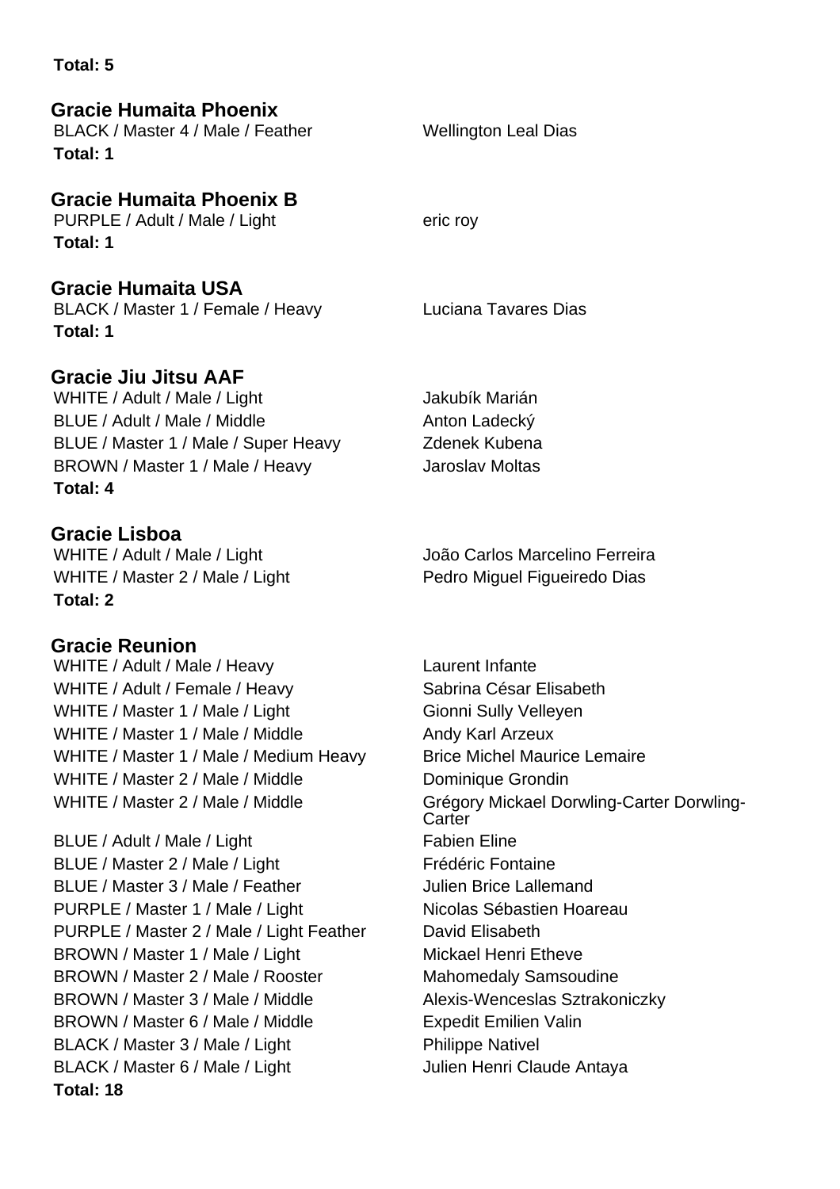**Total: 5**

### Gracie Humaita Phoenix

| | |
|---|---|
| BLACK / Master 4 / Male / Feather | Wellington Leal Dias |

**Total: 1**

### Gracie Humaita Phoenix B

| | |
|---|---|
| PURPLE / Adult / Male / Light | eric roy |

**Total: 1**

### Gracie Humaita USA

| | |
|---|---|
| BLACK / Master 1 / Female / Heavy | Luciana Tavares Dias |

**Total: 1**

### Gracie Jiu Jitsu AAF

| | |
|---|---|
| WHITE / Adult / Male / Light | Jakubík Marián |
| BLUE / Adult / Male / Middle | Anton Ladecký |
| BLUE / Master 1 / Male / Super Heavy | Zdenek Kubena |
| BROWN / Master 1 / Male / Heavy | Jaroslav Moltas |

**Total: 4**

### Gracie Lisboa

| | |
|---|---|
| WHITE / Adult / Male / Light | João Carlos Marcelino Ferreira |
| WHITE / Master 2 / Male / Light | Pedro Miguel Figueiredo Dias |

**Total: 2**

### Gracie Reunion

| | |
|---|---|
| WHITE / Adult / Male / Heavy | Laurent Infante |
| WHITE / Adult / Female / Heavy | Sabrina César Elisabeth |
| WHITE / Master 1 / Male / Light | Gionni Sully Velleyen |
| WHITE / Master 1 / Male / Middle | Andy Karl Arzeux |
| WHITE / Master 1 / Male / Medium Heavy | Brice Michel Maurice Lemaire |
| WHITE / Master 2 / Male / Middle | Dominique Grondin |
| WHITE / Master 2 / Male / Middle | Grégory Mickael Dorwling-Carter Dorwling-Carter |
| BLUE / Adult / Male / Light | Fabien Eline |
| BLUE / Master 2 / Male / Light | Frédéric Fontaine |
| BLUE / Master 3 / Male / Feather | Julien Brice Lallemand |
| PURPLE / Master 1 / Male / Light | Nicolas Sébastien Hoareau |
| PURPLE / Master 2 / Male / Light Feather | David Elisabeth |
| BROWN / Master 1 / Male / Light | Mickael Henri Etheve |
| BROWN / Master 2 / Male / Rooster | Mahomedaly Samsoudine |
| BROWN / Master 3 / Male / Middle | Alexis-Wenceslas Sztrakoniczky |
| BROWN / Master 6 / Male / Middle | Expedit Emilien Valin |
| BLACK / Master 3 / Male / Light | Philippe Nativel |
| BLACK / Master 6 / Male / Light | Julien Henri Claude Antaya |

**Total: 18**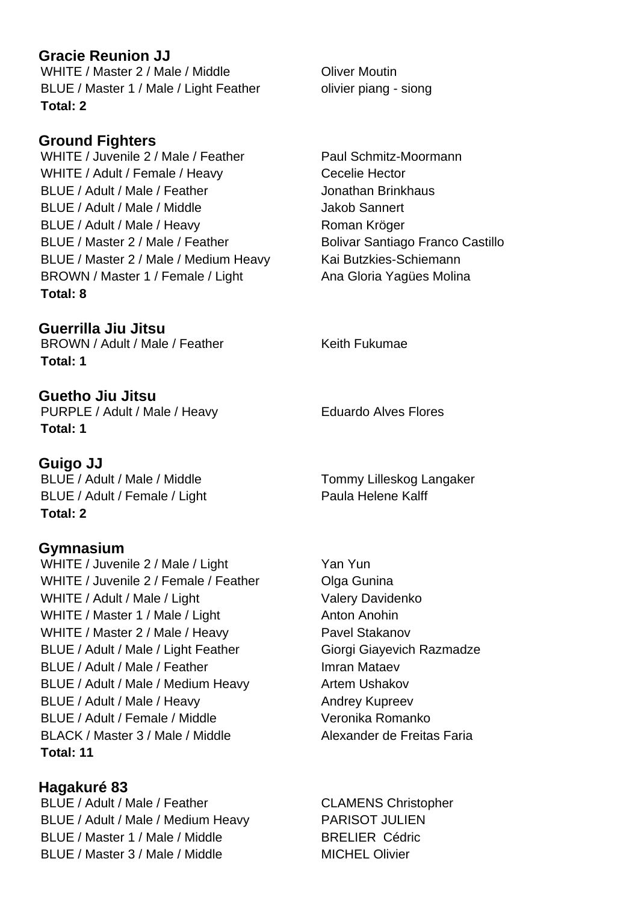### Gracie Reunion JJ

| | |
|---|---|
| WHITE / Master 2 / Male / Middle | Oliver Moutin |
| BLUE / Master 1 / Male / Light Feather | olivier piang - siong |

**Total: 2**

### Ground Fighters

| | |
|---|---|
| WHITE / Juvenile 2 / Male / Feather | Paul Schmitz-Moormann |
| WHITE / Adult / Female / Heavy | Cecelie Hector |
| BLUE / Adult / Male / Feather | Jonathan Brinkhaus |
| BLUE / Adult / Male / Middle | Jakob Sannert |
| BLUE / Adult / Male / Heavy | Roman Kröger |
| BLUE / Master 2 / Male / Feather | Bolivar Santiago Franco Castillo |
| BLUE / Master 2 / Male / Medium Heavy | Kai Butzkies-Schiemann |
| BROWN / Master 1 / Female / Light | Ana Gloria Yagües Molina |

**Total: 8**

### Guerrilla Jiu Jitsu

| | |
|---|---|
| BROWN / Adult / Male / Feather | Keith Fukumae |

**Total: 1**

### Guetho Jiu Jitsu

| | |
|---|---|
| PURPLE / Adult / Male / Heavy | Eduardo Alves Flores |

**Total: 1**

### Guigo JJ

| | |
|---|---|
| BLUE / Adult / Male / Middle | Tommy Lilleskog Langaker |
| BLUE / Adult / Female / Light | Paula Helene Kalff |

**Total: 2**

### Gymnasium

| | |
|---|---|
| WHITE / Juvenile 2 / Male / Light | Yan Yun |
| WHITE / Juvenile 2 / Female / Feather | Olga Gunina |
| WHITE / Adult / Male / Light | Valery Davidenko |
| WHITE / Master 1 / Male / Light | Anton Anohin |
| WHITE / Master 2 / Male / Heavy | Pavel Stakanov |
| BLUE / Adult / Male / Light Feather | Giorgi Giayevich Razmadze |
| BLUE / Adult / Male / Feather | Imran Mataev |
| BLUE / Adult / Male / Medium Heavy | Artem Ushakov |
| BLUE / Adult / Male / Heavy | Andrey Kupreev |
| BLUE / Adult / Female / Middle | Veronika Romanko |
| BLACK / Master 3 / Male / Middle | Alexander de Freitas Faria |

**Total: 11**

### Hagakuré 83

| | |
|---|---|
| BLUE / Adult / Male / Feather | CLAMENS Christopher |
| BLUE / Adult / Male / Medium Heavy | PARISOT JULIEN |
| BLUE / Master 1 / Male / Middle | BRELIER Cédric |
| BLUE / Master 3 / Male / Middle | MICHEL Olivier |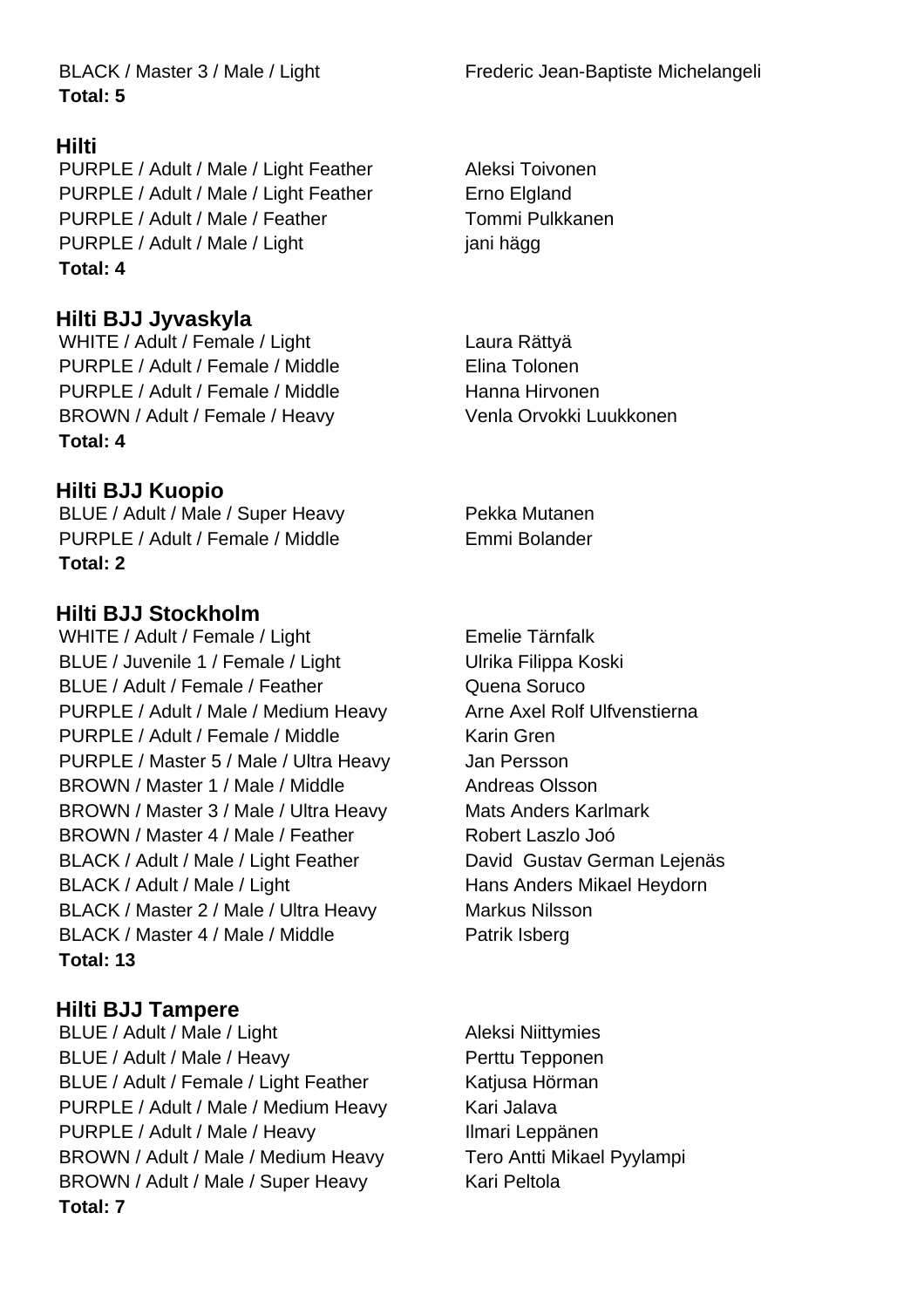BLACK / Master 3 / Male / Light — Frederic Jean-Baptiste Michelangeli

**Total: 5**

### Hilti

| Division | Name |
|---|---|
| PURPLE / Adult / Male / Light Feather | Aleksi Toivonen |
| PURPLE / Adult / Male / Light Feather | Erno Elgland |
| PURPLE / Adult / Male / Feather | Tommi Pulkkanen |
| PURPLE / Adult / Male / Light | jani hägg |

**Total: 4**

### Hilti BJJ Jyvaskyla

| Division | Name |
|---|---|
| WHITE / Adult / Female / Light | Laura Rättyä |
| PURPLE / Adult / Female / Middle | Elina Tolonen |
| PURPLE / Adult / Female / Middle | Hanna Hirvonen |
| BROWN / Adult / Female / Heavy | Venla Orvokki Luukkonen |

**Total: 4**

### Hilti BJJ Kuopio

| Division | Name |
|---|---|
| BLUE / Adult / Male / Super Heavy | Pekka Mutanen |
| PURPLE / Adult / Female / Middle | Emmi Bolander |

**Total: 2**

### Hilti BJJ Stockholm

| Division | Name |
|---|---|
| WHITE / Adult / Female / Light | Emelie Tärnfalk |
| BLUE / Juvenile 1 / Female / Light | Ulrika Filippa Koski |
| BLUE / Adult / Female / Feather | Quena Soruco |
| PURPLE / Adult / Male / Medium Heavy | Arne Axel Rolf Ulfvenstierna |
| PURPLE / Adult / Female / Middle | Karin Gren |
| PURPLE / Master 5 / Male / Ultra Heavy | Jan Persson |
| BROWN / Master 1 / Male / Middle | Andreas Olsson |
| BROWN / Master 3 / Male / Ultra Heavy | Mats Anders Karlmark |
| BROWN / Master 4 / Male / Feather | Robert Laszlo Joó |
| BLACK / Adult / Male / Light Feather | David Gustav German Lejenäs |
| BLACK / Adult / Male / Light | Hans Anders Mikael Heydorn |
| BLACK / Master 2 / Male / Ultra Heavy | Markus Nilsson |
| BLACK / Master 4 / Male / Middle | Patrik Isberg |

**Total: 13**

### Hilti BJJ Tampere

| Division | Name |
|---|---|
| BLUE / Adult / Male / Light | Aleksi Niittymies |
| BLUE / Adult / Male / Heavy | Perttu Tepponen |
| BLUE / Adult / Female / Light Feather | Katjusa Hörman |
| PURPLE / Adult / Male / Medium Heavy | Kari Jalava |
| PURPLE / Adult / Male / Heavy | Ilmari Leppänen |
| BROWN / Adult / Male / Medium Heavy | Tero Antti Mikael Pyylampi |
| BROWN / Adult / Male / Super Heavy | Kari Peltola |

**Total: 7**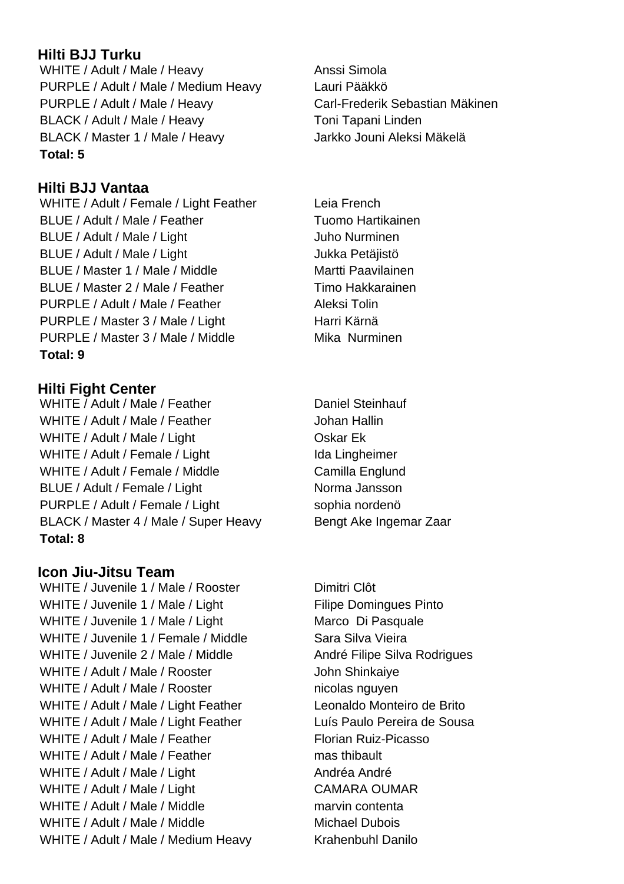## Hilti BJJ Turku

| | |
|---|---|
| WHITE / Adult / Male / Heavy | Anssi Simola |
| PURPLE / Adult / Male / Medium Heavy | Lauri Pääkkö |
| PURPLE / Adult / Male / Heavy | Carl-Frederik Sebastian Mäkinen |
| BLACK / Adult / Male / Heavy | Toni Tapani Linden |
| BLACK / Master 1 / Male / Heavy | Jarkko Jouni Aleksi Mäkelä |

**Total: 5**

## Hilti BJJ Vantaa

| | |
|---|---|
| WHITE / Adult / Female / Light Feather | Leia French |
| BLUE / Adult / Male / Feather | Tuomo Hartikainen |
| BLUE / Adult / Male / Light | Juho Nurminen |
| BLUE / Adult / Male / Light | Jukka Petäjistö |
| BLUE / Master 1 / Male / Middle | Martti Paavilainen |
| BLUE / Master 2 / Male / Feather | Timo Hakkarainen |
| PURPLE / Adult / Male / Feather | Aleksi Tolin |
| PURPLE / Master 3 / Male / Light | Harri Kärnä |
| PURPLE / Master 3 / Male / Middle | Mika Nurminen |

**Total: 9**

## Hilti Fight Center

| | |
|---|---|
| WHITE / Adult / Male / Feather | Daniel Steinhauf |
| WHITE / Adult / Male / Feather | Johan Hallin |
| WHITE / Adult / Male / Light | Oskar Ek |
| WHITE / Adult / Female / Light | Ida Lingheimer |
| WHITE / Adult / Female / Middle | Camilla Englund |
| BLUE / Adult / Female / Light | Norma Jansson |
| PURPLE / Adult / Female / Light | sophia nordenö |
| BLACK / Master 4 / Male / Super Heavy | Bengt Ake Ingemar Zaar |

**Total: 8**

## Icon Jiu-Jitsu Team

| | |
|---|---|
| WHITE / Juvenile 1 / Male / Rooster | Dimitri Clôt |
| WHITE / Juvenile 1 / Male / Light | Filipe Domingues Pinto |
| WHITE / Juvenile 1 / Male / Light | Marco Di Pasquale |
| WHITE / Juvenile 1 / Female / Middle | Sara Silva Vieira |
| WHITE / Juvenile 2 / Male / Middle | André Filipe Silva Rodrigues |
| WHITE / Adult / Male / Rooster | John Shinkaiye |
| WHITE / Adult / Male / Rooster | nicolas nguyen |
| WHITE / Adult / Male / Light Feather | Leonaldo Monteiro de Brito |
| WHITE / Adult / Male / Light Feather | Luís Paulo Pereira de Sousa |
| WHITE / Adult / Male / Feather | Florian Ruiz-Picasso |
| WHITE / Adult / Male / Feather | mas thibault |
| WHITE / Adult / Male / Light | Andréa André |
| WHITE / Adult / Male / Light | CAMARA OUMAR |
| WHITE / Adult / Male / Middle | marvin contenta |
| WHITE / Adult / Male / Middle | Michael Dubois |
| WHITE / Adult / Male / Medium Heavy | Krahenbuhl Danilo |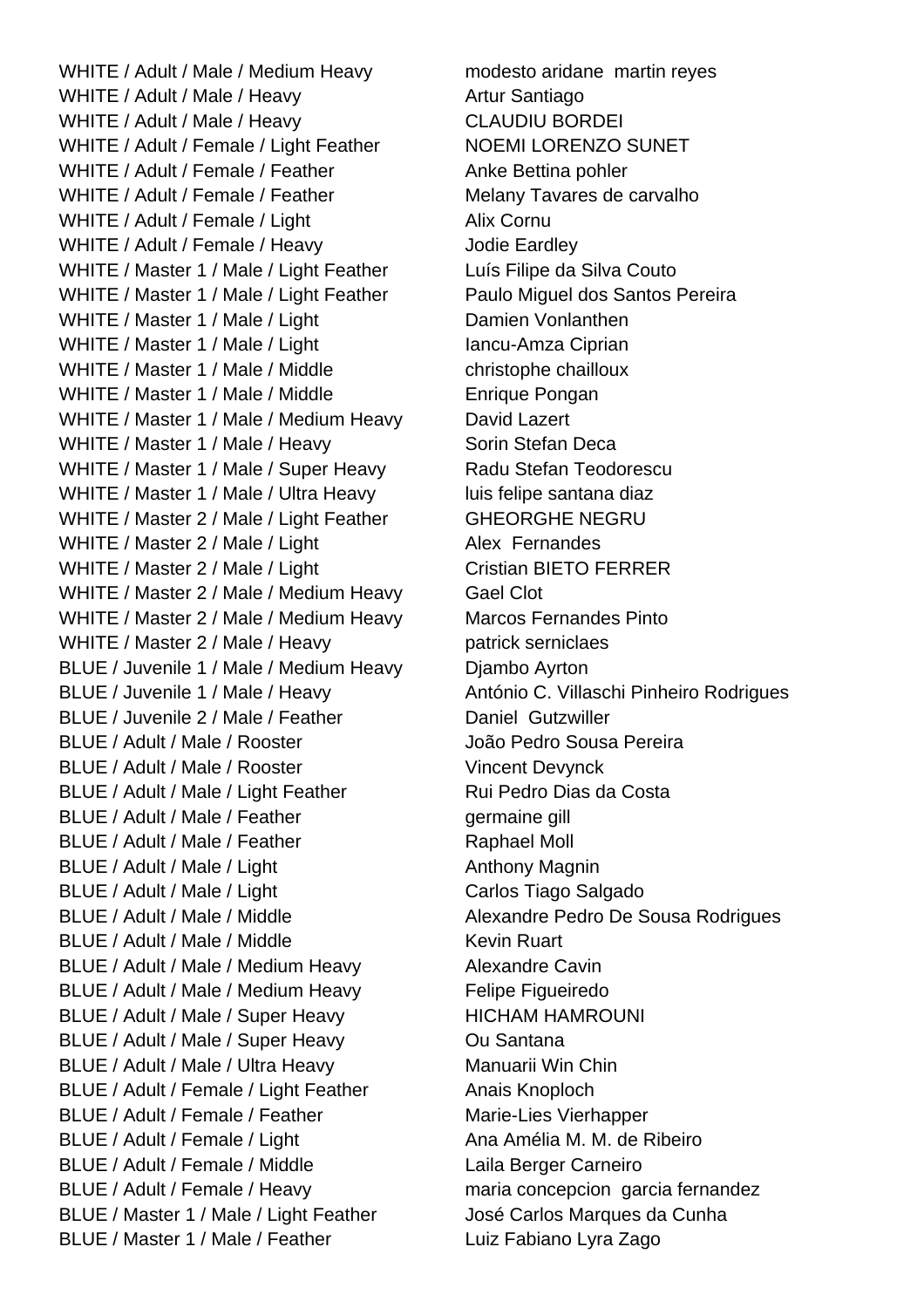| | |
|---|---|
| WHITE / Adult / Male / Medium Heavy | modesto aridane  martin reyes |
| WHITE / Adult / Male / Heavy | Artur Santiago |
| WHITE / Adult / Male / Heavy | CLAUDIU BORDEI |
| WHITE / Adult / Female / Light Feather | NOEMI LORENZO SUNET |
| WHITE / Adult / Female / Feather | Anke Bettina pohler |
| WHITE / Adult / Female / Feather | Melany Tavares de carvalho |
| WHITE / Adult / Female / Light | Alix Cornu |
| WHITE / Adult / Female / Heavy | Jodie Eardley |
| WHITE / Master 1 / Male / Light Feather | Luís Filipe da Silva Couto |
| WHITE / Master 1 / Male / Light Feather | Paulo Miguel dos Santos Pereira |
| WHITE / Master 1 / Male / Light | Damien Vonlanthen |
| WHITE / Master 1 / Male / Light | Iancu-Amza Ciprian |
| WHITE / Master 1 / Male / Middle | christophe chailloux |
| WHITE / Master 1 / Male / Middle | Enrique Pongan |
| WHITE / Master 1 / Male / Medium Heavy | David Lazert |
| WHITE / Master 1 / Male / Heavy | Sorin Stefan Deca |
| WHITE / Master 1 / Male / Super Heavy | Radu Stefan Teodorescu |
| WHITE / Master 1 / Male / Ultra Heavy | luis felipe santana diaz |
| WHITE / Master 2 / Male / Light Feather | GHEORGHE NEGRU |
| WHITE / Master 2 / Male / Light | Alex  Fernandes |
| WHITE / Master 2 / Male / Light | Cristian BIETO FERRER |
| WHITE / Master 2 / Male / Medium Heavy | Gael Clot |
| WHITE / Master 2 / Male / Medium Heavy | Marcos Fernandes Pinto |
| WHITE / Master 2 / Male / Heavy | patrick serniclaes |
| BLUE / Juvenile 1 / Male / Medium Heavy | Djambo Ayrton |
| BLUE / Juvenile 1 / Male / Heavy | António C. Villaschi Pinheiro Rodrigues |
| BLUE / Juvenile 2 / Male / Feather | Daniel  Gutzwiller |
| BLUE / Adult / Male / Rooster | João Pedro Sousa Pereira |
| BLUE / Adult / Male / Rooster | Vincent Devynck |
| BLUE / Adult / Male / Light Feather | Rui Pedro Dias da Costa |
| BLUE / Adult / Male / Feather | germaine gill |
| BLUE / Adult / Male / Feather | Raphael Moll |
| BLUE / Adult / Male / Light | Anthony Magnin |
| BLUE / Adult / Male / Light | Carlos Tiago Salgado |
| BLUE / Adult / Male / Middle | Alexandre Pedro De Sousa Rodrigues |
| BLUE / Adult / Male / Middle | Kevin Ruart |
| BLUE / Adult / Male / Medium Heavy | Alexandre Cavin |
| BLUE / Adult / Male / Medium Heavy | Felipe Figueiredo |
| BLUE / Adult / Male / Super Heavy | HICHAM HAMROUNI |
| BLUE / Adult / Male / Super Heavy | Ou Santana |
| BLUE / Adult / Male / Ultra Heavy | Manuarii Win Chin |
| BLUE / Adult / Female / Light Feather | Anais Knoploch |
| BLUE / Adult / Female / Feather | Marie-Lies Vierhapper |
| BLUE / Adult / Female / Light | Ana Amélia M. M. de Ribeiro |
| BLUE / Adult / Female / Middle | Laila Berger Carneiro |
| BLUE / Adult / Female / Heavy | maria concepcion  garcia fernandez |
| BLUE / Master 1 / Male / Light Feather | José Carlos Marques da Cunha |
| BLUE / Master 1 / Male / Feather | Luiz Fabiano Lyra Zago |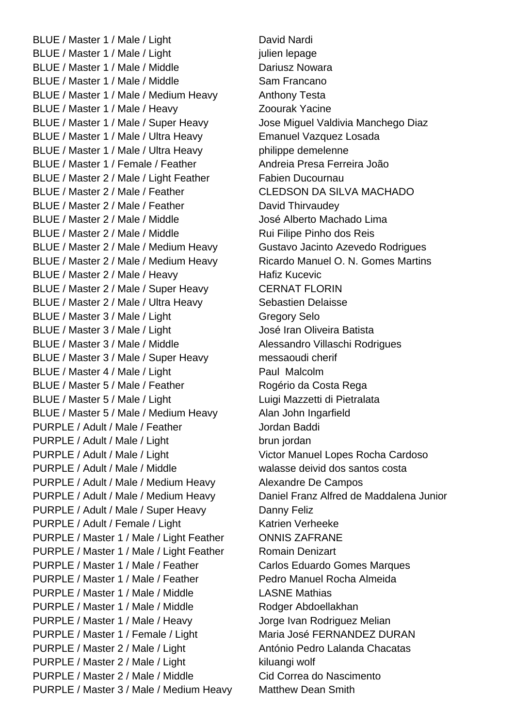| | |
|---|---|
| BLUE / Master 1 / Male / Light | David Nardi |
| BLUE / Master 1 / Male / Light | julien lepage |
| BLUE / Master 1 / Male / Middle | Dariusz Nowara |
| BLUE / Master 1 / Male / Middle | Sam Francano |
| BLUE / Master 1 / Male / Medium Heavy | Anthony Testa |
| BLUE / Master 1 / Male / Heavy | Zoourak Yacine |
| BLUE / Master 1 / Male / Super Heavy | Jose Miguel Valdivia Manchego Diaz |
| BLUE / Master 1 / Male / Ultra Heavy | Emanuel Vazquez Losada |
| BLUE / Master 1 / Male / Ultra Heavy | philippe demelenne |
| BLUE / Master 1 / Female / Feather | Andreia Presa Ferreira João |
| BLUE / Master 2 / Male / Light Feather | Fabien Ducournau |
| BLUE / Master 2 / Male / Feather | CLEDSON DA SILVA MACHADO |
| BLUE / Master 2 / Male / Feather | David Thirvaudey |
| BLUE / Master 2 / Male / Middle | José Alberto Machado Lima |
| BLUE / Master 2 / Male / Middle | Rui Filipe Pinho dos Reis |
| BLUE / Master 2 / Male / Medium Heavy | Gustavo Jacinto Azevedo Rodrigues |
| BLUE / Master 2 / Male / Medium Heavy | Ricardo Manuel O. N. Gomes Martins |
| BLUE / Master 2 / Male / Heavy | Hafiz Kucevic |
| BLUE / Master 2 / Male / Super Heavy | CERNAT FLORIN |
| BLUE / Master 2 / Male / Ultra Heavy | Sebastien Delaisse |
| BLUE / Master 3 / Male / Light | Gregory Selo |
| BLUE / Master 3 / Male / Light | José Iran Oliveira Batista |
| BLUE / Master 3 / Male / Middle | Alessandro Villaschi Rodrigues |
| BLUE / Master 3 / Male / Super Heavy | messaoudi cherif |
| BLUE / Master 4 / Male / Light | Paul Malcolm |
| BLUE / Master 5 / Male / Feather | Rogério da Costa Rega |
| BLUE / Master 5 / Male / Light | Luigi Mazzetti di Pietralata |
| BLUE / Master 5 / Male / Medium Heavy | Alan John Ingarfield |
| PURPLE / Adult / Male / Feather | Jordan Baddi |
| PURPLE / Adult / Male / Light | brun jordan |
| PURPLE / Adult / Male / Light | Victor Manuel Lopes Rocha Cardoso |
| PURPLE / Adult / Male / Middle | walasse deivid dos santos costa |
| PURPLE / Adult / Male / Medium Heavy | Alexandre De Campos |
| PURPLE / Adult / Male / Medium Heavy | Daniel Franz Alfred de Maddalena Junior |
| PURPLE / Adult / Male / Super Heavy | Danny Feliz |
| PURPLE / Adult / Female / Light | Katrien Verheeke |
| PURPLE / Master 1 / Male / Light Feather | ONNIS ZAFRANE |
| PURPLE / Master 1 / Male / Light Feather | Romain Denizart |
| PURPLE / Master 1 / Male / Feather | Carlos Eduardo Gomes Marques |
| PURPLE / Master 1 / Male / Feather | Pedro Manuel Rocha Almeida |
| PURPLE / Master 1 / Male / Middle | LASNE Mathias |
| PURPLE / Master 1 / Male / Middle | Rodger Abdoellakhan |
| PURPLE / Master 1 / Male / Heavy | Jorge Ivan Rodriguez Melian |
| PURPLE / Master 1 / Female / Light | Maria José FERNANDEZ DURAN |
| PURPLE / Master 2 / Male / Light | António Pedro Lalanda Chacatas |
| PURPLE / Master 2 / Male / Light | kiluangi wolf |
| PURPLE / Master 2 / Male / Middle | Cid Correa do Nascimento |
| PURPLE / Master 3 / Male / Medium Heavy | Matthew Dean Smith |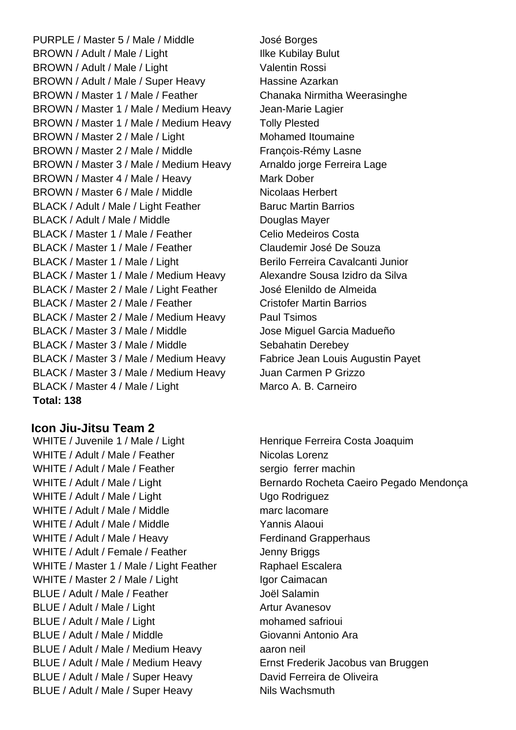| | |
|---|---|
| PURPLE / Master 5 / Male / Middle | José Borges |
| BROWN / Adult / Male / Light | Ilke Kubilay Bulut |
| BROWN / Adult / Male / Light | Valentin Rossi |
| BROWN / Adult / Male / Super Heavy | Hassine Azarkan |
| BROWN / Master 1 / Male / Feather | Chanaka Nirmitha Weerasinghe |
| BROWN / Master 1 / Male / Medium Heavy | Jean-Marie Lagier |
| BROWN / Master 1 / Male / Medium Heavy | Tolly Plested |
| BROWN / Master 2 / Male / Light | Mohamed Itoumaine |
| BROWN / Master 2 / Male / Middle | François-Rémy Lasne |
| BROWN / Master 3 / Male / Medium Heavy | Arnaldo jorge Ferreira Lage |
| BROWN / Master 4 / Male / Heavy | Mark Dober |
| BROWN / Master 6 / Male / Middle | Nicolaas Herbert |
| BLACK / Adult / Male / Light Feather | Baruc Martin Barrios |
| BLACK / Adult / Male / Middle | Douglas Mayer |
| BLACK / Master 1 / Male / Feather | Celio Medeiros Costa |
| BLACK / Master 1 / Male / Feather | Claudemir José De Souza |
| BLACK / Master 1 / Male / Light | Berilo Ferreira Cavalcanti Junior |
| BLACK / Master 1 / Male / Medium Heavy | Alexandre Sousa Izidro da Silva |
| BLACK / Master 2 / Male / Light Feather | José Elenildo de Almeida |
| BLACK / Master 2 / Male / Feather | Cristofer Martin Barrios |
| BLACK / Master 2 / Male / Medium Heavy | Paul Tsimos |
| BLACK / Master 3 / Male / Middle | Jose Miguel Garcia Madueño |
| BLACK / Master 3 / Male / Middle | Sebahatin Derebey |
| BLACK / Master 3 / Male / Medium Heavy | Fabrice Jean Louis Augustin Payet |
| BLACK / Master 3 / Male / Medium Heavy | Juan Carmen P Grizzo |
| BLACK / Master 4 / Male / Light | Marco A. B. Carneiro |

**Total: 138**

### Icon Jiu-Jitsu Team 2

| | |
|---|---|
| WHITE / Juvenile 1 / Male / Light | Henrique Ferreira Costa Joaquim |
| WHITE / Adult / Male / Feather | Nicolas Lorenz |
| WHITE / Adult / Male / Feather | sergio ferrer machin |
| WHITE / Adult / Male / Light | Bernardo Rocheta Caeiro Pegado Mendonça |
| WHITE / Adult / Male / Light | Ugo Rodriguez |
| WHITE / Adult / Male / Middle | marc lacomare |
| WHITE / Adult / Male / Middle | Yannis Alaoui |
| WHITE / Adult / Male / Heavy | Ferdinand Grapperhaus |
| WHITE / Adult / Female / Feather | Jenny Briggs |
| WHITE / Master 1 / Male / Light Feather | Raphael Escalera |
| WHITE / Master 2 / Male / Light | Igor Caimacan |
| BLUE / Adult / Male / Feather | Joël Salamin |
| BLUE / Adult / Male / Light | Artur Avanesov |
| BLUE / Adult / Male / Light | mohamed safrioui |
| BLUE / Adult / Male / Middle | Giovanni Antonio Ara |
| BLUE / Adult / Male / Medium Heavy | aaron neil |
| BLUE / Adult / Male / Medium Heavy | Ernst Frederik Jacobus van Bruggen |
| BLUE / Adult / Male / Super Heavy | David Ferreira de Oliveira |
| BLUE / Adult / Male / Super Heavy | Nils Wachsmuth |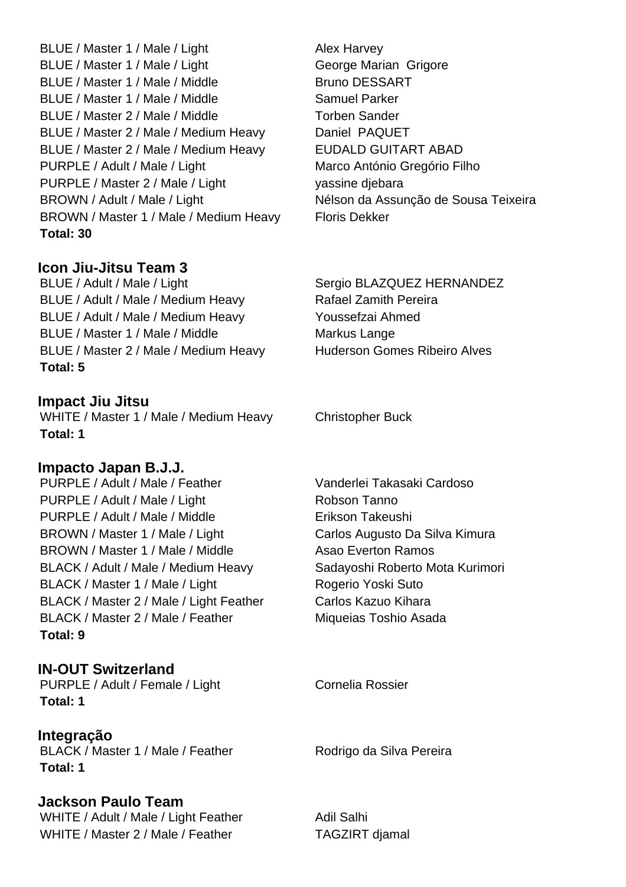BLUE / Master 1 / Male / Light — Alex Harvey
BLUE / Master 1 / Male / Light — George Marian  Grigore
BLUE / Master 1 / Male / Middle — Bruno DESSART
BLUE / Master 1 / Male / Middle — Samuel Parker
BLUE / Master 2 / Male / Middle — Torben Sander
BLUE / Master 2 / Male / Medium Heavy — Daniel  PAQUET
BLUE / Master 2 / Male / Medium Heavy — EUDALD GUITART ABAD
PURPLE / Adult / Male / Light — Marco António Gregório Filho
PURPLE / Master 2 / Male / Light — yassine djebara
BROWN / Adult / Male / Light — Nélson da Assunção de Sousa Teixeira
BROWN / Master 1 / Male / Medium Heavy — Floris Dekker

**Total: 30**

## Icon Jiu-Jitsu Team 3

BLUE / Adult / Male / Light — Sergio BLAZQUEZ HERNANDEZ
BLUE / Adult / Male / Medium Heavy — Rafael Zamith Pereira
BLUE / Adult / Male / Medium Heavy — Youssefzai Ahmed
BLUE / Master 1 / Male / Middle — Markus Lange
BLUE / Master 2 / Male / Medium Heavy — Huderson Gomes Ribeiro Alves

**Total: 5**

## Impact Jiu Jitsu

WHITE / Master 1 / Male / Medium Heavy — Christopher Buck

**Total: 1**

## Impacto Japan B.J.J.

PURPLE / Adult / Male / Feather — Vanderlei Takasaki Cardoso
PURPLE / Adult / Male / Light — Robson Tanno
PURPLE / Adult / Male / Middle — Erikson Takeushi
BROWN / Master 1 / Male / Light — Carlos Augusto Da Silva Kimura
BROWN / Master 1 / Male / Middle — Asao Everton Ramos
BLACK / Adult / Male / Medium Heavy — Sadayoshi Roberto Mota Kurimori
BLACK / Master 1 / Male / Light — Rogerio Yoski Suto
BLACK / Master 2 / Male / Light Feather — Carlos Kazuo Kihara
BLACK / Master 2 / Male / Feather — Miqueias Toshio Asada

**Total: 9**

## IN-OUT Switzerland

PURPLE / Adult / Female / Light — Cornelia Rossier

**Total: 1**

## Integração

BLACK / Master 1 / Male / Feather — Rodrigo da Silva Pereira

**Total: 1**

## Jackson Paulo Team

WHITE / Adult / Male / Light Feather — Adil Salhi
WHITE / Master 2 / Male / Feather — TAGZIRT djamal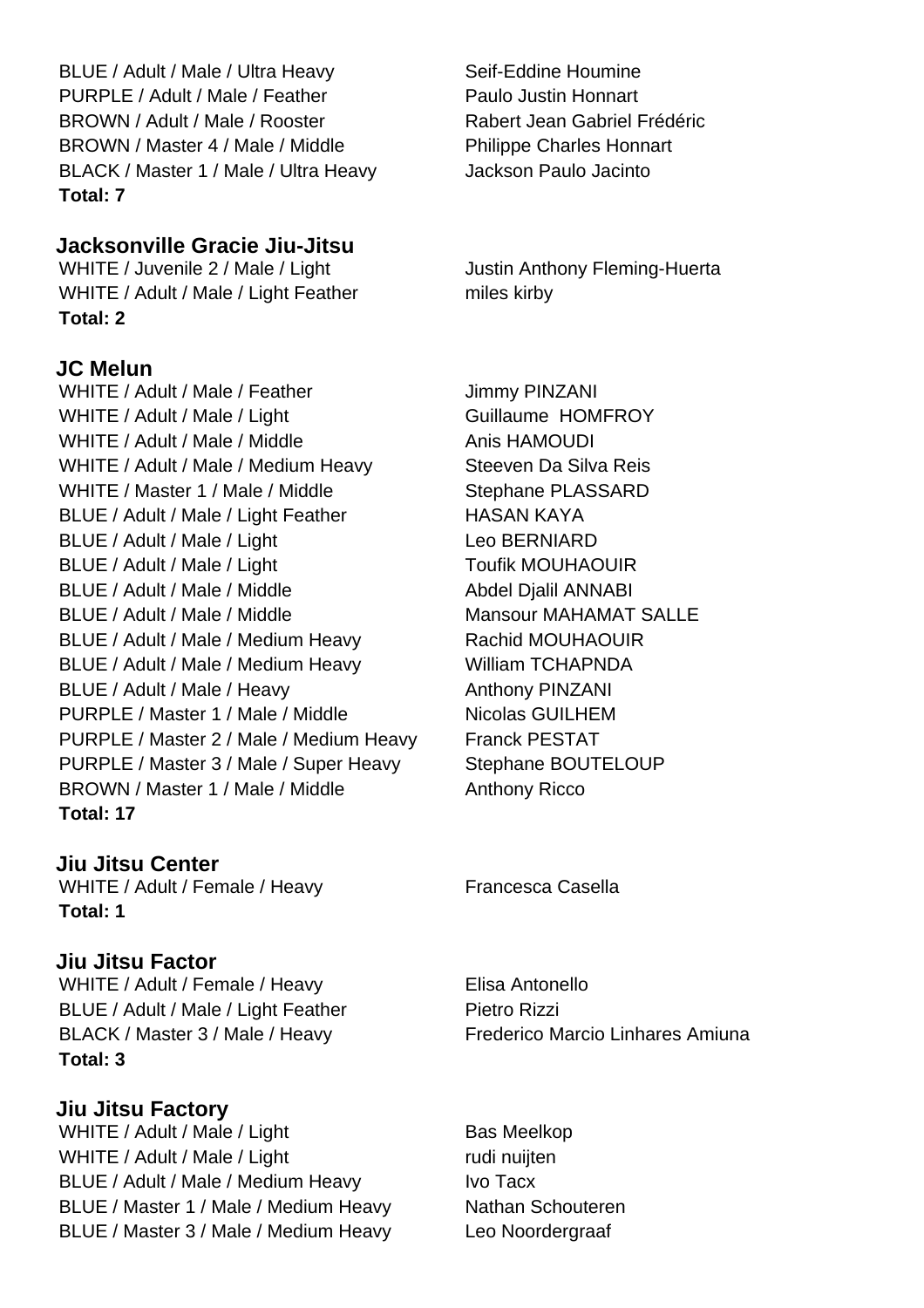BLUE / Adult / Male / Ultra Heavy Seif-Eddine Houmine
PURPLE / Adult / Male / Feather Paulo Justin Honnart
BROWN / Adult / Male / Rooster Rabert Jean Gabriel Frédéric
BROWN / Master 4 / Male / Middle Philippe Charles Honnart
BLACK / Master 1 / Male / Ultra Heavy Jackson Paulo Jacinto
**Total: 7**

### Jacksonville Gracie Jiu-Jitsu

WHITE / Juvenile 2 / Male / Light Justin Anthony Fleming-Huerta
WHITE / Adult / Male / Light Feather miles kirby
**Total: 2**

### JC Melun

WHITE / Adult / Male / Feather Jimmy PINZANI
WHITE / Adult / Male / Light Guillaume HOMFROY
WHITE / Adult / Male / Middle Anis HAMOUDI
WHITE / Adult / Male / Medium Heavy Steeven Da Silva Reis
WHITE / Master 1 / Male / Middle Stephane PLASSARD
BLUE / Adult / Male / Light Feather HASAN KAYA
BLUE / Adult / Male / Light Leo BERNIARD
BLUE / Adult / Male / Light Toufik MOUHAOUIR
BLUE / Adult / Male / Middle Abdel Djalil ANNABI
BLUE / Adult / Male / Middle Mansour MAHAMAT SALLE
BLUE / Adult / Male / Medium Heavy Rachid MOUHAOUIR
BLUE / Adult / Male / Medium Heavy William TCHAPNDA
BLUE / Adult / Male / Heavy Anthony PINZANI
PURPLE / Master 1 / Male / Middle Nicolas GUILHEM
PURPLE / Master 2 / Male / Medium Heavy Franck PESTAT
PURPLE / Master 3 / Male / Super Heavy Stephane BOUTELOUP
BROWN / Master 1 / Male / Middle Anthony Ricco
**Total: 17**

### Jiu Jitsu Center

WHITE / Adult / Female / Heavy Francesca Casella
**Total: 1**

### Jiu Jitsu Factor

WHITE / Adult / Female / Heavy Elisa Antonello
BLUE / Adult / Male / Light Feather Pietro Rizzi
BLACK / Master 3 / Male / Heavy Frederico Marcio Linhares Amiuna
**Total: 3**

### Jiu Jitsu Factory

WHITE / Adult / Male / Light Bas Meelkop
WHITE / Adult / Male / Light rudi nuijten
BLUE / Adult / Male / Medium Heavy Ivo Tacx
BLUE / Master 1 / Male / Medium Heavy Nathan Schouteren
BLUE / Master 3 / Male / Medium Heavy Leo Noordergraaf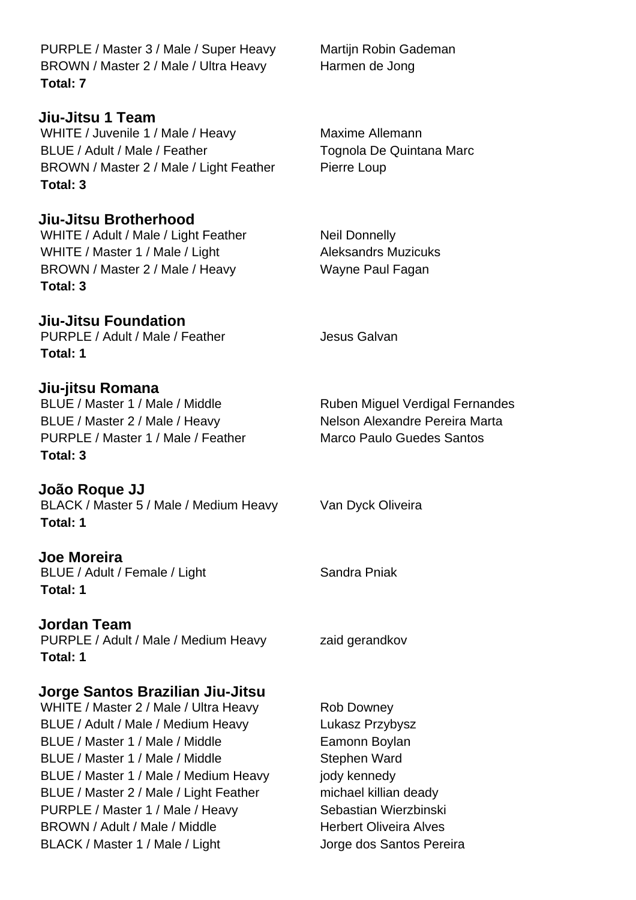PURPLE / Master 3 / Male / Super Heavy — Martijn Robin Gademan
BROWN / Master 2 / Male / Ultra Heavy — Harmen de Jong
**Total: 7**

### Jiu-Jitsu 1 Team

WHITE / Juvenile 1 / Male / Heavy — Maxime Allemann
BLUE / Adult / Male / Feather — Tognola De Quintana Marc
BROWN / Master 2 / Male / Light Feather — Pierre Loup
**Total: 3**

### Jiu-Jitsu Brotherhood

WHITE / Adult / Male / Light Feather — Neil Donnelly
WHITE / Master 1 / Male / Light — Aleksandrs Muzicuks
BROWN / Master 2 / Male / Heavy — Wayne Paul Fagan
**Total: 3**

### Jiu-Jitsu Foundation

PURPLE / Adult / Male / Feather — Jesus Galvan
**Total: 1**

### Jiu-jitsu Romana

BLUE / Master 1 / Male / Middle — Ruben Miguel Verdigal Fernandes
BLUE / Master 2 / Male / Heavy — Nelson Alexandre Pereira Marta
PURPLE / Master 1 / Male / Feather — Marco Paulo Guedes Santos
**Total: 3**

### João Roque JJ

BLACK / Master 5 / Male / Medium Heavy — Van Dyck Oliveira
**Total: 1**

### Joe Moreira

BLUE / Adult / Female / Light — Sandra Pniak
**Total: 1**

### Jordan Team

PURPLE / Adult / Male / Medium Heavy — zaid gerandkov
**Total: 1**

### Jorge Santos Brazilian Jiu-Jitsu

WHITE / Master 2 / Male / Ultra Heavy — Rob Downey
BLUE / Adult / Male / Medium Heavy — Lukasz Przybysz
BLUE / Master 1 / Male / Middle — Eamonn Boylan
BLUE / Master 1 / Male / Middle — Stephen Ward
BLUE / Master 1 / Male / Medium Heavy — jody kennedy
BLUE / Master 2 / Male / Light Feather — michael killian deady
PURPLE / Master 1 / Male / Heavy — Sebastian Wierzbinski
BROWN / Adult / Male / Middle — Herbert Oliveira Alves
BLACK / Master 1 / Male / Light — Jorge dos Santos Pereira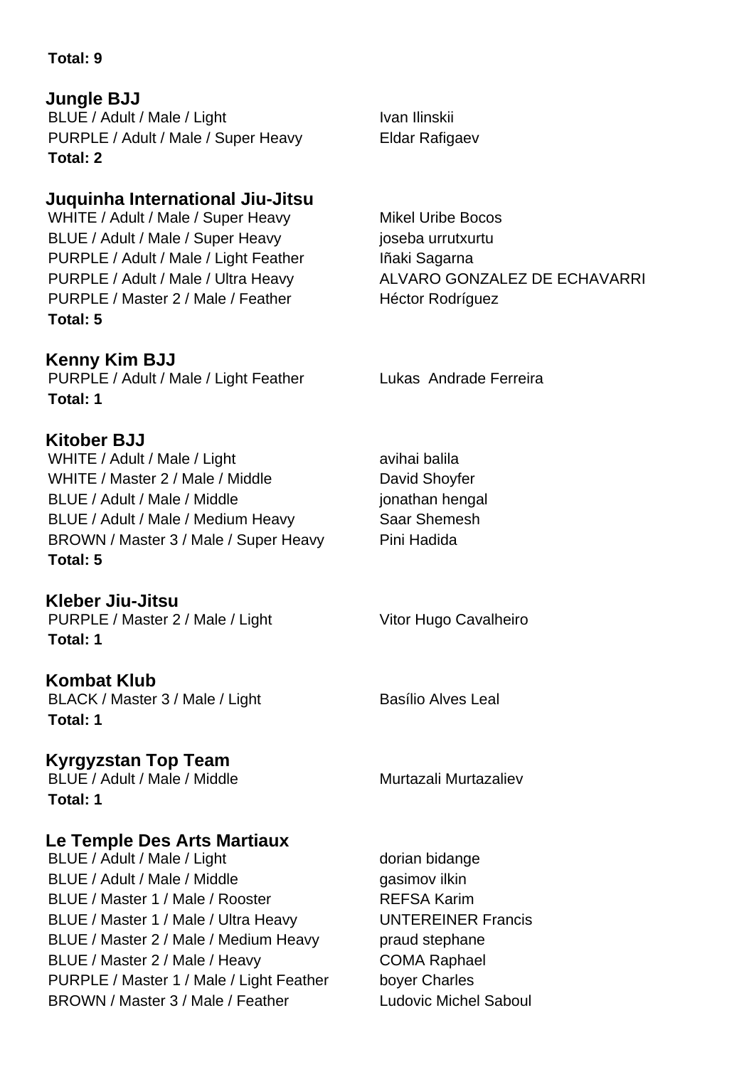**Total: 9**

### Jungle BJJ

| | |
|---|---|
| BLUE / Adult / Male / Light | Ivan Ilinskii |
| PURPLE / Adult / Male / Super Heavy | Eldar Rafigaev |

**Total: 2**

### Juquinha International Jiu-Jitsu

| | |
|---|---|
| WHITE / Adult / Male / Super Heavy | Mikel Uribe Bocos |
| BLUE / Adult / Male / Super Heavy | joseba urrutxurtu |
| PURPLE / Adult / Male / Light Feather | Iñaki Sagarna |
| PURPLE / Adult / Male / Ultra Heavy | ALVARO GONZALEZ DE ECHAVARRI |
| PURPLE / Master 2 / Male / Feather | Héctor Rodríguez |

**Total: 5**

### Kenny Kim BJJ

| | |
|---|---|
| PURPLE / Adult / Male / Light Feather | Lukas  Andrade Ferreira |

**Total: 1**

### Kitober BJJ

| | |
|---|---|
| WHITE / Adult / Male / Light | avihai balila |
| WHITE / Master 2 / Male / Middle | David Shoyfer |
| BLUE / Adult / Male / Middle | jonathan hengal |
| BLUE / Adult / Male / Medium Heavy | Saar Shemesh |
| BROWN / Master 3 / Male / Super Heavy | Pini Hadida |

**Total: 5**

### Kleber Jiu-Jitsu

| | |
|---|---|
| PURPLE / Master 2 / Male / Light | Vitor Hugo Cavalheiro |

**Total: 1**

### Kombat Klub

| | |
|---|---|
| BLACK / Master 3 / Male / Light | Basílio Alves Leal |

**Total: 1**

### Kyrgyzstan Top Team

| | |
|---|---|
| BLUE / Adult / Male / Middle | Murtazali Murtazaliev |

**Total: 1**

### Le Temple Des Arts Martiaux

| | |
|---|---|
| BLUE / Adult / Male / Light | dorian bidange |
| BLUE / Adult / Male / Middle | gasimov ilkin |
| BLUE / Master 1 / Male / Rooster | REFSA Karim |
| BLUE / Master 1 / Male / Ultra Heavy | UNTEREINER Francis |
| BLUE / Master 2 / Male / Medium Heavy | praud stephane |
| BLUE / Master 2 / Male / Heavy | COMA Raphael |
| PURPLE / Master 1 / Male / Light Feather | boyer Charles |
| BROWN / Master 3 / Male / Feather | Ludovic Michel Saboul |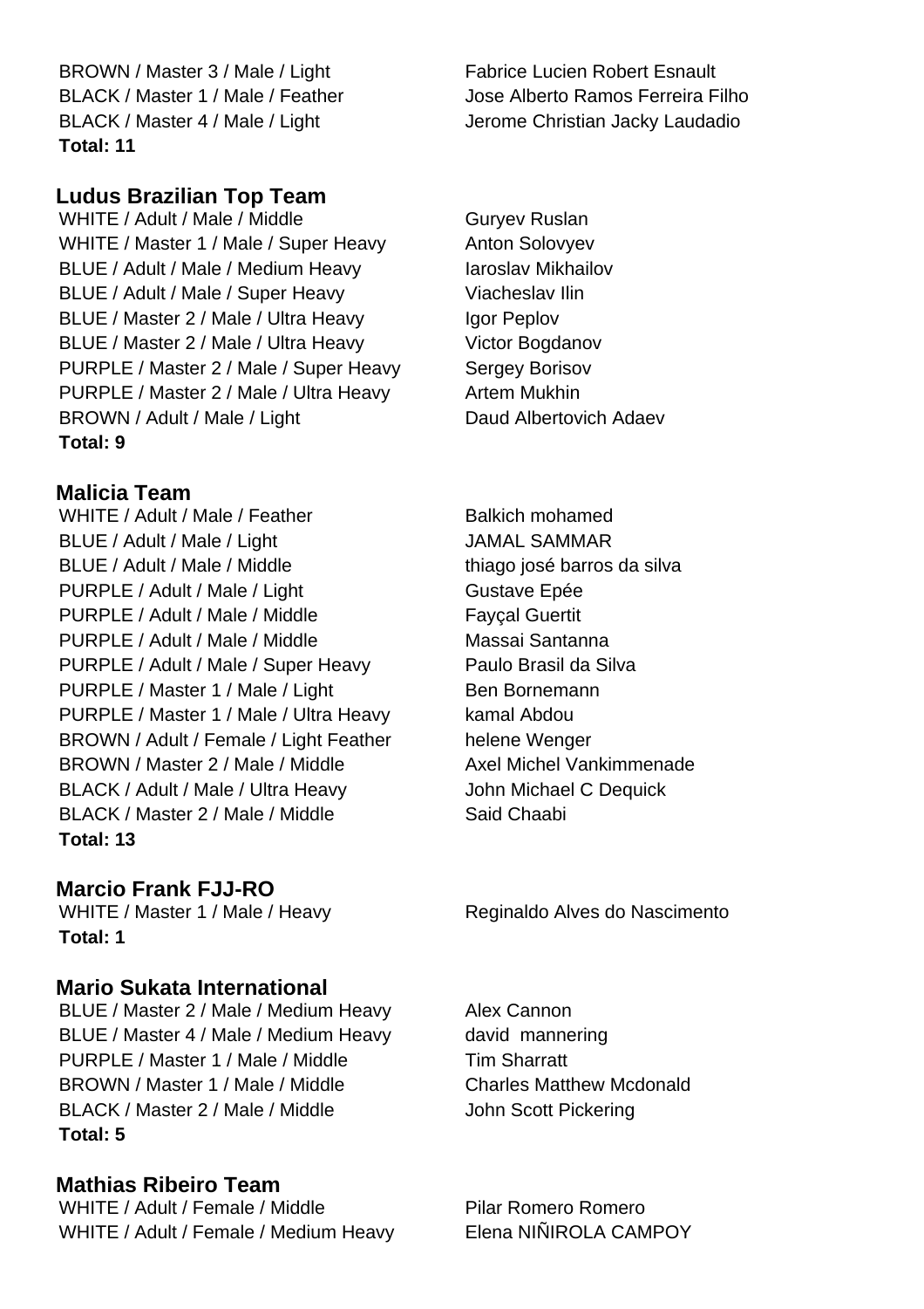BROWN / Master 3 / Male / Light — Fabrice Lucien Robert Esnault
BLACK / Master 1 / Male / Feather — Jose Alberto Ramos Ferreira Filho
BLACK / Master 4 / Male / Light — Jerome Christian Jacky Laudadio
**Total: 11**

## Ludus Brazilian Top Team

| | |
|---|---|
| WHITE / Adult / Male / Middle | Guryev Ruslan |
| WHITE / Master 1 / Male / Super Heavy | Anton Solovyev |
| BLUE / Adult / Male / Medium Heavy | Iaroslav Mikhailov |
| BLUE / Adult / Male / Super Heavy | Viacheslav Ilin |
| BLUE / Master 2 / Male / Ultra Heavy | Igor Peplov |
| BLUE / Master 2 / Male / Ultra Heavy | Victor Bogdanov |
| PURPLE / Master 2 / Male / Super Heavy | Sergey Borisov |
| PURPLE / Master 2 / Male / Ultra Heavy | Artem Mukhin |
| BROWN / Adult / Male / Light | Daud Albertovich Adaev |

**Total: 9**

## Malicia Team

| | |
|---|---|
| WHITE / Adult / Male / Feather | Balkich mohamed |
| BLUE / Adult / Male / Light | JAMAL SAMMAR |
| BLUE / Adult / Male / Middle | thiago josé barros da silva |
| PURPLE / Adult / Male / Light | Gustave Epée |
| PURPLE / Adult / Male / Middle | Fayçal Guertit |
| PURPLE / Adult / Male / Middle | Massai Santanna |
| PURPLE / Adult / Male / Super Heavy | Paulo Brasil da Silva |
| PURPLE / Master 1 / Male / Light | Ben Bornemann |
| PURPLE / Master 1 / Male / Ultra Heavy | kamal Abdou |
| BROWN / Adult / Female / Light Feather | helene Wenger |
| BROWN / Master 2 / Male / Middle | Axel Michel Vankimmenade |
| BLACK / Adult / Male / Ultra Heavy | John Michael C Dequick |
| BLACK / Master 2 / Male / Middle | Said Chaabi |

**Total: 13**

## Marcio Frank FJJ-RO

| | |
|---|---|
| WHITE / Master 1 / Male / Heavy | Reginaldo Alves do Nascimento |

**Total: 1**

## Mario Sukata International

| | |
|---|---|
| BLUE / Master 2 / Male / Medium Heavy | Alex Cannon |
| BLUE / Master 4 / Male / Medium Heavy | david mannering |
| PURPLE / Master 1 / Male / Middle | Tim Sharratt |
| BROWN / Master 1 / Male / Middle | Charles Matthew Mcdonald |
| BLACK / Master 2 / Male / Middle | John Scott Pickering |

**Total: 5**

## Mathias Ribeiro Team

| | |
|---|---|
| WHITE / Adult / Female / Middle | Pilar Romero Romero |
| WHITE / Adult / Female / Medium Heavy | Elena NIÑIROLA CAMPOY |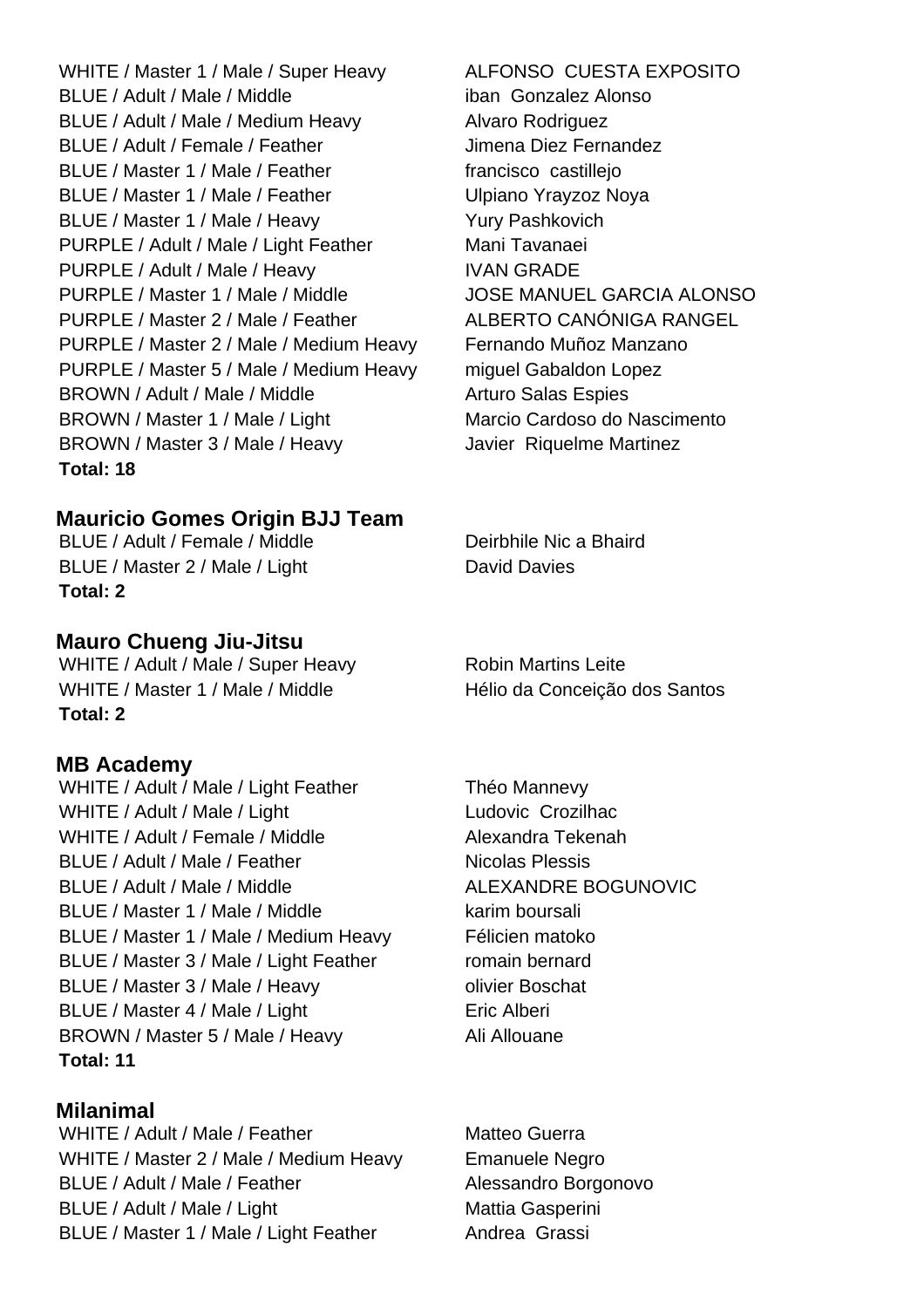WHITE / Master 1 / Male / Super Heavy ALFONSO CUESTA EXPOSITO
BLUE / Adult / Male / Middle iban Gonzalez Alonso
BLUE / Adult / Male / Medium Heavy Alvaro Rodriguez
BLUE / Adult / Female / Feather Jimena Diez Fernandez
BLUE / Master 1 / Male / Feather francisco castillejo
BLUE / Master 1 / Male / Feather Ulpiano Yrayzoz Noya
BLUE / Master 1 / Male / Heavy Yury Pashkovich
PURPLE / Adult / Male / Light Feather Mani Tavanaei
PURPLE / Adult / Male / Heavy IVAN GRADE
PURPLE / Master 1 / Male / Middle JOSE MANUEL GARCIA ALONSO
PURPLE / Master 2 / Male / Feather ALBERTO CANÓNIGA RANGEL
PURPLE / Master 2 / Male / Medium Heavy Fernando Muñoz Manzano
PURPLE / Master 5 / Male / Medium Heavy miguel Gabaldon Lopez
BROWN / Adult / Male / Middle Arturo Salas Espies
BROWN / Master 1 / Male / Light Marcio Cardoso do Nascimento
BROWN / Master 3 / Male / Heavy Javier Riquelme Martinez
**Total: 18**

## Mauricio Gomes Origin BJJ Team

BLUE / Adult / Female / Middle Deirbhile Nic a Bhaird
BLUE / Master 2 / Male / Light David Davies
**Total: 2**

## Mauro Chueng Jiu-Jitsu

WHITE / Adult / Male / Super Heavy Robin Martins Leite
WHITE / Master 1 / Male / Middle Hélio da Conceição dos Santos
**Total: 2**

## MB Academy

WHITE / Adult / Male / Light Feather Théo Mannevy
WHITE / Adult / Male / Light Ludovic Crozilhac
WHITE / Adult / Female / Middle Alexandra Tekenah
BLUE / Adult / Male / Feather Nicolas Plessis
BLUE / Adult / Male / Middle ALEXANDRE BOGUNOVIC
BLUE / Master 1 / Male / Middle karim boursali
BLUE / Master 1 / Male / Medium Heavy Félicien matoko
BLUE / Master 3 / Male / Light Feather romain bernard
BLUE / Master 3 / Male / Heavy olivier Boschat
BLUE / Master 4 / Male / Light Eric Alberi
BROWN / Master 5 / Male / Heavy Ali Allouane
**Total: 11**

## Milanimal

WHITE / Adult / Male / Feather Matteo Guerra
WHITE / Master 2 / Male / Medium Heavy Emanuele Negro
BLUE / Adult / Male / Feather Alessandro Borgonovo
BLUE / Adult / Male / Light Mattia Gasperini
BLUE / Master 1 / Male / Light Feather Andrea Grassi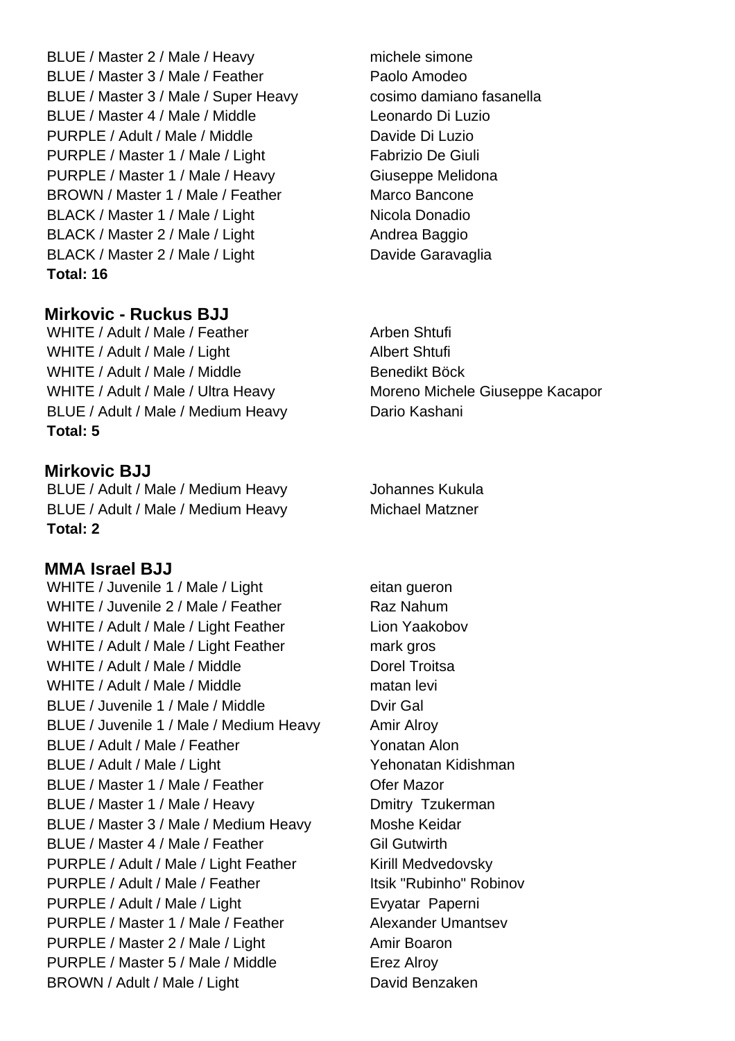BLUE / Master 2 / Male / Heavy michele simone
BLUE / Master 3 / Male / Feather Paolo Amodeo
BLUE / Master 3 / Male / Super Heavy cosimo damiano fasanella
BLUE / Master 4 / Male / Middle Leonardo Di Luzio
PURPLE / Adult / Male / Middle Davide Di Luzio
PURPLE / Master 1 / Male / Light Fabrizio De Giuli
PURPLE / Master 1 / Male / Heavy Giuseppe Melidona
BROWN / Master 1 / Male / Feather Marco Bancone
BLACK / Master 1 / Male / Light Nicola Donadio
BLACK / Master 2 / Male / Light Andrea Baggio
BLACK / Master 2 / Male / Light Davide Garavaglia
**Total: 16**

## Mirkovic - Ruckus BJJ

WHITE / Adult / Male / Feather Arben Shtufi
WHITE / Adult / Male / Light Albert Shtufi
WHITE / Adult / Male / Middle Benedikt Böck
WHITE / Adult / Male / Ultra Heavy Moreno Michele Giuseppe Kacapor
BLUE / Adult / Male / Medium Heavy Dario Kashani
**Total: 5**

## Mirkovic BJJ

BLUE / Adult / Male / Medium Heavy Johannes Kukula
BLUE / Adult / Male / Medium Heavy Michael Matzner
**Total: 2**

## MMA Israel BJJ

WHITE / Juvenile 1 / Male / Light eitan gueron
WHITE / Juvenile 2 / Male / Feather Raz Nahum
WHITE / Adult / Male / Light Feather Lion Yaakobov
WHITE / Adult / Male / Light Feather mark gros
WHITE / Adult / Male / Middle Dorel Troitsa
WHITE / Adult / Male / Middle matan levi
BLUE / Juvenile 1 / Male / Middle Dvir Gal
BLUE / Juvenile 1 / Male / Medium Heavy Amir Alroy
BLUE / Adult / Male / Feather Yonatan Alon
BLUE / Adult / Male / Light Yehonatan Kidishman
BLUE / Master 1 / Male / Feather Ofer Mazor
BLUE / Master 1 / Male / Heavy Dmitry Tzukerman
BLUE / Master 3 / Male / Medium Heavy Moshe Keidar
BLUE / Master 4 / Male / Feather Gil Gutwirth
PURPLE / Adult / Male / Light Feather Kirill Medvedovsky
PURPLE / Adult / Male / Feather Itsik "Rubinho" Robinov
PURPLE / Adult / Male / Light Evyatar Paperni
PURPLE / Master 1 / Male / Feather Alexander Umantsev
PURPLE / Master 2 / Male / Light Amir Boaron
PURPLE / Master 5 / Male / Middle Erez Alroy
BROWN / Adult / Male / Light David Benzaken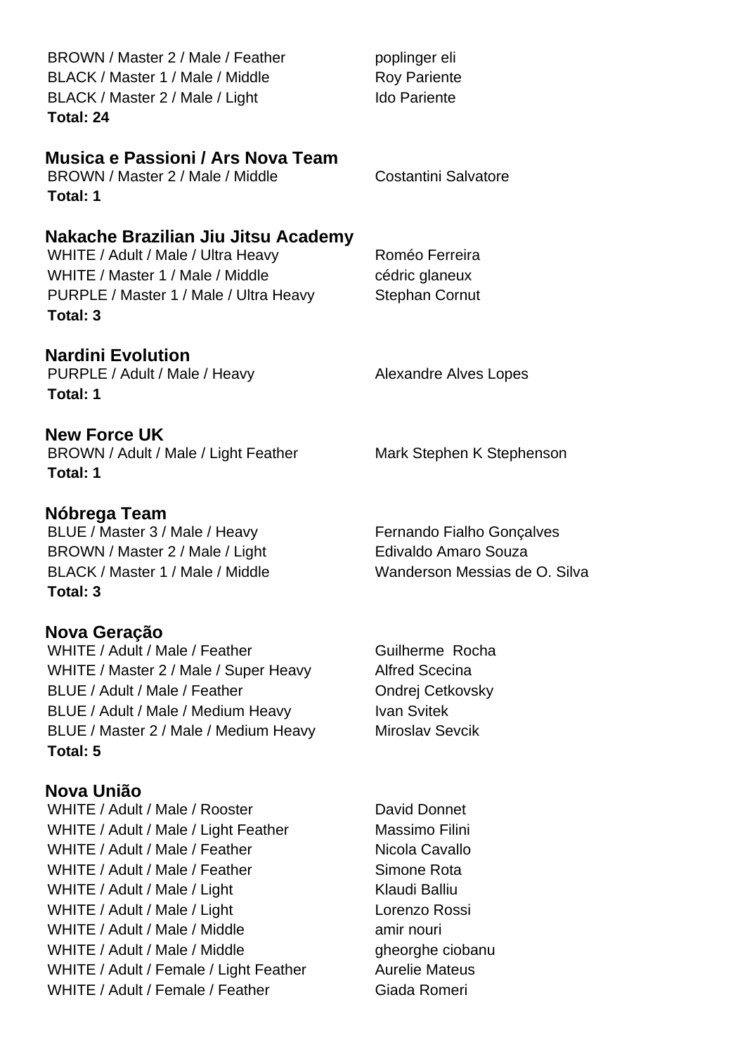BROWN / Master 2 / Male / Feather poplinger eli
BLACK / Master 1 / Male / Middle Roy Pariente
BLACK / Master 2 / Male / Light Ido Pariente
**Total: 24**

### Musica e Passioni / Ars Nova Team

BROWN / Master 2 / Male / Middle Costantini Salvatore
**Total: 1**

### Nakache Brazilian Jiu Jitsu Academy

WHITE / Adult / Male / Ultra Heavy Roméo Ferreira
WHITE / Master 1 / Male / Middle cédric glaneux
PURPLE / Master 1 / Male / Ultra Heavy Stephan Cornut
**Total: 3**

### Nardini Evolution

PURPLE / Adult / Male / Heavy Alexandre Alves Lopes
**Total: 1**

### New Force UK

BROWN / Adult / Male / Light Feather Mark Stephen K Stephenson
**Total: 1**

### Nóbrega Team

BLUE / Master 3 / Male / Heavy Fernando Fialho Gonçalves
BROWN / Master 2 / Male / Light Edivaldo Amaro Souza
BLACK / Master 1 / Male / Middle Wanderson Messias de O. Silva
**Total: 3**

### Nova Geração

WHITE / Adult / Male / Feather Guilherme Rocha
WHITE / Master 2 / Male / Super Heavy Alfred Scecina
BLUE / Adult / Male / Feather Ondrej Cetkovsky
BLUE / Adult / Male / Medium Heavy Ivan Svitek
BLUE / Master 2 / Male / Medium Heavy Miroslav Sevcik
**Total: 5**

### Nova União

WHITE / Adult / Male / Rooster David Donnet
WHITE / Adult / Male / Light Feather Massimo Filini
WHITE / Adult / Male / Feather Nicola Cavallo
WHITE / Adult / Male / Feather Simone Rota
WHITE / Adult / Male / Light Klaudi Balliu
WHITE / Adult / Male / Light Lorenzo Rossi
WHITE / Adult / Male / Middle amir nouri
WHITE / Adult / Male / Middle gheorghe ciobanu
WHITE / Adult / Female / Light Feather Aurelie Mateus
WHITE / Adult / Female / Feather Giada Romeri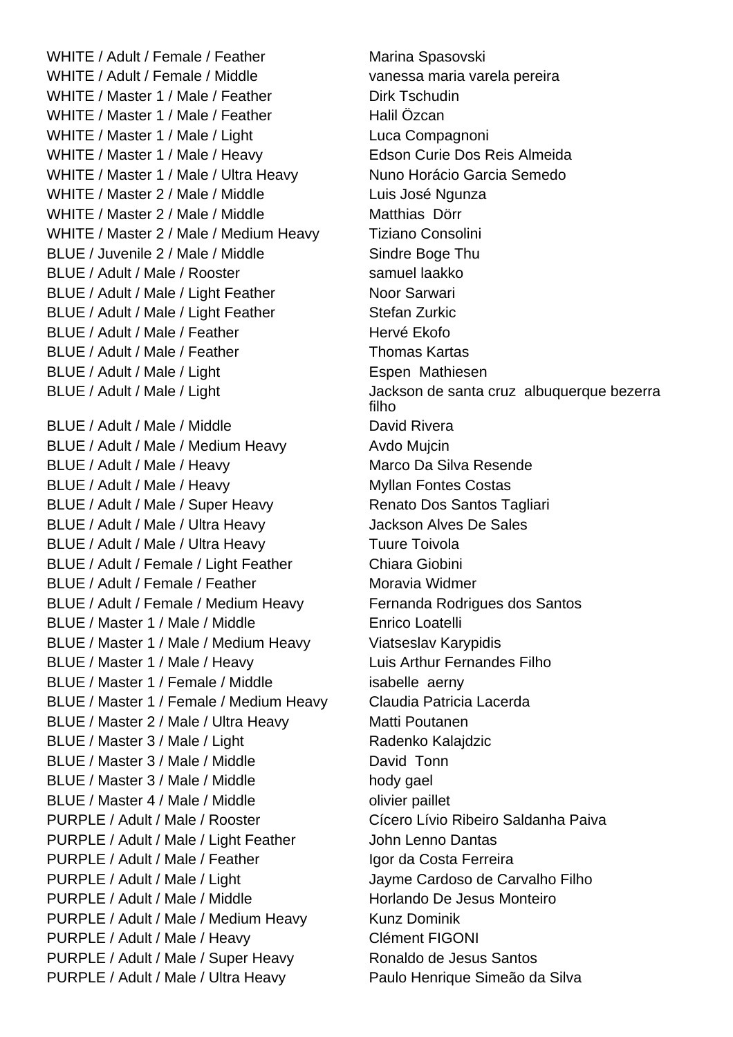| | |
|---|---|
| WHITE / Adult / Female / Feather | Marina Spasovski |
| WHITE / Adult / Female / Middle | vanessa maria varela pereira |
| WHITE / Master 1 / Male / Feather | Dirk Tschudin |
| WHITE / Master 1 / Male / Feather | Halil Özcan |
| WHITE / Master 1 / Male / Light | Luca Compagnoni |
| WHITE / Master 1 / Male / Heavy | Edson Curie Dos Reis Almeida |
| WHITE / Master 1 / Male / Ultra Heavy | Nuno Horácio Garcia Semedo |
| WHITE / Master 2 / Male / Middle | Luis José Ngunza |
| WHITE / Master 2 / Male / Middle | Matthias Dörr |
| WHITE / Master 2 / Male / Medium Heavy | Tiziano Consolini |
| BLUE / Juvenile 2 / Male / Middle | Sindre Boge Thu |
| BLUE / Adult / Male / Rooster | samuel laakko |
| BLUE / Adult / Male / Light Feather | Noor Sarwari |
| BLUE / Adult / Male / Light Feather | Stefan Zurkic |
| BLUE / Adult / Male / Feather | Hervé Ekofo |
| BLUE / Adult / Male / Feather | Thomas Kartas |
| BLUE / Adult / Male / Light | Espen Mathiesen |
| BLUE / Adult / Male / Light | Jackson de santa cruz albuquerque bezerra filho |
| BLUE / Adult / Male / Middle | David Rivera |
| BLUE / Adult / Male / Medium Heavy | Avdo Mujcin |
| BLUE / Adult / Male / Heavy | Marco Da Silva Resende |
| BLUE / Adult / Male / Heavy | Myllan Fontes Costas |
| BLUE / Adult / Male / Super Heavy | Renato Dos Santos Tagliari |
| BLUE / Adult / Male / Ultra Heavy | Jackson Alves De Sales |
| BLUE / Adult / Male / Ultra Heavy | Tuure Toivola |
| BLUE / Adult / Female / Light Feather | Chiara Giobini |
| BLUE / Adult / Female / Feather | Moravia Widmer |
| BLUE / Adult / Female / Medium Heavy | Fernanda Rodrigues dos Santos |
| BLUE / Master 1 / Male / Middle | Enrico Loatelli |
| BLUE / Master 1 / Male / Medium Heavy | Viatseslav Karypidis |
| BLUE / Master 1 / Male / Heavy | Luis Arthur Fernandes Filho |
| BLUE / Master 1 / Female / Middle | isabelle aerny |
| BLUE / Master 1 / Female / Medium Heavy | Claudia Patricia Lacerda |
| BLUE / Master 2 / Male / Ultra Heavy | Matti Poutanen |
| BLUE / Master 3 / Male / Light | Radenko Kalajdzic |
| BLUE / Master 3 / Male / Middle | David Tonn |
| BLUE / Master 3 / Male / Middle | hody gael |
| BLUE / Master 4 / Male / Middle | olivier paillet |
| PURPLE / Adult / Male / Rooster | Cícero Lívio Ribeiro Saldanha Paiva |
| PURPLE / Adult / Male / Light Feather | John Lenno Dantas |
| PURPLE / Adult / Male / Feather | Igor da Costa Ferreira |
| PURPLE / Adult / Male / Light | Jayme Cardoso de Carvalho Filho |
| PURPLE / Adult / Male / Middle | Horlando De Jesus Monteiro |
| PURPLE / Adult / Male / Medium Heavy | Kunz Dominik |
| PURPLE / Adult / Male / Heavy | Clément FIGONI |
| PURPLE / Adult / Male / Super Heavy | Ronaldo de Jesus Santos |
| PURPLE / Adult / Male / Ultra Heavy | Paulo Henrique Simeão da Silva |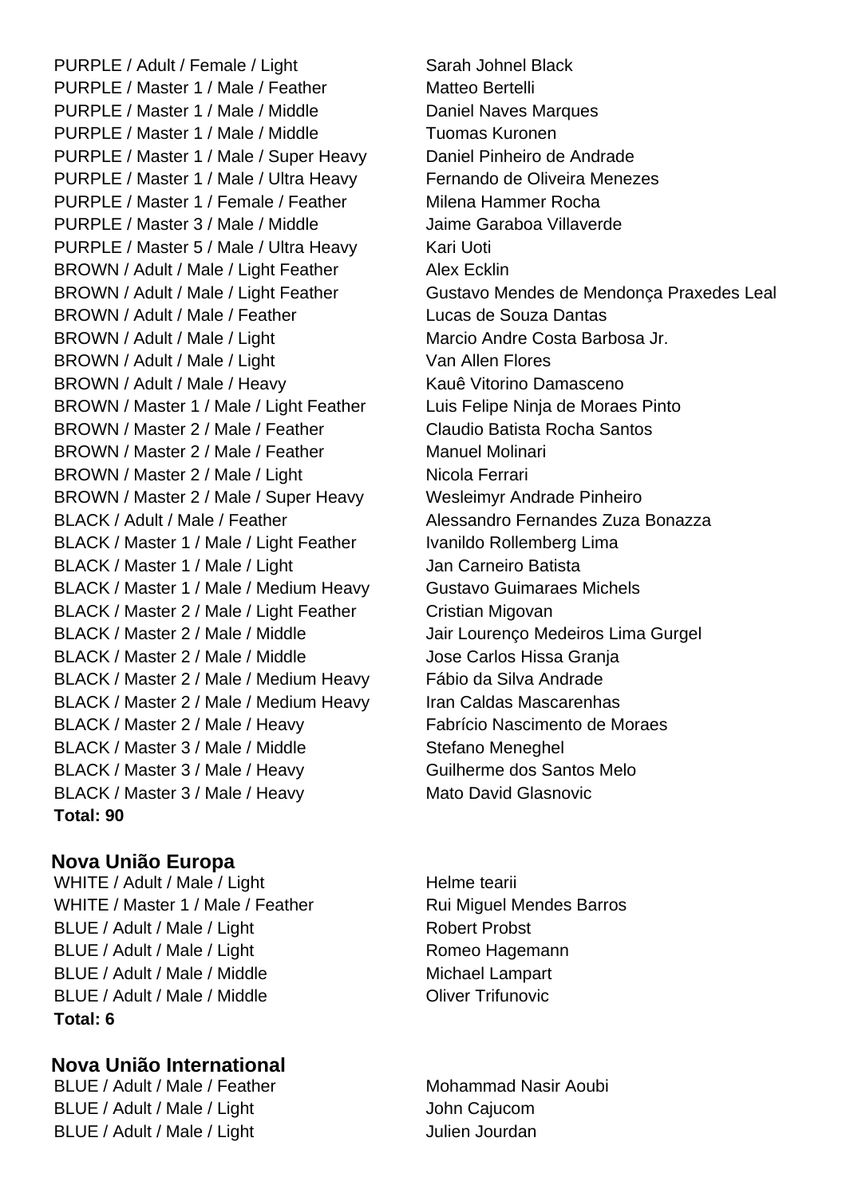| | |
|---|---|
| PURPLE / Adult / Female / Light | Sarah Johnel Black |
| PURPLE / Master 1 / Male / Feather | Matteo Bertelli |
| PURPLE / Master 1 / Male / Middle | Daniel Naves Marques |
| PURPLE / Master 1 / Male / Middle | Tuomas Kuronen |
| PURPLE / Master 1 / Male / Super Heavy | Daniel Pinheiro de Andrade |
| PURPLE / Master 1 / Male / Ultra Heavy | Fernando de Oliveira Menezes |
| PURPLE / Master 1 / Female / Feather | Milena Hammer Rocha |
| PURPLE / Master 3 / Male / Middle | Jaime Garaboa Villaverde |
| PURPLE / Master 5 / Male / Ultra Heavy | Kari Uoti |
| BROWN / Adult / Male / Light Feather | Alex Ecklin |
| BROWN / Adult / Male / Light Feather | Gustavo Mendes de Mendonça Praxedes Leal |
| BROWN / Adult / Male / Feather | Lucas de Souza Dantas |
| BROWN / Adult / Male / Light | Marcio Andre Costa Barbosa Jr. |
| BROWN / Adult / Male / Light | Van Allen Flores |
| BROWN / Adult / Male / Heavy | Kauê Vitorino Damasceno |
| BROWN / Master 1 / Male / Light Feather | Luis Felipe Ninja de Moraes Pinto |
| BROWN / Master 2 / Male / Feather | Claudio Batista Rocha Santos |
| BROWN / Master 2 / Male / Feather | Manuel Molinari |
| BROWN / Master 2 / Male / Light | Nicola Ferrari |
| BROWN / Master 2 / Male / Super Heavy | Wesleimyr Andrade Pinheiro |
| BLACK / Adult / Male / Feather | Alessandro Fernandes Zuza Bonazza |
| BLACK / Master 1 / Male / Light Feather | Ivanildo Rollemberg Lima |
| BLACK / Master 1 / Male / Light | Jan Carneiro Batista |
| BLACK / Master 1 / Male / Medium Heavy | Gustavo Guimaraes Michels |
| BLACK / Master 2 / Male / Light Feather | Cristian Migovan |
| BLACK / Master 2 / Male / Middle | Jair Lourenço Medeiros Lima Gurgel |
| BLACK / Master 2 / Male / Middle | Jose Carlos Hissa Granja |
| BLACK / Master 2 / Male / Medium Heavy | Fábio da Silva Andrade |
| BLACK / Master 2 / Male / Medium Heavy | Iran Caldas Mascarenhas |
| BLACK / Master 2 / Male / Heavy | Fabrício Nascimento de Moraes |
| BLACK / Master 3 / Male / Middle | Stefano Meneghel |
| BLACK / Master 3 / Male / Heavy | Guilherme dos Santos Melo |
| BLACK / Master 3 / Male / Heavy | Mato David Glasnovic |

**Total: 90**

## Nova União Europa

| | |
|---|---|
| WHITE / Adult / Male / Light | Helme tearii |
| WHITE / Master 1 / Male / Feather | Rui Miguel Mendes Barros |
| BLUE / Adult / Male / Light | Robert Probst |
| BLUE / Adult / Male / Light | Romeo Hagemann |
| BLUE / Adult / Male / Middle | Michael Lampart |
| BLUE / Adult / Male / Middle | Oliver Trifunovic |

**Total: 6**

## Nova União International

| | |
|---|---|
| BLUE / Adult / Male / Feather | Mohammad Nasir Aoubi |
| BLUE / Adult / Male / Light | John Cajucom |
| BLUE / Adult / Male / Light | Julien Jourdan |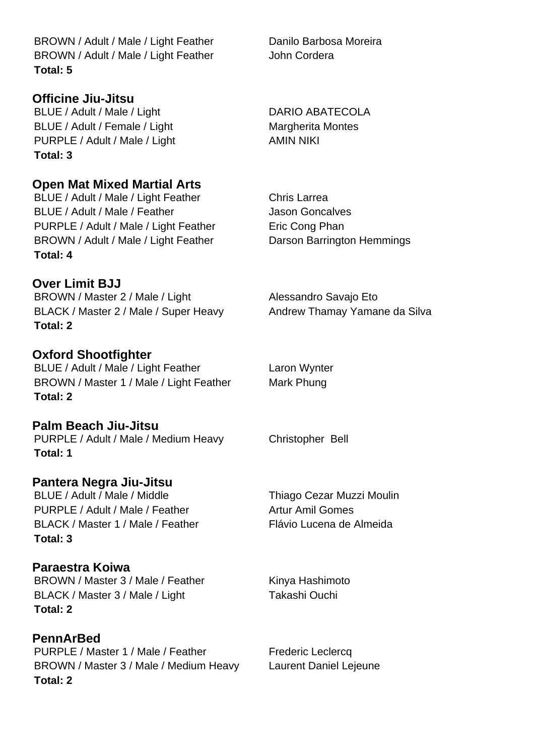BROWN / Adult / Male / Light Feather Danilo Barbosa Moreira
BROWN / Adult / Male / Light Feather John Cordera
**Total: 5**

### Officine Jiu-Jitsu

BLUE / Adult / Male / Light DARIO ABATECOLA
BLUE / Adult / Female / Light Margherita Montes
PURPLE / Adult / Male / Light AMIN NIKI
**Total: 3**

### Open Mat Mixed Martial Arts

BLUE / Adult / Male / Light Feather Chris Larrea
BLUE / Adult / Male / Feather Jason Goncalves
PURPLE / Adult / Male / Light Feather Eric Cong Phan
BROWN / Adult / Male / Light Feather Darson Barrington Hemmings
**Total: 4**

### Over Limit BJJ

BROWN / Master 2 / Male / Light Alessandro Savajo Eto
BLACK / Master 2 / Male / Super Heavy Andrew Thamay Yamane da Silva
**Total: 2**

### Oxford Shootfighter

BLUE / Adult / Male / Light Feather Laron Wynter
BROWN / Master 1 / Male / Light Feather Mark Phung
**Total: 2**

### Palm Beach Jiu-Jitsu

PURPLE / Adult / Male / Medium Heavy Christopher Bell
**Total: 1**

### Pantera Negra Jiu-Jitsu

BLUE / Adult / Male / Middle Thiago Cezar Muzzi Moulin
PURPLE / Adult / Male / Feather Artur Amil Gomes
BLACK / Master 1 / Male / Feather Flávio Lucena de Almeida
**Total: 3**

### Paraestra Koiwa

BROWN / Master 3 / Male / Feather Kinya Hashimoto
BLACK / Master 3 / Male / Light Takashi Ouchi
**Total: 2**

### PennArBed

PURPLE / Master 1 / Male / Feather Frederic Leclercq
BROWN / Master 3 / Male / Medium Heavy Laurent Daniel Lejeune
**Total: 2**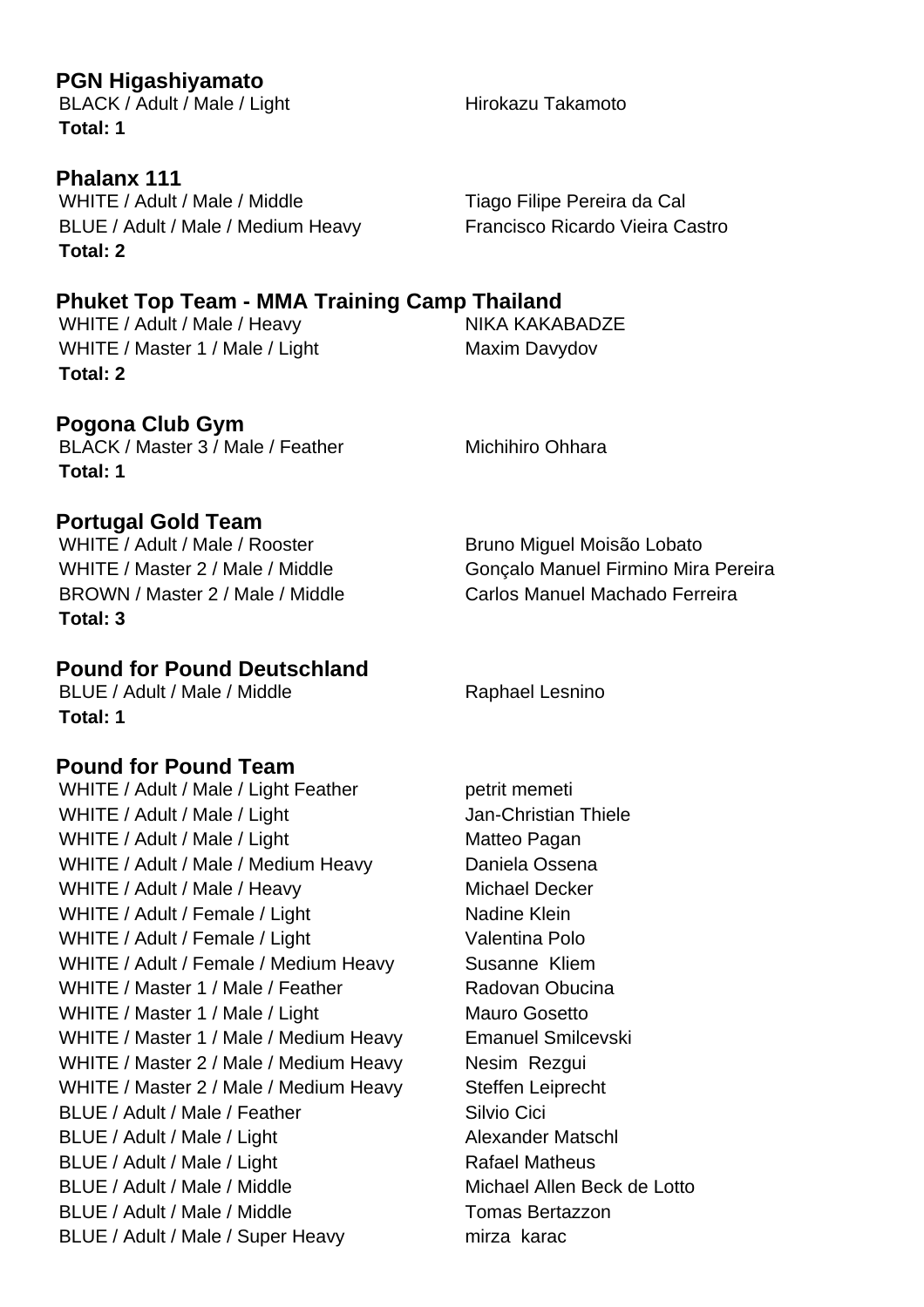### PGN Higashiyamato

| | |
|---|---|
| BLACK / Adult / Male / Light | Hirokazu Takamoto |

**Total: 1**

### Phalanx 111

| | |
|---|---|
| WHITE / Adult / Male / Middle | Tiago Filipe Pereira da Cal |
| BLUE / Adult / Male / Medium Heavy | Francisco Ricardo Vieira Castro |

**Total: 2**

### Phuket Top Team - MMA Training Camp Thailand

| | |
|---|---|
| WHITE / Adult / Male / Heavy | NIKA KAKABADZE |
| WHITE / Master 1 / Male / Light | Maxim Davydov |

**Total: 2**

### Pogona Club Gym

| | |
|---|---|
| BLACK / Master 3 / Male / Feather | Michihiro Ohhara |

**Total: 1**

### Portugal Gold Team

| | |
|---|---|
| WHITE / Adult / Male / Rooster | Bruno Miguel Moisão Lobato |
| WHITE / Master 2 / Male / Middle | Gonçalo Manuel Firmino Mira Pereira |
| BROWN / Master 2 / Male / Middle | Carlos Manuel Machado Ferreira |

**Total: 3**

### Pound for Pound Deutschland

| | |
|---|---|
| BLUE / Adult / Male / Middle | Raphael Lesnino |

**Total: 1**

### Pound for Pound Team

| | |
|---|---|
| WHITE / Adult / Male / Light Feather | petrit memeti |
| WHITE / Adult / Male / Light | Jan-Christian Thiele |
| WHITE / Adult / Male / Light | Matteo Pagan |
| WHITE / Adult / Male / Medium Heavy | Daniela Ossena |
| WHITE / Adult / Male / Heavy | Michael Decker |
| WHITE / Adult / Female / Light | Nadine Klein |
| WHITE / Adult / Female / Light | Valentina Polo |
| WHITE / Adult / Female / Medium Heavy | Susanne Kliem |
| WHITE / Master 1 / Male / Feather | Radovan Obucina |
| WHITE / Master 1 / Male / Light | Mauro Gosetto |
| WHITE / Master 1 / Male / Medium Heavy | Emanuel Smilcevski |
| WHITE / Master 2 / Male / Medium Heavy | Nesim Rezgui |
| WHITE / Master 2 / Male / Medium Heavy | Steffen Leiprecht |
| BLUE / Adult / Male / Feather | Silvio Cici |
| BLUE / Adult / Male / Light | Alexander Matschl |
| BLUE / Adult / Male / Light | Rafael Matheus |
| BLUE / Adult / Male / Middle | Michael Allen Beck de Lotto |
| BLUE / Adult / Male / Middle | Tomas Bertazzon |
| BLUE / Adult / Male / Super Heavy | mirza karac |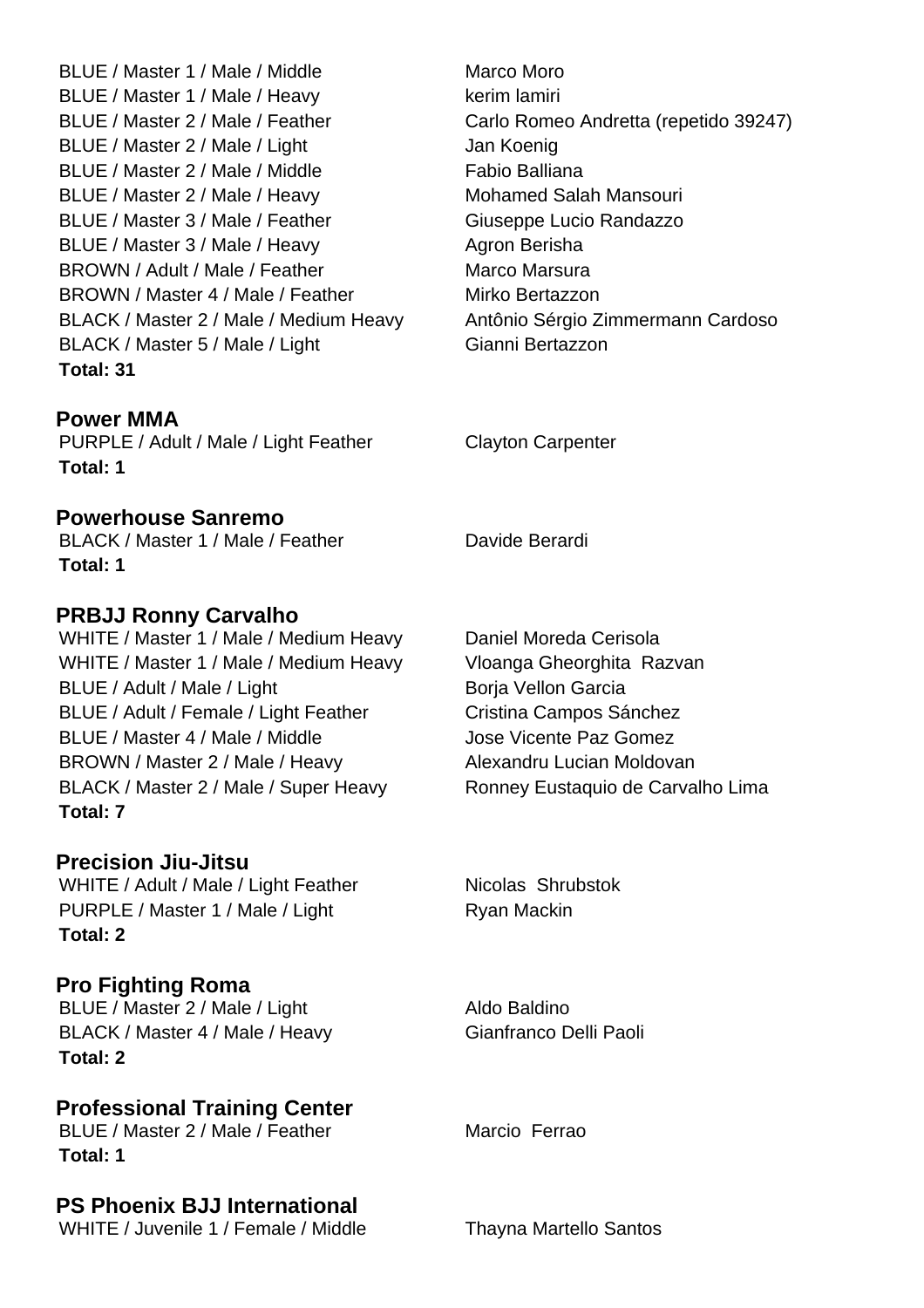BLUE / Master 1 / Male / Middle Marco Moro
BLUE / Master 1 / Male / Heavy kerim lamiri
BLUE / Master 2 / Male / Feather Carlo Romeo Andretta (repetido 39247)
BLUE / Master 2 / Male / Light Jan Koenig
BLUE / Master 2 / Male / Middle Fabio Balliana
BLUE / Master 2 / Male / Heavy Mohamed Salah Mansouri
BLUE / Master 3 / Male / Feather Giuseppe Lucio Randazzo
BLUE / Master 3 / Male / Heavy Agron Berisha
BROWN / Adult / Male / Feather Marco Marsura
BROWN / Master 4 / Male / Feather Mirko Bertazzon
BLACK / Master 2 / Male / Medium Heavy Antônio Sérgio Zimmermann Cardoso
BLACK / Master 5 / Male / Light Gianni Bertazzon
**Total: 31**

### Power MMA

PURPLE / Adult / Male / Light Feather Clayton Carpenter
**Total: 1**

### Powerhouse Sanremo

BLACK / Master 1 / Male / Feather Davide Berardi
**Total: 1**

### PRBJJ Ronny Carvalho

WHITE / Master 1 / Male / Medium Heavy Daniel Moreda Cerisola
WHITE / Master 1 / Male / Medium Heavy Vloanga Gheorghita Razvan
BLUE / Adult / Male / Light Borja Vellon Garcia
BLUE / Adult / Female / Light Feather Cristina Campos Sánchez
BLUE / Master 4 / Male / Middle Jose Vicente Paz Gomez
BROWN / Master 2 / Male / Heavy Alexandru Lucian Moldovan
BLACK / Master 2 / Male / Super Heavy Ronney Eustaquio de Carvalho Lima
**Total: 7**

### Precision Jiu-Jitsu

WHITE / Adult / Male / Light Feather Nicolas Shrubstok
PURPLE / Master 1 / Male / Light Ryan Mackin
**Total: 2**

### Pro Fighting Roma

BLUE / Master 2 / Male / Light Aldo Baldino
BLACK / Master 4 / Male / Heavy Gianfranco Delli Paoli
**Total: 2**

### Professional Training Center

BLUE / Master 2 / Male / Feather Marcio Ferrao
**Total: 1**

### PS Phoenix BJJ International

WHITE / Juvenile 1 / Female / Middle Thayna Martello Santos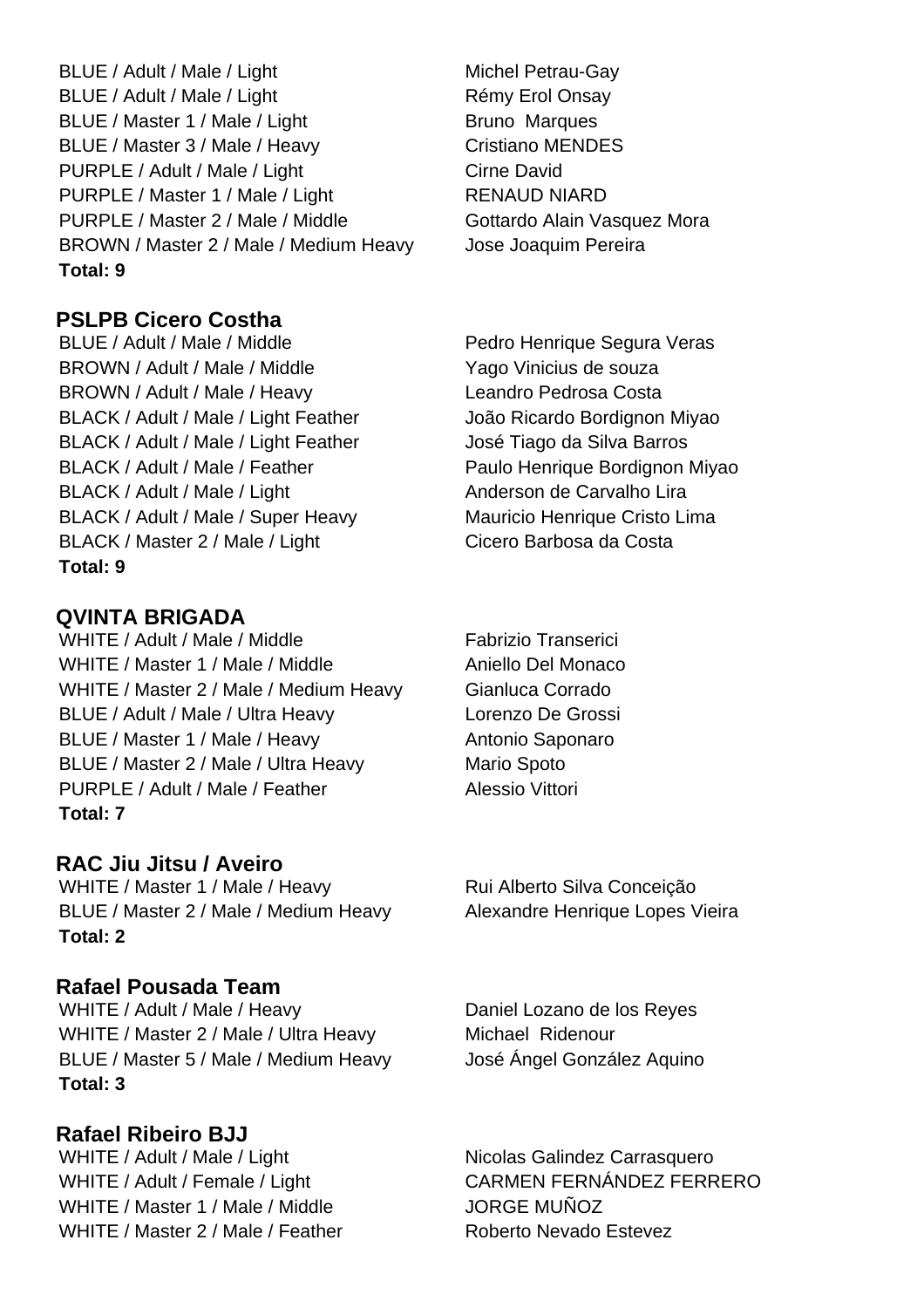| | |
|---|---|
| BLUE / Adult / Male / Light | Michel Petrau-Gay |
| BLUE / Adult / Male / Light | Rémy Erol Onsay |
| BLUE / Master 1 / Male / Light | Bruno Marques |
| BLUE / Master 3 / Male / Heavy | Cristiano MENDES |
| PURPLE / Adult / Male / Light | Cirne David |
| PURPLE / Master 1 / Male / Light | RENAUD NIARD |
| PURPLE / Master 2 / Male / Middle | Gottardo Alain Vasquez Mora |
| BROWN / Master 2 / Male / Medium Heavy | Jose Joaquim Pereira |

**Total: 9**

## PSLPB Cicero Costha

| | |
|---|---|
| BLUE / Adult / Male / Middle | Pedro Henrique Segura Veras |
| BROWN / Adult / Male / Middle | Yago Vinicius de souza |
| BROWN / Adult / Male / Heavy | Leandro Pedrosa Costa |
| BLACK / Adult / Male / Light Feather | João Ricardo Bordignon Miyao |
| BLACK / Adult / Male / Light Feather | José Tiago da Silva Barros |
| BLACK / Adult / Male / Feather | Paulo Henrique Bordignon Miyao |
| BLACK / Adult / Male / Light | Anderson de Carvalho Lira |
| BLACK / Adult / Male / Super Heavy | Mauricio Henrique Cristo Lima |
| BLACK / Master 2 / Male / Light | Cicero Barbosa da Costa |

**Total: 9**

## QVINTA BRIGADA

| | |
|---|---|
| WHITE / Adult / Male / Middle | Fabrizio Transerici |
| WHITE / Master 1 / Male / Middle | Aniello Del Monaco |
| WHITE / Master 2 / Male / Medium Heavy | Gianluca Corrado |
| BLUE / Adult / Male / Ultra Heavy | Lorenzo De Grossi |
| BLUE / Master 1 / Male / Heavy | Antonio Saponaro |
| BLUE / Master 2 / Male / Ultra Heavy | Mario Spoto |
| PURPLE / Adult / Male / Feather | Alessio Vittori |

**Total: 7**

## RAC Jiu Jitsu / Aveiro

| | |
|---|---|
| WHITE / Master 1 / Male / Heavy | Rui Alberto Silva Conceição |
| BLUE / Master 2 / Male / Medium Heavy | Alexandre Henrique Lopes Vieira |

**Total: 2**

## Rafael Pousada Team

| | |
|---|---|
| WHITE / Adult / Male / Heavy | Daniel Lozano de los Reyes |
| WHITE / Master 2 / Male / Ultra Heavy | Michael Ridenour |
| BLUE / Master 5 / Male / Medium Heavy | José Ángel González Aquino |

**Total: 3**

## Rafael Ribeiro BJJ

| | |
|---|---|
| WHITE / Adult / Male / Light | Nicolas Galindez Carrasquero |
| WHITE / Adult / Female / Light | CARMEN FERNÁNDEZ FERRERO |
| WHITE / Master 1 / Male / Middle | JORGE MUÑOZ |
| WHITE / Master 2 / Male / Feather | Roberto Nevado Estevez |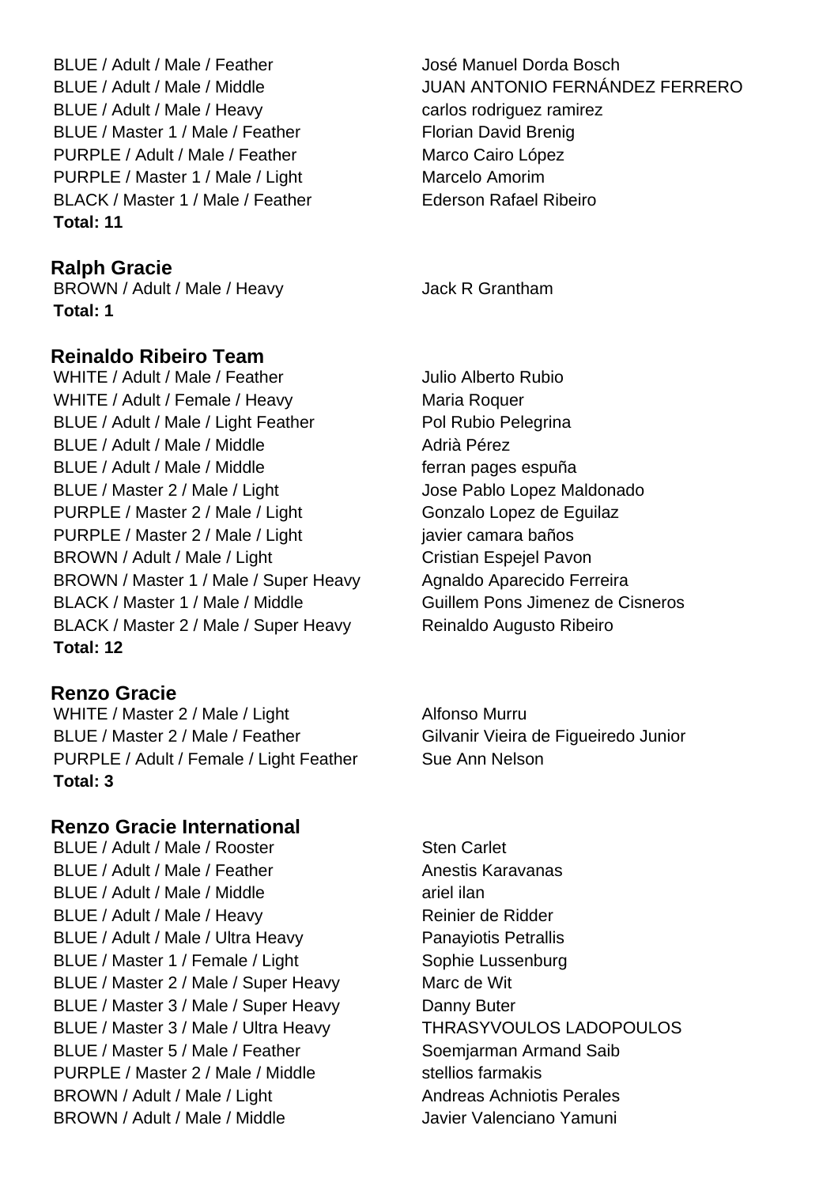| | |
|---|---|
| BLUE / Adult / Male / Feather | José Manuel Dorda Bosch |
| BLUE / Adult / Male / Middle | JUAN ANTONIO FERNÁNDEZ FERRERO |
| BLUE / Adult / Male / Heavy | carlos rodriguez ramirez |
| BLUE / Master 1 / Male / Feather | Florian David Brenig |
| PURPLE / Adult / Male / Feather | Marco Cairo López |
| PURPLE / Master 1 / Male / Light | Marcelo Amorim |
| BLACK / Master 1 / Male / Feather | Ederson Rafael Ribeiro |

**Total: 11**

## Ralph Gracie

| | |
|---|---|
| BROWN / Adult / Male / Heavy | Jack R Grantham |

**Total: 1**

## Reinaldo Ribeiro Team

| | |
|---|---|
| WHITE / Adult / Male / Feather | Julio Alberto Rubio |
| WHITE / Adult / Female / Heavy | Maria Roquer |
| BLUE / Adult / Male / Light Feather | Pol Rubio Pelegrina |
| BLUE / Adult / Male / Middle | Adrià Pérez |
| BLUE / Adult / Male / Middle | ferran pages espuña |
| BLUE / Master 2 / Male / Light | Jose Pablo Lopez Maldonado |
| PURPLE / Master 2 / Male / Light | Gonzalo Lopez de Eguilaz |
| PURPLE / Master 2 / Male / Light | javier camara baños |
| BROWN / Adult / Male / Light | Cristian Espejel Pavon |
| BROWN / Master 1 / Male / Super Heavy | Agnaldo Aparecido Ferreira |
| BLACK / Master 1 / Male / Middle | Guillem Pons Jimenez de Cisneros |
| BLACK / Master 2 / Male / Super Heavy | Reinaldo Augusto Ribeiro |

**Total: 12**

## Renzo Gracie

| | |
|---|---|
| WHITE / Master 2 / Male / Light | Alfonso Murru |
| BLUE / Master 2 / Male / Feather | Gilvanir Vieira de Figueiredo Junior |
| PURPLE / Adult / Female / Light Feather | Sue Ann Nelson |

**Total: 3**

## Renzo Gracie International

| | |
|---|---|
| BLUE / Adult / Male / Rooster | Sten Carlet |
| BLUE / Adult / Male / Feather | Anestis Karavanas |
| BLUE / Adult / Male / Middle | ariel ilan |
| BLUE / Adult / Male / Heavy | Reinier de Ridder |
| BLUE / Adult / Male / Ultra Heavy | Panayiotis Petrallis |
| BLUE / Master 1 / Female / Light | Sophie Lussenburg |
| BLUE / Master 2 / Male / Super Heavy | Marc de Wit |
| BLUE / Master 3 / Male / Super Heavy | Danny Buter |
| BLUE / Master 3 / Male / Ultra Heavy | THRASYVOULOS LADOPOULOS |
| BLUE / Master 5 / Male / Feather | Soemjarman Armand Saib |
| PURPLE / Master 2 / Male / Middle | stellios farmakis |
| BROWN / Adult / Male / Light | Andreas Achniotis Perales |
| BROWN / Adult / Male / Middle | Javier Valenciano Yamuni |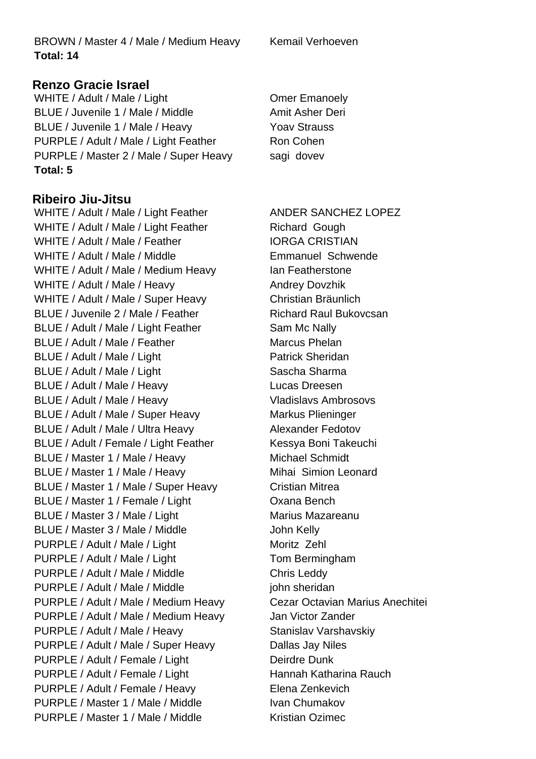BROWN / Master 4 / Male / Medium Heavy Kemail Verhoeven
**Total: 14**

## Renzo Gracie Israel

WHITE / Adult / Male / Light Omer Emanoely
BLUE / Juvenile 1 / Male / Middle Amit Asher Deri
BLUE / Juvenile 1 / Male / Heavy Yoav Strauss
PURPLE / Adult / Male / Light Feather Ron Cohen
PURPLE / Master 2 / Male / Super Heavy sagi dovev
**Total: 5**

## Ribeiro Jiu-Jitsu

WHITE / Adult / Male / Light Feather ANDER SANCHEZ LOPEZ
WHITE / Adult / Male / Light Feather Richard Gough
WHITE / Adult / Male / Feather IORGA CRISTIAN
WHITE / Adult / Male / Middle Emmanuel Schwende
WHITE / Adult / Male / Medium Heavy Ian Featherstone
WHITE / Adult / Male / Heavy Andrey Dovzhik
WHITE / Adult / Male / Super Heavy Christian Bräunlich
BLUE / Juvenile 2 / Male / Feather Richard Raul Bukovcsan
BLUE / Adult / Male / Light Feather Sam Mc Nally
BLUE / Adult / Male / Feather Marcus Phelan
BLUE / Adult / Male / Light Patrick Sheridan
BLUE / Adult / Male / Light Sascha Sharma
BLUE / Adult / Male / Heavy Lucas Dreesen
BLUE / Adult / Male / Heavy Vladislavs Ambrosovs
BLUE / Adult / Male / Super Heavy Markus Plieninger
BLUE / Adult / Male / Ultra Heavy Alexander Fedotov
BLUE / Adult / Female / Light Feather Kessya Boni Takeuchi
BLUE / Master 1 / Male / Heavy Michael Schmidt
BLUE / Master 1 / Male / Heavy Mihai Simion Leonard
BLUE / Master 1 / Male / Super Heavy Cristian Mitrea
BLUE / Master 1 / Female / Light Oxana Bench
BLUE / Master 3 / Male / Light Marius Mazareanu
BLUE / Master 3 / Male / Middle John Kelly
PURPLE / Adult / Male / Light Moritz Zehl
PURPLE / Adult / Male / Light Tom Bermingham
PURPLE / Adult / Male / Middle Chris Leddy
PURPLE / Adult / Male / Middle john sheridan
PURPLE / Adult / Male / Medium Heavy Cezar Octavian Marius Anechitei
PURPLE / Adult / Male / Medium Heavy Jan Victor Zander
PURPLE / Adult / Male / Heavy Stanislav Varshavskiy
PURPLE / Adult / Male / Super Heavy Dallas Jay Niles
PURPLE / Adult / Female / Light Deirdre Dunk
PURPLE / Adult / Female / Light Hannah Katharina Rauch
PURPLE / Adult / Female / Heavy Elena Zenkevich
PURPLE / Master 1 / Male / Middle Ivan Chumakov
PURPLE / Master 1 / Male / Middle Kristian Ozimec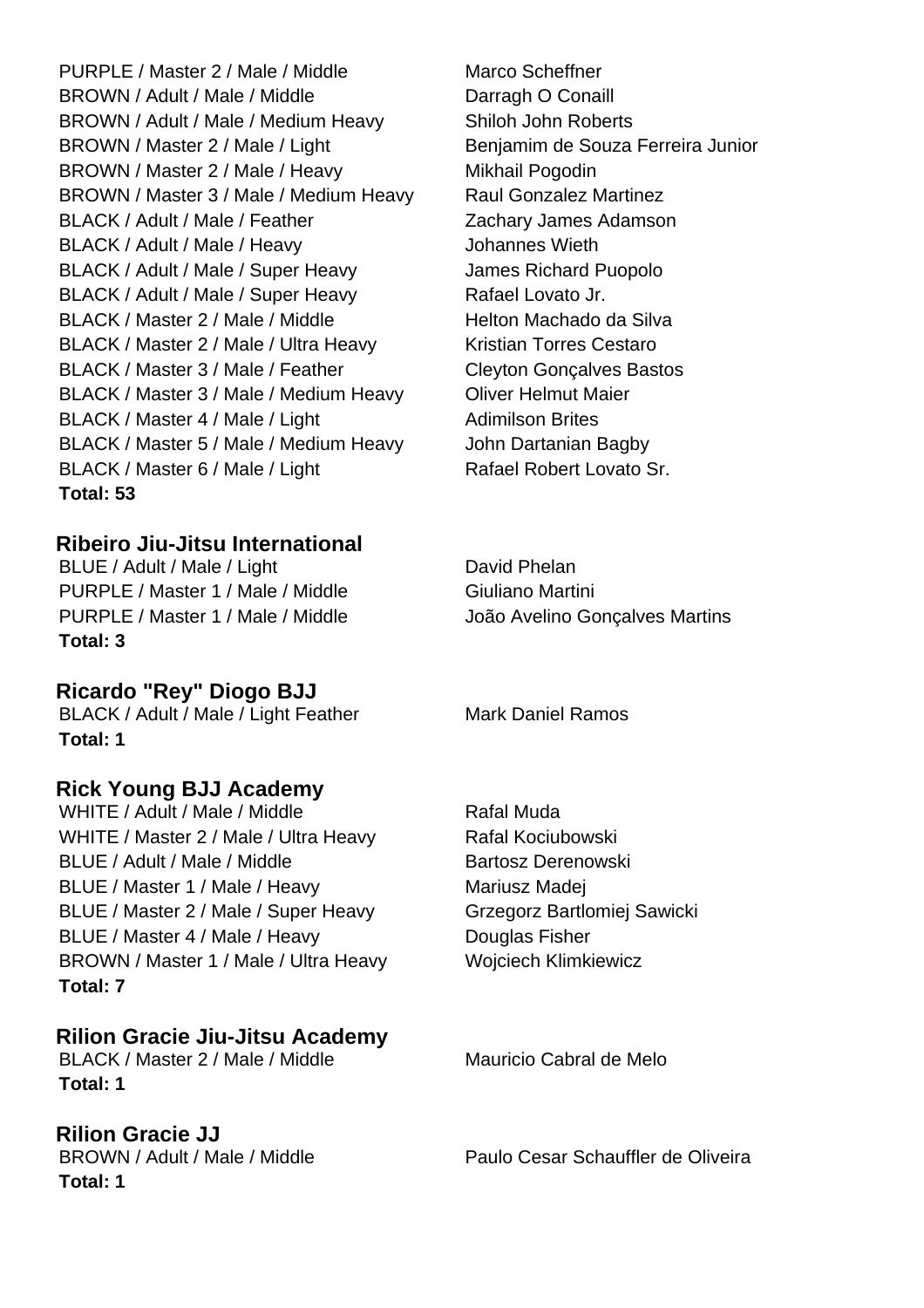| | |
|---|---|
| PURPLE / Master 2 / Male / Middle | Marco Scheffner |
| BROWN / Adult / Male / Middle | Darragh O Conaill |
| BROWN / Adult / Male / Medium Heavy | Shiloh John Roberts |
| BROWN / Master 2 / Male / Light | Benjamim de Souza Ferreira Junior |
| BROWN / Master 2 / Male / Heavy | Mikhail Pogodin |
| BROWN / Master 3 / Male / Medium Heavy | Raul Gonzalez Martinez |
| BLACK / Adult / Male / Feather | Zachary James Adamson |
| BLACK / Adult / Male / Heavy | Johannes Wieth |
| BLACK / Adult / Male / Super Heavy | James Richard Puopolo |
| BLACK / Adult / Male / Super Heavy | Rafael Lovato Jr. |
| BLACK / Master 2 / Male / Middle | Helton Machado da Silva |
| BLACK / Master 2 / Male / Ultra Heavy | Kristian Torres Cestaro |
| BLACK / Master 3 / Male / Feather | Cleyton Gonçalves Bastos |
| BLACK / Master 3 / Male / Medium Heavy | Oliver Helmut Maier |
| BLACK / Master 4 / Male / Light | Adimilson Brites |
| BLACK / Master 5 / Male / Medium Heavy | John Dartanian Bagby |
| BLACK / Master 6 / Male / Light | Rafael Robert Lovato Sr. |

**Total: 53**

## Ribeiro Jiu-Jitsu International

| | |
|---|---|
| BLUE / Adult / Male / Light | David Phelan |
| PURPLE / Master 1 / Male / Middle | Giuliano Martini |
| PURPLE / Master 1 / Male / Middle | João Avelino Gonçalves Martins |

**Total: 3**

## Ricardo "Rey" Diogo BJJ

| | |
|---|---|
| BLACK / Adult / Male / Light Feather | Mark Daniel Ramos |

**Total: 1**

## Rick Young BJJ Academy

| | |
|---|---|
| WHITE / Adult / Male / Middle | Rafal Muda |
| WHITE / Master 2 / Male / Ultra Heavy | Rafal Kociubowski |
| BLUE / Adult / Male / Middle | Bartosz Derenowski |
| BLUE / Master 1 / Male / Heavy | Mariusz Madej |
| BLUE / Master 2 / Male / Super Heavy | Grzegorz Bartlomiej Sawicki |
| BLUE / Master 4 / Male / Heavy | Douglas Fisher |
| BROWN / Master 1 / Male / Ultra Heavy | Wojciech Klimkiewicz |

**Total: 7**

## Rilion Gracie Jiu-Jitsu Academy

| | |
|---|---|
| BLACK / Master 2 / Male / Middle | Mauricio Cabral de Melo |

**Total: 1**

## Rilion Gracie JJ

| | |
|---|---|
| BROWN / Adult / Male / Middle | Paulo Cesar Schauffler de Oliveira |

**Total: 1**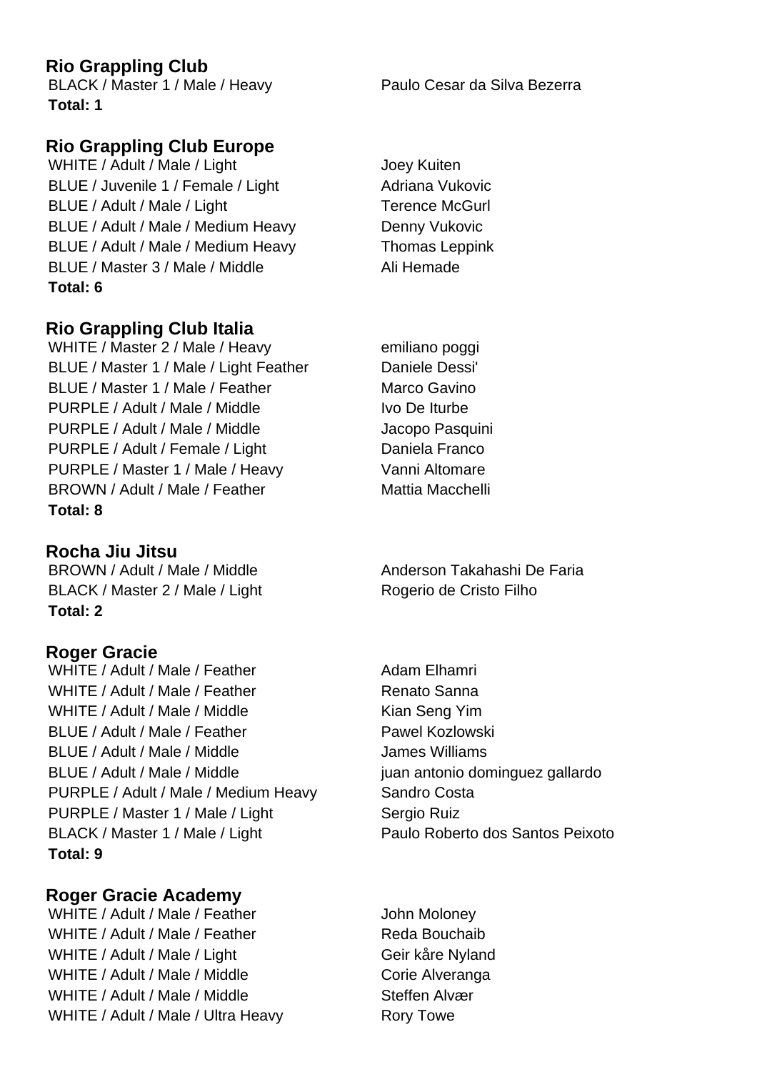**Rio Grappling Club**

| | |
|---|---|
| BLACK / Master 1 / Male / Heavy | Paulo Cesar da Silva Bezerra |

**Total: 1**

**Rio Grappling Club Europe**

| | |
|---|---|
| WHITE / Adult / Male / Light | Joey Kuiten |
| BLUE / Juvenile 1 / Female / Light | Adriana Vukovic |
| BLUE / Adult / Male / Light | Terence McGurl |
| BLUE / Adult / Male / Medium Heavy | Denny Vukovic |
| BLUE / Adult / Male / Medium Heavy | Thomas Leppink |
| BLUE / Master 3 / Male / Middle | Ali Hemade |

**Total: 6**

**Rio Grappling Club Italia**

| | |
|---|---|
| WHITE / Master 2 / Male / Heavy | emiliano poggi |
| BLUE / Master 1 / Male / Light Feather | Daniele Dessi' |
| BLUE / Master 1 / Male / Feather | Marco Gavino |
| PURPLE / Adult / Male / Middle | Ivo De Iturbe |
| PURPLE / Adult / Male / Middle | Jacopo Pasquini |
| PURPLE / Adult / Female / Light | Daniela Franco |
| PURPLE / Master 1 / Male / Heavy | Vanni Altomare |
| BROWN / Adult / Male / Feather | Mattia Macchelli |

**Total: 8**

**Rocha Jiu Jitsu**

| | |
|---|---|
| BROWN / Adult / Male / Middle | Anderson Takahashi De Faria |
| BLACK / Master 2 / Male / Light | Rogerio de Cristo Filho |

**Total: 2**

**Roger Gracie**

| | |
|---|---|
| WHITE / Adult / Male / Feather | Adam Elhamri |
| WHITE / Adult / Male / Feather | Renato Sanna |
| WHITE / Adult / Male / Middle | Kian Seng Yim |
| BLUE / Adult / Male / Feather | Pawel Kozlowski |
| BLUE / Adult / Male / Middle | James Williams |
| BLUE / Adult / Male / Middle | juan antonio dominguez gallardo |
| PURPLE / Adult / Male / Medium Heavy | Sandro Costa |
| PURPLE / Master 1 / Male / Light | Sergio Ruiz |
| BLACK / Master 1 / Male / Light | Paulo Roberto dos Santos Peixoto |

**Total: 9**

**Roger Gracie Academy**

| | |
|---|---|
| WHITE / Adult / Male / Feather | John Moloney |
| WHITE / Adult / Male / Feather | Reda Bouchaib |
| WHITE / Adult / Male / Light | Geir kåre Nyland |
| WHITE / Adult / Male / Middle | Corie Alveranga |
| WHITE / Adult / Male / Middle | Steffen Alvær |
| WHITE / Adult / Male / Ultra Heavy | Rory Towe |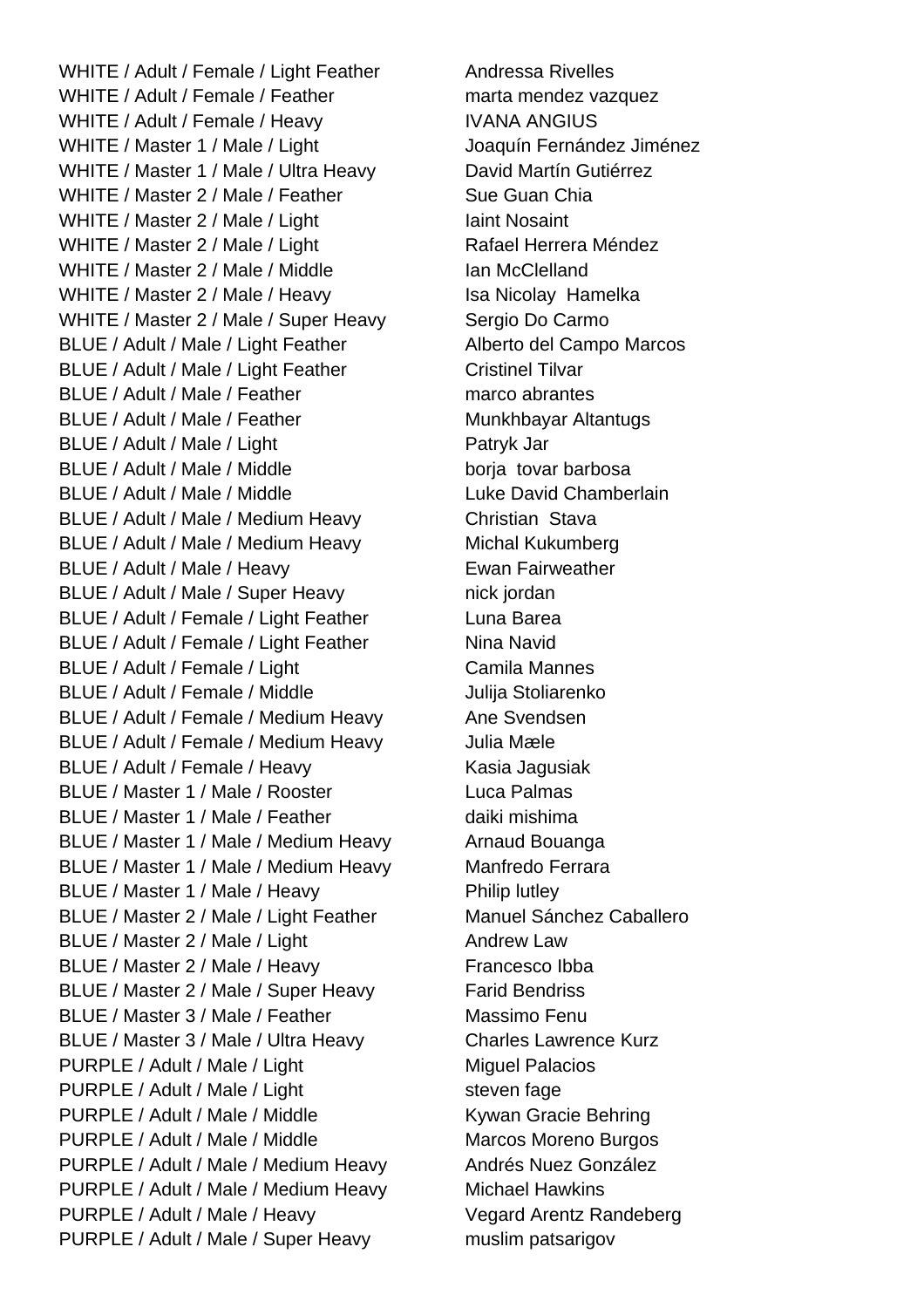WHITE / Adult / Female / Light Feather Andressa Rivelles
WHITE / Adult / Female / Feather marta mendez vazquez
WHITE / Adult / Female / Heavy IVANA ANGIUS
WHITE / Master 1 / Male / Light Joaquín Fernández Jiménez
WHITE / Master 1 / Male / Ultra Heavy David Martín Gutiérrez
WHITE / Master 2 / Male / Feather Sue Guan Chia
WHITE / Master 2 / Male / Light Iaint Nosaint
WHITE / Master 2 / Male / Light Rafael Herrera Méndez
WHITE / Master 2 / Male / Middle Ian McClelland
WHITE / Master 2 / Male / Heavy Isa Nicolay Hamelka
WHITE / Master 2 / Male / Super Heavy Sergio Do Carmo
BLUE / Adult / Male / Light Feather Alberto del Campo Marcos
BLUE / Adult / Male / Light Feather Cristinel Tilvar
BLUE / Adult / Male / Feather marco abrantes
BLUE / Adult / Male / Feather Munkhbayar Altantugs
BLUE / Adult / Male / Light Patryk Jar
BLUE / Adult / Male / Middle borja tovar barbosa
BLUE / Adult / Male / Middle Luke David Chamberlain
BLUE / Adult / Male / Medium Heavy Christian Stava
BLUE / Adult / Male / Medium Heavy Michal Kukumberg
BLUE / Adult / Male / Heavy Ewan Fairweather
BLUE / Adult / Male / Super Heavy nick jordan
BLUE / Adult / Female / Light Feather Luna Barea
BLUE / Adult / Female / Light Feather Nina Navid
BLUE / Adult / Female / Light Camila Mannes
BLUE / Adult / Female / Middle Julija Stoliarenko
BLUE / Adult / Female / Medium Heavy Ane Svendsen
BLUE / Adult / Female / Medium Heavy Julia Mæle
BLUE / Adult / Female / Heavy Kasia Jagusiak
BLUE / Master 1 / Male / Rooster Luca Palmas
BLUE / Master 1 / Male / Feather daiki mishima
BLUE / Master 1 / Male / Medium Heavy Arnaud Bouanga
BLUE / Master 1 / Male / Medium Heavy Manfredo Ferrara
BLUE / Master 1 / Male / Heavy Philip lutley
BLUE / Master 2 / Male / Light Feather Manuel Sánchez Caballero
BLUE / Master 2 / Male / Light Andrew Law
BLUE / Master 2 / Male / Heavy Francesco Ibba
BLUE / Master 2 / Male / Super Heavy Farid Bendriss
BLUE / Master 3 / Male / Feather Massimo Fenu
BLUE / Master 3 / Male / Ultra Heavy Charles Lawrence Kurz
PURPLE / Adult / Male / Light Miguel Palacios
PURPLE / Adult / Male / Light steven fage
PURPLE / Adult / Male / Middle Kywan Gracie Behring
PURPLE / Adult / Male / Middle Marcos Moreno Burgos
PURPLE / Adult / Male / Medium Heavy Andrés Nuez González
PURPLE / Adult / Male / Medium Heavy Michael Hawkins
PURPLE / Adult / Male / Heavy Vegard Arentz Randeberg
PURPLE / Adult / Male / Super Heavy muslim patsarigov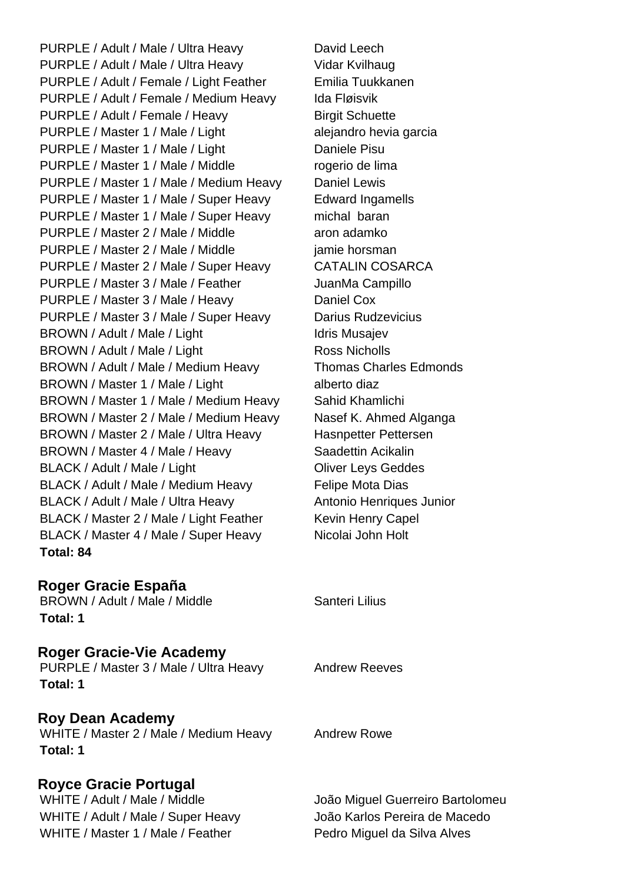PURPLE / Adult / Male / Ultra Heavy David Leech
PURPLE / Adult / Male / Ultra Heavy Vidar Kvilhaug
PURPLE / Adult / Female / Light Feather Emilia Tuukkanen
PURPLE / Adult / Female / Medium Heavy Ida Fløisvik
PURPLE / Adult / Female / Heavy Birgit Schuette
PURPLE / Master 1 / Male / Light alejandro hevia garcia
PURPLE / Master 1 / Male / Light Daniele Pisu
PURPLE / Master 1 / Male / Middle rogerio de lima
PURPLE / Master 1 / Male / Medium Heavy Daniel Lewis
PURPLE / Master 1 / Male / Super Heavy Edward Ingamells
PURPLE / Master 1 / Male / Super Heavy michal baran
PURPLE / Master 2 / Male / Middle aron adamko
PURPLE / Master 2 / Male / Middle jamie horsman
PURPLE / Master 2 / Male / Super Heavy CATALIN COSARCA
PURPLE / Master 3 / Male / Feather JuanMa Campillo
PURPLE / Master 3 / Male / Heavy Daniel Cox
PURPLE / Master 3 / Male / Super Heavy Darius Rudzevicius
BROWN / Adult / Male / Light Idris Musajev
BROWN / Adult / Male / Light Ross Nicholls
BROWN / Adult / Male / Medium Heavy Thomas Charles Edmonds
BROWN / Master 1 / Male / Light alberto diaz
BROWN / Master 1 / Male / Medium Heavy Sahid Khamlichi
BROWN / Master 2 / Male / Medium Heavy Nasef K. Ahmed Alganga
BROWN / Master 2 / Male / Ultra Heavy Hasnpetter Pettersen
BROWN / Master 4 / Male / Heavy Saadettin Acikalin
BLACK / Adult / Male / Light Oliver Leys Geddes
BLACK / Adult / Male / Medium Heavy Felipe Mota Dias
BLACK / Adult / Male / Ultra Heavy Antonio Henriques Junior
BLACK / Master 2 / Male / Light Feather Kevin Henry Capel
BLACK / Master 4 / Male / Super Heavy Nicolai John Holt

**Total: 84**

## Roger Gracie España

BROWN / Adult / Male / Middle Santeri Lilius

**Total: 1**

## Roger Gracie-Vie Academy

PURPLE / Master 3 / Male / Ultra Heavy Andrew Reeves

**Total: 1**

## Roy Dean Academy

WHITE / Master 2 / Male / Medium Heavy Andrew Rowe

**Total: 1**

## Royce Gracie Portugal

WHITE / Adult / Male / Middle João Miguel Guerreiro Bartolomeu
WHITE / Adult / Male / Super Heavy João Karlos Pereira de Macedo
WHITE / Master 1 / Male / Feather Pedro Miguel da Silva Alves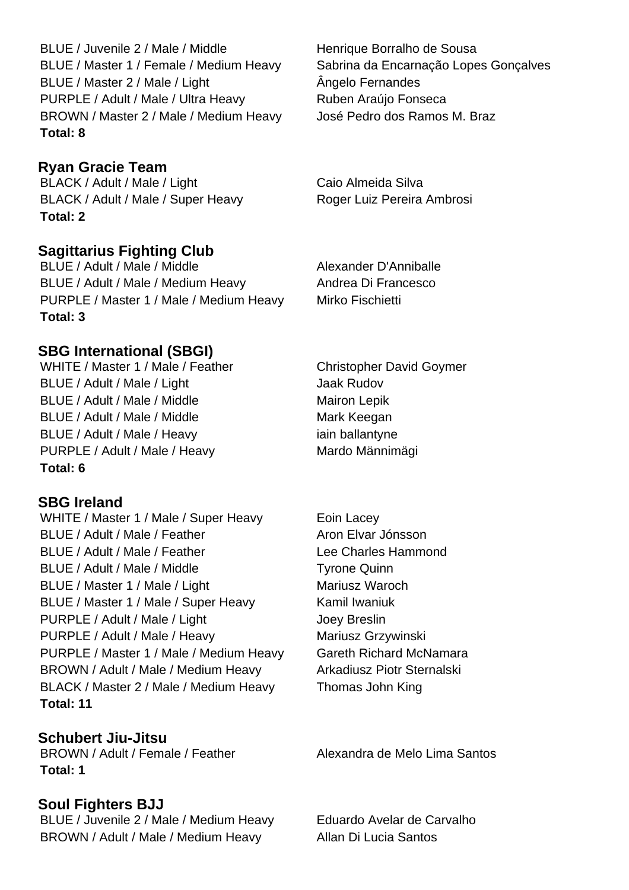BLUE / Juvenile 2 / Male / Middle — Henrique Borralho de Sousa
BLUE / Master 1 / Female / Medium Heavy — Sabrina da Encarnação Lopes Gonçalves
BLUE / Master 2 / Male / Light — Ângelo Fernandes
PURPLE / Adult / Male / Ultra Heavy — Ruben Araújo Fonseca
BROWN / Master 2 / Male / Medium Heavy — José Pedro dos Ramos M. Braz
**Total: 8**

### Ryan Gracie Team

BLACK / Adult / Male / Light — Caio Almeida Silva
BLACK / Adult / Male / Super Heavy — Roger Luiz Pereira Ambrosi
**Total: 2**

### Sagittarius Fighting Club

BLUE / Adult / Male / Middle — Alexander D'Anniballe
BLUE / Adult / Male / Medium Heavy — Andrea Di Francesco
PURPLE / Master 1 / Male / Medium Heavy — Mirko Fischietti
**Total: 3**

### SBG International (SBGI)

WHITE / Master 1 / Male / Feather — Christopher David Goymer
BLUE / Adult / Male / Light — Jaak Rudov
BLUE / Adult / Male / Middle — Mairon Lepik
BLUE / Adult / Male / Middle — Mark Keegan
BLUE / Adult / Male / Heavy — iain ballantyne
PURPLE / Adult / Male / Heavy — Mardo Männimägi
**Total: 6**

### SBG Ireland

WHITE / Master 1 / Male / Super Heavy — Eoin Lacey
BLUE / Adult / Male / Feather — Aron Elvar Jónsson
BLUE / Adult / Male / Feather — Lee Charles Hammond
BLUE / Adult / Male / Middle — Tyrone Quinn
BLUE / Master 1 / Male / Light — Mariusz Waroch
BLUE / Master 1 / Male / Super Heavy — Kamil Iwaniuk
PURPLE / Adult / Male / Light — Joey Breslin
PURPLE / Adult / Male / Heavy — Mariusz Grzywinski
PURPLE / Master 1 / Male / Medium Heavy — Gareth Richard McNamara
BROWN / Adult / Male / Medium Heavy — Arkadiusz Piotr Sternalski
BLACK / Master 2 / Male / Medium Heavy — Thomas John King
**Total: 11**

### Schubert Jiu-Jitsu

BROWN / Adult / Female / Feather — Alexandra de Melo Lima Santos
**Total: 1**

### Soul Fighters BJJ

BLUE / Juvenile 2 / Male / Medium Heavy — Eduardo Avelar de Carvalho
BROWN / Adult / Male / Medium Heavy — Allan Di Lucia Santos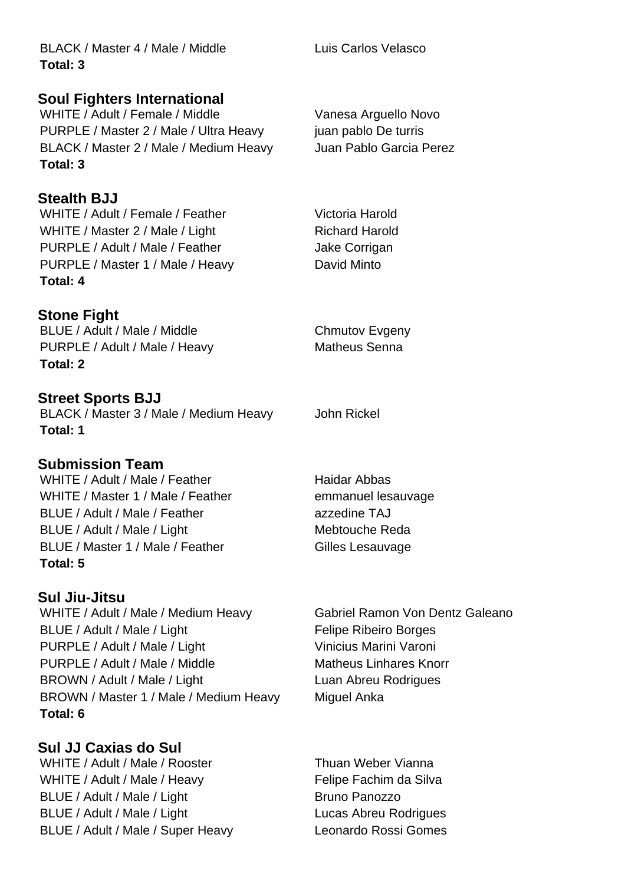BLACK / Master 4 / Male / Middle Luis Carlos Velasco
**Total: 3**

## Soul Fighters International

WHITE / Adult / Female / Middle Vanesa Arguello Novo
PURPLE / Master 2 / Male / Ultra Heavy juan pablo De turris
BLACK / Master 2 / Male / Medium Heavy Juan Pablo Garcia Perez
**Total: 3**

## Stealth BJJ

WHITE / Adult / Female / Feather Victoria Harold
WHITE / Master 2 / Male / Light Richard Harold
PURPLE / Adult / Male / Feather Jake Corrigan
PURPLE / Master 1 / Male / Heavy David Minto
**Total: 4**

## Stone Fight

BLUE / Adult / Male / Middle Chmutov Evgeny
PURPLE / Adult / Male / Heavy Matheus Senna
**Total: 2**

## Street Sports BJJ

BLACK / Master 3 / Male / Medium Heavy John Rickel
**Total: 1**

## Submission Team

WHITE / Adult / Male / Feather Haidar Abbas
WHITE / Master 1 / Male / Feather emmanuel lesauvage
BLUE / Adult / Male / Feather azzedine TAJ
BLUE / Adult / Male / Light Mebtouche Reda
BLUE / Master 1 / Male / Feather Gilles Lesauvage
**Total: 5**

## Sul Jiu-Jitsu

WHITE / Adult / Male / Medium Heavy Gabriel Ramon Von Dentz Galeano
BLUE / Adult / Male / Light Felipe Ribeiro Borges
PURPLE / Adult / Male / Light Vinicius Marini Varoni
PURPLE / Adult / Male / Middle Matheus Linhares Knorr
BROWN / Adult / Male / Light Luan Abreu Rodrigues
BROWN / Master 1 / Male / Medium Heavy Miguel Anka
**Total: 6**

## Sul JJ Caxias do Sul

WHITE / Adult / Male / Rooster Thuan Weber Vianna
WHITE / Adult / Male / Heavy Felipe Fachim da Silva
BLUE / Adult / Male / Light Bruno Panozzo
BLUE / Adult / Male / Light Lucas Abreu Rodrigues
BLUE / Adult / Male / Super Heavy Leonardo Rossi Gomes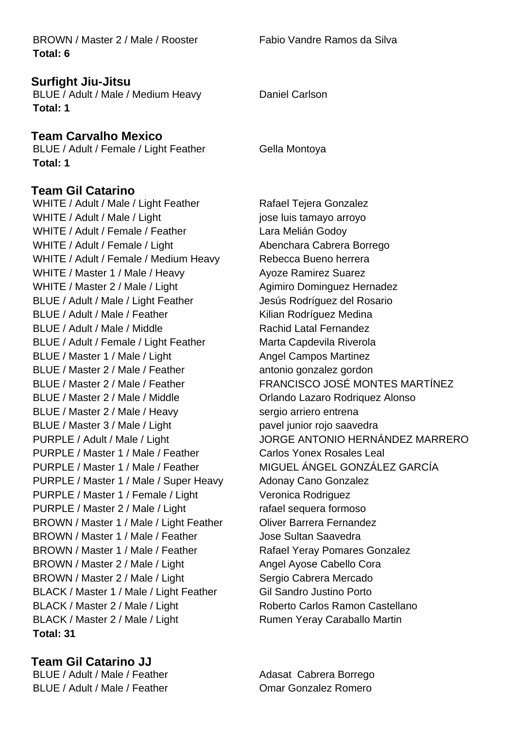| | |
|---|---|
| BROWN / Master 2 / Male / Rooster | Fabio Vandre Ramos da Silva |

**Total: 6**

### Surfight Jiu-Jitsu

| | |
|---|---|
| BLUE / Adult / Male / Medium Heavy | Daniel Carlson |

**Total: 1**

### Team Carvalho Mexico

| | |
|---|---|
| BLUE / Adult / Female / Light Feather | Gella Montoya |

**Total: 1**

### Team Gil Catarino

| | |
|---|---|
| WHITE / Adult / Male / Light Feather | Rafael Tejera Gonzalez |
| WHITE / Adult / Male / Light | jose luis tamayo arroyo |
| WHITE / Adult / Female / Feather | Lara Melián Godoy |
| WHITE / Adult / Female / Light | Abenchara Cabrera Borrego |
| WHITE / Adult / Female / Medium Heavy | Rebecca Bueno herrera |
| WHITE / Master 1 / Male / Heavy | Ayoze Ramirez Suarez |
| WHITE / Master 2 / Male / Light | Agimiro Dominguez Hernadez |
| BLUE / Adult / Male / Light Feather | Jesús Rodríguez del Rosario |
| BLUE / Adult / Male / Feather | Kilian Rodríguez Medina |
| BLUE / Adult / Male / Middle | Rachid Latal Fernandez |
| BLUE / Adult / Female / Light Feather | Marta Capdevila Riverola |
| BLUE / Master 1 / Male / Light | Angel Campos Martinez |
| BLUE / Master 2 / Male / Feather | antonio gonzalez gordon |
| BLUE / Master 2 / Male / Feather | FRANCISCO JOSÉ MONTES MARTÍNEZ |
| BLUE / Master 2 / Male / Middle | Orlando Lazaro Rodriquez Alonso |
| BLUE / Master 2 / Male / Heavy | sergio arriero entrena |
| BLUE / Master 3 / Male / Light | pavel junior rojo saavedra |
| PURPLE / Adult / Male / Light | JORGE ANTONIO HERNÁNDEZ MARRERO |
| PURPLE / Master 1 / Male / Feather | Carlos Yonex Rosales Leal |
| PURPLE / Master 1 / Male / Feather | MIGUEL ÁNGEL GONZÁLEZ GARCÍA |
| PURPLE / Master 1 / Male / Super Heavy | Adonay Cano Gonzalez |
| PURPLE / Master 1 / Female / Light | Veronica Rodriguez |
| PURPLE / Master 2 / Male / Light | rafael sequera formoso |
| BROWN / Master 1 / Male / Light Feather | Oliver Barrera Fernandez |
| BROWN / Master 1 / Male / Feather | Jose Sultan Saavedra |
| BROWN / Master 1 / Male / Feather | Rafael Yeray Pomares Gonzalez |
| BROWN / Master 2 / Male / Light | Angel Ayose Cabello Cora |
| BROWN / Master 2 / Male / Light | Sergio Cabrera Mercado |
| BLACK / Master 1 / Male / Light Feather | Gil Sandro Justino Porto |
| BLACK / Master 2 / Male / Light | Roberto Carlos Ramon Castellano |
| BLACK / Master 2 / Male / Light | Rumen Yeray Caraballo Martin |

**Total: 31**

### Team Gil Catarino JJ

| | |
|---|---|
| BLUE / Adult / Male / Feather | Adasat Cabrera Borrego |
| BLUE / Adult / Male / Feather | Omar Gonzalez Romero |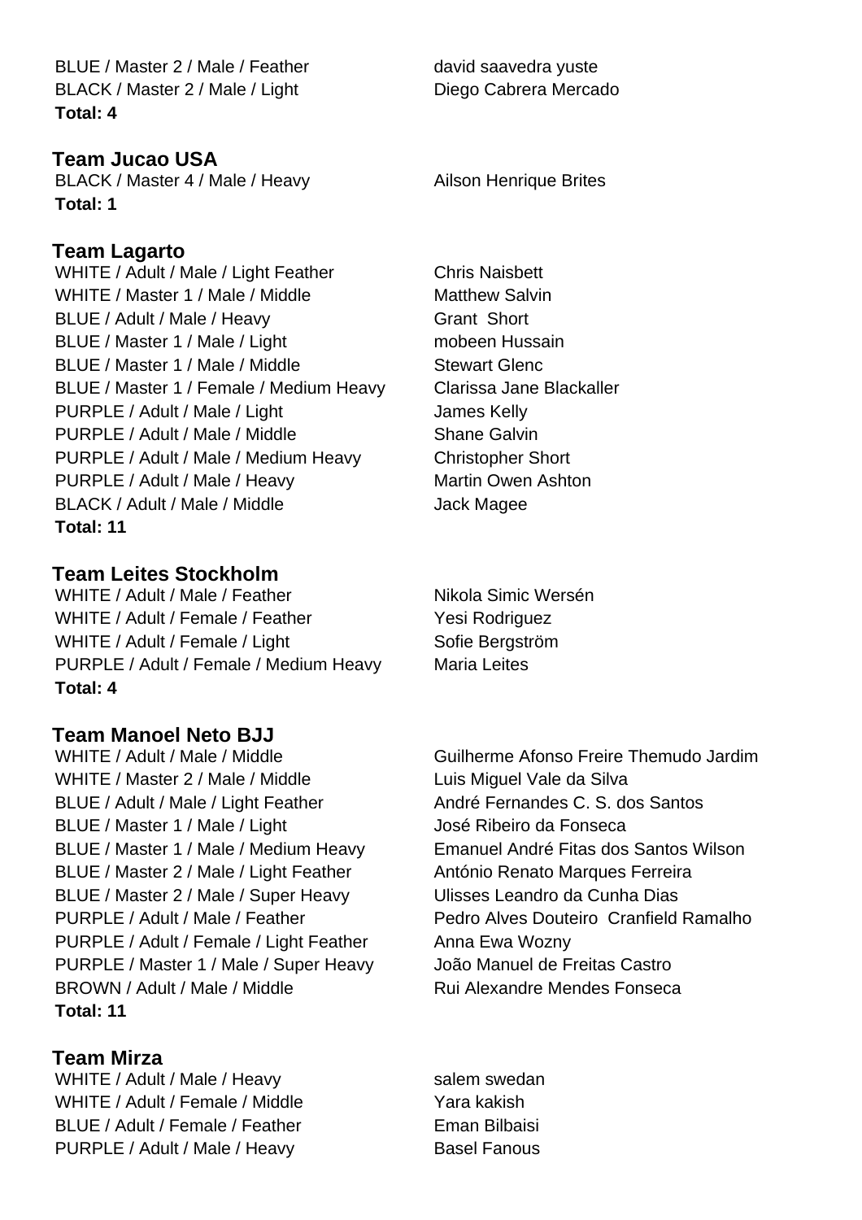BLUE / Master 2 / Male / Feather    david saavedra yuste
BLACK / Master 2 / Male / Light    Diego Cabrera Mercado
**Total: 4**

### Team Jucao USA

BLACK / Master 4 / Male / Heavy    Ailson Henrique Brites
**Total: 1**

### Team Lagarto

WHITE / Adult / Male / Light Feather    Chris Naisbett
WHITE / Master 1 / Male / Middle    Matthew Salvin
BLUE / Adult / Male / Heavy    Grant  Short
BLUE / Master 1 / Male / Light    mobeen Hussain
BLUE / Master 1 / Male / Middle    Stewart Glenc
BLUE / Master 1 / Female / Medium Heavy    Clarissa Jane Blackaller
PURPLE / Adult / Male / Light    James Kelly
PURPLE / Adult / Male / Middle    Shane Galvin
PURPLE / Adult / Male / Medium Heavy    Christopher Short
PURPLE / Adult / Male / Heavy    Martin Owen Ashton
BLACK / Adult / Male / Middle    Jack Magee
**Total: 11**

### Team Leites Stockholm

WHITE / Adult / Male / Feather    Nikola Simic Wersén
WHITE / Adult / Female / Feather    Yesi Rodriguez
WHITE / Adult / Female / Light    Sofie Bergström
PURPLE / Adult / Female / Medium Heavy    Maria Leites
**Total: 4**

### Team Manoel Neto BJJ

WHITE / Adult / Male / Middle    Guilherme Afonso Freire Themudo Jardim
WHITE / Master 2 / Male / Middle    Luis Miguel Vale da Silva
BLUE / Adult / Male / Light Feather    André Fernandes C. S. dos Santos
BLUE / Master 1 / Male / Light    José Ribeiro da Fonseca
BLUE / Master 1 / Male / Medium Heavy    Emanuel André Fitas dos Santos Wilson
BLUE / Master 2 / Male / Light Feather    António Renato Marques Ferreira
BLUE / Master 2 / Male / Super Heavy    Ulisses Leandro da Cunha Dias
PURPLE / Adult / Male / Feather    Pedro Alves Douteiro  Cranfield Ramalho
PURPLE / Adult / Female / Light Feather    Anna Ewa Wozny
PURPLE / Master 1 / Male / Super Heavy    João Manuel de Freitas Castro
BROWN / Adult / Male / Middle    Rui Alexandre Mendes Fonseca
**Total: 11**

### Team Mirza

WHITE / Adult / Male / Heavy    salem swedan
WHITE / Adult / Female / Middle    Yara kakish
BLUE / Adult / Female / Feather    Eman Bilbaisi
PURPLE / Adult / Male / Heavy    Basel Fanous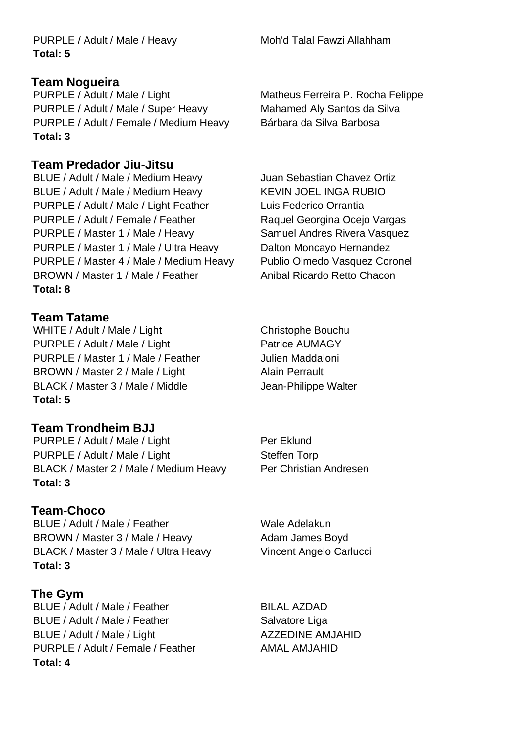| | |
|---|---|
| PURPLE / Adult / Male / Heavy | Moh'd Talal Fawzi Allahham |

**Total: 5**

### Team Nogueira

| | |
|---|---|
| PURPLE / Adult / Male / Light | Matheus Ferreira P. Rocha Felippe |
| PURPLE / Adult / Male / Super Heavy | Mahamed Aly Santos da Silva |
| PURPLE / Adult / Female / Medium Heavy | Bárbara da Silva Barbosa |

**Total: 3**

### Team Predador Jiu-Jitsu

| | |
|---|---|
| BLUE / Adult / Male / Medium Heavy | Juan Sebastian Chavez Ortiz |
| BLUE / Adult / Male / Medium Heavy | KEVIN JOEL INGA RUBIO |
| PURPLE / Adult / Male / Light Feather | Luis Federico Orrantia |
| PURPLE / Adult / Female / Feather | Raquel Georgina Ocejo Vargas |
| PURPLE / Master 1 / Male / Heavy | Samuel Andres Rivera Vasquez |
| PURPLE / Master 1 / Male / Ultra Heavy | Dalton Moncayo Hernandez |
| PURPLE / Master 4 / Male / Medium Heavy | Publio Olmedo Vasquez Coronel |
| BROWN / Master 1 / Male / Feather | Anibal Ricardo Retto Chacon |

**Total: 8**

### Team Tatame

| | |
|---|---|
| WHITE / Adult / Male / Light | Christophe Bouchu |
| PURPLE / Adult / Male / Light | Patrice AUMAGY |
| PURPLE / Master 1 / Male / Feather | Julien Maddaloni |
| BROWN / Master 2 / Male / Light | Alain Perrault |
| BLACK / Master 3 / Male / Middle | Jean-Philippe Walter |

**Total: 5**

### Team Trondheim BJJ

| | |
|---|---|
| PURPLE / Adult / Male / Light | Per Eklund |
| PURPLE / Adult / Male / Light | Steffen Torp |
| BLACK / Master 2 / Male / Medium Heavy | Per Christian Andresen |

**Total: 3**

### Team-Choco

| | |
|---|---|
| BLUE / Adult / Male / Feather | Wale Adelakun |
| BROWN / Master 3 / Male / Heavy | Adam James Boyd |
| BLACK / Master 3 / Male / Ultra Heavy | Vincent Angelo Carlucci |

**Total: 3**

### The Gym

| | |
|---|---|
| BLUE / Adult / Male / Feather | BILAL AZDAD |
| BLUE / Adult / Male / Feather | Salvatore Liga |
| BLUE / Adult / Male / Light | AZZEDINE AMJAHID |
| PURPLE / Adult / Female / Feather | AMAL AMJAHID |

**Total: 4**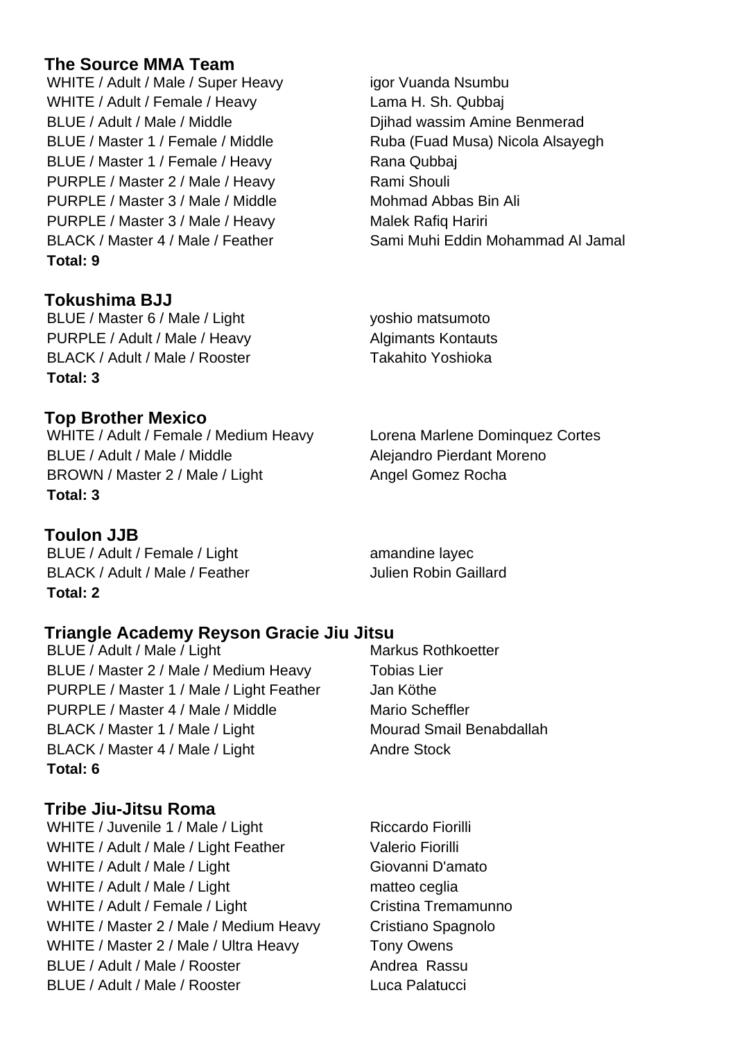### The Source MMA Team

| | |
|---|---|
| WHITE / Adult / Male / Super Heavy | igor Vuanda Nsumbu |
| WHITE / Adult / Female / Heavy | Lama H. Sh. Qubbaj |
| BLUE / Adult / Male / Middle | Djihad wassim Amine Benmerad |
| BLUE / Master 1 / Female / Middle | Ruba (Fuad Musa) Nicola Alsayegh |
| BLUE / Master 1 / Female / Heavy | Rana Qubbaj |
| PURPLE / Master 2 / Male / Heavy | Rami Shouli |
| PURPLE / Master 3 / Male / Middle | Mohmad Abbas Bin Ali |
| PURPLE / Master 3 / Male / Heavy | Malek Rafiq Hariri |
| BLACK / Master 4 / Male / Feather | Sami Muhi Eddin Mohammad Al Jamal |

**Total: 9**

### Tokushima BJJ

| | |
|---|---|
| BLUE / Master 6 / Male / Light | yoshio matsumoto |
| PURPLE / Adult / Male / Heavy | Algimants Kontauts |
| BLACK / Adult / Male / Rooster | Takahito Yoshioka |

**Total: 3**

### Top Brother Mexico

| | |
|---|---|
| WHITE / Adult / Female / Medium Heavy | Lorena Marlene Dominquez Cortes |
| BLUE / Adult / Male / Middle | Alejandro Pierdant Moreno |
| BROWN / Master 2 / Male / Light | Angel Gomez Rocha |

**Total: 3**

### Toulon JJB

| | |
|---|---|
| BLUE / Adult / Female / Light | amandine layec |
| BLACK / Adult / Male / Feather | Julien Robin Gaillard |

**Total: 2**

### Triangle Academy Reyson Gracie Jiu Jitsu

| | |
|---|---|
| BLUE / Adult / Male / Light | Markus Rothkoetter |
| BLUE / Master 2 / Male / Medium Heavy | Tobias Lier |
| PURPLE / Master 1 / Male / Light Feather | Jan Köthe |
| PURPLE / Master 4 / Male / Middle | Mario Scheffler |
| BLACK / Master 1 / Male / Light | Mourad Smail Benabdallah |
| BLACK / Master 4 / Male / Light | Andre Stock |

**Total: 6**

### Tribe Jiu-Jitsu Roma

| | |
|---|---|
| WHITE / Juvenile 1 / Male / Light | Riccardo Fiorilli |
| WHITE / Adult / Male / Light Feather | Valerio Fiorilli |
| WHITE / Adult / Male / Light | Giovanni D'amato |
| WHITE / Adult / Male / Light | matteo ceglia |
| WHITE / Adult / Female / Light | Cristina Tremamunno |
| WHITE / Master 2 / Male / Medium Heavy | Cristiano Spagnolo |
| WHITE / Master 2 / Male / Ultra Heavy | Tony Owens |
| BLUE / Adult / Male / Rooster | Andrea Rassu |
| BLUE / Adult / Male / Rooster | Luca Palatucci |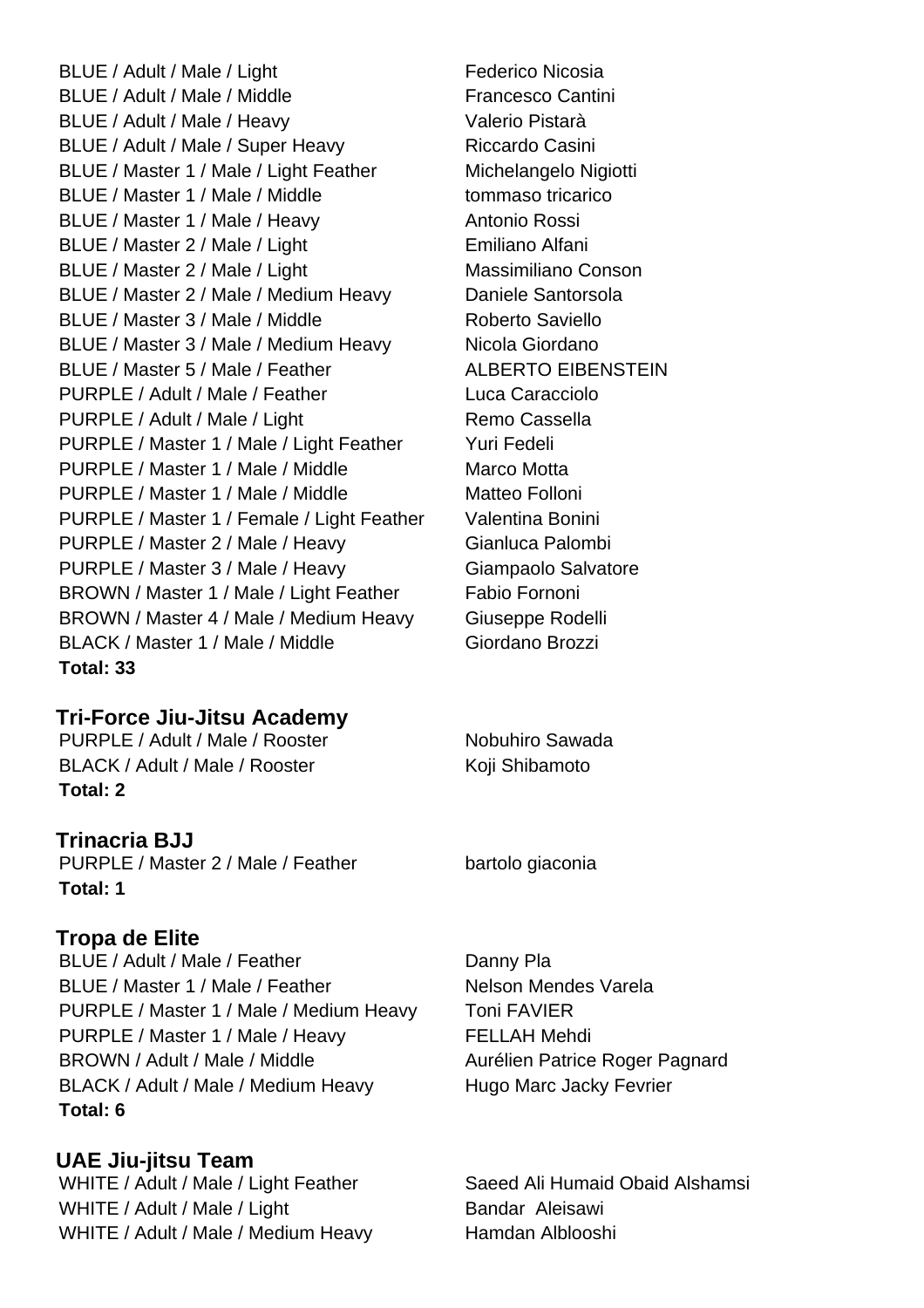| | |
|---|---|
| BLUE / Adult / Male / Light | Federico Nicosia |
| BLUE / Adult / Male / Middle | Francesco Cantini |
| BLUE / Adult / Male / Heavy | Valerio Pistarà |
| BLUE / Adult / Male / Super Heavy | Riccardo Casini |
| BLUE / Master 1 / Male / Light Feather | Michelangelo Nigiotti |
| BLUE / Master 1 / Male / Middle | tommaso tricarico |
| BLUE / Master 1 / Male / Heavy | Antonio Rossi |
| BLUE / Master 2 / Male / Light | Emiliano Alfani |
| BLUE / Master 2 / Male / Light | Massimiliano Conson |
| BLUE / Master 2 / Male / Medium Heavy | Daniele Santorsola |
| BLUE / Master 3 / Male / Middle | Roberto Saviello |
| BLUE / Master 3 / Male / Medium Heavy | Nicola Giordano |
| BLUE / Master 5 / Male / Feather | ALBERTO EIBENSTEIN |
| PURPLE / Adult / Male / Feather | Luca Caracciolo |
| PURPLE / Adult / Male / Light | Remo Cassella |
| PURPLE / Master 1 / Male / Light Feather | Yuri Fedeli |
| PURPLE / Master 1 / Male / Middle | Marco Motta |
| PURPLE / Master 1 / Male / Middle | Matteo Folloni |
| PURPLE / Master 1 / Female / Light Feather | Valentina Bonini |
| PURPLE / Master 2 / Male / Heavy | Gianluca Palombi |
| PURPLE / Master 3 / Male / Heavy | Giampaolo Salvatore |
| BROWN / Master 1 / Male / Light Feather | Fabio Fornoni |
| BROWN / Master 4 / Male / Medium Heavy | Giuseppe Rodelli |
| BLACK / Master 1 / Male / Middle | Giordano Brozzi |

**Total: 33**

## Tri-Force Jiu-Jitsu Academy

| | |
|---|---|
| PURPLE / Adult / Male / Rooster | Nobuhiro Sawada |
| BLACK / Adult / Male / Rooster | Koji Shibamoto |

**Total: 2**

## Trinacria BJJ

| | |
|---|---|
| PURPLE / Master 2 / Male / Feather | bartolo giaconia |

**Total: 1**

## Tropa de Elite

| | |
|---|---|
| BLUE / Adult / Male / Feather | Danny Pla |
| BLUE / Master 1 / Male / Feather | Nelson Mendes Varela |
| PURPLE / Master 1 / Male / Medium Heavy | Toni FAVIER |
| PURPLE / Master 1 / Male / Heavy | FELLAH Mehdi |
| BROWN / Adult / Male / Middle | Aurélien Patrice Roger Pagnard |
| BLACK / Adult / Male / Medium Heavy | Hugo Marc Jacky Fevrier |

**Total: 6**

## UAE Jiu-jitsu Team

| | |
|---|---|
| WHITE / Adult / Male / Light Feather | Saeed Ali Humaid Obaid Alshamsi |
| WHITE / Adult / Male / Light | Bandar Aleisawi |
| WHITE / Adult / Male / Medium Heavy | Hamdan Alblooshi |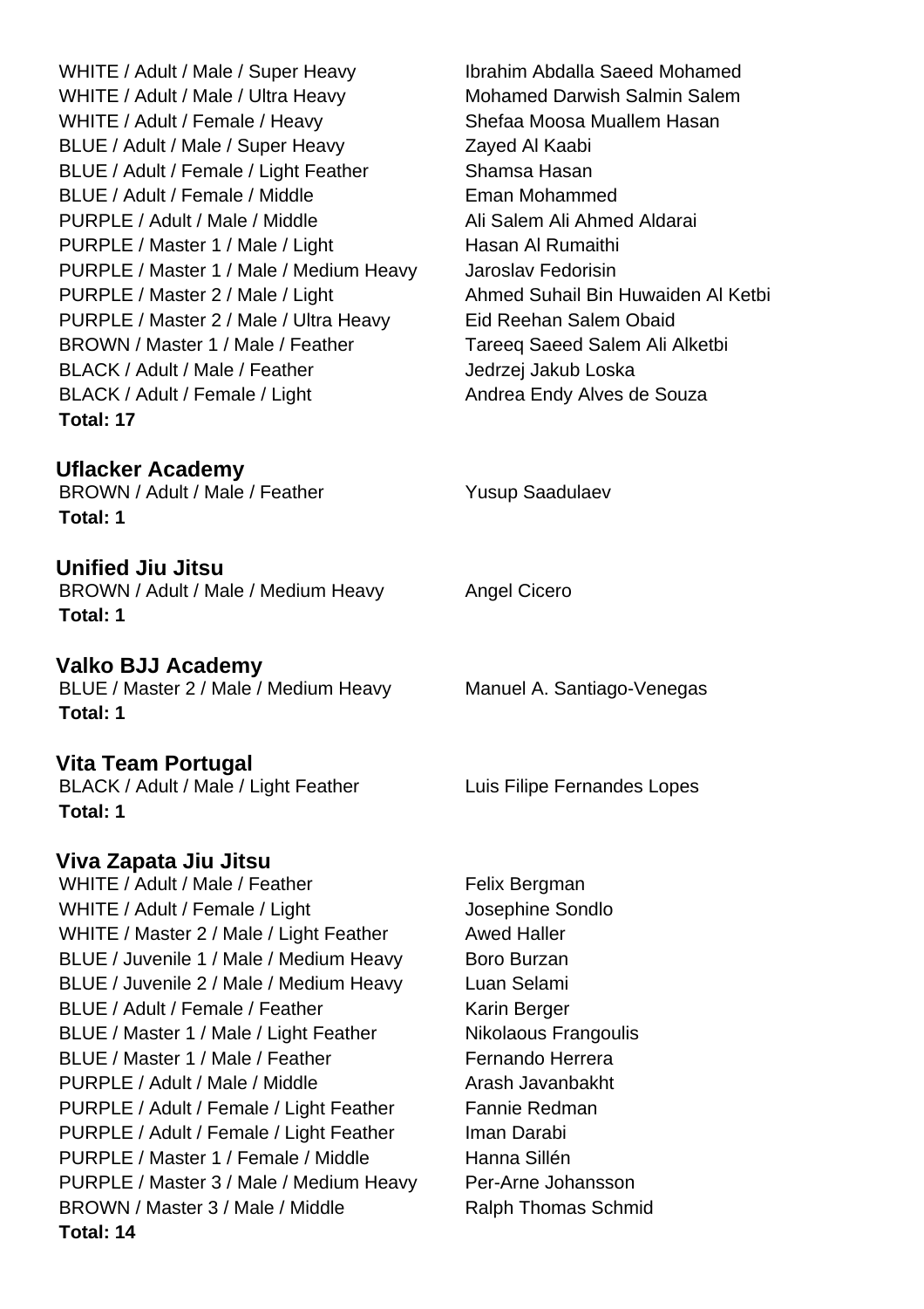| | |
|---|---|
| WHITE / Adult / Male / Super Heavy | Ibrahim Abdalla Saeed Mohamed |
| WHITE / Adult / Male / Ultra Heavy | Mohamed Darwish Salmin Salem |
| WHITE / Adult / Female / Heavy | Shefaa Moosa Muallem Hasan |
| BLUE / Adult / Male / Super Heavy | Zayed Al Kaabi |
| BLUE / Adult / Female / Light Feather | Shamsa Hasan |
| BLUE / Adult / Female / Middle | Eman Mohammed |
| PURPLE / Adult / Male / Middle | Ali Salem Ali Ahmed Aldarai |
| PURPLE / Master 1 / Male / Light | Hasan Al Rumaithi |
| PURPLE / Master 1 / Male / Medium Heavy | Jaroslav Fedorisin |
| PURPLE / Master 2 / Male / Light | Ahmed Suhail Bin Huwaiden Al Ketbi |
| PURPLE / Master 2 / Male / Ultra Heavy | Eid Reehan Salem Obaid |
| BROWN / Master 1 / Male / Feather | Tareeq Saeed Salem Ali Alketbi |
| BLACK / Adult / Male / Feather | Jedrzej Jakub Loska |
| BLACK / Adult / Female / Light | Andrea Endy Alves de Souza |

**Total: 17**

## Uflacker Academy

| | |
|---|---|
| BROWN / Adult / Male / Feather | Yusup Saadulaev |

**Total: 1**

## Unified Jiu Jitsu

| | |
|---|---|
| BROWN / Adult / Male / Medium Heavy | Angel Cicero |

**Total: 1**

## Valko BJJ Academy

| | |
|---|---|
| BLUE / Master 2 / Male / Medium Heavy | Manuel A. Santiago-Venegas |

**Total: 1**

## Vita Team Portugal

| | |
|---|---|
| BLACK / Adult / Male / Light Feather | Luis Filipe Fernandes Lopes |

**Total: 1**

## Viva Zapata Jiu Jitsu

| | |
|---|---|
| WHITE / Adult / Male / Feather | Felix Bergman |
| WHITE / Adult / Female / Light | Josephine Sondlo |
| WHITE / Master 2 / Male / Light Feather | Awed Haller |
| BLUE / Juvenile 1 / Male / Medium Heavy | Boro Burzan |
| BLUE / Juvenile 2 / Male / Medium Heavy | Luan Selami |
| BLUE / Adult / Female / Feather | Karin Berger |
| BLUE / Master 1 / Male / Light Feather | Nikolaous Frangoulis |
| BLUE / Master 1 / Male / Feather | Fernando Herrera |
| PURPLE / Adult / Male / Middle | Arash Javanbakht |
| PURPLE / Adult / Female / Light Feather | Fannie Redman |
| PURPLE / Adult / Female / Light Feather | Iman Darabi |
| PURPLE / Master 1 / Female / Middle | Hanna Sillén |
| PURPLE / Master 3 / Male / Medium Heavy | Per-Arne Johansson |
| BROWN / Master 3 / Male / Middle | Ralph Thomas Schmid |

**Total: 14**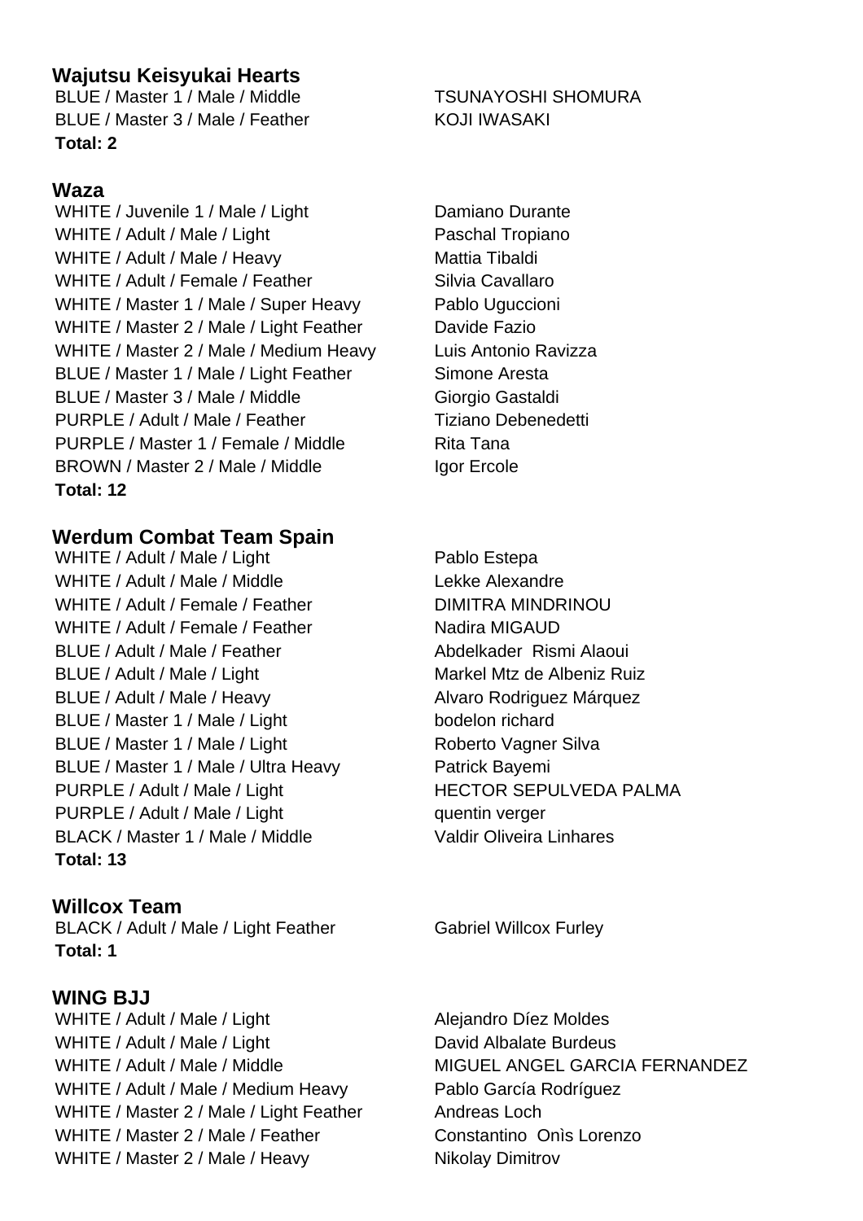### Wajutsu Keisyukai Hearts

| | |
|---|---|
| BLUE / Master 1 / Male / Middle | TSUNAYOSHI SHOMURA |
| BLUE / Master 3 / Male / Feather | KOJI IWASAKI |

**Total: 2**

### Waza

| | |
|---|---|
| WHITE / Juvenile 1 / Male / Light | Damiano Durante |
| WHITE / Adult / Male / Light | Paschal Tropiano |
| WHITE / Adult / Male / Heavy | Mattia Tibaldi |
| WHITE / Adult / Female / Feather | Silvia Cavallaro |
| WHITE / Master 1 / Male / Super Heavy | Pablo Uguccioni |
| WHITE / Master 2 / Male / Light Feather | Davide Fazio |
| WHITE / Master 2 / Male / Medium Heavy | Luis Antonio Ravizza |
| BLUE / Master 1 / Male / Light Feather | Simone Aresta |
| BLUE / Master 3 / Male / Middle | Giorgio Gastaldi |
| PURPLE / Adult / Male / Feather | Tiziano Debenedetti |
| PURPLE / Master 1 / Female / Middle | Rita Tana |
| BROWN / Master 2 / Male / Middle | Igor Ercole |

**Total: 12**

### Werdum Combat Team Spain

| | |
|---|---|
| WHITE / Adult / Male / Light | Pablo Estepa |
| WHITE / Adult / Male / Middle | Lekke Alexandre |
| WHITE / Adult / Female / Feather | DIMITRA MINDRINOU |
| WHITE / Adult / Female / Feather | Nadira MIGAUD |
| BLUE / Adult / Male / Feather | Abdelkader Rismi Alaoui |
| BLUE / Adult / Male / Light | Markel Mtz de Albeniz Ruiz |
| BLUE / Adult / Male / Heavy | Alvaro Rodriguez Márquez |
| BLUE / Master 1 / Male / Light | bodelon richard |
| BLUE / Master 1 / Male / Light | Roberto Vagner Silva |
| BLUE / Master 1 / Male / Ultra Heavy | Patrick Bayemi |
| PURPLE / Adult / Male / Light | HECTOR SEPULVEDA PALMA |
| PURPLE / Adult / Male / Light | quentin verger |
| BLACK / Master 1 / Male / Middle | Valdir Oliveira Linhares |

**Total: 13**

### Willcox Team

| | |
|---|---|
| BLACK / Adult / Male / Light Feather | Gabriel Willcox Furley |

**Total: 1**

### WING BJJ

| | |
|---|---|
| WHITE / Adult / Male / Light | Alejandro Díez Moldes |
| WHITE / Adult / Male / Light | David Albalate Burdeus |
| WHITE / Adult / Male / Middle | MIGUEL ANGEL GARCIA FERNANDEZ |
| WHITE / Adult / Male / Medium Heavy | Pablo García Rodríguez |
| WHITE / Master 2 / Male / Light Feather | Andreas Loch |
| WHITE / Master 2 / Male / Feather | Constantino Onìs Lorenzo |
| WHITE / Master 2 / Male / Heavy | Nikolay Dimitrov |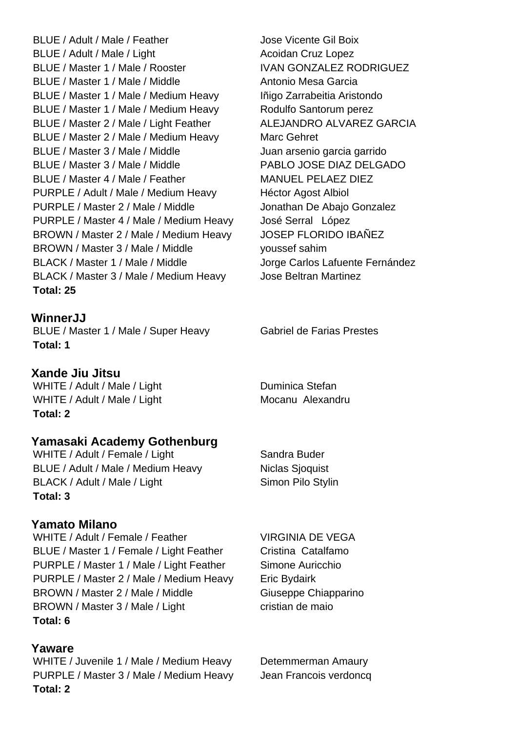| | |
|---|---|
| BLUE / Adult / Male / Feather | Jose Vicente Gil Boix |
| BLUE / Adult / Male / Light | Acoidan Cruz Lopez |
| BLUE / Master 1 / Male / Rooster | IVAN GONZALEZ RODRIGUEZ |
| BLUE / Master 1 / Male / Middle | Antonio Mesa Garcia |
| BLUE / Master 1 / Male / Medium Heavy | Iñigo Zarrabeitia Aristondo |
| BLUE / Master 1 / Male / Medium Heavy | Rodulfo Santorum perez |
| BLUE / Master 2 / Male / Light Feather | ALEJANDRO ALVAREZ GARCIA |
| BLUE / Master 2 / Male / Medium Heavy | Marc Gehret |
| BLUE / Master 3 / Male / Middle | Juan arsenio garcia garrido |
| BLUE / Master 3 / Male / Middle | PABLO JOSE DIAZ DELGADO |
| BLUE / Master 4 / Male / Feather | MANUEL PELAEZ DIEZ |
| PURPLE / Adult / Male / Medium Heavy | Héctor Agost Albiol |
| PURPLE / Master 2 / Male / Middle | Jonathan De Abajo Gonzalez |
| PURPLE / Master 4 / Male / Medium Heavy | José Serral López |
| BROWN / Master 2 / Male / Medium Heavy | JOSEP FLORIDO IBAÑEZ |
| BROWN / Master 3 / Male / Middle | youssef sahim |
| BLACK / Master 1 / Male / Middle | Jorge Carlos Lafuente Fernández |
| BLACK / Master 3 / Male / Medium Heavy | Jose Beltran Martinez |

**Total: 25**

## WinnerJJ

| | |
|---|---|
| BLUE / Master 1 / Male / Super Heavy | Gabriel de Farias Prestes |

**Total: 1**

## Xande Jiu Jitsu

| | |
|---|---|
| WHITE / Adult / Male / Light | Duminica Stefan |
| WHITE / Adult / Male / Light | Mocanu Alexandru |

**Total: 2**

## Yamasaki Academy Gothenburg

| | |
|---|---|
| WHITE / Adult / Female / Light | Sandra Buder |
| BLUE / Adult / Male / Medium Heavy | Niclas Sjoquist |
| BLACK / Adult / Male / Light | Simon Pilo Stylin |

**Total: 3**

## Yamato Milano

| | |
|---|---|
| WHITE / Adult / Female / Feather | VIRGINIA DE VEGA |
| BLUE / Master 1 / Female / Light Feather | Cristina Catalfamo |
| PURPLE / Master 1 / Male / Light Feather | Simone Auricchio |
| PURPLE / Master 2 / Male / Medium Heavy | Eric Bydairk |
| BROWN / Master 2 / Male / Middle | Giuseppe Chiapparino |
| BROWN / Master 3 / Male / Light | cristian de maio |

**Total: 6**

## Yaware

| | |
|---|---|
| WHITE / Juvenile 1 / Male / Medium Heavy | Detemmerman Amaury |
| PURPLE / Master 3 / Male / Medium Heavy | Jean Francois verdoncq |

**Total: 2**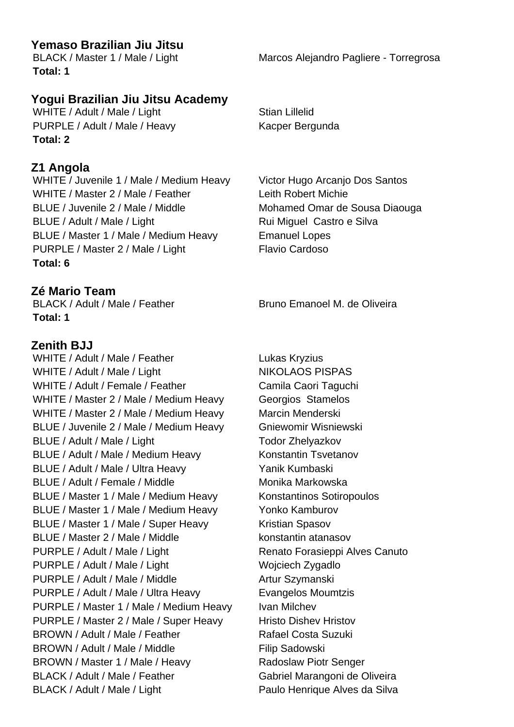### Yemaso Brazilian Jiu Jitsu

| | |
|---|---|
| BLACK / Master 1 / Male / Light | Marcos Alejandro Pagliere - Torregrosa |

**Total: 1**

### Yogui Brazilian Jiu Jitsu Academy

| | |
|---|---|
| WHITE / Adult / Male / Light | Stian Lillelid |
| PURPLE / Adult / Male / Heavy | Kacper Bergunda |

**Total: 2**

### Z1 Angola

| | |
|---|---|
| WHITE / Juvenile 1 / Male / Medium Heavy | Victor Hugo Arcanjo Dos Santos |
| WHITE / Master 2 / Male / Feather | Leith Robert Michie |
| BLUE / Juvenile 2 / Male / Middle | Mohamed Omar de Sousa Diaouga |
| BLUE / Adult / Male / Light | Rui Miguel Castro e Silva |
| BLUE / Master 1 / Male / Medium Heavy | Emanuel Lopes |
| PURPLE / Master 2 / Male / Light | Flavio Cardoso |

**Total: 6**

### Zé Mario Team

| | |
|---|---|
| BLACK / Adult / Male / Feather | Bruno Emanoel M. de Oliveira |

**Total: 1**

### Zenith BJJ

| | |
|---|---|
| WHITE / Adult / Male / Feather | Lukas Kryzius |
| WHITE / Adult / Male / Light | NIKOLAOS PISPAS |
| WHITE / Adult / Female / Feather | Camila Caori Taguchi |
| WHITE / Master 2 / Male / Medium Heavy | Georgios Stamelos |
| WHITE / Master 2 / Male / Medium Heavy | Marcin Menderski |
| BLUE / Juvenile 2 / Male / Medium Heavy | Gniewomir Wisniewski |
| BLUE / Adult / Male / Light | Todor Zhelyazkov |
| BLUE / Adult / Male / Medium Heavy | Konstantin Tsvetanov |
| BLUE / Adult / Male / Ultra Heavy | Yanik Kumbaski |
| BLUE / Adult / Female / Middle | Monika Markowska |
| BLUE / Master 1 / Male / Medium Heavy | Konstantinos Sotiropoulos |
| BLUE / Master 1 / Male / Medium Heavy | Yonko Kamburov |
| BLUE / Master 1 / Male / Super Heavy | Kristian Spasov |
| BLUE / Master 2 / Male / Middle | konstantin atanasov |
| PURPLE / Adult / Male / Light | Renato Forasieppi Alves Canuto |
| PURPLE / Adult / Male / Light | Wojciech Zygadlo |
| PURPLE / Adult / Male / Middle | Artur Szymanski |
| PURPLE / Adult / Male / Ultra Heavy | Evangelos Moumtzis |
| PURPLE / Master 1 / Male / Medium Heavy | Ivan Milchev |
| PURPLE / Master 2 / Male / Super Heavy | Hristo Dishev Hristov |
| BROWN / Adult / Male / Feather | Rafael Costa Suzuki |
| BROWN / Adult / Male / Middle | Filip Sadowski |
| BROWN / Master 1 / Male / Heavy | Radoslaw Piotr Senger |
| BLACK / Adult / Male / Feather | Gabriel Marangoni de Oliveira |
| BLACK / Adult / Male / Light | Paulo Henrique Alves da Silva |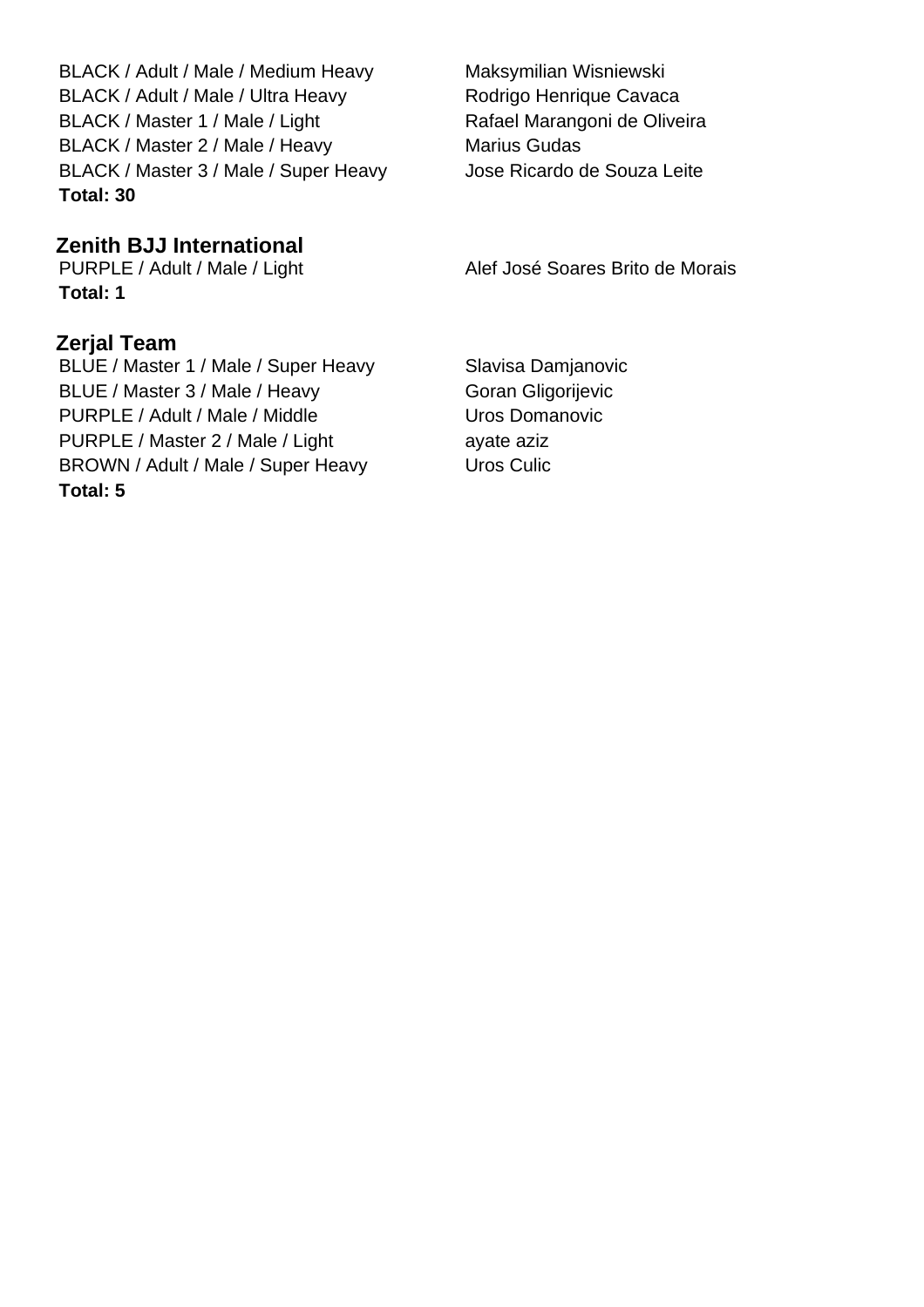| | |
|---|---|
| BLACK / Adult / Male / Medium Heavy | Maksymilian Wisniewski |
| BLACK / Adult / Male / Ultra Heavy | Rodrigo Henrique Cavaca |
| BLACK / Master 1 / Male / Light | Rafael Marangoni de Oliveira |
| BLACK / Master 2 / Male / Heavy | Marius Gudas |
| BLACK / Master 3 / Male / Super Heavy | Jose Ricardo de Souza Leite |

**Total: 30**

## Zenith BJJ International

| | |
|---|---|
| PURPLE / Adult / Male / Light | Alef José Soares Brito de Morais |

**Total: 1**

## Zerjal Team

| | |
|---|---|
| BLUE / Master 1 / Male / Super Heavy | Slavisa Damjanovic |
| BLUE / Master 3 / Male / Heavy | Goran Gligorijevic |
| PURPLE / Adult / Male / Middle | Uros Domanovic |
| PURPLE / Master 2 / Male / Light | ayate aziz |
| BROWN / Adult / Male / Super Heavy | Uros Culic |

**Total: 5**